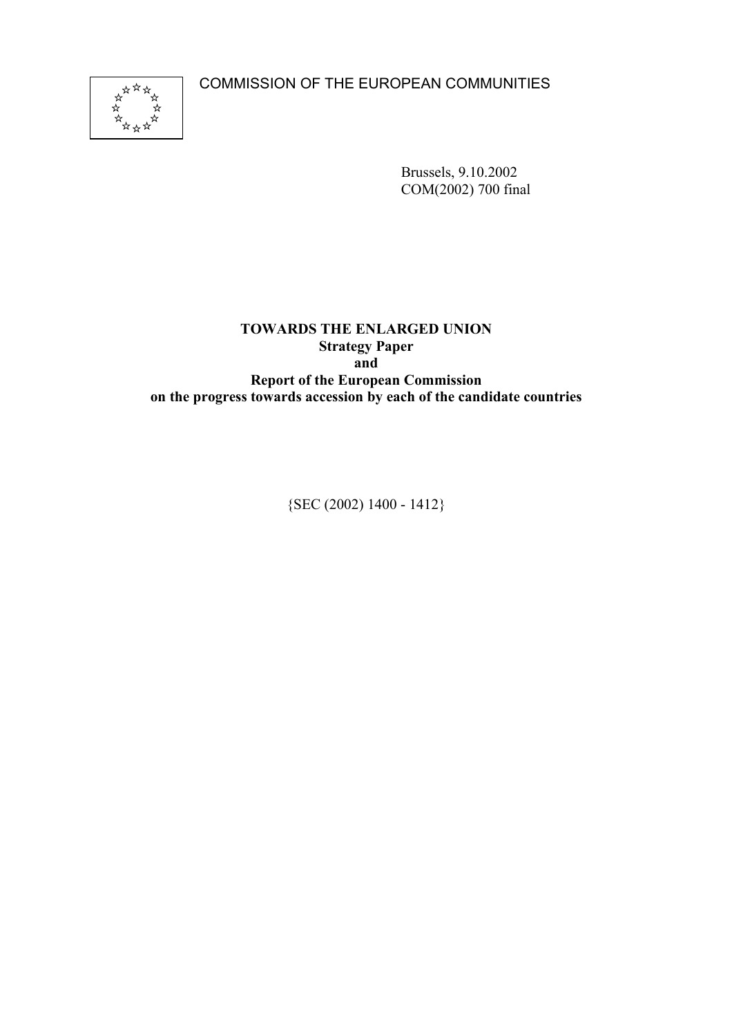COMMISSION OF THE EUROPEAN COMMUNITIES

Brussels, 9.10.2002
COM(2002) 700 final

**TOWARDS THE ENLARGED UNION**
**Strategy Paper**
**and**
**Report of the European Commission**
**on the progress towards accession by each of the candidate countries**

{SEC (2002) 1400 - 1412}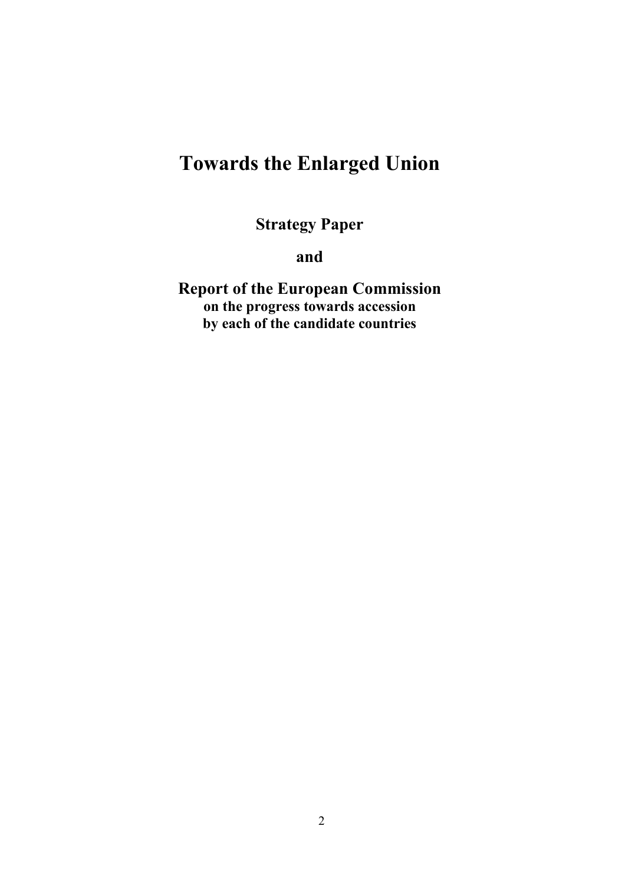# Towards the Enlarged Union

**Strategy Paper**

**and**

**Report of the European Commission**
**on the progress towards accession**
**by each of the candidate countries**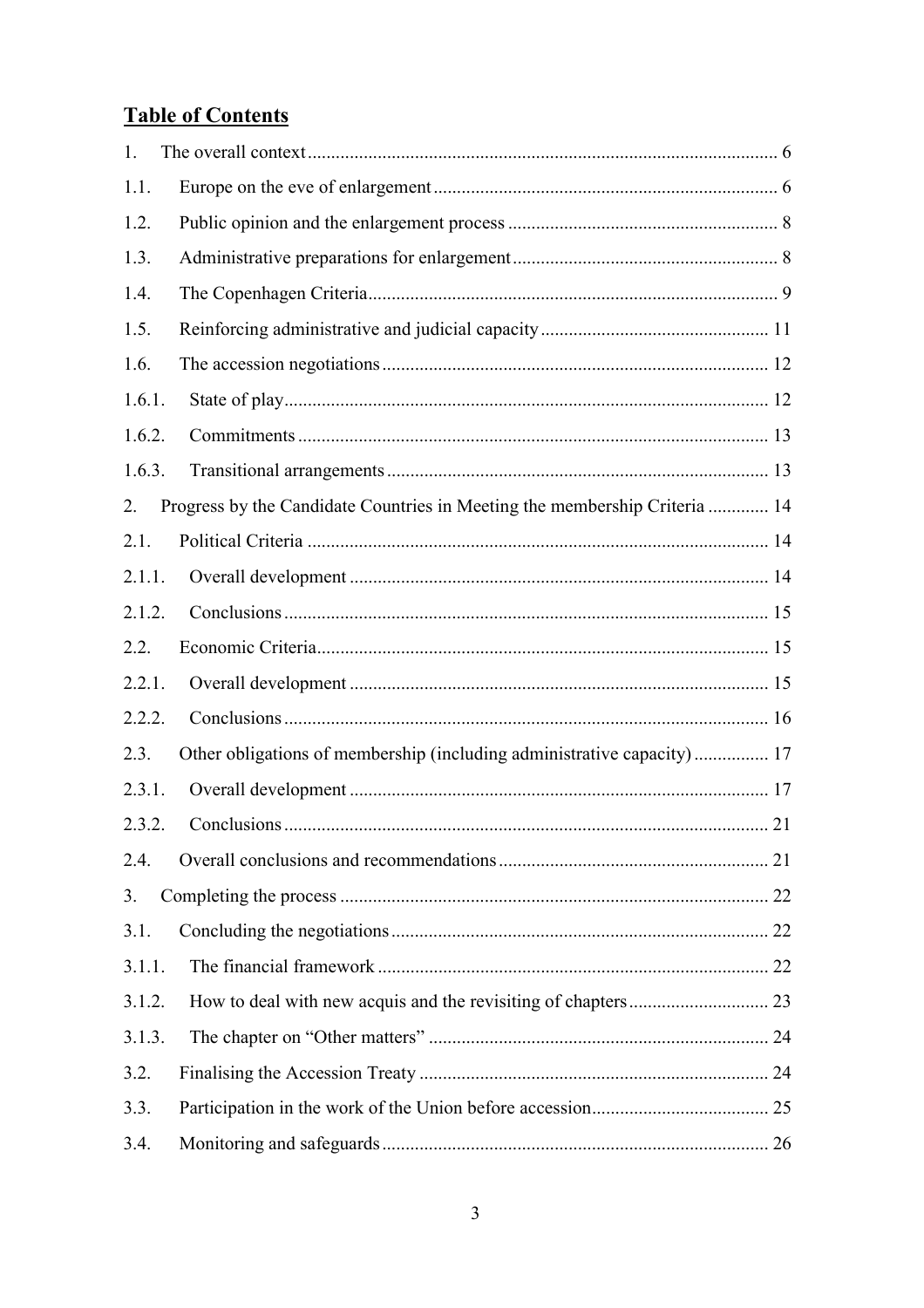## Table of Contents

1. The overall context ........ 6

1.1. Europe on the eve of enlargement ........ 6

1.2. Public opinion and the enlargement process ........ 8

1.3. Administrative preparations for enlargement ........ 8

1.4. The Copenhagen Criteria ........ 9

1.5. Reinforcing administrative and judicial capacity ........ 11

1.6. The accession negotiations ........ 12

1.6.1. State of play ........ 12

1.6.2. Commitments ........ 13

1.6.3. Transitional arrangements ........ 13

2. Progress by the Candidate Countries in Meeting the membership Criteria ........ 14

2.1. Political Criteria ........ 14

2.1.1. Overall development ........ 14

2.1.2. Conclusions ........ 15

2.2. Economic Criteria ........ 15

2.2.1. Overall development ........ 15

2.2.2. Conclusions ........ 16

2.3. Other obligations of membership (including administrative capacity) ........ 17

2.3.1. Overall development ........ 17

2.3.2. Conclusions ........ 21

2.4. Overall conclusions and recommendations ........ 21

3. Completing the process ........ 22

3.1. Concluding the negotiations ........ 22

3.1.1. The financial framework ........ 22

3.1.2. How to deal with new acquis and the revisiting of chapters ........ 23

3.1.3. The chapter on "Other matters" ........ 24

3.2. Finalising the Accession Treaty ........ 24

3.3. Participation in the work of the Union before accession ........ 25

3.4. Monitoring and safeguards ........ 26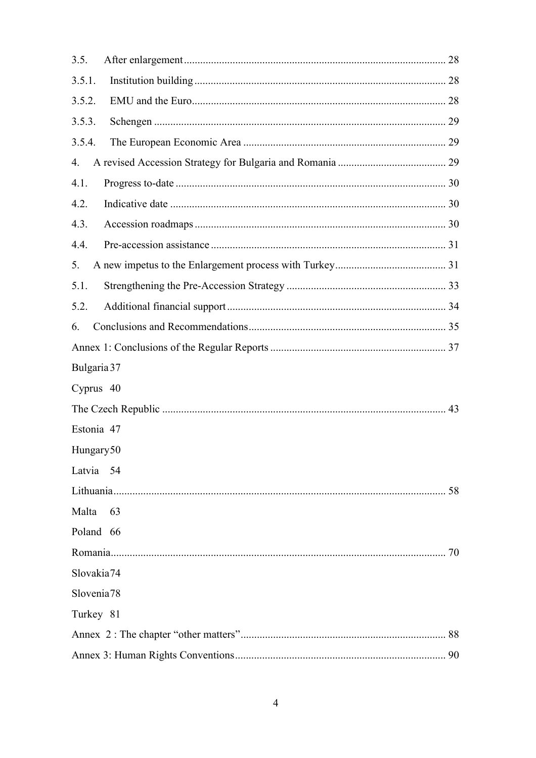3.5. After enlargement ..... 28

3.5.1. Institution building ..... 28

3.5.2. EMU and the Euro ..... 28

3.5.3. Schengen ..... 29

3.5.4. The European Economic Area ..... 29

4. A revised Accession Strategy for Bulgaria and Romania ..... 29

4.1. Progress to-date ..... 30

4.2. Indicative date ..... 30

4.3. Accession roadmaps ..... 30

4.4. Pre-accession assistance ..... 31

5. A new impetus to the Enlargement process with Turkey ..... 31

5.1. Strengthening the Pre-Accession Strategy ..... 33

5.2. Additional financial support ..... 34

6. Conclusions and Recommendations ..... 35

Annex 1: Conclusions of the Regular Reports ..... 37

Bulgaria 37

Cyprus 40

The Czech Republic ..... 43

Estonia 47

Hungary 50

Latvia 54

Lithuania ..... 58

Malta 63

Poland 66

Romania ..... 70

Slovakia 74

Slovenia 78

Turkey 81

Annex 2 : The chapter "other matters" ..... 88

Annex 3: Human Rights Conventions ..... 90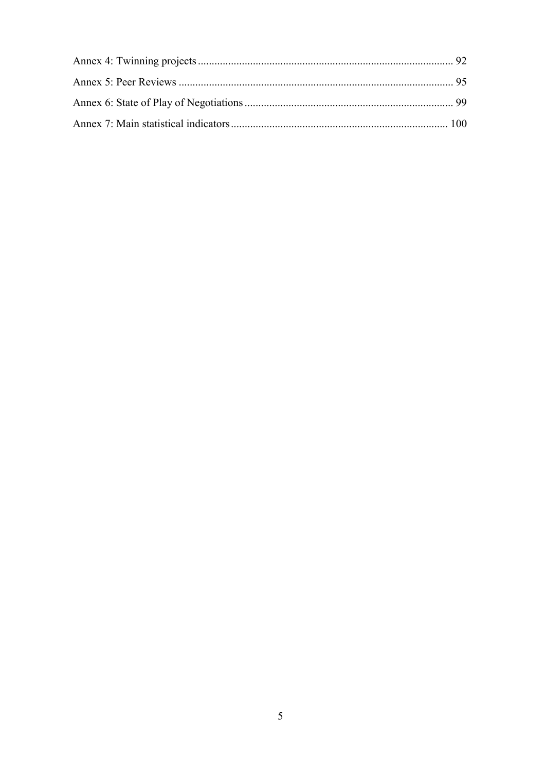Annex 4: Twinning projects ........................................................................................... 92

Annex 5: Peer Reviews .................................................................................................. 95

Annex 6: State of Play of Negotiations ........................................................................... 99

Annex 7: Main statistical indicators .............................................................................. 100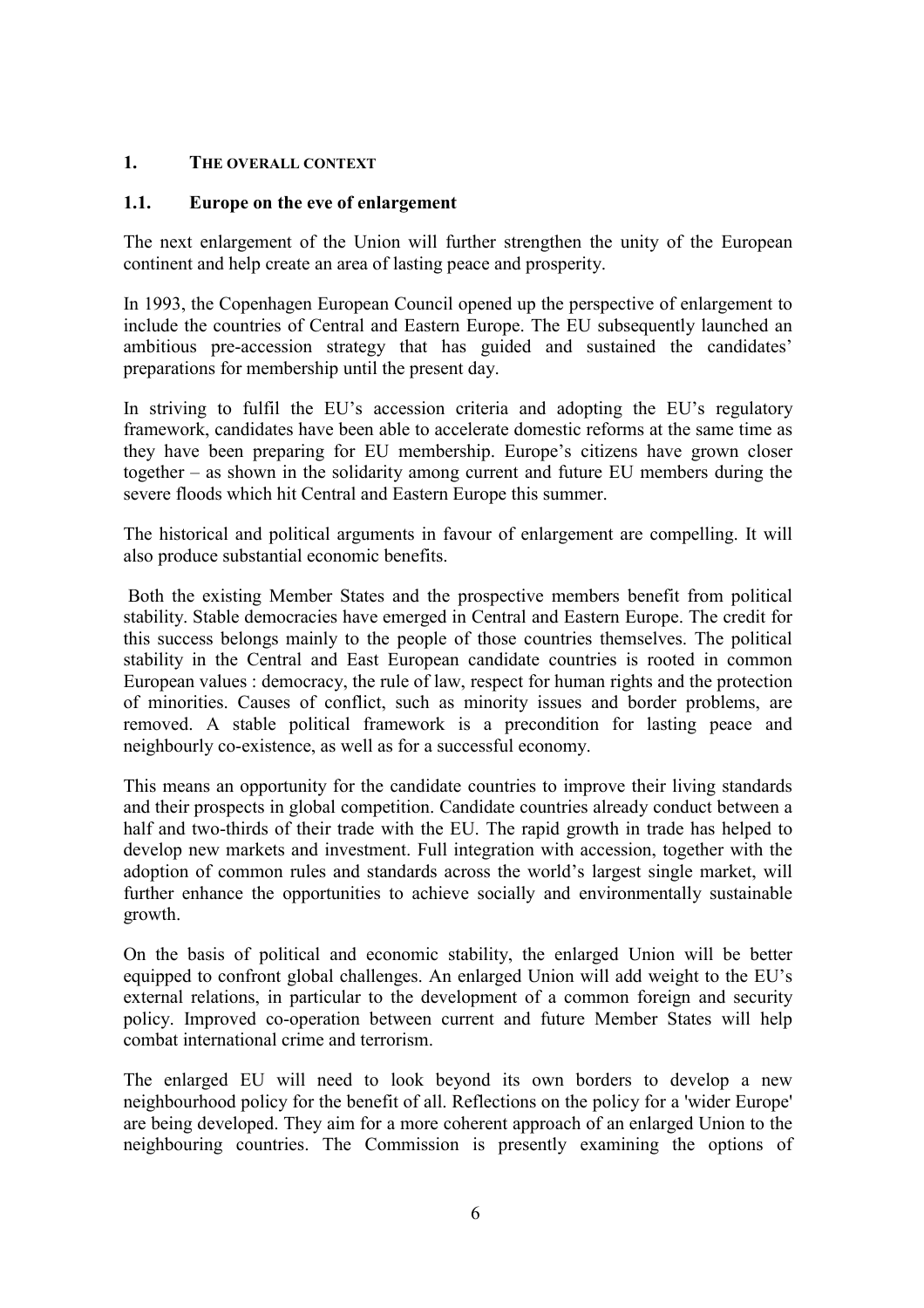# 1. THE OVERALL CONTEXT

## 1.1. Europe on the eve of enlargement

The next enlargement of the Union will further strengthen the unity of the European continent and help create an area of lasting peace and prosperity.

In 1993, the Copenhagen European Council opened up the perspective of enlargement to include the countries of Central and Eastern Europe. The EU subsequently launched an ambitious pre-accession strategy that has guided and sustained the candidates' preparations for membership until the present day.

In striving to fulfil the EU's accession criteria and adopting the EU's regulatory framework, candidates have been able to accelerate domestic reforms at the same time as they have been preparing for EU membership. Europe's citizens have grown closer together – as shown in the solidarity among current and future EU members during the severe floods which hit Central and Eastern Europe this summer.

The historical and political arguments in favour of enlargement are compelling. It will also produce substantial economic benefits.

Both the existing Member States and the prospective members benefit from political stability. Stable democracies have emerged in Central and Eastern Europe. The credit for this success belongs mainly to the people of those countries themselves. The political stability in the Central and East European candidate countries is rooted in common European values : democracy, the rule of law, respect for human rights and the protection of minorities. Causes of conflict, such as minority issues and border problems, are removed. A stable political framework is a precondition for lasting peace and neighbourly co-existence, as well as for a successful economy.

This means an opportunity for the candidate countries to improve their living standards and their prospects in global competition. Candidate countries already conduct between a half and two-thirds of their trade with the EU. The rapid growth in trade has helped to develop new markets and investment. Full integration with accession, together with the adoption of common rules and standards across the world's largest single market, will further enhance the opportunities to achieve socially and environmentally sustainable growth.

On the basis of political and economic stability, the enlarged Union will be better equipped to confront global challenges. An enlarged Union will add weight to the EU's external relations, in particular to the development of a common foreign and security policy. Improved co-operation between current and future Member States will help combat international crime and terrorism.

The enlarged EU will need to look beyond its own borders to develop a new neighbourhood policy for the benefit of all. Reflections on the policy for a 'wider Europe' are being developed. They aim for a more coherent approach of an enlarged Union to the neighbouring countries. The Commission is presently examining the options of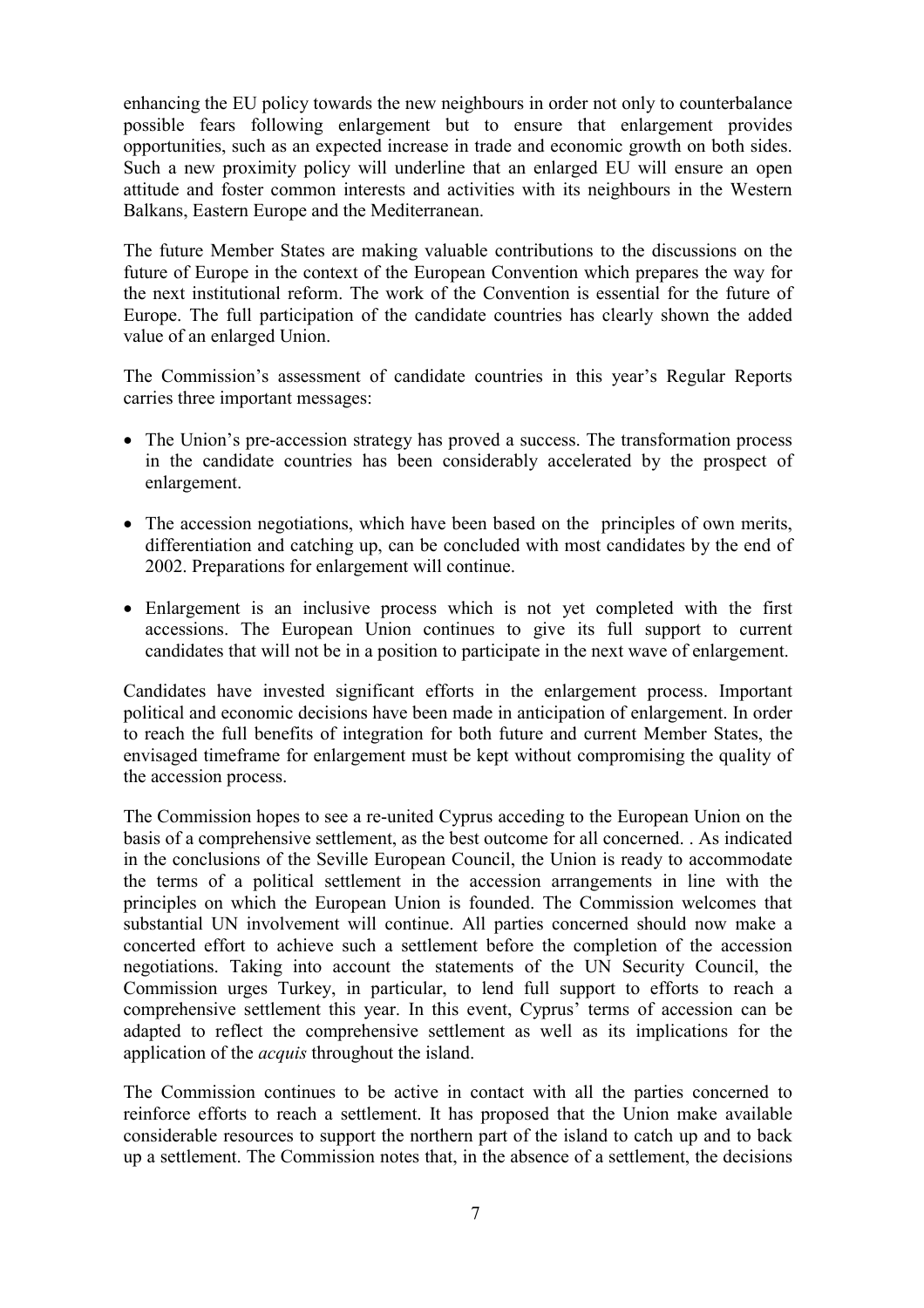enhancing the EU policy towards the new neighbours in order not only to counterbalance possible fears following enlargement but to ensure that enlargement provides opportunities, such as an expected increase in trade and economic growth on both sides. Such a new proximity policy will underline that an enlarged EU will ensure an open attitude and foster common interests and activities with its neighbours in the Western Balkans, Eastern Europe and the Mediterranean.

The future Member States are making valuable contributions to the discussions on the future of Europe in the context of the European Convention which prepares the way for the next institutional reform. The work of the Convention is essential for the future of Europe. The full participation of the candidate countries has clearly shown the added value of an enlarged Union.

The Commission's assessment of candidate countries in this year's Regular Reports carries three important messages:

- The Union's pre-accession strategy has proved a success. The transformation process in the candidate countries has been considerably accelerated by the prospect of enlargement.
- The accession negotiations, which have been based on the principles of own merits, differentiation and catching up, can be concluded with most candidates by the end of 2002. Preparations for enlargement will continue.
- Enlargement is an inclusive process which is not yet completed with the first accessions. The European Union continues to give its full support to current candidates that will not be in a position to participate in the next wave of enlargement.

Candidates have invested significant efforts in the enlargement process. Important political and economic decisions have been made in anticipation of enlargement. In order to reach the full benefits of integration for both future and current Member States, the envisaged timeframe for enlargement must be kept without compromising the quality of the accession process.

The Commission hopes to see a re-united Cyprus acceding to the European Union on the basis of a comprehensive settlement, as the best outcome for all concerned. . As indicated in the conclusions of the Seville European Council, the Union is ready to accommodate the terms of a political settlement in the accession arrangements in line with the principles on which the European Union is founded. The Commission welcomes that substantial UN involvement will continue. All parties concerned should now make a concerted effort to achieve such a settlement before the completion of the accession negotiations. Taking into account the statements of the UN Security Council, the Commission urges Turkey, in particular, to lend full support to efforts to reach a comprehensive settlement this year. In this event, Cyprus' terms of accession can be adapted to reflect the comprehensive settlement as well as its implications for the application of the *acquis* throughout the island.

The Commission continues to be active in contact with all the parties concerned to reinforce efforts to reach a settlement. It has proposed that the Union make available considerable resources to support the northern part of the island to catch up and to back up a settlement. The Commission notes that, in the absence of a settlement, the decisions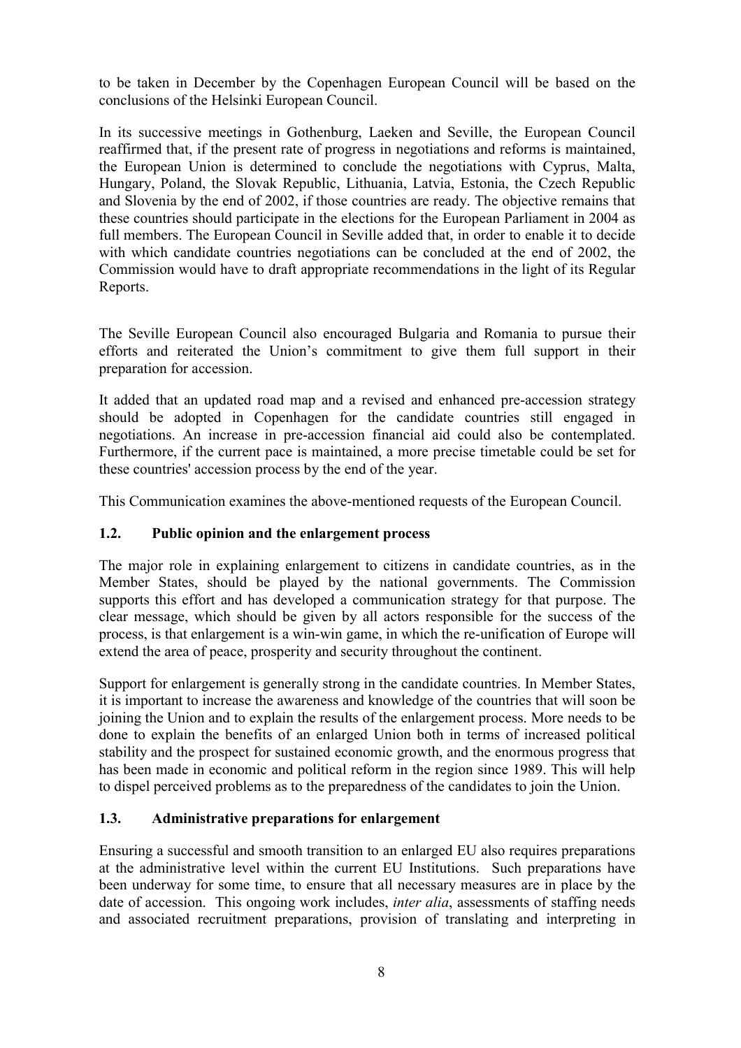to be taken in December by the Copenhagen European Council will be based on the conclusions of the Helsinki European Council.

In its successive meetings in Gothenburg, Laeken and Seville, the European Council reaffirmed that, if the present rate of progress in negotiations and reforms is maintained, the European Union is determined to conclude the negotiations with Cyprus, Malta, Hungary, Poland, the Slovak Republic, Lithuania, Latvia, Estonia, the Czech Republic and Slovenia by the end of 2002, if those countries are ready. The objective remains that these countries should participate in the elections for the European Parliament in 2004 as full members. The European Council in Seville added that, in order to enable it to decide with which candidate countries negotiations can be concluded at the end of 2002, the Commission would have to draft appropriate recommendations in the light of its Regular Reports.

The Seville European Council also encouraged Bulgaria and Romania to pursue their efforts and reiterated the Union's commitment to give them full support in their preparation for accession.

It added that an updated road map and a revised and enhanced pre-accession strategy should be adopted in Copenhagen for the candidate countries still engaged in negotiations. An increase in pre-accession financial aid could also be contemplated. Furthermore, if the current pace is maintained, a more precise timetable could be set for these countries' accession process by the end of the year.

This Communication examines the above-mentioned requests of the European Council.

### 1.2. Public opinion and the enlargement process

The major role in explaining enlargement to citizens in candidate countries, as in the Member States, should be played by the national governments. The Commission supports this effort and has developed a communication strategy for that purpose. The clear message, which should be given by all actors responsible for the success of the process, is that enlargement is a win-win game, in which the re-unification of Europe will extend the area of peace, prosperity and security throughout the continent.

Support for enlargement is generally strong in the candidate countries. In Member States, it is important to increase the awareness and knowledge of the countries that will soon be joining the Union and to explain the results of the enlargement process. More needs to be done to explain the benefits of an enlarged Union both in terms of increased political stability and the prospect for sustained economic growth, and the enormous progress that has been made in economic and political reform in the region since 1989. This will help to dispel perceived problems as to the preparedness of the candidates to join the Union.

### 1.3. Administrative preparations for enlargement

Ensuring a successful and smooth transition to an enlarged EU also requires preparations at the administrative level within the current EU Institutions. Such preparations have been underway for some time, to ensure that all necessary measures are in place by the date of accession. This ongoing work includes, *inter alia*, assessments of staffing needs and associated recruitment preparations, provision of translating and interpreting in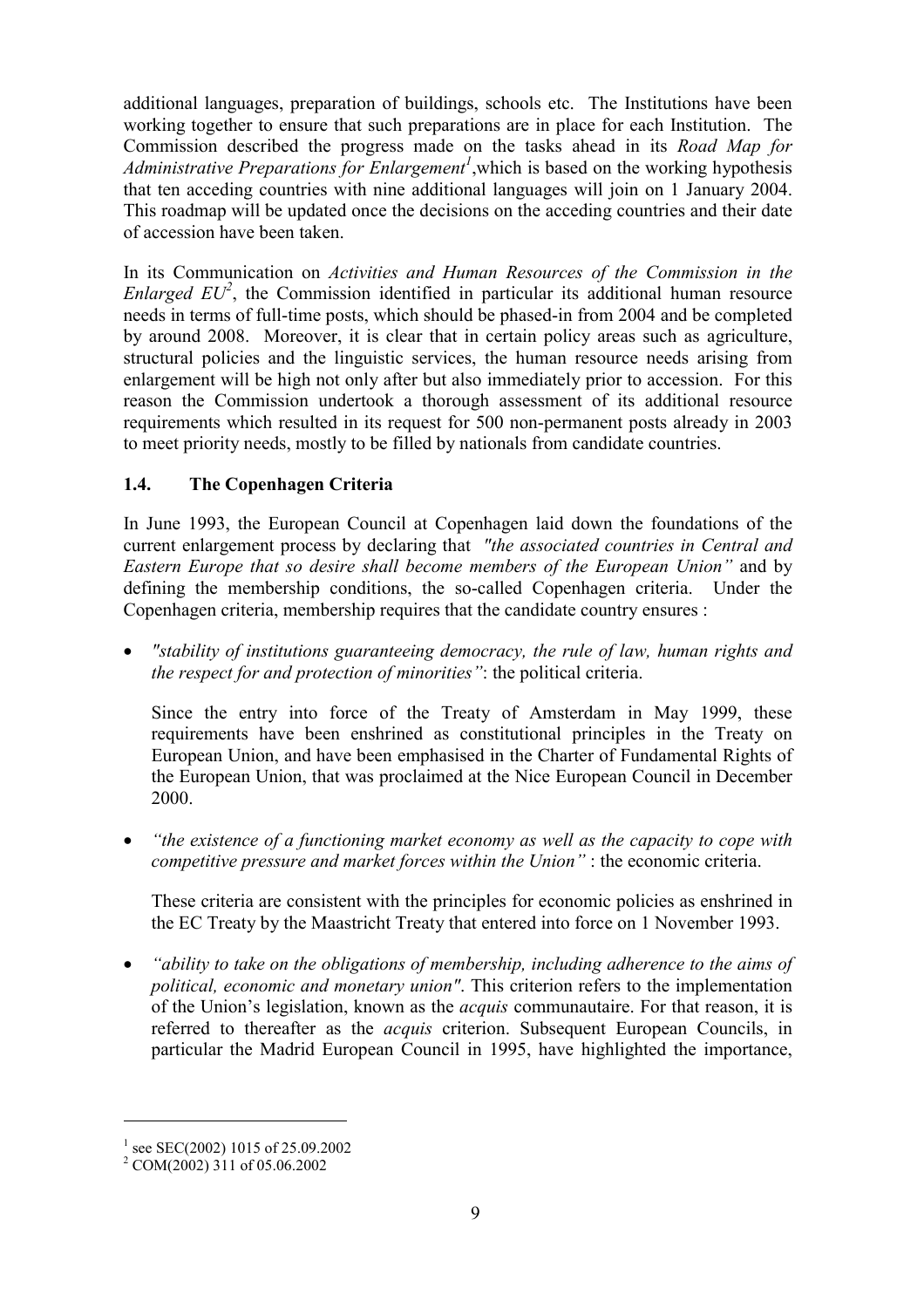additional languages, preparation of buildings, schools etc. The Institutions have been working together to ensure that such preparations are in place for each Institution. The Commission described the progress made on the tasks ahead in its *Road Map for Administrative Preparations for Enlargement*[1],which is based on the working hypothesis that ten acceding countries with nine additional languages will join on 1 January 2004. This roadmap will be updated once the decisions on the acceding countries and their date of accession have been taken.

In its Communication on *Activities and Human Resources of the Commission in the Enlarged EU*[2], the Commission identified in particular its additional human resource needs in terms of full-time posts, which should be phased-in from 2004 and be completed by around 2008. Moreover, it is clear that in certain policy areas such as agriculture, structural policies and the linguistic services, the human resource needs arising from enlargement will be high not only after but also immediately prior to accession. For this reason the Commission undertook a thorough assessment of its additional resource requirements which resulted in its request for 500 non-permanent posts already in 2003 to meet priority needs, mostly to be filled by nationals from candidate countries.

### 1.4. The Copenhagen Criteria

In June 1993, the European Council at Copenhagen laid down the foundations of the current enlargement process by declaring that *"the associated countries in Central and Eastern Europe that so desire shall become members of the European Union"* and by defining the membership conditions, the so-called Copenhagen criteria. Under the Copenhagen criteria, membership requires that the candidate country ensures :

- *"stability of institutions guaranteeing democracy, the rule of law, human rights and the respect for and protection of minorities"*: the political criteria.

  Since the entry into force of the Treaty of Amsterdam in May 1999, these requirements have been enshrined as constitutional principles in the Treaty on European Union, and have been emphasised in the Charter of Fundamental Rights of the European Union, that was proclaimed at the Nice European Council in December 2000.

- *"the existence of a functioning market economy as well as the capacity to cope with competitive pressure and market forces within the Union"* : the economic criteria.

  These criteria are consistent with the principles for economic policies as enshrined in the EC Treaty by the Maastricht Treaty that entered into force on 1 November 1993.

- *"ability to take on the obligations of membership, including adherence to the aims of political, economic and monetary union"*. This criterion refers to the implementation of the Union's legislation, known as the *acquis* communautaire. For that reason, it is referred to thereafter as the *acquis* criterion. Subsequent European Councils, in particular the Madrid European Council in 1995, have highlighted the importance,

---

[1] see SEC(2002) 1015 of 25.09.2002

[2] COM(2002) 311 of 05.06.2002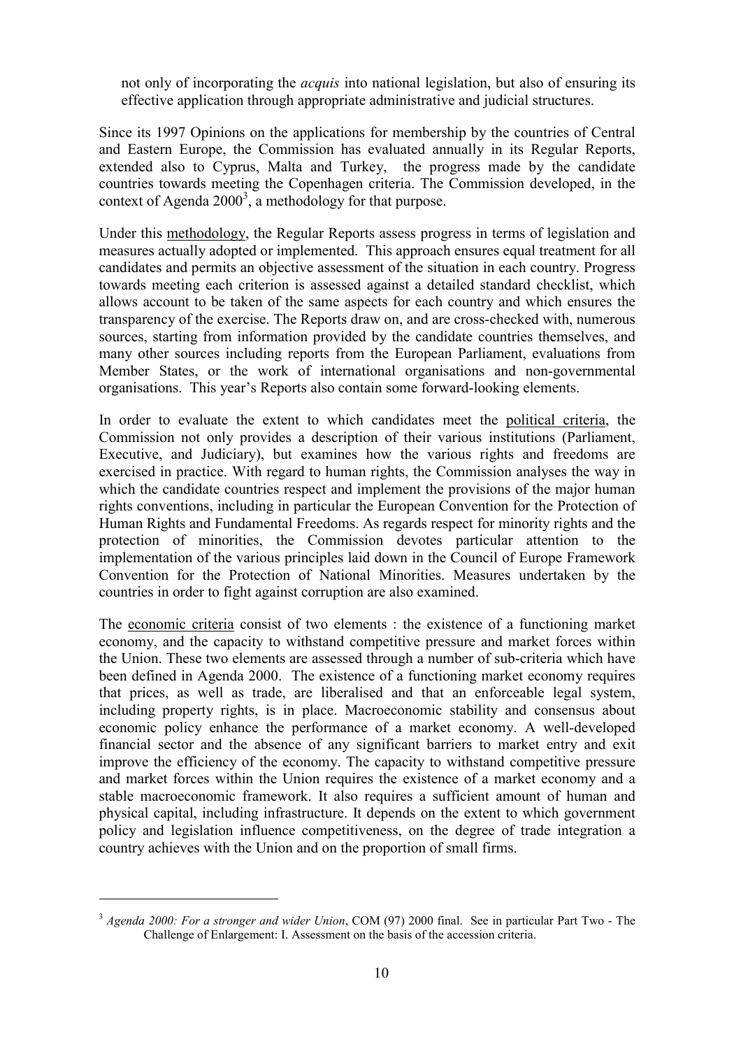not only of incorporating the *acquis* into national legislation, but also of ensuring its effective application through appropriate administrative and judicial structures.

Since its 1997 Opinions on the applications for membership by the countries of Central and Eastern Europe, the Commission has evaluated annually in its Regular Reports, extended also to Cyprus, Malta and Turkey, the progress made by the candidate countries towards meeting the Copenhagen criteria. The Commission developed, in the context of Agenda 2000[3], a methodology for that purpose.

Under this methodology, the Regular Reports assess progress in terms of legislation and measures actually adopted or implemented. This approach ensures equal treatment for all candidates and permits an objective assessment of the situation in each country. Progress towards meeting each criterion is assessed against a detailed standard checklist, which allows account to be taken of the same aspects for each country and which ensures the transparency of the exercise. The Reports draw on, and are cross-checked with, numerous sources, starting from information provided by the candidate countries themselves, and many other sources including reports from the European Parliament, evaluations from Member States, or the work of international organisations and non-governmental organisations. This year's Reports also contain some forward-looking elements.

In order to evaluate the extent to which candidates meet the political criteria, the Commission not only provides a description of their various institutions (Parliament, Executive, and Judiciary), but examines how the various rights and freedoms are exercised in practice. With regard to human rights, the Commission analyses the way in which the candidate countries respect and implement the provisions of the major human rights conventions, including in particular the European Convention for the Protection of Human Rights and Fundamental Freedoms. As regards respect for minority rights and the protection of minorities, the Commission devotes particular attention to the implementation of the various principles laid down in the Council of Europe Framework Convention for the Protection of National Minorities. Measures undertaken by the countries in order to fight against corruption are also examined.

The economic criteria consist of two elements : the existence of a functioning market economy, and the capacity to withstand competitive pressure and market forces within the Union. These two elements are assessed through a number of sub-criteria which have been defined in Agenda 2000. The existence of a functioning market economy requires that prices, as well as trade, are liberalised and that an enforceable legal system, including property rights, is in place. Macroeconomic stability and consensus about economic policy enhance the performance of a market economy. A well-developed financial sector and the absence of any significant barriers to market entry and exit improve the efficiency of the economy. The capacity to withstand competitive pressure and market forces within the Union requires the existence of a market economy and a stable macroeconomic framework. It also requires a sufficient amount of human and physical capital, including infrastructure. It depends on the extent to which government policy and legislation influence competitiveness, on the degree of trade integration a country achieves with the Union and on the proportion of small firms.

---

[3] *Agenda 2000: For a stronger and wider Union*, COM (97) 2000 final. See in particular Part Two - The Challenge of Enlargement: I. Assessment on the basis of the accession criteria.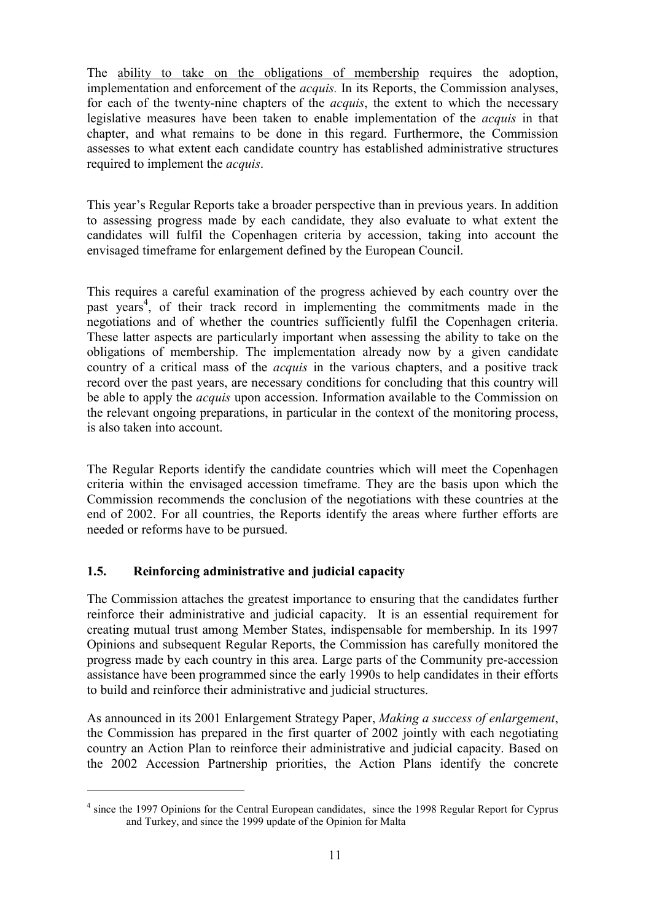The ability to take on the obligations of membership requires the adoption, implementation and enforcement of the *acquis*. In its Reports, the Commission analyses, for each of the twenty-nine chapters of the *acquis*, the extent to which the necessary legislative measures have been taken to enable implementation of the *acquis* in that chapter, and what remains to be done in this regard. Furthermore, the Commission assesses to what extent each candidate country has established administrative structures required to implement the *acquis*.

This year's Regular Reports take a broader perspective than in previous years. In addition to assessing progress made by each candidate, they also evaluate to what extent the candidates will fulfil the Copenhagen criteria by accession, taking into account the envisaged timeframe for enlargement defined by the European Council.

This requires a careful examination of the progress achieved by each country over the past years[4], of their track record in implementing the commitments made in the negotiations and of whether the countries sufficiently fulfil the Copenhagen criteria. These latter aspects are particularly important when assessing the ability to take on the obligations of membership. The implementation already now by a given candidate country of a critical mass of the *acquis* in the various chapters, and a positive track record over the past years, are necessary conditions for concluding that this country will be able to apply the *acquis* upon accession. Information available to the Commission on the relevant ongoing preparations, in particular in the context of the monitoring process, is also taken into account.

The Regular Reports identify the candidate countries which will meet the Copenhagen criteria within the envisaged accession timeframe. They are the basis upon which the Commission recommends the conclusion of the negotiations with these countries at the end of 2002. For all countries, the Reports identify the areas where further efforts are needed or reforms have to be pursued.

### 1.5. Reinforcing administrative and judicial capacity

The Commission attaches the greatest importance to ensuring that the candidates further reinforce their administrative and judicial capacity. It is an essential requirement for creating mutual trust among Member States, indispensable for membership. In its 1997 Opinions and subsequent Regular Reports, the Commission has carefully monitored the progress made by each country in this area. Large parts of the Community pre-accession assistance have been programmed since the early 1990s to help candidates in their efforts to build and reinforce their administrative and judicial structures.

As announced in its 2001 Enlargement Strategy Paper, *Making a success of enlargement*, the Commission has prepared in the first quarter of 2002 jointly with each negotiating country an Action Plan to reinforce their administrative and judicial capacity. Based on the 2002 Accession Partnership priorities, the Action Plans identify the concrete

[4] since the 1997 Opinions for the Central European candidates, since the 1998 Regular Report for Cyprus and Turkey, and since the 1999 update of the Opinion for Malta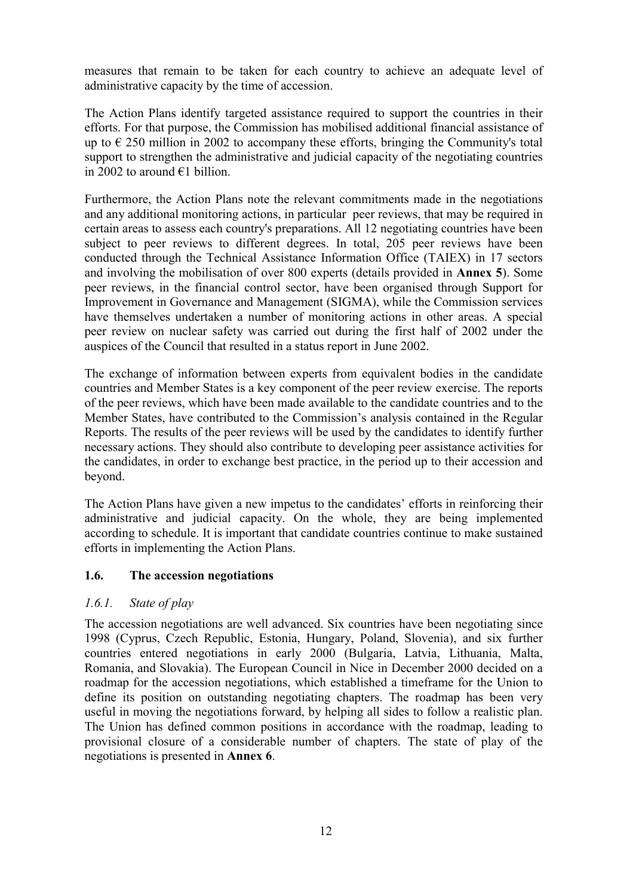measures that remain to be taken for each country to achieve an adequate level of administrative capacity by the time of accession.

The Action Plans identify targeted assistance required to support the countries in their efforts. For that purpose, the Commission has mobilised additional financial assistance of up to € 250 million in 2002 to accompany these efforts, bringing the Community's total support to strengthen the administrative and judicial capacity of the negotiating countries in 2002 to around €1 billion.

Furthermore, the Action Plans note the relevant commitments made in the negotiations and any additional monitoring actions, in particular peer reviews, that may be required in certain areas to assess each country's preparations. All 12 negotiating countries have been subject to peer reviews to different degrees. In total, 205 peer reviews have been conducted through the Technical Assistance Information Office (TAIEX) in 17 sectors and involving the mobilisation of over 800 experts (details provided in **Annex 5**). Some peer reviews, in the financial control sector, have been organised through Support for Improvement in Governance and Management (SIGMA), while the Commission services have themselves undertaken a number of monitoring actions in other areas. A special peer review on nuclear safety was carried out during the first half of 2002 under the auspices of the Council that resulted in a status report in June 2002.

The exchange of information between experts from equivalent bodies in the candidate countries and Member States is a key component of the peer review exercise. The reports of the peer reviews, which have been made available to the candidate countries and to the Member States, have contributed to the Commission's analysis contained in the Regular Reports. The results of the peer reviews will be used by the candidates to identify further necessary actions. They should also contribute to developing peer assistance activities for the candidates, in order to exchange best practice, in the period up to their accession and beyond.

The Action Plans have given a new impetus to the candidates' efforts in reinforcing their administrative and judicial capacity. On the whole, they are being implemented according to schedule. It is important that candidate countries continue to make sustained efforts in implementing the Action Plans.

### 1.6. The accession negotiations

#### *1.6.1. State of play*

The accession negotiations are well advanced. Six countries have been negotiating since 1998 (Cyprus, Czech Republic, Estonia, Hungary, Poland, Slovenia), and six further countries entered negotiations in early 2000 (Bulgaria, Latvia, Lithuania, Malta, Romania, and Slovakia). The European Council in Nice in December 2000 decided on a roadmap for the accession negotiations, which established a timeframe for the Union to define its position on outstanding negotiating chapters. The roadmap has been very useful in moving the negotiations forward, by helping all sides to follow a realistic plan. The Union has defined common positions in accordance with the roadmap, leading to provisional closure of a considerable number of chapters. The state of play of the negotiations is presented in **Annex 6**.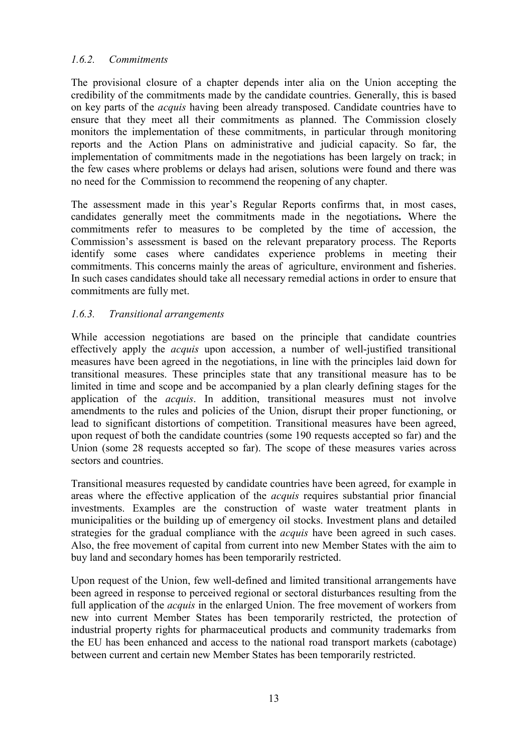### *1.6.2. Commitments*

The provisional closure of a chapter depends inter alia on the Union accepting the credibility of the commitments made by the candidate countries. Generally, this is based on key parts of the *acquis* having been already transposed. Candidate countries have to ensure that they meet all their commitments as planned. The Commission closely monitors the implementation of these commitments, in particular through monitoring reports and the Action Plans on administrative and judicial capacity. So far, the implementation of commitments made in the negotiations has been largely on track; in the few cases where problems or delays had arisen, solutions were found and there was no need for the Commission to recommend the reopening of any chapter.

The assessment made in this year's Regular Reports confirms that, in most cases, candidates generally meet the commitments made in the negotiations**.** Where the commitments refer to measures to be completed by the time of accession, the Commission's assessment is based on the relevant preparatory process. The Reports identify some cases where candidates experience problems in meeting their commitments. This concerns mainly the areas of agriculture, environment and fisheries. In such cases candidates should take all necessary remedial actions in order to ensure that commitments are fully met.

### *1.6.3. Transitional arrangements*

While accession negotiations are based on the principle that candidate countries effectively apply the *acquis* upon accession, a number of well-justified transitional measures have been agreed in the negotiations, in line with the principles laid down for transitional measures. These principles state that any transitional measure has to be limited in time and scope and be accompanied by a plan clearly defining stages for the application of the *acquis*. In addition, transitional measures must not involve amendments to the rules and policies of the Union, disrupt their proper functioning, or lead to significant distortions of competition. Transitional measures have been agreed, upon request of both the candidate countries (some 190 requests accepted so far) and the Union (some 28 requests accepted so far). The scope of these measures varies across sectors and countries.

Transitional measures requested by candidate countries have been agreed, for example in areas where the effective application of the *acquis* requires substantial prior financial investments. Examples are the construction of waste water treatment plants in municipalities or the building up of emergency oil stocks. Investment plans and detailed strategies for the gradual compliance with the *acquis* have been agreed in such cases. Also, the free movement of capital from current into new Member States with the aim to buy land and secondary homes has been temporarily restricted.

Upon request of the Union, few well-defined and limited transitional arrangements have been agreed in response to perceived regional or sectoral disturbances resulting from the full application of the *acquis* in the enlarged Union. The free movement of workers from new into current Member States has been temporarily restricted, the protection of industrial property rights for pharmaceutical products and community trademarks from the EU has been enhanced and access to the national road transport markets (cabotage) between current and certain new Member States has been temporarily restricted.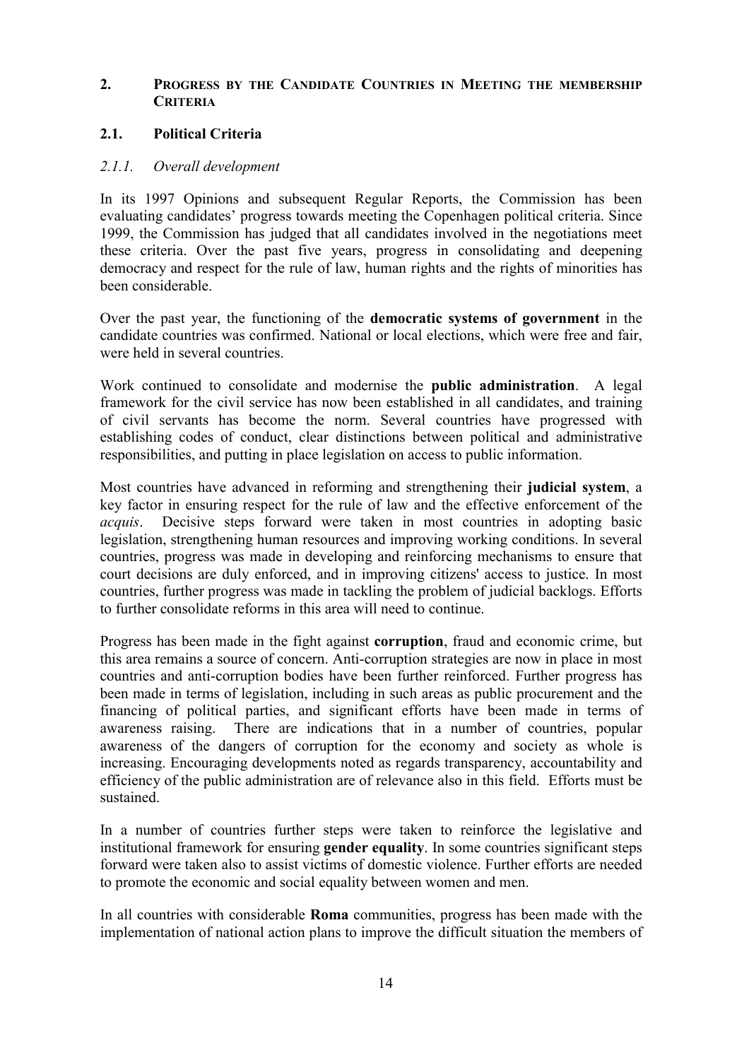## 2. Progress by the Candidate Countries in Meeting the membership Criteria

### 2.1. Political Criteria

#### *2.1.1. Overall development*

In its 1997 Opinions and subsequent Regular Reports, the Commission has been evaluating candidates' progress towards meeting the Copenhagen political criteria. Since 1999, the Commission has judged that all candidates involved in the negotiations meet these criteria. Over the past five years, progress in consolidating and deepening democracy and respect for the rule of law, human rights and the rights of minorities has been considerable.

Over the past year, the functioning of the **democratic systems of government** in the candidate countries was confirmed. National or local elections, which were free and fair, were held in several countries.

Work continued to consolidate and modernise the **public administration**. A legal framework for the civil service has now been established in all candidates, and training of civil servants has become the norm. Several countries have progressed with establishing codes of conduct, clear distinctions between political and administrative responsibilities, and putting in place legislation on access to public information.

Most countries have advanced in reforming and strengthening their **judicial system**, a key factor in ensuring respect for the rule of law and the effective enforcement of the *acquis*. Decisive steps forward were taken in most countries in adopting basic legislation, strengthening human resources and improving working conditions. In several countries, progress was made in developing and reinforcing mechanisms to ensure that court decisions are duly enforced, and in improving citizens' access to justice. In most countries, further progress was made in tackling the problem of judicial backlogs. Efforts to further consolidate reforms in this area will need to continue.

Progress has been made in the fight against **corruption**, fraud and economic crime, but this area remains a source of concern. Anti-corruption strategies are now in place in most countries and anti-corruption bodies have been further reinforced. Further progress has been made in terms of legislation, including in such areas as public procurement and the financing of political parties, and significant efforts have been made in terms of awareness raising. There are indications that in a number of countries, popular awareness of the dangers of corruption for the economy and society as whole is increasing. Encouraging developments noted as regards transparency, accountability and efficiency of the public administration are of relevance also in this field. Efforts must be sustained.

In a number of countries further steps were taken to reinforce the legislative and institutional framework for ensuring **gender equality**. In some countries significant steps forward were taken also to assist victims of domestic violence. Further efforts are needed to promote the economic and social equality between women and men.

In all countries with considerable **Roma** communities, progress has been made with the implementation of national action plans to improve the difficult situation the members of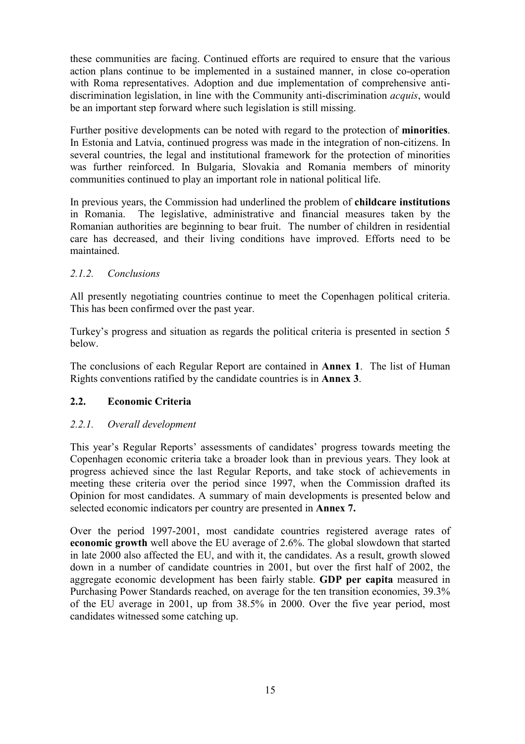these communities are facing. Continued efforts are required to ensure that the various action plans continue to be implemented in a sustained manner, in close co-operation with Roma representatives. Adoption and due implementation of comprehensive anti-discrimination legislation, in line with the Community anti-discrimination *acquis*, would be an important step forward where such legislation is still missing.

Further positive developments can be noted with regard to the protection of **minorities**. In Estonia and Latvia, continued progress was made in the integration of non-citizens. In several countries, the legal and institutional framework for the protection of minorities was further reinforced. In Bulgaria, Slovakia and Romania members of minority communities continued to play an important role in national political life.

In previous years, the Commission had underlined the problem of **childcare institutions** in Romania. The legislative, administrative and financial measures taken by the Romanian authorities are beginning to bear fruit. The number of children in residential care has decreased, and their living conditions have improved. Efforts need to be maintained.

#### *2.1.2. Conclusions*

All presently negotiating countries continue to meet the Copenhagen political criteria. This has been confirmed over the past year.

Turkey's progress and situation as regards the political criteria is presented in section 5 below.

The conclusions of each Regular Report are contained in **Annex 1**. The list of Human Rights conventions ratified by the candidate countries is in **Annex 3**.

### 2.2. Economic Criteria

#### *2.2.1. Overall development*

This year's Regular Reports' assessments of candidates' progress towards meeting the Copenhagen economic criteria take a broader look than in previous years. They look at progress achieved since the last Regular Reports, and take stock of achievements in meeting these criteria over the period since 1997, when the Commission drafted its Opinion for most candidates. A summary of main developments is presented below and selected economic indicators per country are presented in **Annex 7.**

Over the period 1997-2001, most candidate countries registered average rates of **economic growth** well above the EU average of 2.6%. The global slowdown that started in late 2000 also affected the EU, and with it, the candidates. As a result, growth slowed down in a number of candidate countries in 2001, but over the first half of 2002, the aggregate economic development has been fairly stable. **GDP per capita** measured in Purchasing Power Standards reached, on average for the ten transition economies, 39.3% of the EU average in 2001, up from 38.5% in 2000. Over the five year period, most candidates witnessed some catching up.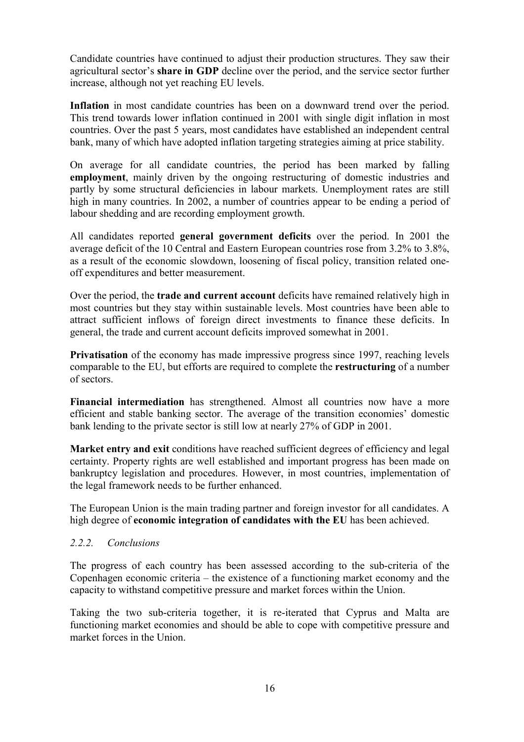Candidate countries have continued to adjust their production structures. They saw their agricultural sector's **share in GDP** decline over the period, and the service sector further increase, although not yet reaching EU levels.

**Inflation** in most candidate countries has been on a downward trend over the period. This trend towards lower inflation continued in 2001 with single digit inflation in most countries. Over the past 5 years, most candidates have established an independent central bank, many of which have adopted inflation targeting strategies aiming at price stability.

On average for all candidate countries, the period has been marked by falling **employment**, mainly driven by the ongoing restructuring of domestic industries and partly by some structural deficiencies in labour markets. Unemployment rates are still high in many countries. In 2002, a number of countries appear to be ending a period of labour shedding and are recording employment growth.

All candidates reported **general government deficits** over the period. In 2001 the average deficit of the 10 Central and Eastern European countries rose from 3.2% to 3.8%, as a result of the economic slowdown, loosening of fiscal policy, transition related one-off expenditures and better measurement.

Over the period, the **trade and current account** deficits have remained relatively high in most countries but they stay within sustainable levels. Most countries have been able to attract sufficient inflows of foreign direct investments to finance these deficits. In general, the trade and current account deficits improved somewhat in 2001.

**Privatisation** of the economy has made impressive progress since 1997, reaching levels comparable to the EU, but efforts are required to complete the **restructuring** of a number of sectors.

**Financial intermediation** has strengthened. Almost all countries now have a more efficient and stable banking sector. The average of the transition economies' domestic bank lending to the private sector is still low at nearly 27% of GDP in 2001.

**Market entry and exit** conditions have reached sufficient degrees of efficiency and legal certainty. Property rights are well established and important progress has been made on bankruptcy legislation and procedures. However, in most countries, implementation of the legal framework needs to be further enhanced.

The European Union is the main trading partner and foreign investor for all candidates. A high degree of **economic integration of candidates with the EU** has been achieved.

### *2.2.2. Conclusions*

The progress of each country has been assessed according to the sub-criteria of the Copenhagen economic criteria – the existence of a functioning market economy and the capacity to withstand competitive pressure and market forces within the Union.

Taking the two sub-criteria together, it is re-iterated that Cyprus and Malta are functioning market economies and should be able to cope with competitive pressure and market forces in the Union.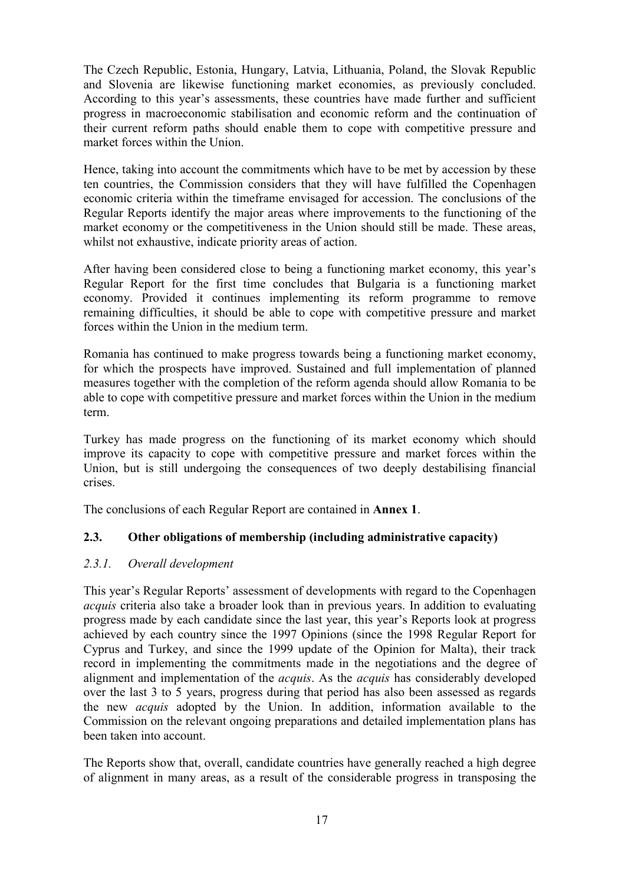The Czech Republic, Estonia, Hungary, Latvia, Lithuania, Poland, the Slovak Republic and Slovenia are likewise functioning market economies, as previously concluded. According to this year's assessments, these countries have made further and sufficient progress in macroeconomic stabilisation and economic reform and the continuation of their current reform paths should enable them to cope with competitive pressure and market forces within the Union.

Hence, taking into account the commitments which have to be met by accession by these ten countries, the Commission considers that they will have fulfilled the Copenhagen economic criteria within the timeframe envisaged for accession. The conclusions of the Regular Reports identify the major areas where improvements to the functioning of the market economy or the competitiveness in the Union should still be made. These areas, whilst not exhaustive, indicate priority areas of action.

After having been considered close to being a functioning market economy, this year's Regular Report for the first time concludes that Bulgaria is a functioning market economy. Provided it continues implementing its reform programme to remove remaining difficulties, it should be able to cope with competitive pressure and market forces within the Union in the medium term.

Romania has continued to make progress towards being a functioning market economy, for which the prospects have improved. Sustained and full implementation of planned measures together with the completion of the reform agenda should allow Romania to be able to cope with competitive pressure and market forces within the Union in the medium term.

Turkey has made progress on the functioning of its market economy which should improve its capacity to cope with competitive pressure and market forces within the Union, but is still undergoing the consequences of two deeply destabilising financial crises.

The conclusions of each Regular Report are contained in **Annex 1**.

## 2.3. Other obligations of membership (including administrative capacity)

### *2.3.1. Overall development*

This year's Regular Reports' assessment of developments with regard to the Copenhagen *acquis* criteria also take a broader look than in previous years. In addition to evaluating progress made by each candidate since the last year, this year's Reports look at progress achieved by each country since the 1997 Opinions (since the 1998 Regular Report for Cyprus and Turkey, and since the 1999 update of the Opinion for Malta), their track record in implementing the commitments made in the negotiations and the degree of alignment and implementation of the *acquis*. As the *acquis* has considerably developed over the last 3 to 5 years, progress during that period has also been assessed as regards the new *acquis* adopted by the Union. In addition, information available to the Commission on the relevant ongoing preparations and detailed implementation plans has been taken into account.

The Reports show that, overall, candidate countries have generally reached a high degree of alignment in many areas, as a result of the considerable progress in transposing the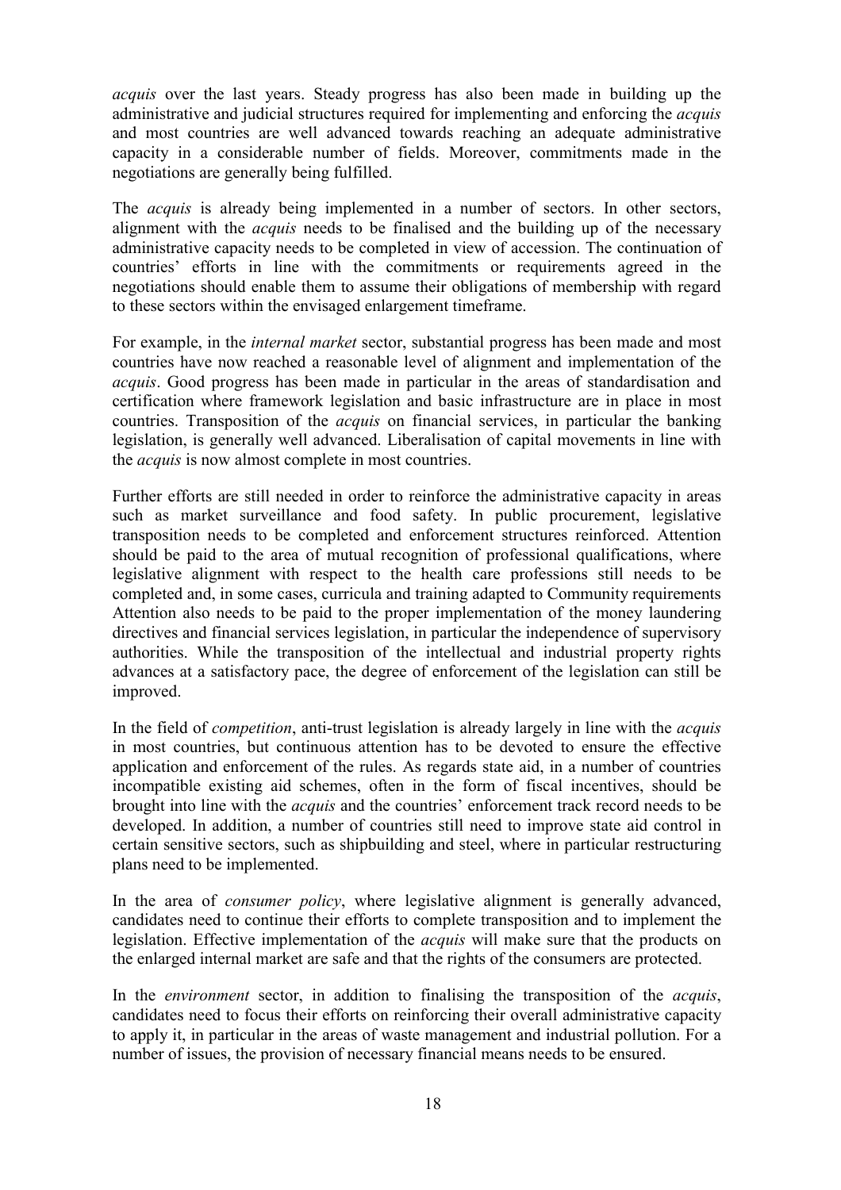*acquis* over the last years. Steady progress has also been made in building up the administrative and judicial structures required for implementing and enforcing the *acquis* and most countries are well advanced towards reaching an adequate administrative capacity in a considerable number of fields. Moreover, commitments made in the negotiations are generally being fulfilled.

The *acquis* is already being implemented in a number of sectors. In other sectors, alignment with the *acquis* needs to be finalised and the building up of the necessary administrative capacity needs to be completed in view of accession. The continuation of countries' efforts in line with the commitments or requirements agreed in the negotiations should enable them to assume their obligations of membership with regard to these sectors within the envisaged enlargement timeframe.

For example, in the *internal market* sector, substantial progress has been made and most countries have now reached a reasonable level of alignment and implementation of the *acquis*. Good progress has been made in particular in the areas of standardisation and certification where framework legislation and basic infrastructure are in place in most countries. Transposition of the *acquis* on financial services, in particular the banking legislation, is generally well advanced. Liberalisation of capital movements in line with the *acquis* is now almost complete in most countries.

Further efforts are still needed in order to reinforce the administrative capacity in areas such as market surveillance and food safety. In public procurement, legislative transposition needs to be completed and enforcement structures reinforced. Attention should be paid to the area of mutual recognition of professional qualifications, where legislative alignment with respect to the health care professions still needs to be completed and, in some cases, curricula and training adapted to Community requirements Attention also needs to be paid to the proper implementation of the money laundering directives and financial services legislation, in particular the independence of supervisory authorities. While the transposition of the intellectual and industrial property rights advances at a satisfactory pace, the degree of enforcement of the legislation can still be improved.

In the field of *competition*, anti-trust legislation is already largely in line with the *acquis* in most countries, but continuous attention has to be devoted to ensure the effective application and enforcement of the rules. As regards state aid, in a number of countries incompatible existing aid schemes, often in the form of fiscal incentives, should be brought into line with the *acquis* and the countries' enforcement track record needs to be developed. In addition, a number of countries still need to improve state aid control in certain sensitive sectors, such as shipbuilding and steel, where in particular restructuring plans need to be implemented.

In the area of *consumer policy*, where legislative alignment is generally advanced, candidates need to continue their efforts to complete transposition and to implement the legislation. Effective implementation of the *acquis* will make sure that the products on the enlarged internal market are safe and that the rights of the consumers are protected.

In the *environment* sector, in addition to finalising the transposition of the *acquis*, candidates need to focus their efforts on reinforcing their overall administrative capacity to apply it, in particular in the areas of waste management and industrial pollution. For a number of issues, the provision of necessary financial means needs to be ensured.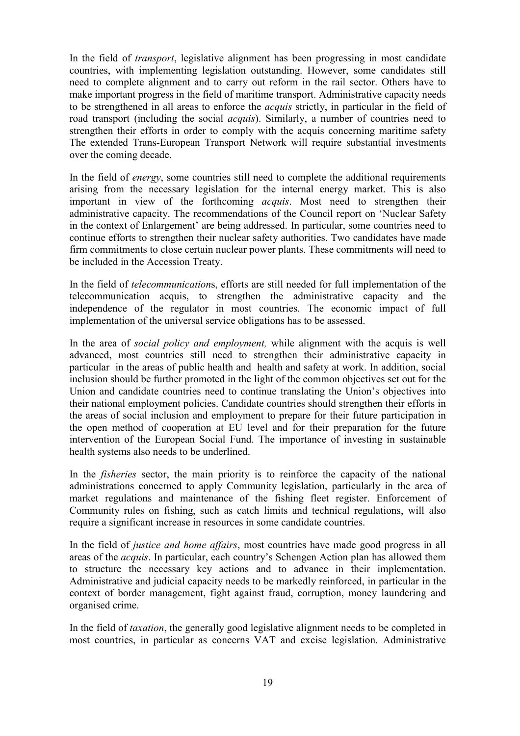In the field of *transport*, legislative alignment has been progressing in most candidate countries, with implementing legislation outstanding. However, some candidates still need to complete alignment and to carry out reform in the rail sector. Others have to make important progress in the field of maritime transport. Administrative capacity needs to be strengthened in all areas to enforce the *acquis* strictly, in particular in the field of road transport (including the social *acquis*). Similarly, a number of countries need to strengthen their efforts in order to comply with the acquis concerning maritime safety The extended Trans-European Transport Network will require substantial investments over the coming decade.

In the field of *energy*, some countries still need to complete the additional requirements arising from the necessary legislation for the internal energy market. This is also important in view of the forthcoming *acquis*. Most need to strengthen their administrative capacity. The recommendations of the Council report on 'Nuclear Safety in the context of Enlargement' are being addressed. In particular, some countries need to continue efforts to strengthen their nuclear safety authorities. Two candidates have made firm commitments to close certain nuclear power plants. These commitments will need to be included in the Accession Treaty.

In the field of *telecommunication*s, efforts are still needed for full implementation of the telecommunication acquis, to strengthen the administrative capacity and the independence of the regulator in most countries. The economic impact of full implementation of the universal service obligations has to be assessed.

In the area of *social policy and employment,* while alignment with the acquis is well advanced, most countries still need to strengthen their administrative capacity in particular in the areas of public health and health and safety at work. In addition, social inclusion should be further promoted in the light of the common objectives set out for the Union and candidate countries need to continue translating the Union's objectives into their national employment policies. Candidate countries should strengthen their efforts in the areas of social inclusion and employment to prepare for their future participation in the open method of cooperation at EU level and for their preparation for the future intervention of the European Social Fund. The importance of investing in sustainable health systems also needs to be underlined.

In the *fisheries* sector, the main priority is to reinforce the capacity of the national administrations concerned to apply Community legislation, particularly in the area of market regulations and maintenance of the fishing fleet register. Enforcement of Community rules on fishing, such as catch limits and technical regulations, will also require a significant increase in resources in some candidate countries.

In the field of *justice and home affairs*, most countries have made good progress in all areas of the *acquis*. In particular, each country's Schengen Action plan has allowed them to structure the necessary key actions and to advance in their implementation. Administrative and judicial capacity needs to be markedly reinforced, in particular in the context of border management, fight against fraud, corruption, money laundering and organised crime.

In the field of *taxation*, the generally good legislative alignment needs to be completed in most countries, in particular as concerns VAT and excise legislation. Administrative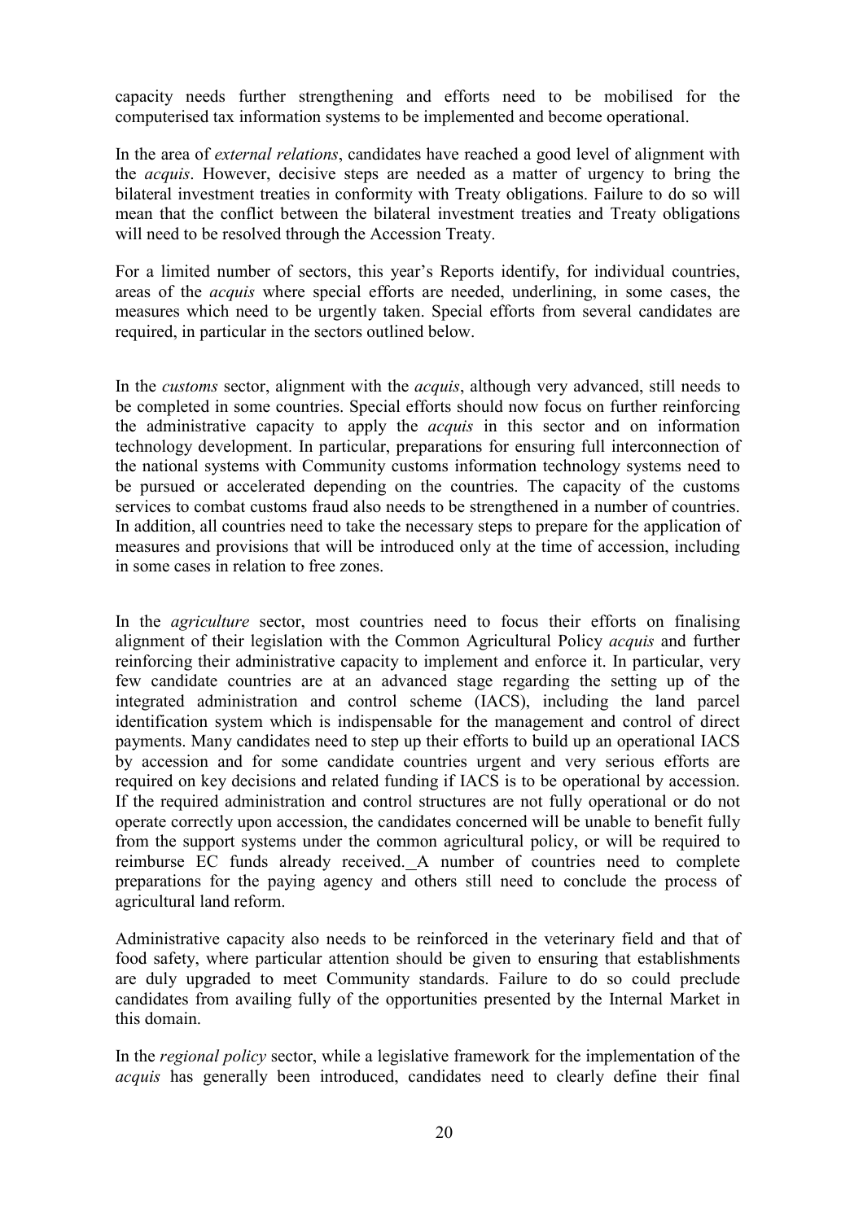capacity needs further strengthening and efforts need to be mobilised for the computerised tax information systems to be implemented and become operational.

In the area of *external relations*, candidates have reached a good level of alignment with the *acquis*. However, decisive steps are needed as a matter of urgency to bring the bilateral investment treaties in conformity with Treaty obligations. Failure to do so will mean that the conflict between the bilateral investment treaties and Treaty obligations will need to be resolved through the Accession Treaty.

For a limited number of sectors, this year's Reports identify, for individual countries, areas of the *acquis* where special efforts are needed, underlining, in some cases, the measures which need to be urgently taken. Special efforts from several candidates are required, in particular in the sectors outlined below.

In the *customs* sector, alignment with the *acquis*, although very advanced, still needs to be completed in some countries. Special efforts should now focus on further reinforcing the administrative capacity to apply the *acquis* in this sector and on information technology development. In particular, preparations for ensuring full interconnection of the national systems with Community customs information technology systems need to be pursued or accelerated depending on the countries. The capacity of the customs services to combat customs fraud also needs to be strengthened in a number of countries. In addition, all countries need to take the necessary steps to prepare for the application of measures and provisions that will be introduced only at the time of accession, including in some cases in relation to free zones.

In the *agriculture* sector, most countries need to focus their efforts on finalising alignment of their legislation with the Common Agricultural Policy *acquis* and further reinforcing their administrative capacity to implement and enforce it. In particular, very few candidate countries are at an advanced stage regarding the setting up of the integrated administration and control scheme (IACS), including the land parcel identification system which is indispensable for the management and control of direct payments. Many candidates need to step up their efforts to build up an operational IACS by accession and for some candidate countries urgent and very serious efforts are required on key decisions and related funding if IACS is to be operational by accession. If the required administration and control structures are not fully operational or do not operate correctly upon accession, the candidates concerned will be unable to benefit fully from the support systems under the common agricultural policy, or will be required to reimburse EC funds already received. A number of countries need to complete preparations for the paying agency and others still need to conclude the process of agricultural land reform.

Administrative capacity also needs to be reinforced in the veterinary field and that of food safety, where particular attention should be given to ensuring that establishments are duly upgraded to meet Community standards. Failure to do so could preclude candidates from availing fully of the opportunities presented by the Internal Market in this domain.

In the *regional policy* sector, while a legislative framework for the implementation of the *acquis* has generally been introduced, candidates need to clearly define their final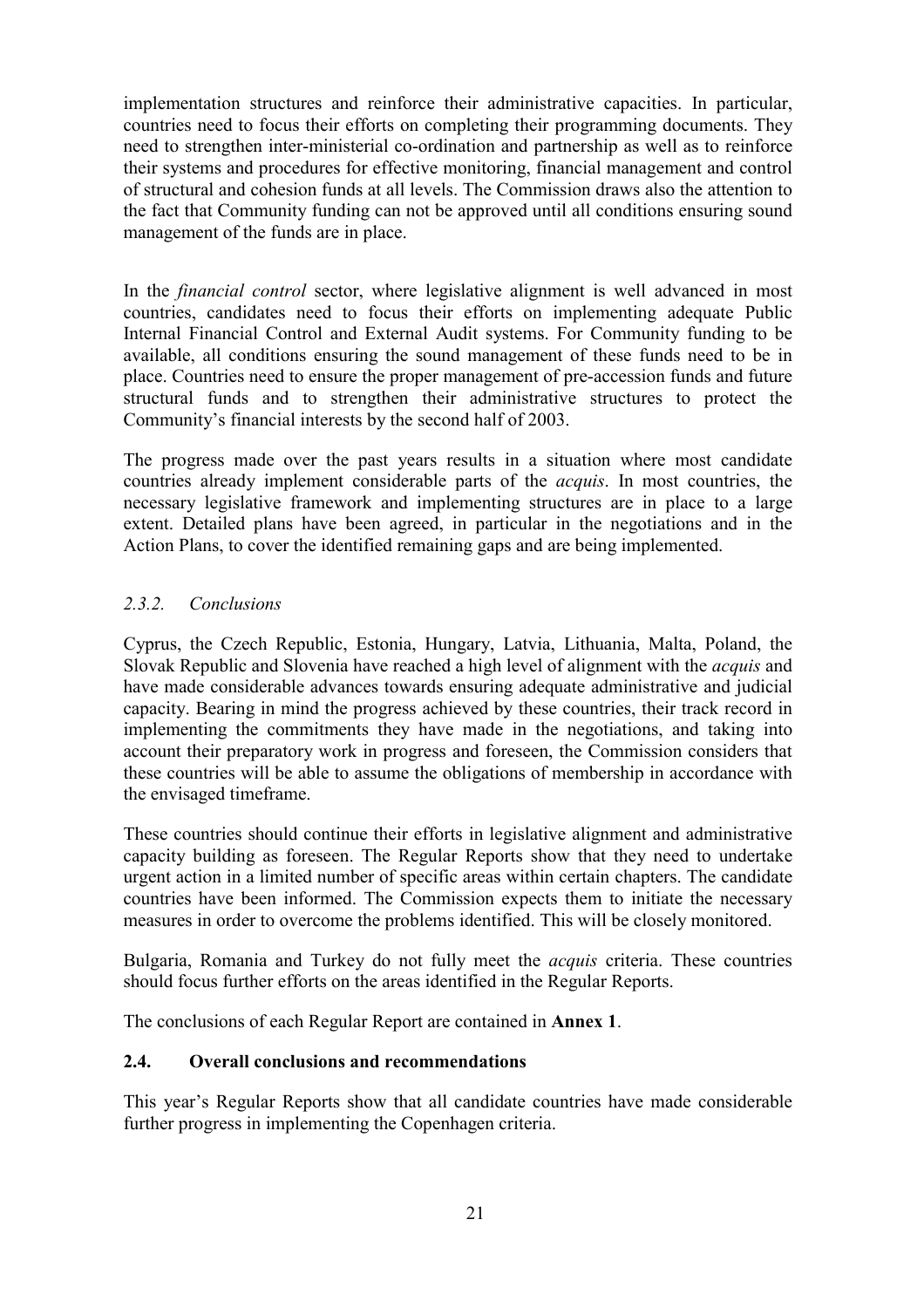implementation structures and reinforce their administrative capacities. In particular, countries need to focus their efforts on completing their programming documents. They need to strengthen inter-ministerial co-ordination and partnership as well as to reinforce their systems and procedures for effective monitoring, financial management and control of structural and cohesion funds at all levels. The Commission draws also the attention to the fact that Community funding can not be approved until all conditions ensuring sound management of the funds are in place.

In the *financial control* sector, where legislative alignment is well advanced in most countries, candidates need to focus their efforts on implementing adequate Public Internal Financial Control and External Audit systems. For Community funding to be available, all conditions ensuring the sound management of these funds need to be in place. Countries need to ensure the proper management of pre-accession funds and future structural funds and to strengthen their administrative structures to protect the Community's financial interests by the second half of 2003.

The progress made over the past years results in a situation where most candidate countries already implement considerable parts of the *acquis*. In most countries, the necessary legislative framework and implementing structures are in place to a large extent. Detailed plans have been agreed, in particular in the negotiations and in the Action Plans, to cover the identified remaining gaps and are being implemented.

### *2.3.2. Conclusions*

Cyprus, the Czech Republic, Estonia, Hungary, Latvia, Lithuania, Malta, Poland, the Slovak Republic and Slovenia have reached a high level of alignment with the *acquis* and have made considerable advances towards ensuring adequate administrative and judicial capacity. Bearing in mind the progress achieved by these countries, their track record in implementing the commitments they have made in the negotiations, and taking into account their preparatory work in progress and foreseen, the Commission considers that these countries will be able to assume the obligations of membership in accordance with the envisaged timeframe.

These countries should continue their efforts in legislative alignment and administrative capacity building as foreseen. The Regular Reports show that they need to undertake urgent action in a limited number of specific areas within certain chapters. The candidate countries have been informed. The Commission expects them to initiate the necessary measures in order to overcome the problems identified. This will be closely monitored.

Bulgaria, Romania and Turkey do not fully meet the *acquis* criteria. These countries should focus further efforts on the areas identified in the Regular Reports.

The conclusions of each Regular Report are contained in **Annex 1**.

## **2.4. Overall conclusions and recommendations**

This year's Regular Reports show that all candidate countries have made considerable further progress in implementing the Copenhagen criteria.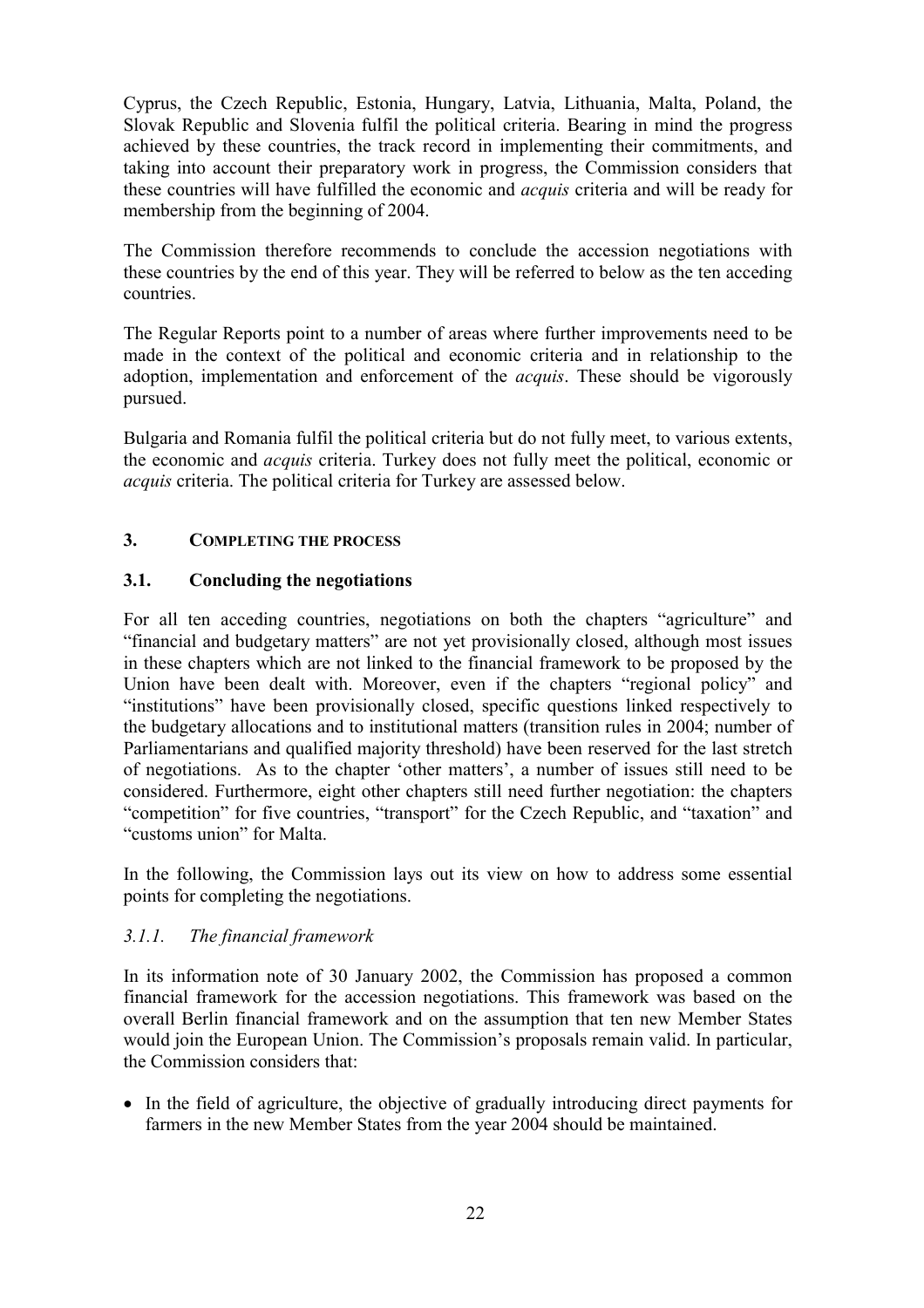Cyprus, the Czech Republic, Estonia, Hungary, Latvia, Lithuania, Malta, Poland, the Slovak Republic and Slovenia fulfil the political criteria. Bearing in mind the progress achieved by these countries, the track record in implementing their commitments, and taking into account their preparatory work in progress, the Commission considers that these countries will have fulfilled the economic and *acquis* criteria and will be ready for membership from the beginning of 2004.

The Commission therefore recommends to conclude the accession negotiations with these countries by the end of this year. They will be referred to below as the ten acceding countries.

The Regular Reports point to a number of areas where further improvements need to be made in the context of the political and economic criteria and in relationship to the adoption, implementation and enforcement of the *acquis*. These should be vigorously pursued.

Bulgaria and Romania fulfil the political criteria but do not fully meet, to various extents, the economic and *acquis* criteria. Turkey does not fully meet the political, economic or *acquis* criteria. The political criteria for Turkey are assessed below.

## 3. COMPLETING THE PROCESS

### 3.1. Concluding the negotiations

For all ten acceding countries, negotiations on both the chapters "agriculture" and "financial and budgetary matters" are not yet provisionally closed, although most issues in these chapters which are not linked to the financial framework to be proposed by the Union have been dealt with. Moreover, even if the chapters "regional policy" and "institutions" have been provisionally closed, specific questions linked respectively to the budgetary allocations and to institutional matters (transition rules in 2004; number of Parliamentarians and qualified majority threshold) have been reserved for the last stretch of negotiations. As to the chapter 'other matters', a number of issues still need to be considered. Furthermore, eight other chapters still need further negotiation: the chapters "competition" for five countries, "transport" for the Czech Republic, and "taxation" and "customs union" for Malta.

In the following, the Commission lays out its view on how to address some essential points for completing the negotiations.

#### *3.1.1. The financial framework*

In its information note of 30 January 2002, the Commission has proposed a common financial framework for the accession negotiations. This framework was based on the overall Berlin financial framework and on the assumption that ten new Member States would join the European Union. The Commission's proposals remain valid. In particular, the Commission considers that:

- In the field of agriculture, the objective of gradually introducing direct payments for farmers in the new Member States from the year 2004 should be maintained.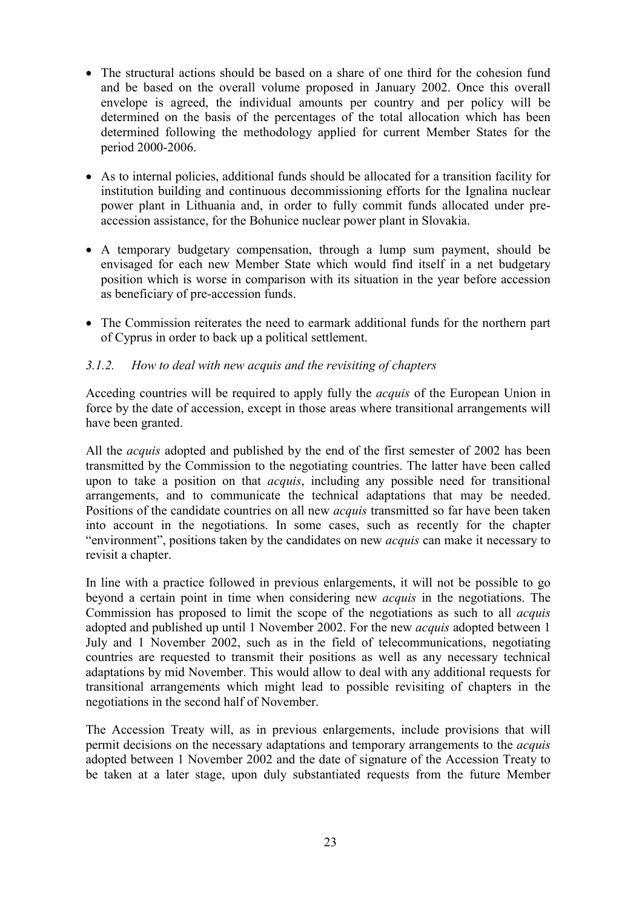- The structural actions should be based on a share of one third for the cohesion fund and be based on the overall volume proposed in January 2002. Once this overall envelope is agreed, the individual amounts per country and per policy will be determined on the basis of the percentages of the total allocation which has been determined following the methodology applied for current Member States for the period 2000-2006.

- As to internal policies, additional funds should be allocated for a transition facility for institution building and continuous decommissioning efforts for the Ignalina nuclear power plant in Lithuania and, in order to fully commit funds allocated under pre-accession assistance, for the Bohunice nuclear power plant in Slovakia.

- A temporary budgetary compensation, through a lump sum payment, should be envisaged for each new Member State which would find itself in a net budgetary position which is worse in comparison with its situation in the year before accession as beneficiary of pre-accession funds.

- The Commission reiterates the need to earmark additional funds for the northern part of Cyprus in order to back up a political settlement.

#### *3.1.2. How to deal with new acquis and the revisiting of chapters*

Acceding countries will be required to apply fully the *acquis* of the European Union in force by the date of accession, except in those areas where transitional arrangements will have been granted.

All the *acquis* adopted and published by the end of the first semester of 2002 has been transmitted by the Commission to the negotiating countries. The latter have been called upon to take a position on that *acquis*, including any possible need for transitional arrangements, and to communicate the technical adaptations that may be needed. Positions of the candidate countries on all new *acquis* transmitted so far have been taken into account in the negotiations. In some cases, such as recently for the chapter "environment", positions taken by the candidates on new *acquis* can make it necessary to revisit a chapter.

In line with a practice followed in previous enlargements, it will not be possible to go beyond a certain point in time when considering new *acquis* in the negotiations. The Commission has proposed to limit the scope of the negotiations as such to all *acquis* adopted and published up until 1 November 2002. For the new *acquis* adopted between 1 July and 1 November 2002, such as in the field of telecommunications, negotiating countries are requested to transmit their positions as well as any necessary technical adaptations by mid November. This would allow to deal with any additional requests for transitional arrangements which might lead to possible revisiting of chapters in the negotiations in the second half of November.

The Accession Treaty will, as in previous enlargements, include provisions that will permit decisions on the necessary adaptations and temporary arrangements to the *acquis* adopted between 1 November 2002 and the date of signature of the Accession Treaty to be taken at a later stage, upon duly substantiated requests from the future Member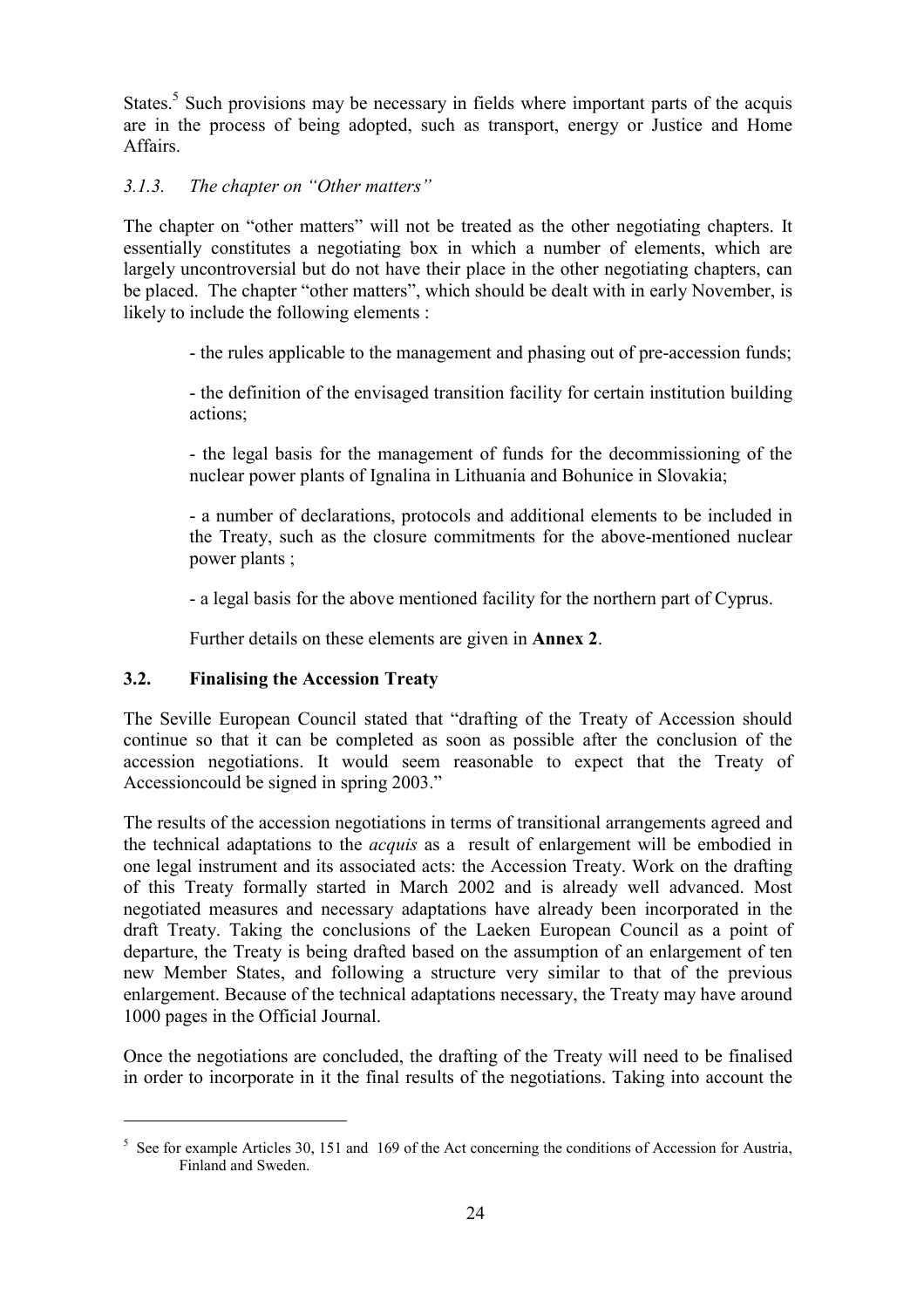States.[5] Such provisions may be necessary in fields where important parts of the acquis are in the process of being adopted, such as transport, energy or Justice and Home Affairs.

### *3.1.3. The chapter on "Other matters"*

The chapter on "other matters" will not be treated as the other negotiating chapters. It essentially constitutes a negotiating box in which a number of elements, which are largely uncontroversial but do not have their place in the other negotiating chapters, can be placed. The chapter "other matters", which should be dealt with in early November, is likely to include the following elements :

- the rules applicable to the management and phasing out of pre-accession funds;
- the definition of the envisaged transition facility for certain institution building actions;
- the legal basis for the management of funds for the decommissioning of the nuclear power plants of Ignalina in Lithuania and Bohunice in Slovakia;
- a number of declarations, protocols and additional elements to be included in the Treaty, such as the closure commitments for the above-mentioned nuclear power plants ;
- a legal basis for the above mentioned facility for the northern part of Cyprus.

Further details on these elements are given in **Annex 2**.

## 3.2. Finalising the Accession Treaty

The Seville European Council stated that "drafting of the Treaty of Accession should continue so that it can be completed as soon as possible after the conclusion of the accession negotiations. It would seem reasonable to expect that the Treaty of Accessioncould be signed in spring 2003."

The results of the accession negotiations in terms of transitional arrangements agreed and the technical adaptations to the *acquis* as a result of enlargement will be embodied in one legal instrument and its associated acts: the Accession Treaty. Work on the drafting of this Treaty formally started in March 2002 and is already well advanced. Most negotiated measures and necessary adaptations have already been incorporated in the draft Treaty. Taking the conclusions of the Laeken European Council as a point of departure, the Treaty is being drafted based on the assumption of an enlargement of ten new Member States, and following a structure very similar to that of the previous enlargement. Because of the technical adaptations necessary, the Treaty may have around 1000 pages in the Official Journal.

Once the negotiations are concluded, the drafting of the Treaty will need to be finalised in order to incorporate in it the final results of the negotiations. Taking into account the

---

[5] See for example Articles 30, 151 and 169 of the Act concerning the conditions of Accession for Austria, Finland and Sweden.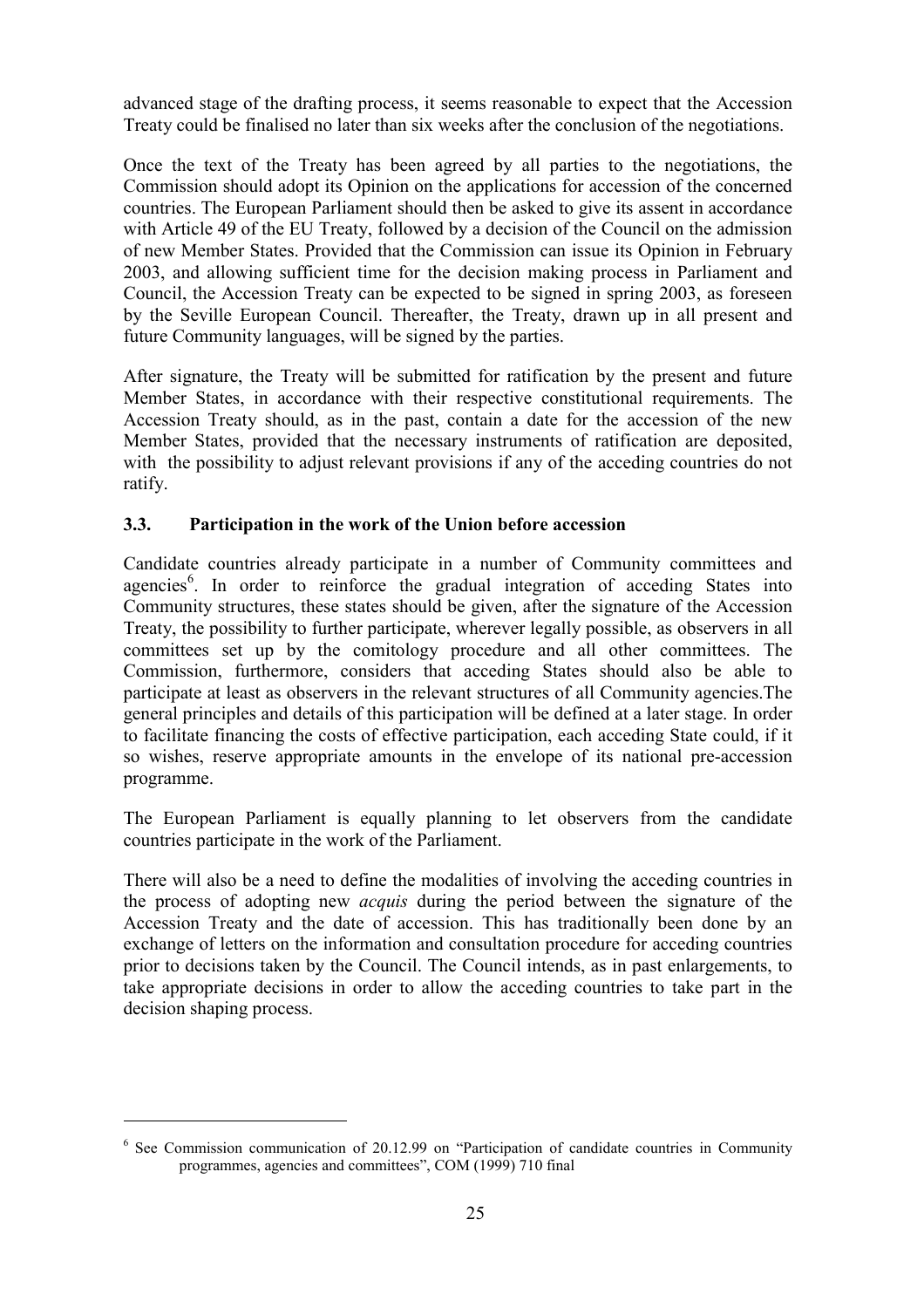advanced stage of the drafting process, it seems reasonable to expect that the Accession Treaty could be finalised no later than six weeks after the conclusion of the negotiations.

Once the text of the Treaty has been agreed by all parties to the negotiations, the Commission should adopt its Opinion on the applications for accession of the concerned countries. The European Parliament should then be asked to give its assent in accordance with Article 49 of the EU Treaty, followed by a decision of the Council on the admission of new Member States. Provided that the Commission can issue its Opinion in February 2003, and allowing sufficient time for the decision making process in Parliament and Council, the Accession Treaty can be expected to be signed in spring 2003, as foreseen by the Seville European Council. Thereafter, the Treaty, drawn up in all present and future Community languages, will be signed by the parties.

After signature, the Treaty will be submitted for ratification by the present and future Member States, in accordance with their respective constitutional requirements. The Accession Treaty should, as in the past, contain a date for the accession of the new Member States, provided that the necessary instruments of ratification are deposited, with the possibility to adjust relevant provisions if any of the acceding countries do not ratify.

### 3.3. Participation in the work of the Union before accession

Candidate countries already participate in a number of Community committees and agencies[6]. In order to reinforce the gradual integration of acceding States into Community structures, these states should be given, after the signature of the Accession Treaty, the possibility to further participate, wherever legally possible, as observers in all committees set up by the comitology procedure and all other committees. The Commission, furthermore, considers that acceding States should also be able to participate at least as observers in the relevant structures of all Community agencies.The general principles and details of this participation will be defined at a later stage. In order to facilitate financing the costs of effective participation, each acceding State could, if it so wishes, reserve appropriate amounts in the envelope of its national pre-accession programme.

The European Parliament is equally planning to let observers from the candidate countries participate in the work of the Parliament.

There will also be a need to define the modalities of involving the acceding countries in the process of adopting new *acquis* during the period between the signature of the Accession Treaty and the date of accession. This has traditionally been done by an exchange of letters on the information and consultation procedure for acceding countries prior to decisions taken by the Council. The Council intends, as in past enlargements, to take appropriate decisions in order to allow the acceding countries to take part in the decision shaping process.

---

[6] See Commission communication of 20.12.99 on "Participation of candidate countries in Community programmes, agencies and committees", COM (1999) 710 final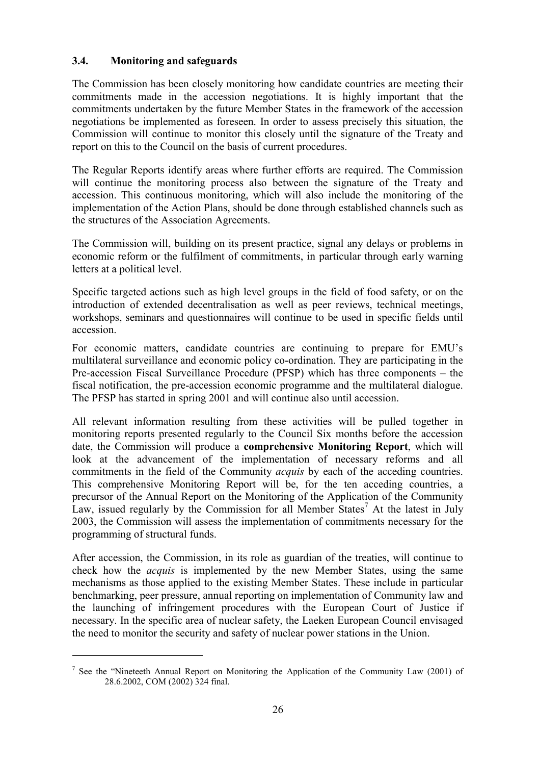### 3.4. Monitoring and safeguards

The Commission has been closely monitoring how candidate countries are meeting their commitments made in the accession negotiations. It is highly important that the commitments undertaken by the future Member States in the framework of the accession negotiations be implemented as foreseen. In order to assess precisely this situation, the Commission will continue to monitor this closely until the signature of the Treaty and report on this to the Council on the basis of current procedures.

The Regular Reports identify areas where further efforts are required. The Commission will continue the monitoring process also between the signature of the Treaty and accession. This continuous monitoring, which will also include the monitoring of the implementation of the Action Plans, should be done through established channels such as the structures of the Association Agreements.

The Commission will, building on its present practice, signal any delays or problems in economic reform or the fulfilment of commitments, in particular through early warning letters at a political level.

Specific targeted actions such as high level groups in the field of food safety, or on the introduction of extended decentralisation as well as peer reviews, technical meetings, workshops, seminars and questionnaires will continue to be used in specific fields until accession.

For economic matters, candidate countries are continuing to prepare for EMU's multilateral surveillance and economic policy co-ordination. They are participating in the Pre-accession Fiscal Surveillance Procedure (PFSP) which has three components – the fiscal notification, the pre-accession economic programme and the multilateral dialogue. The PFSP has started in spring 2001 and will continue also until accession.

All relevant information resulting from these activities will be pulled together in monitoring reports presented regularly to the Council Six months before the accession date, the Commission will produce a **comprehensive Monitoring Report**, which will look at the advancement of the implementation of necessary reforms and all commitments in the field of the Community *acquis* by each of the acceding countries. This comprehensive Monitoring Report will be, for the ten acceding countries, a precursor of the Annual Report on the Monitoring of the Application of the Community Law, issued regularly by the Commission for all Member States[7] At the latest in July 2003, the Commission will assess the implementation of commitments necessary for the programming of structural funds.

After accession, the Commission, in its role as guardian of the treaties, will continue to check how the *acquis* is implemented by the new Member States, using the same mechanisms as those applied to the existing Member States. These include in particular benchmarking, peer pressure, annual reporting on implementation of Community law and the launching of infringement procedures with the European Court of Justice if necessary. In the specific area of nuclear safety, the Laeken European Council envisaged the need to monitor the security and safety of nuclear power stations in the Union.

---

[7] See the "Nineteeth Annual Report on Monitoring the Application of the Community Law (2001) of 28.6.2002, COM (2002) 324 final.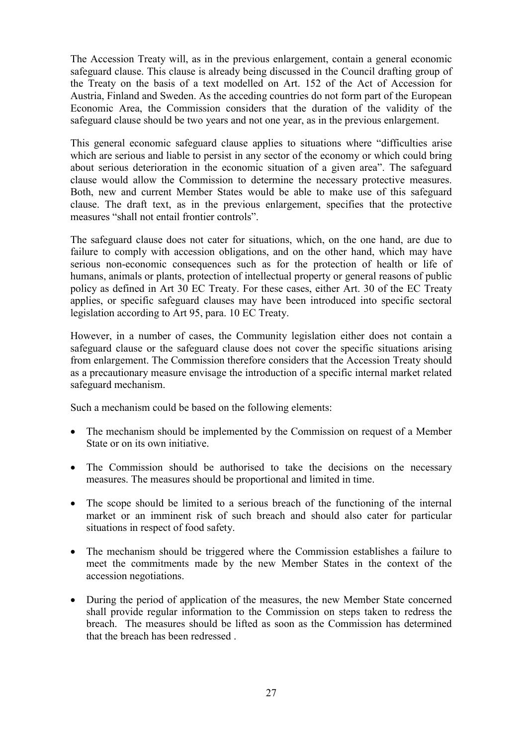The Accession Treaty will, as in the previous enlargement, contain a general economic safeguard clause. This clause is already being discussed in the Council drafting group of the Treaty on the basis of a text modelled on Art. 152 of the Act of Accession for Austria, Finland and Sweden. As the acceding countries do not form part of the European Economic Area, the Commission considers that the duration of the validity of the safeguard clause should be two years and not one year, as in the previous enlargement.

This general economic safeguard clause applies to situations where "difficulties arise which are serious and liable to persist in any sector of the economy or which could bring about serious deterioration in the economic situation of a given area". The safeguard clause would allow the Commission to determine the necessary protective measures. Both, new and current Member States would be able to make use of this safeguard clause. The draft text, as in the previous enlargement, specifies that the protective measures "shall not entail frontier controls".

The safeguard clause does not cater for situations, which, on the one hand, are due to failure to comply with accession obligations, and on the other hand, which may have serious non-economic consequences such as for the protection of health or life of humans, animals or plants, protection of intellectual property or general reasons of public policy as defined in Art 30 EC Treaty. For these cases, either Art. 30 of the EC Treaty applies, or specific safeguard clauses may have been introduced into specific sectoral legislation according to Art 95, para. 10 EC Treaty.

However, in a number of cases, the Community legislation either does not contain a safeguard clause or the safeguard clause does not cover the specific situations arising from enlargement. The Commission therefore considers that the Accession Treaty should as a precautionary measure envisage the introduction of a specific internal market related safeguard mechanism.

Such a mechanism could be based on the following elements:

- The mechanism should be implemented by the Commission on request of a Member State or on its own initiative.
- The Commission should be authorised to take the decisions on the necessary measures. The measures should be proportional and limited in time.
- The scope should be limited to a serious breach of the functioning of the internal market or an imminent risk of such breach and should also cater for particular situations in respect of food safety.
- The mechanism should be triggered where the Commission establishes a failure to meet the commitments made by the new Member States in the context of the accession negotiations.
- During the period of application of the measures, the new Member State concerned shall provide regular information to the Commission on steps taken to redress the breach. The measures should be lifted as soon as the Commission has determined that the breach has been redressed .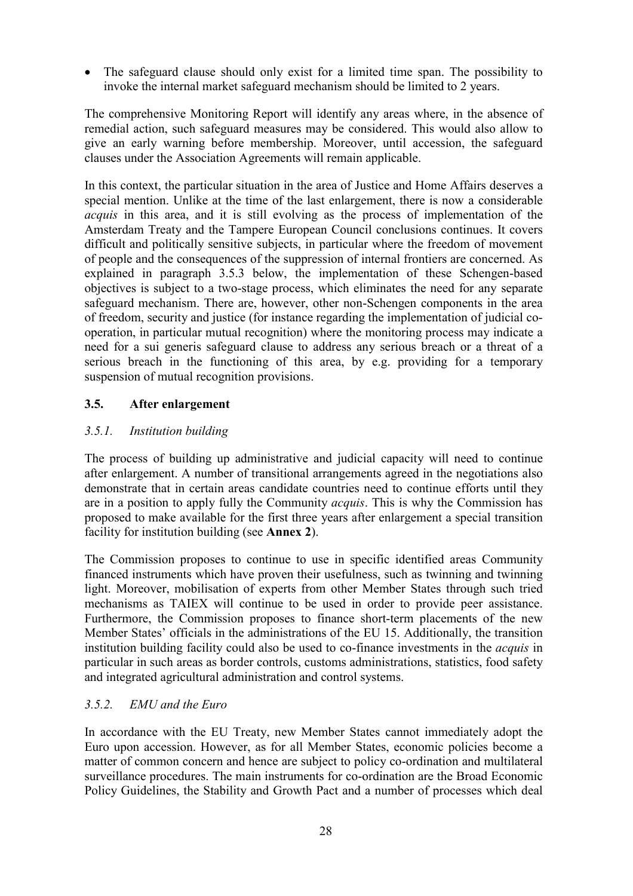- The safeguard clause should only exist for a limited time span. The possibility to invoke the internal market safeguard mechanism should be limited to 2 years.

The comprehensive Monitoring Report will identify any areas where, in the absence of remedial action, such safeguard measures may be considered. This would also allow to give an early warning before membership. Moreover, until accession, the safeguard clauses under the Association Agreements will remain applicable.

In this context, the particular situation in the area of Justice and Home Affairs deserves a special mention. Unlike at the time of the last enlargement, there is now a considerable *acquis* in this area, and it is still evolving as the process of implementation of the Amsterdam Treaty and the Tampere European Council conclusions continues. It covers difficult and politically sensitive subjects, in particular where the freedom of movement of people and the consequences of the suppression of internal frontiers are concerned. As explained in paragraph 3.5.3 below, the implementation of these Schengen-based objectives is subject to a two-stage process, which eliminates the need for any separate safeguard mechanism. There are, however, other non-Schengen components in the area of freedom, security and justice (for instance regarding the implementation of judicial co-operation, in particular mutual recognition) where the monitoring process may indicate a need for a sui generis safeguard clause to address any serious breach or a threat of a serious breach in the functioning of this area, by e.g. providing for a temporary suspension of mutual recognition provisions.

## 3.5. After enlargement

### *3.5.1. Institution building*

The process of building up administrative and judicial capacity will need to continue after enlargement. A number of transitional arrangements agreed in the negotiations also demonstrate that in certain areas candidate countries need to continue efforts until they are in a position to apply fully the Community *acquis*. This is why the Commission has proposed to make available for the first three years after enlargement a special transition facility for institution building (see **Annex 2**).

The Commission proposes to continue to use in specific identified areas Community financed instruments which have proven their usefulness, such as twinning and twinning light. Moreover, mobilisation of experts from other Member States through such tried mechanisms as TAIEX will continue to be used in order to provide peer assistance. Furthermore, the Commission proposes to finance short-term placements of the new Member States' officials in the administrations of the EU 15. Additionally, the transition institution building facility could also be used to co-finance investments in the *acquis* in particular in such areas as border controls, customs administrations, statistics, food safety and integrated agricultural administration and control systems.

### *3.5.2. EMU and the Euro*

In accordance with the EU Treaty, new Member States cannot immediately adopt the Euro upon accession. However, as for all Member States, economic policies become a matter of common concern and hence are subject to policy co-ordination and multilateral surveillance procedures. The main instruments for co-ordination are the Broad Economic Policy Guidelines, the Stability and Growth Pact and a number of processes which deal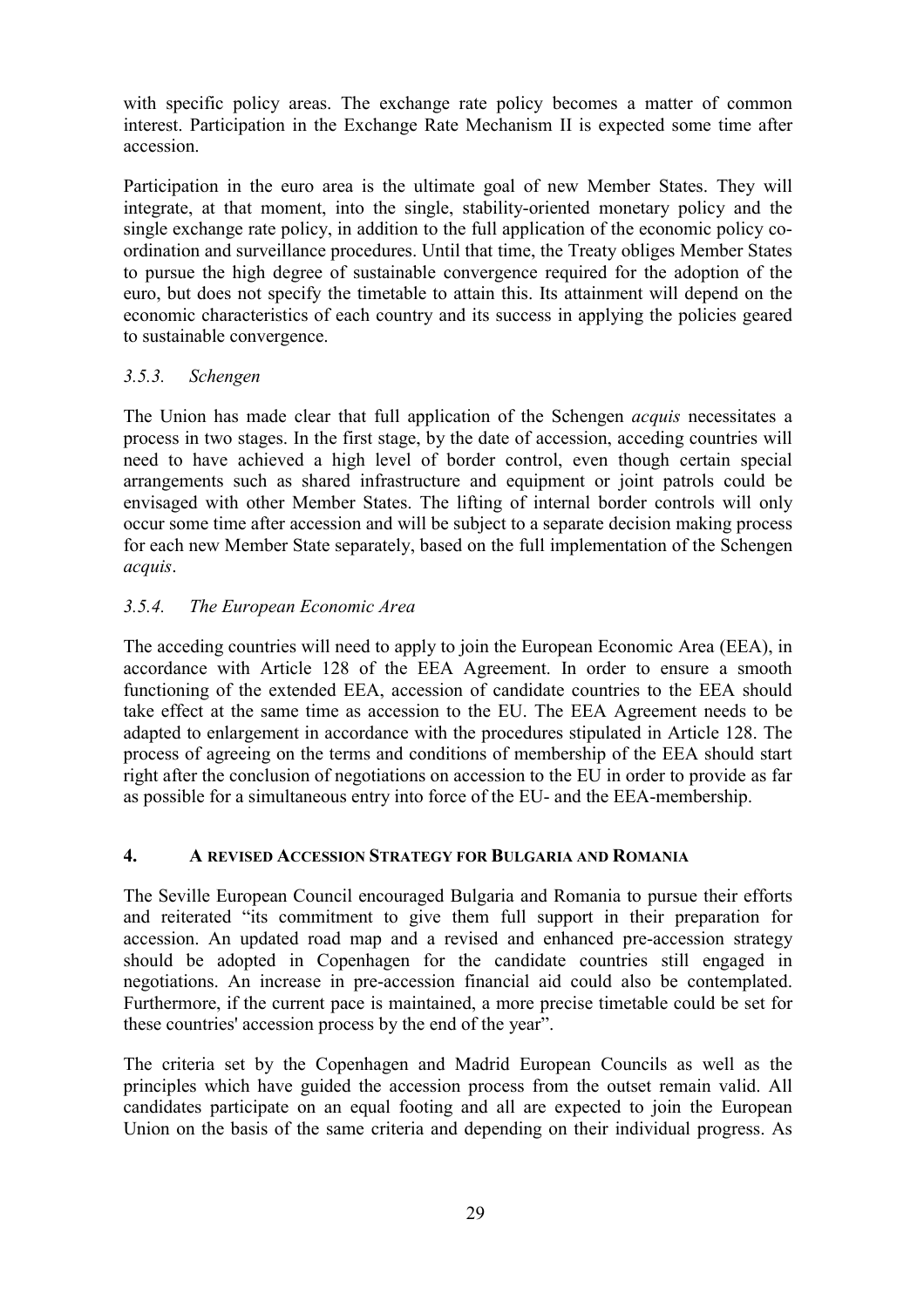with specific policy areas. The exchange rate policy becomes a matter of common interest. Participation in the Exchange Rate Mechanism II is expected some time after accession.

Participation in the euro area is the ultimate goal of new Member States. They will integrate, at that moment, into the single, stability-oriented monetary policy and the single exchange rate policy, in addition to the full application of the economic policy co-ordination and surveillance procedures. Until that time, the Treaty obliges Member States to pursue the high degree of sustainable convergence required for the adoption of the euro, but does not specify the timetable to attain this. Its attainment will depend on the economic characteristics of each country and its success in applying the policies geared to sustainable convergence.

### *3.5.3. Schengen*

The Union has made clear that full application of the Schengen *acquis* necessitates a process in two stages. In the first stage, by the date of accession, acceding countries will need to have achieved a high level of border control, even though certain special arrangements such as shared infrastructure and equipment or joint patrols could be envisaged with other Member States. The lifting of internal border controls will only occur some time after accession and will be subject to a separate decision making process for each new Member State separately, based on the full implementation of the Schengen *acquis*.

### *3.5.4. The European Economic Area*

The acceding countries will need to apply to join the European Economic Area (EEA), in accordance with Article 128 of the EEA Agreement. In order to ensure a smooth functioning of the extended EEA, accession of candidate countries to the EEA should take effect at the same time as accession to the EU. The EEA Agreement needs to be adapted to enlargement in accordance with the procedures stipulated in Article 128. The process of agreeing on the terms and conditions of membership of the EEA should start right after the conclusion of negotiations on accession to the EU in order to provide as far as possible for a simultaneous entry into force of the EU- and the EEA-membership.

## **4. A REVISED ACCESSION STRATEGY FOR BULGARIA AND ROMANIA**

The Seville European Council encouraged Bulgaria and Romania to pursue their efforts and reiterated "its commitment to give them full support in their preparation for accession. An updated road map and a revised and enhanced pre-accession strategy should be adopted in Copenhagen for the candidate countries still engaged in negotiations. An increase in pre-accession financial aid could also be contemplated. Furthermore, if the current pace is maintained, a more precise timetable could be set for these countries' accession process by the end of the year".

The criteria set by the Copenhagen and Madrid European Councils as well as the principles which have guided the accession process from the outset remain valid. All candidates participate on an equal footing and all are expected to join the European Union on the basis of the same criteria and depending on their individual progress. As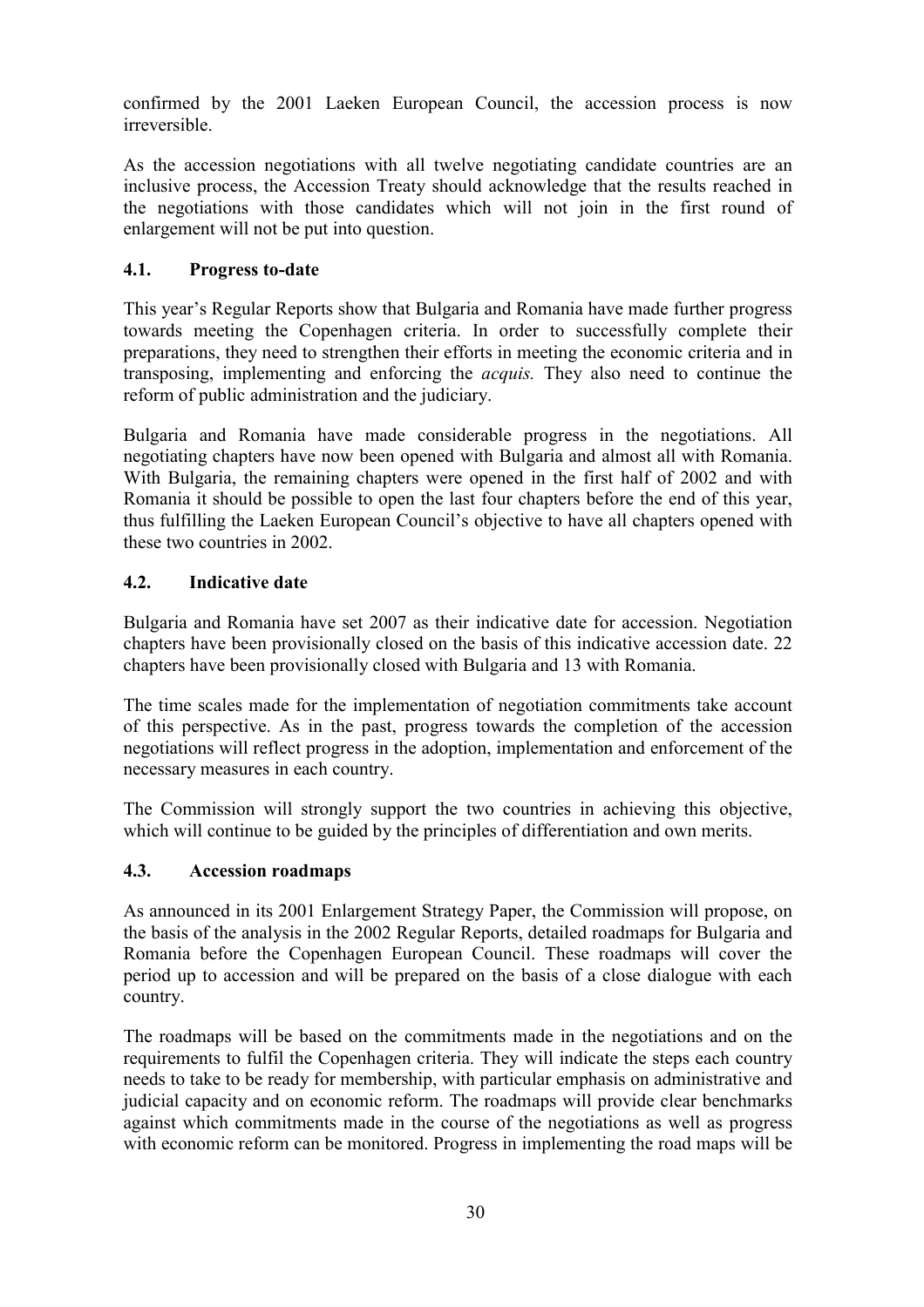confirmed by the 2001 Laeken European Council, the accession process is now irreversible.

As the accession negotiations with all twelve negotiating candidate countries are an inclusive process, the Accession Treaty should acknowledge that the results reached in the negotiations with those candidates which will not join in the first round of enlargement will not be put into question.

### 4.1. Progress to-date

This year's Regular Reports show that Bulgaria and Romania have made further progress towards meeting the Copenhagen criteria. In order to successfully complete their preparations, they need to strengthen their efforts in meeting the economic criteria and in transposing, implementing and enforcing the *acquis.* They also need to continue the reform of public administration and the judiciary.

Bulgaria and Romania have made considerable progress in the negotiations. All negotiating chapters have now been opened with Bulgaria and almost all with Romania. With Bulgaria, the remaining chapters were opened in the first half of 2002 and with Romania it should be possible to open the last four chapters before the end of this year, thus fulfilling the Laeken European Council's objective to have all chapters opened with these two countries in 2002.

### 4.2. Indicative date

Bulgaria and Romania have set 2007 as their indicative date for accession. Negotiation chapters have been provisionally closed on the basis of this indicative accession date. 22 chapters have been provisionally closed with Bulgaria and 13 with Romania.

The time scales made for the implementation of negotiation commitments take account of this perspective. As in the past, progress towards the completion of the accession negotiations will reflect progress in the adoption, implementation and enforcement of the necessary measures in each country.

The Commission will strongly support the two countries in achieving this objective, which will continue to be guided by the principles of differentiation and own merits.

### 4.3. Accession roadmaps

As announced in its 2001 Enlargement Strategy Paper, the Commission will propose, on the basis of the analysis in the 2002 Regular Reports, detailed roadmaps for Bulgaria and Romania before the Copenhagen European Council. These roadmaps will cover the period up to accession and will be prepared on the basis of a close dialogue with each country.

The roadmaps will be based on the commitments made in the negotiations and on the requirements to fulfil the Copenhagen criteria. They will indicate the steps each country needs to take to be ready for membership, with particular emphasis on administrative and judicial capacity and on economic reform. The roadmaps will provide clear benchmarks against which commitments made in the course of the negotiations as well as progress with economic reform can be monitored. Progress in implementing the road maps will be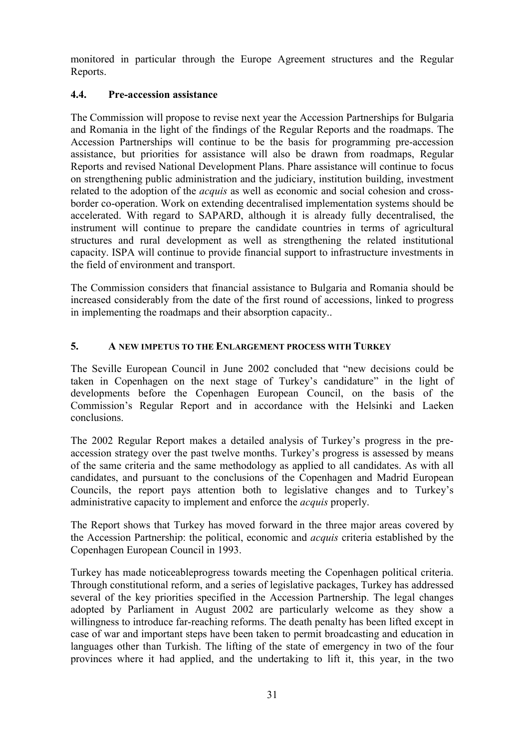monitored in particular through the Europe Agreement structures and the Regular Reports.

### 4.4. Pre-accession assistance

The Commission will propose to revise next year the Accession Partnerships for Bulgaria and Romania in the light of the findings of the Regular Reports and the roadmaps. The Accession Partnerships will continue to be the basis for programming pre-accession assistance, but priorities for assistance will also be drawn from roadmaps, Regular Reports and revised National Development Plans. Phare assistance will continue to focus on strengthening public administration and the judiciary, institution building, investment related to the adoption of the *acquis* as well as economic and social cohesion and cross-border co-operation. Work on extending decentralised implementation systems should be accelerated. With regard to SAPARD, although it is already fully decentralised, the instrument will continue to prepare the candidate countries in terms of agricultural structures and rural development as well as strengthening the related institutional capacity. ISPA will continue to provide financial support to infrastructure investments in the field of environment and transport.

The Commission considers that financial assistance to Bulgaria and Romania should be increased considerably from the date of the first round of accessions, linked to progress in implementing the roadmaps and their absorption capacity..

## 5. A NEW IMPETUS TO THE ENLARGEMENT PROCESS WITH TURKEY

The Seville European Council in June 2002 concluded that "new decisions could be taken in Copenhagen on the next stage of Turkey's candidature" in the light of developments before the Copenhagen European Council, on the basis of the Commission's Regular Report and in accordance with the Helsinki and Laeken conclusions.

The 2002 Regular Report makes a detailed analysis of Turkey's progress in the pre-accession strategy over the past twelve months. Turkey's progress is assessed by means of the same criteria and the same methodology as applied to all candidates. As with all candidates, and pursuant to the conclusions of the Copenhagen and Madrid European Councils, the report pays attention both to legislative changes and to Turkey's administrative capacity to implement and enforce the *acquis* properly.

The Report shows that Turkey has moved forward in the three major areas covered by the Accession Partnership: the political, economic and *acquis* criteria established by the Copenhagen European Council in 1993.

Turkey has made noticeableprogress towards meeting the Copenhagen political criteria. Through constitutional reform, and a series of legislative packages, Turkey has addressed several of the key priorities specified in the Accession Partnership. The legal changes adopted by Parliament in August 2002 are particularly welcome as they show a willingness to introduce far-reaching reforms. The death penalty has been lifted except in case of war and important steps have been taken to permit broadcasting and education in languages other than Turkish. The lifting of the state of emergency in two of the four provinces where it had applied, and the undertaking to lift it, this year, in the two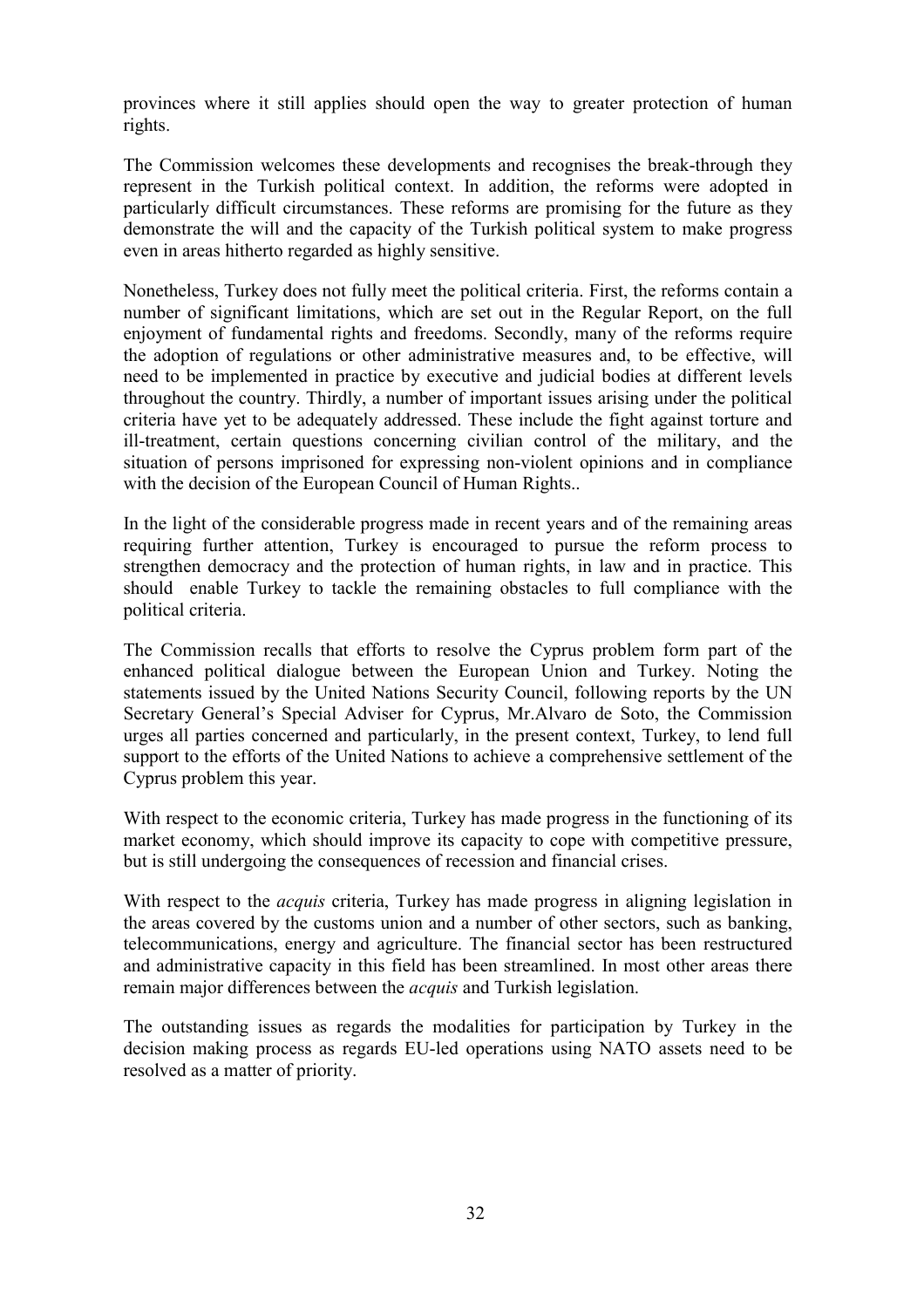provinces where it still applies should open the way to greater protection of human rights.

The Commission welcomes these developments and recognises the break-through they represent in the Turkish political context. In addition, the reforms were adopted in particularly difficult circumstances. These reforms are promising for the future as they demonstrate the will and the capacity of the Turkish political system to make progress even in areas hitherto regarded as highly sensitive.

Nonetheless, Turkey does not fully meet the political criteria. First, the reforms contain a number of significant limitations, which are set out in the Regular Report, on the full enjoyment of fundamental rights and freedoms. Secondly, many of the reforms require the adoption of regulations or other administrative measures and, to be effective, will need to be implemented in practice by executive and judicial bodies at different levels throughout the country. Thirdly, a number of important issues arising under the political criteria have yet to be adequately addressed. These include the fight against torture and ill-treatment, certain questions concerning civilian control of the military, and the situation of persons imprisoned for expressing non-violent opinions and in compliance with the decision of the European Council of Human Rights..

In the light of the considerable progress made in recent years and of the remaining areas requiring further attention, Turkey is encouraged to pursue the reform process to strengthen democracy and the protection of human rights, in law and in practice. This should enable Turkey to tackle the remaining obstacles to full compliance with the political criteria.

The Commission recalls that efforts to resolve the Cyprus problem form part of the enhanced political dialogue between the European Union and Turkey. Noting the statements issued by the United Nations Security Council, following reports by the UN Secretary General's Special Adviser for Cyprus, Mr.Alvaro de Soto, the Commission urges all parties concerned and particularly, in the present context, Turkey, to lend full support to the efforts of the United Nations to achieve a comprehensive settlement of the Cyprus problem this year.

With respect to the economic criteria, Turkey has made progress in the functioning of its market economy, which should improve its capacity to cope with competitive pressure, but is still undergoing the consequences of recession and financial crises.

With respect to the *acquis* criteria, Turkey has made progress in aligning legislation in the areas covered by the customs union and a number of other sectors, such as banking, telecommunications, energy and agriculture. The financial sector has been restructured and administrative capacity in this field has been streamlined. In most other areas there remain major differences between the *acquis* and Turkish legislation.

The outstanding issues as regards the modalities for participation by Turkey in the decision making process as regards EU-led operations using NATO assets need to be resolved as a matter of priority.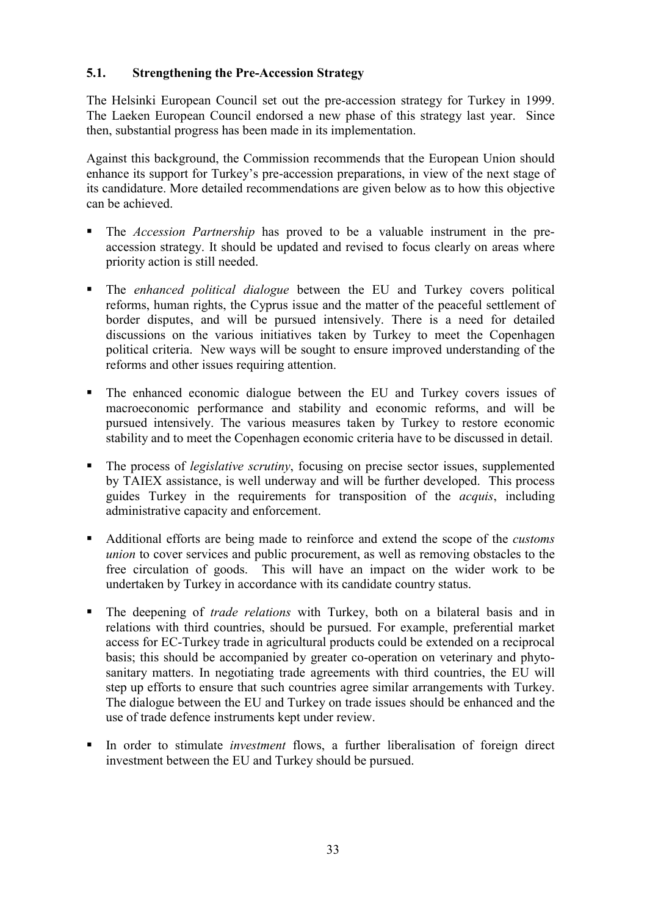### 5.1. Strengthening the Pre-Accession Strategy

The Helsinki European Council set out the pre-accession strategy for Turkey in 1999. The Laeken European Council endorsed a new phase of this strategy last year. Since then, substantial progress has been made in its implementation.

Against this background, the Commission recommends that the European Union should enhance its support for Turkey's pre-accession preparations, in view of the next stage of its candidature. More detailed recommendations are given below as to how this objective can be achieved.

- The *Accession Partnership* has proved to be a valuable instrument in the pre-accession strategy. It should be updated and revised to focus clearly on areas where priority action is still needed.
- The *enhanced political dialogue* between the EU and Turkey covers political reforms, human rights, the Cyprus issue and the matter of the peaceful settlement of border disputes, and will be pursued intensively. There is a need for detailed discussions on the various initiatives taken by Turkey to meet the Copenhagen political criteria. New ways will be sought to ensure improved understanding of the reforms and other issues requiring attention.
- The enhanced economic dialogue between the EU and Turkey covers issues of macroeconomic performance and stability and economic reforms, and will be pursued intensively. The various measures taken by Turkey to restore economic stability and to meet the Copenhagen economic criteria have to be discussed in detail.
- The process of *legislative scrutiny*, focusing on precise sector issues, supplemented by TAIEX assistance, is well underway and will be further developed. This process guides Turkey in the requirements for transposition of the *acquis*, including administrative capacity and enforcement.
- Additional efforts are being made to reinforce and extend the scope of the *customs union* to cover services and public procurement, as well as removing obstacles to the free circulation of goods. This will have an impact on the wider work to be undertaken by Turkey in accordance with its candidate country status.
- The deepening of *trade relations* with Turkey, both on a bilateral basis and in relations with third countries, should be pursued. For example, preferential market access for EC-Turkey trade in agricultural products could be extended on a reciprocal basis; this should be accompanied by greater co-operation on veterinary and phyto-sanitary matters. In negotiating trade agreements with third countries, the EU will step up efforts to ensure that such countries agree similar arrangements with Turkey. The dialogue between the EU and Turkey on trade issues should be enhanced and the use of trade defence instruments kept under review.
- In order to stimulate *investment* flows, a further liberalisation of foreign direct investment between the EU and Turkey should be pursued.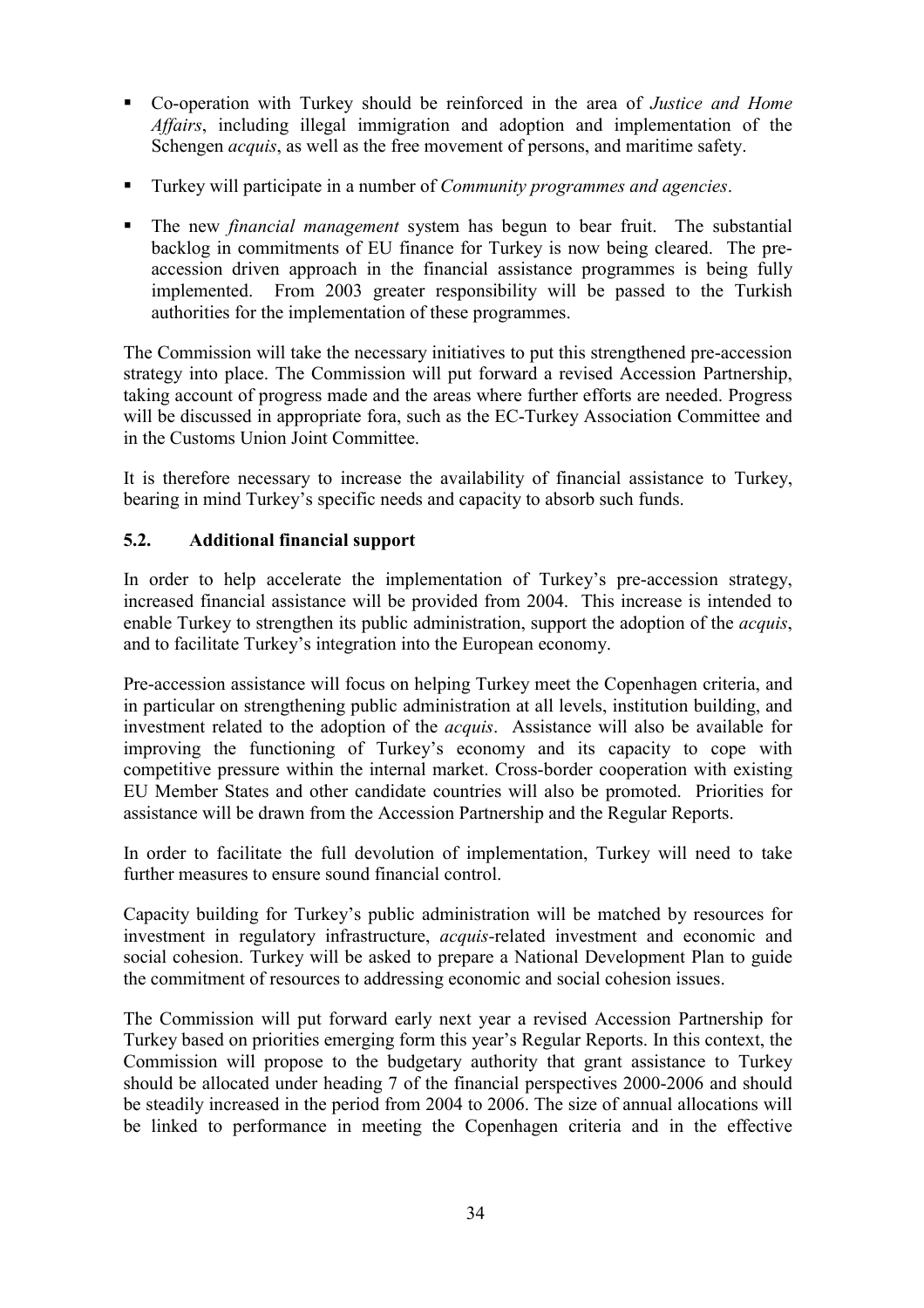- Co-operation with Turkey should be reinforced in the area of *Justice and Home Affairs*, including illegal immigration and adoption and implementation of the Schengen *acquis*, as well as the free movement of persons, and maritime safety.
- Turkey will participate in a number of *Community programmes and agencies*.
- The new *financial management* system has begun to bear fruit. The substantial backlog in commitments of EU finance for Turkey is now being cleared. The pre-accession driven approach in the financial assistance programmes is being fully implemented. From 2003 greater responsibility will be passed to the Turkish authorities for the implementation of these programmes.

The Commission will take the necessary initiatives to put this strengthened pre-accession strategy into place. The Commission will put forward a revised Accession Partnership, taking account of progress made and the areas where further efforts are needed. Progress will be discussed in appropriate fora, such as the EC-Turkey Association Committee and in the Customs Union Joint Committee.

It is therefore necessary to increase the availability of financial assistance to Turkey, bearing in mind Turkey's specific needs and capacity to absorb such funds.

### 5.2. Additional financial support

In order to help accelerate the implementation of Turkey's pre-accession strategy, increased financial assistance will be provided from 2004. This increase is intended to enable Turkey to strengthen its public administration, support the adoption of the *acquis*, and to facilitate Turkey's integration into the European economy.

Pre-accession assistance will focus on helping Turkey meet the Copenhagen criteria, and in particular on strengthening public administration at all levels, institution building, and investment related to the adoption of the *acquis*. Assistance will also be available for improving the functioning of Turkey's economy and its capacity to cope with competitive pressure within the internal market. Cross-border cooperation with existing EU Member States and other candidate countries will also be promoted. Priorities for assistance will be drawn from the Accession Partnership and the Regular Reports.

In order to facilitate the full devolution of implementation, Turkey will need to take further measures to ensure sound financial control.

Capacity building for Turkey's public administration will be matched by resources for investment in regulatory infrastructure, *acquis*-related investment and economic and social cohesion. Turkey will be asked to prepare a National Development Plan to guide the commitment of resources to addressing economic and social cohesion issues.

The Commission will put forward early next year a revised Accession Partnership for Turkey based on priorities emerging form this year's Regular Reports. In this context, the Commission will propose to the budgetary authority that grant assistance to Turkey should be allocated under heading 7 of the financial perspectives 2000-2006 and should be steadily increased in the period from 2004 to 2006. The size of annual allocations will be linked to performance in meeting the Copenhagen criteria and in the effective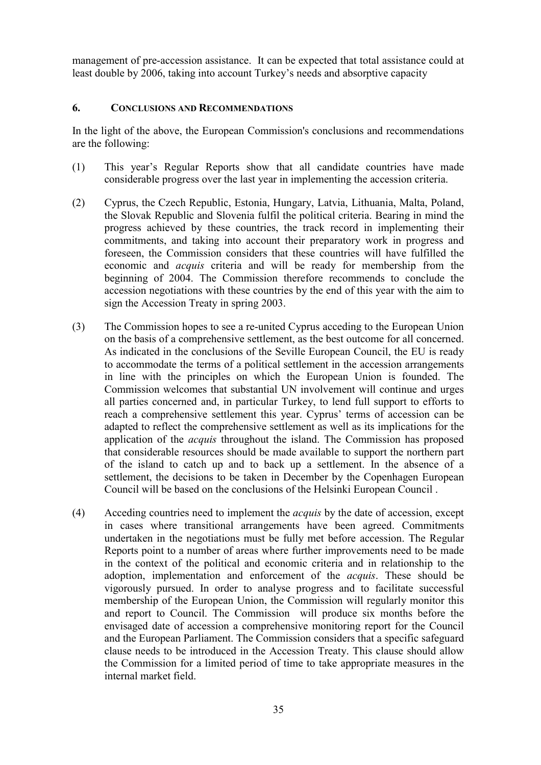management of pre-accession assistance. It can be expected that total assistance could at least double by 2006, taking into account Turkey's needs and absorptive capacity

## 6. CONCLUSIONS AND RECOMMENDATIONS

In the light of the above, the European Commission's conclusions and recommendations are the following:

(1) This year's Regular Reports show that all candidate countries have made considerable progress over the last year in implementing the accession criteria.

(2) Cyprus, the Czech Republic, Estonia, Hungary, Latvia, Lithuania, Malta, Poland, the Slovak Republic and Slovenia fulfil the political criteria. Bearing in mind the progress achieved by these countries, the track record in implementing their commitments, and taking into account their preparatory work in progress and foreseen, the Commission considers that these countries will have fulfilled the economic and *acquis* criteria and will be ready for membership from the beginning of 2004. The Commission therefore recommends to conclude the accession negotiations with these countries by the end of this year with the aim to sign the Accession Treaty in spring 2003.

(3) The Commission hopes to see a re-united Cyprus acceding to the European Union on the basis of a comprehensive settlement, as the best outcome for all concerned. As indicated in the conclusions of the Seville European Council, the EU is ready to accommodate the terms of a political settlement in the accession arrangements in line with the principles on which the European Union is founded. The Commission welcomes that substantial UN involvement will continue and urges all parties concerned and, in particular Turkey, to lend full support to efforts to reach a comprehensive settlement this year. Cyprus' terms of accession can be adapted to reflect the comprehensive settlement as well as its implications for the application of the *acquis* throughout the island. The Commission has proposed that considerable resources should be made available to support the northern part of the island to catch up and to back up a settlement. In the absence of a settlement, the decisions to be taken in December by the Copenhagen European Council will be based on the conclusions of the Helsinki European Council .

(4) Acceding countries need to implement the *acquis* by the date of accession, except in cases where transitional arrangements have been agreed. Commitments undertaken in the negotiations must be fully met before accession. The Regular Reports point to a number of areas where further improvements need to be made in the context of the political and economic criteria and in relationship to the adoption, implementation and enforcement of the *acquis*. These should be vigorously pursued. In order to analyse progress and to facilitate successful membership of the European Union, the Commission will regularly monitor this and report to Council. The Commission will produce six months before the envisaged date of accession a comprehensive monitoring report for the Council and the European Parliament. The Commission considers that a specific safeguard clause needs to be introduced in the Accession Treaty. This clause should allow the Commission for a limited period of time to take appropriate measures in the internal market field.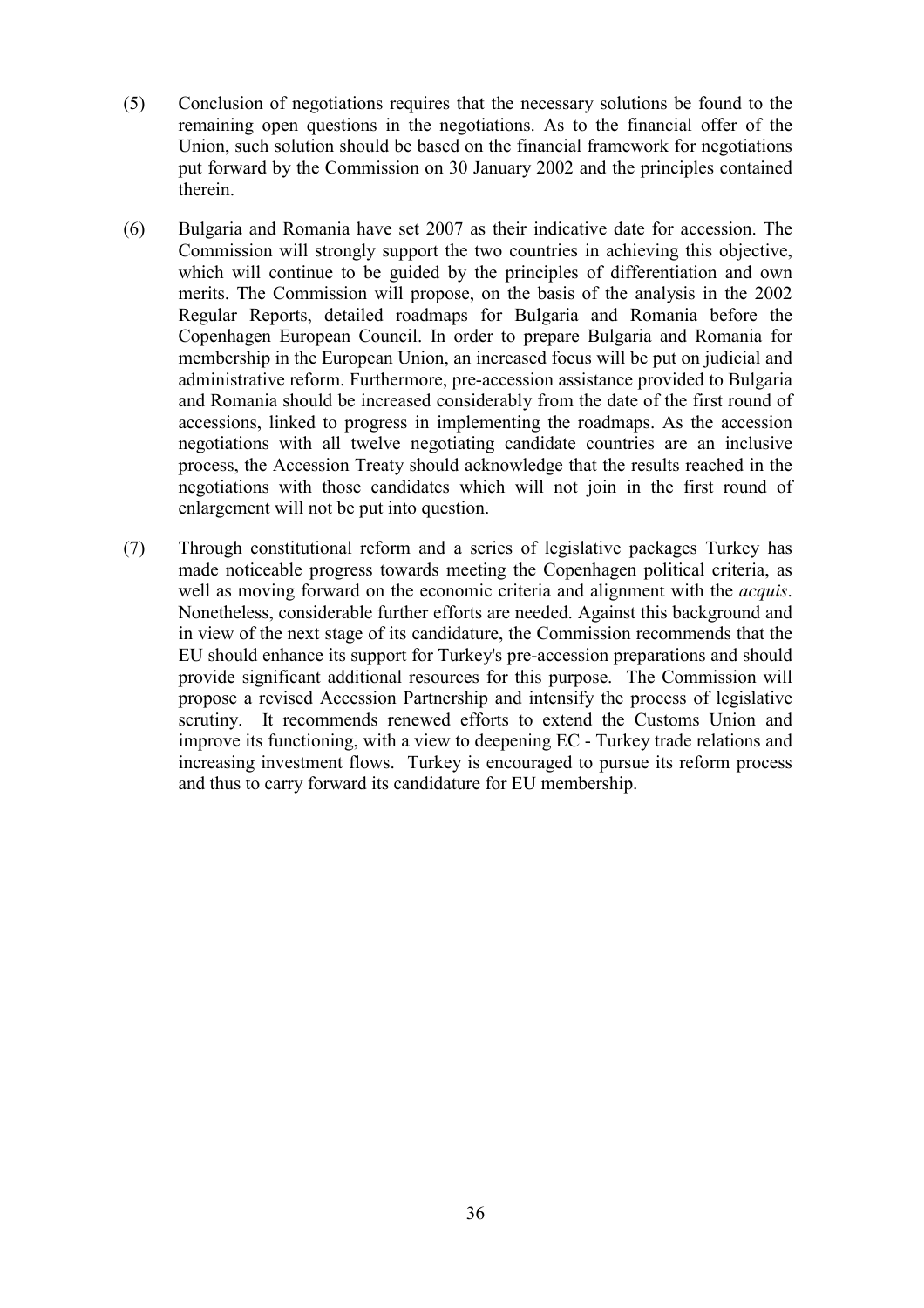(5) Conclusion of negotiations requires that the necessary solutions be found to the remaining open questions in the negotiations. As to the financial offer of the Union, such solution should be based on the financial framework for negotiations put forward by the Commission on 30 January 2002 and the principles contained therein.

(6) Bulgaria and Romania have set 2007 as their indicative date for accession. The Commission will strongly support the two countries in achieving this objective, which will continue to be guided by the principles of differentiation and own merits. The Commission will propose, on the basis of the analysis in the 2002 Regular Reports, detailed roadmaps for Bulgaria and Romania before the Copenhagen European Council. In order to prepare Bulgaria and Romania for membership in the European Union, an increased focus will be put on judicial and administrative reform. Furthermore, pre-accession assistance provided to Bulgaria and Romania should be increased considerably from the date of the first round of accessions, linked to progress in implementing the roadmaps. As the accession negotiations with all twelve negotiating candidate countries are an inclusive process, the Accession Treaty should acknowledge that the results reached in the negotiations with those candidates which will not join in the first round of enlargement will not be put into question.

(7) Through constitutional reform and a series of legislative packages Turkey has made noticeable progress towards meeting the Copenhagen political criteria, as well as moving forward on the economic criteria and alignment with the *acquis*. Nonetheless, considerable further efforts are needed. Against this background and in view of the next stage of its candidature, the Commission recommends that the EU should enhance its support for Turkey's pre-accession preparations and should provide significant additional resources for this purpose. The Commission will propose a revised Accession Partnership and intensify the process of legislative scrutiny. It recommends renewed efforts to extend the Customs Union and improve its functioning, with a view to deepening EC - Turkey trade relations and increasing investment flows. Turkey is encouraged to pursue its reform process and thus to carry forward its candidature for EU membership.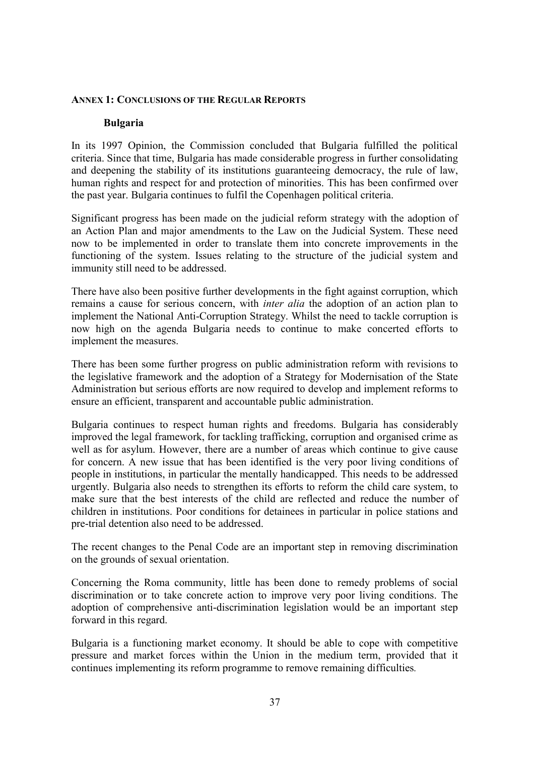## Annex 1: Conclusions of the Regular Reports

### Bulgaria

In its 1997 Opinion, the Commission concluded that Bulgaria fulfilled the political criteria. Since that time, Bulgaria has made considerable progress in further consolidating and deepening the stability of its institutions guaranteeing democracy, the rule of law, human rights and respect for and protection of minorities. This has been confirmed over the past year. Bulgaria continues to fulfil the Copenhagen political criteria.

Significant progress has been made on the judicial reform strategy with the adoption of an Action Plan and major amendments to the Law on the Judicial System. These need now to be implemented in order to translate them into concrete improvements in the functioning of the system. Issues relating to the structure of the judicial system and immunity still need to be addressed.

There have also been positive further developments in the fight against corruption, which remains a cause for serious concern, with *inter alia* the adoption of an action plan to implement the National Anti-Corruption Strategy. Whilst the need to tackle corruption is now high on the agenda Bulgaria needs to continue to make concerted efforts to implement the measures.

There has been some further progress on public administration reform with revisions to the legislative framework and the adoption of a Strategy for Modernisation of the State Administration but serious efforts are now required to develop and implement reforms to ensure an efficient, transparent and accountable public administration.

Bulgaria continues to respect human rights and freedoms. Bulgaria has considerably improved the legal framework, for tackling trafficking, corruption and organised crime as well as for asylum. However, there are a number of areas which continue to give cause for concern. A new issue that has been identified is the very poor living conditions of people in institutions, in particular the mentally handicapped. This needs to be addressed urgently. Bulgaria also needs to strengthen its efforts to reform the child care system, to make sure that the best interests of the child are reflected and reduce the number of children in institutions. Poor conditions for detainees in particular in police stations and pre-trial detention also need to be addressed.

The recent changes to the Penal Code are an important step in removing discrimination on the grounds of sexual orientation.

Concerning the Roma community, little has been done to remedy problems of social discrimination or to take concrete action to improve very poor living conditions. The adoption of comprehensive anti-discrimination legislation would be an important step forward in this regard.

Bulgaria is a functioning market economy. It should be able to cope with competitive pressure and market forces within the Union in the medium term, provided that it continues implementing its reform programme to remove remaining difficulties.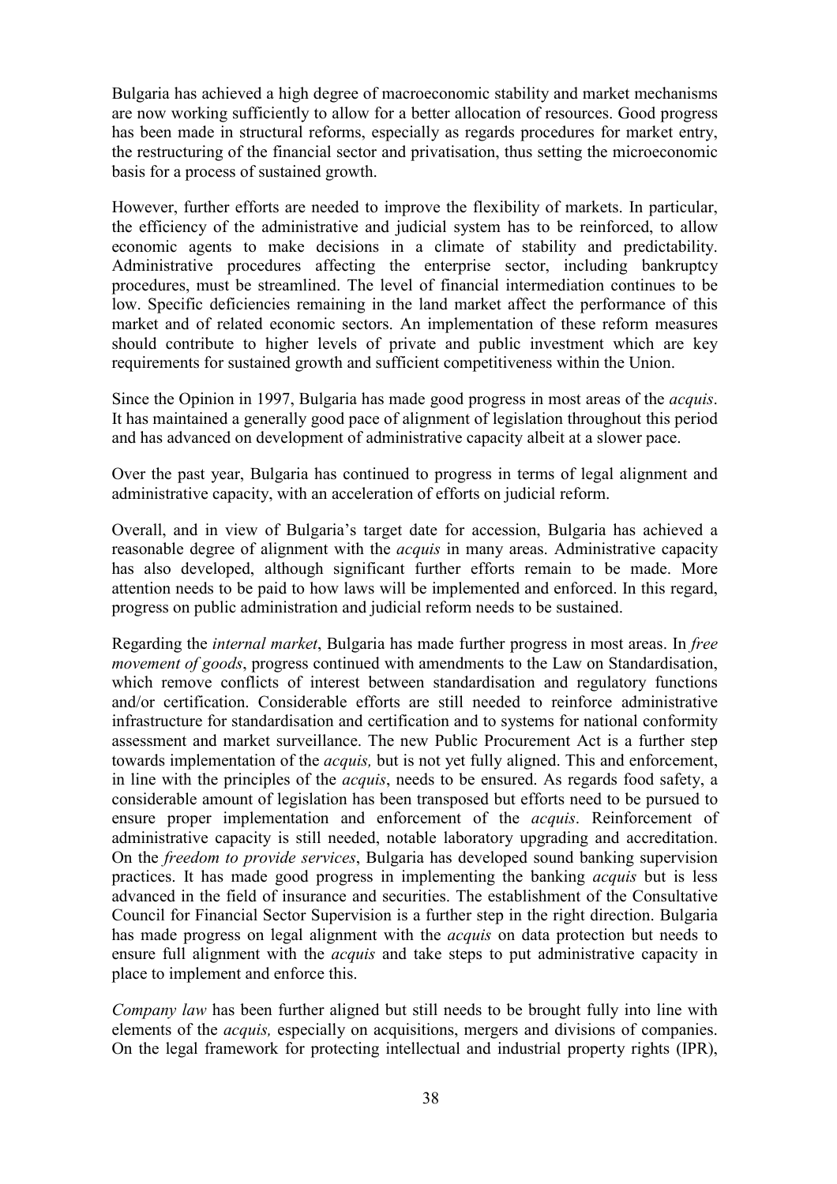Bulgaria has achieved a high degree of macroeconomic stability and market mechanisms are now working sufficiently to allow for a better allocation of resources. Good progress has been made in structural reforms, especially as regards procedures for market entry, the restructuring of the financial sector and privatisation, thus setting the microeconomic basis for a process of sustained growth.

However, further efforts are needed to improve the flexibility of markets. In particular, the efficiency of the administrative and judicial system has to be reinforced, to allow economic agents to make decisions in a climate of stability and predictability. Administrative procedures affecting the enterprise sector, including bankruptcy procedures, must be streamlined. The level of financial intermediation continues to be low. Specific deficiencies remaining in the land market affect the performance of this market and of related economic sectors. An implementation of these reform measures should contribute to higher levels of private and public investment which are key requirements for sustained growth and sufficient competitiveness within the Union.

Since the Opinion in 1997, Bulgaria has made good progress in most areas of the *acquis*. It has maintained a generally good pace of alignment of legislation throughout this period and has advanced on development of administrative capacity albeit at a slower pace.

Over the past year, Bulgaria has continued to progress in terms of legal alignment and administrative capacity, with an acceleration of efforts on judicial reform.

Overall, and in view of Bulgaria's target date for accession, Bulgaria has achieved a reasonable degree of alignment with the *acquis* in many areas. Administrative capacity has also developed, although significant further efforts remain to be made. More attention needs to be paid to how laws will be implemented and enforced. In this regard, progress on public administration and judicial reform needs to be sustained.

Regarding the *internal market*, Bulgaria has made further progress in most areas. In *free movement of goods*, progress continued with amendments to the Law on Standardisation, which remove conflicts of interest between standardisation and regulatory functions and/or certification. Considerable efforts are still needed to reinforce administrative infrastructure for standardisation and certification and to systems for national conformity assessment and market surveillance. The new Public Procurement Act is a further step towards implementation of the *acquis,* but is not yet fully aligned. This and enforcement, in line with the principles of the *acquis*, needs to be ensured. As regards food safety, a considerable amount of legislation has been transposed but efforts need to be pursued to ensure proper implementation and enforcement of the *acquis*. Reinforcement of administrative capacity is still needed, notable laboratory upgrading and accreditation. On the *freedom to provide services*, Bulgaria has developed sound banking supervision practices. It has made good progress in implementing the banking *acquis* but is less advanced in the field of insurance and securities. The establishment of the Consultative Council for Financial Sector Supervision is a further step in the right direction. Bulgaria has made progress on legal alignment with the *acquis* on data protection but needs to ensure full alignment with the *acquis* and take steps to put administrative capacity in place to implement and enforce this.

*Company law* has been further aligned but still needs to be brought fully into line with elements of the *acquis,* especially on acquisitions, mergers and divisions of companies. On the legal framework for protecting intellectual and industrial property rights (IPR),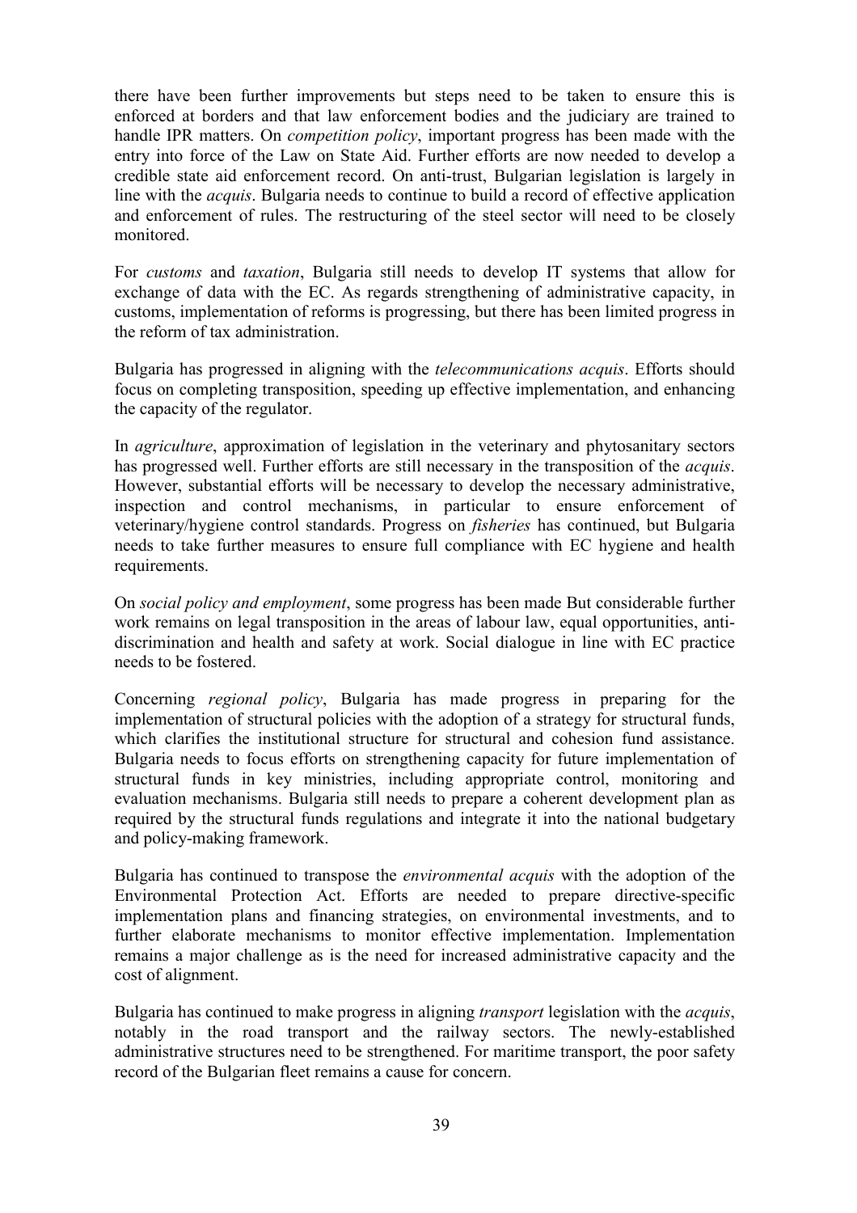there have been further improvements but steps need to be taken to ensure this is enforced at borders and that law enforcement bodies and the judiciary are trained to handle IPR matters. On *competition policy*, important progress has been made with the entry into force of the Law on State Aid. Further efforts are now needed to develop a credible state aid enforcement record. On anti-trust, Bulgarian legislation is largely in line with the *acquis*. Bulgaria needs to continue to build a record of effective application and enforcement of rules. The restructuring of the steel sector will need to be closely monitored.

For *customs* and *taxation*, Bulgaria still needs to develop IT systems that allow for exchange of data with the EC. As regards strengthening of administrative capacity, in customs, implementation of reforms is progressing, but there has been limited progress in the reform of tax administration.

Bulgaria has progressed in aligning with the *telecommunications acquis*. Efforts should focus on completing transposition, speeding up effective implementation, and enhancing the capacity of the regulator.

In *agriculture*, approximation of legislation in the veterinary and phytosanitary sectors has progressed well. Further efforts are still necessary in the transposition of the *acquis*. However, substantial efforts will be necessary to develop the necessary administrative, inspection and control mechanisms, in particular to ensure enforcement of veterinary/hygiene control standards. Progress on *fisheries* has continued, but Bulgaria needs to take further measures to ensure full compliance with EC hygiene and health requirements.

On *social policy and employment*, some progress has been made But considerable further work remains on legal transposition in the areas of labour law, equal opportunities, anti-discrimination and health and safety at work. Social dialogue in line with EC practice needs to be fostered.

Concerning *regional policy*, Bulgaria has made progress in preparing for the implementation of structural policies with the adoption of a strategy for structural funds, which clarifies the institutional structure for structural and cohesion fund assistance. Bulgaria needs to focus efforts on strengthening capacity for future implementation of structural funds in key ministries, including appropriate control, monitoring and evaluation mechanisms. Bulgaria still needs to prepare a coherent development plan as required by the structural funds regulations and integrate it into the national budgetary and policy-making framework.

Bulgaria has continued to transpose the *environmental acquis* with the adoption of the Environmental Protection Act. Efforts are needed to prepare directive-specific implementation plans and financing strategies, on environmental investments, and to further elaborate mechanisms to monitor effective implementation. Implementation remains a major challenge as is the need for increased administrative capacity and the cost of alignment.

Bulgaria has continued to make progress in aligning *transport* legislation with the *acquis*, notably in the road transport and the railway sectors. The newly-established administrative structures need to be strengthened. For maritime transport, the poor safety record of the Bulgarian fleet remains a cause for concern.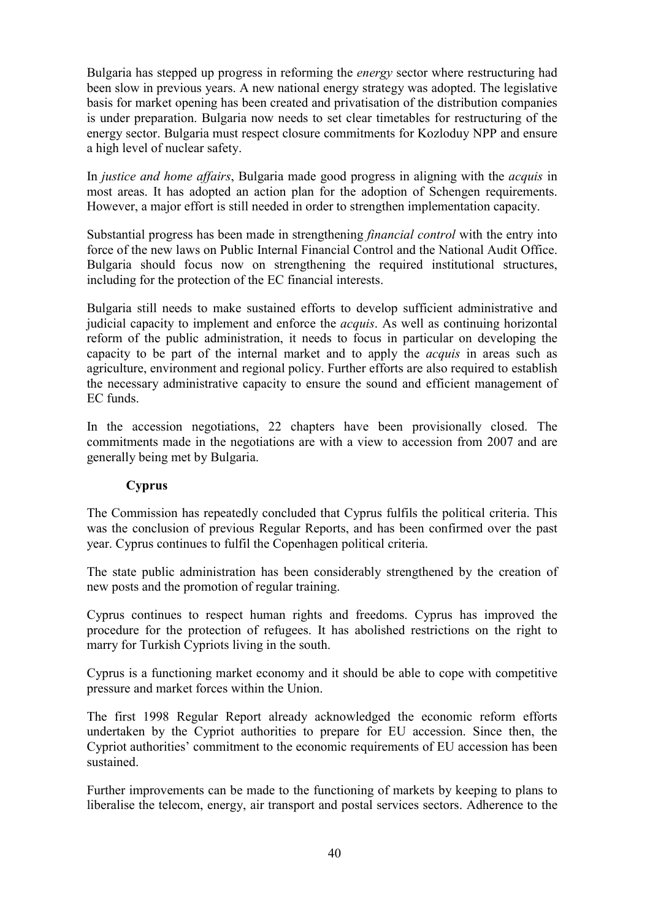Bulgaria has stepped up progress in reforming the *energy* sector where restructuring had been slow in previous years. A new national energy strategy was adopted. The legislative basis for market opening has been created and privatisation of the distribution companies is under preparation. Bulgaria now needs to set clear timetables for restructuring of the energy sector. Bulgaria must respect closure commitments for Kozloduy NPP and ensure a high level of nuclear safety.

In *justice and home affairs*, Bulgaria made good progress in aligning with the *acquis* in most areas. It has adopted an action plan for the adoption of Schengen requirements. However, a major effort is still needed in order to strengthen implementation capacity.

Substantial progress has been made in strengthening *financial control* with the entry into force of the new laws on Public Internal Financial Control and the National Audit Office. Bulgaria should focus now on strengthening the required institutional structures, including for the protection of the EC financial interests.

Bulgaria still needs to make sustained efforts to develop sufficient administrative and judicial capacity to implement and enforce the *acquis*. As well as continuing horizontal reform of the public administration, it needs to focus in particular on developing the capacity to be part of the internal market and to apply the *acquis* in areas such as agriculture, environment and regional policy. Further efforts are also required to establish the necessary administrative capacity to ensure the sound and efficient management of EC funds.

In the accession negotiations, 22 chapters have been provisionally closed. The commitments made in the negotiations are with a view to accession from 2007 and are generally being met by Bulgaria.

**Cyprus**

The Commission has repeatedly concluded that Cyprus fulfils the political criteria. This was the conclusion of previous Regular Reports, and has been confirmed over the past year. Cyprus continues to fulfil the Copenhagen political criteria.

The state public administration has been considerably strengthened by the creation of new posts and the promotion of regular training.

Cyprus continues to respect human rights and freedoms. Cyprus has improved the procedure for the protection of refugees. It has abolished restrictions on the right to marry for Turkish Cypriots living in the south.

Cyprus is a functioning market economy and it should be able to cope with competitive pressure and market forces within the Union.

The first 1998 Regular Report already acknowledged the economic reform efforts undertaken by the Cypriot authorities to prepare for EU accession. Since then, the Cypriot authorities' commitment to the economic requirements of EU accession has been sustained.

Further improvements can be made to the functioning of markets by keeping to plans to liberalise the telecom, energy, air transport and postal services sectors. Adherence to the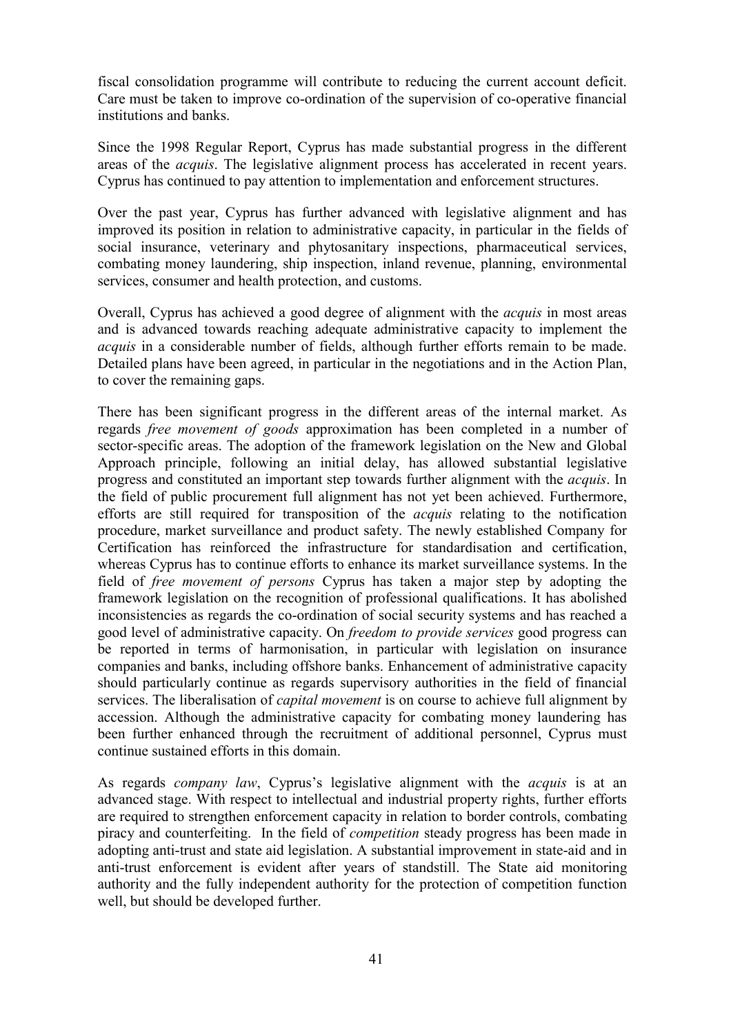fiscal consolidation programme will contribute to reducing the current account deficit. Care must be taken to improve co-ordination of the supervision of co-operative financial institutions and banks.

Since the 1998 Regular Report, Cyprus has made substantial progress in the different areas of the *acquis*. The legislative alignment process has accelerated in recent years. Cyprus has continued to pay attention to implementation and enforcement structures.

Over the past year, Cyprus has further advanced with legislative alignment and has improved its position in relation to administrative capacity, in particular in the fields of social insurance, veterinary and phytosanitary inspections, pharmaceutical services, combating money laundering, ship inspection, inland revenue, planning, environmental services, consumer and health protection, and customs.

Overall, Cyprus has achieved a good degree of alignment with the *acquis* in most areas and is advanced towards reaching adequate administrative capacity to implement the *acquis* in a considerable number of fields, although further efforts remain to be made. Detailed plans have been agreed, in particular in the negotiations and in the Action Plan, to cover the remaining gaps.

There has been significant progress in the different areas of the internal market. As regards *free movement of goods* approximation has been completed in a number of sector-specific areas. The adoption of the framework legislation on the New and Global Approach principle, following an initial delay, has allowed substantial legislative progress and constituted an important step towards further alignment with the *acquis*. In the field of public procurement full alignment has not yet been achieved. Furthermore, efforts are still required for transposition of the *acquis* relating to the notification procedure, market surveillance and product safety. The newly established Company for Certification has reinforced the infrastructure for standardisation and certification, whereas Cyprus has to continue efforts to enhance its market surveillance systems. In the field of *free movement of persons* Cyprus has taken a major step by adopting the framework legislation on the recognition of professional qualifications. It has abolished inconsistencies as regards the co-ordination of social security systems and has reached a good level of administrative capacity. On *freedom to provide services* good progress can be reported in terms of harmonisation, in particular with legislation on insurance companies and banks, including offshore banks. Enhancement of administrative capacity should particularly continue as regards supervisory authorities in the field of financial services. The liberalisation of *capital movement* is on course to achieve full alignment by accession. Although the administrative capacity for combating money laundering has been further enhanced through the recruitment of additional personnel, Cyprus must continue sustained efforts in this domain.

As regards *company law*, Cyprus's legislative alignment with the *acquis* is at an advanced stage. With respect to intellectual and industrial property rights, further efforts are required to strengthen enforcement capacity in relation to border controls, combating piracy and counterfeiting. In the field of *competition* steady progress has been made in adopting anti-trust and state aid legislation. A substantial improvement in state-aid and in anti-trust enforcement is evident after years of standstill. The State aid monitoring authority and the fully independent authority for the protection of competition function well, but should be developed further.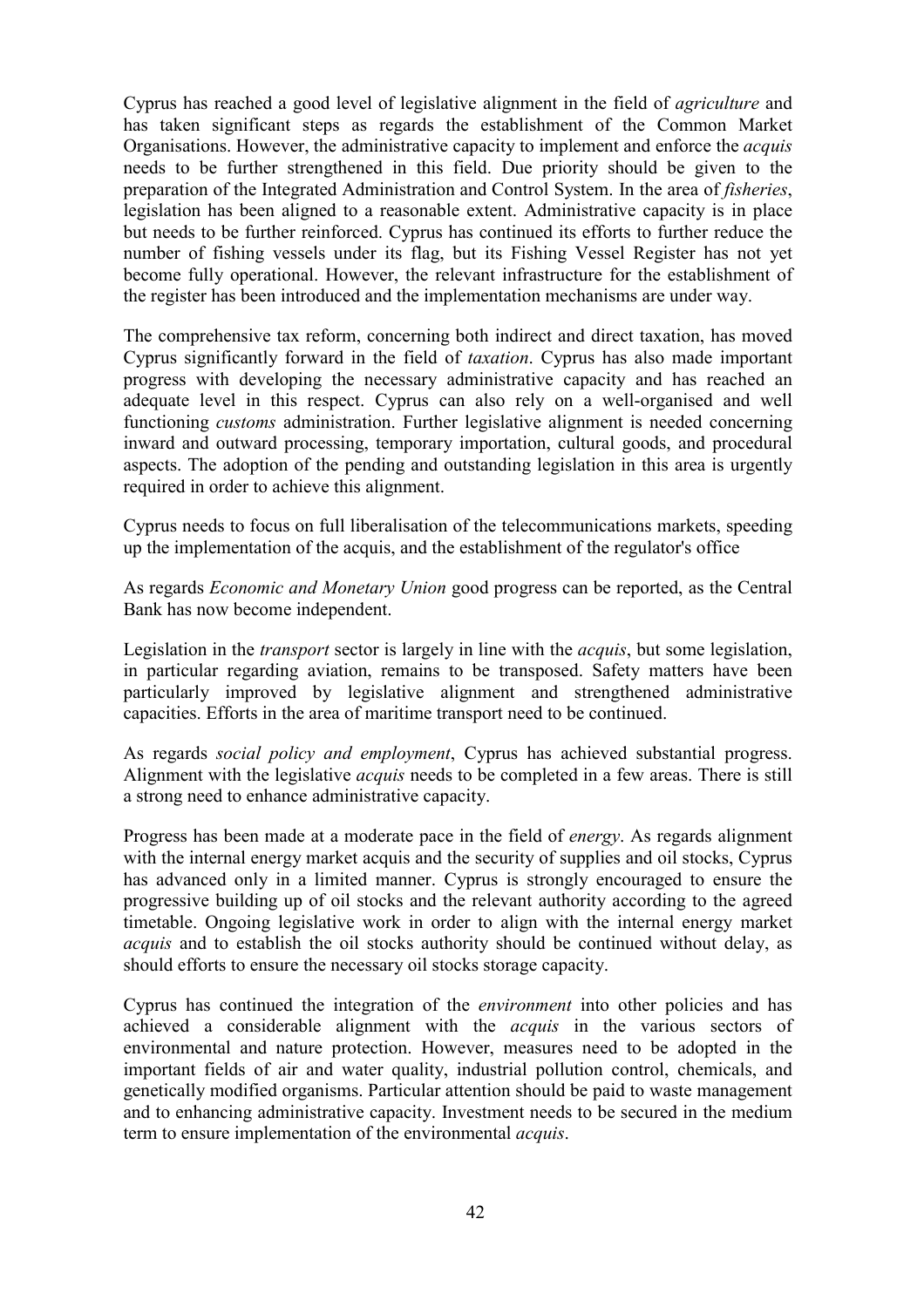Cyprus has reached a good level of legislative alignment in the field of *agriculture* and has taken significant steps as regards the establishment of the Common Market Organisations. However, the administrative capacity to implement and enforce the *acquis* needs to be further strengthened in this field. Due priority should be given to the preparation of the Integrated Administration and Control System. In the area of *fisheries*, legislation has been aligned to a reasonable extent. Administrative capacity is in place but needs to be further reinforced. Cyprus has continued its efforts to further reduce the number of fishing vessels under its flag, but its Fishing Vessel Register has not yet become fully operational. However, the relevant infrastructure for the establishment of the register has been introduced and the implementation mechanisms are under way.

The comprehensive tax reform, concerning both indirect and direct taxation, has moved Cyprus significantly forward in the field of *taxation*. Cyprus has also made important progress with developing the necessary administrative capacity and has reached an adequate level in this respect. Cyprus can also rely on a well-organised and well functioning *customs* administration. Further legislative alignment is needed concerning inward and outward processing, temporary importation, cultural goods, and procedural aspects. The adoption of the pending and outstanding legislation in this area is urgently required in order to achieve this alignment.

Cyprus needs to focus on full liberalisation of the telecommunications markets, speeding up the implementation of the acquis, and the establishment of the regulator's office

As regards *Economic and Monetary Union* good progress can be reported, as the Central Bank has now become independent.

Legislation in the *transport* sector is largely in line with the *acquis*, but some legislation, in particular regarding aviation, remains to be transposed. Safety matters have been particularly improved by legislative alignment and strengthened administrative capacities. Efforts in the area of maritime transport need to be continued.

As regards *social policy and employment*, Cyprus has achieved substantial progress. Alignment with the legislative *acquis* needs to be completed in a few areas. There is still a strong need to enhance administrative capacity.

Progress has been made at a moderate pace in the field of *energy*. As regards alignment with the internal energy market acquis and the security of supplies and oil stocks, Cyprus has advanced only in a limited manner. Cyprus is strongly encouraged to ensure the progressive building up of oil stocks and the relevant authority according to the agreed timetable. Ongoing legislative work in order to align with the internal energy market *acquis* and to establish the oil stocks authority should be continued without delay, as should efforts to ensure the necessary oil stocks storage capacity.

Cyprus has continued the integration of the *environment* into other policies and has achieved a considerable alignment with the *acquis* in the various sectors of environmental and nature protection. However, measures need to be adopted in the important fields of air and water quality, industrial pollution control, chemicals, and genetically modified organisms. Particular attention should be paid to waste management and to enhancing administrative capacity. Investment needs to be secured in the medium term to ensure implementation of the environmental *acquis*.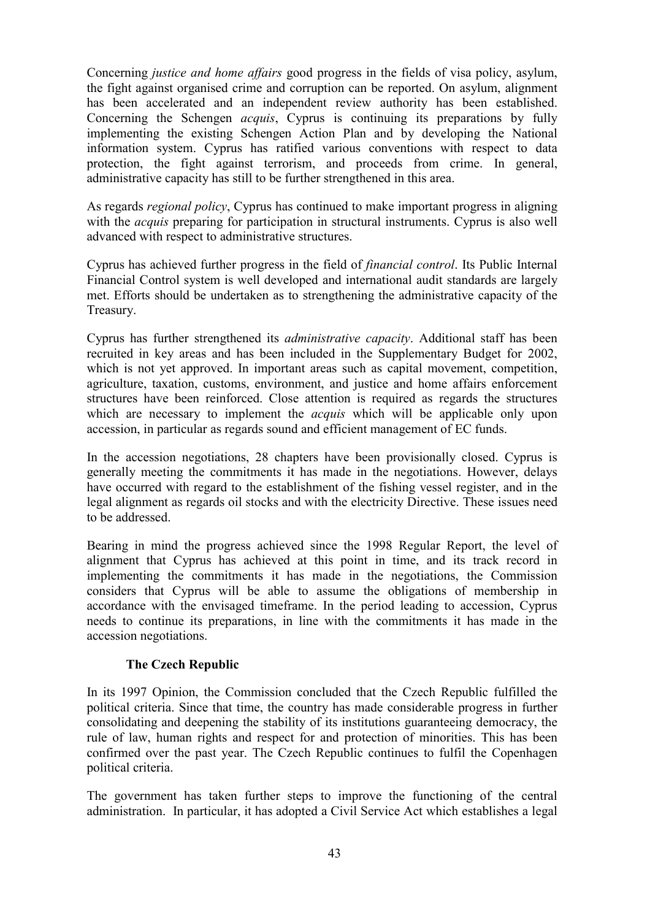Concerning *justice and home affairs* good progress in the fields of visa policy, asylum, the fight against organised crime and corruption can be reported. On asylum, alignment has been accelerated and an independent review authority has been established. Concerning the Schengen *acquis*, Cyprus is continuing its preparations by fully implementing the existing Schengen Action Plan and by developing the National information system. Cyprus has ratified various conventions with respect to data protection, the fight against terrorism, and proceeds from crime. In general, administrative capacity has still to be further strengthened in this area.

As regards *regional policy*, Cyprus has continued to make important progress in aligning with the *acquis* preparing for participation in structural instruments. Cyprus is also well advanced with respect to administrative structures.

Cyprus has achieved further progress in the field of *financial control*. Its Public Internal Financial Control system is well developed and international audit standards are largely met. Efforts should be undertaken as to strengthening the administrative capacity of the Treasury.

Cyprus has further strengthened its *administrative capacity*. Additional staff has been recruited in key areas and has been included in the Supplementary Budget for 2002, which is not yet approved. In important areas such as capital movement, competition, agriculture, taxation, customs, environment, and justice and home affairs enforcement structures have been reinforced. Close attention is required as regards the structures which are necessary to implement the *acquis* which will be applicable only upon accession, in particular as regards sound and efficient management of EC funds.

In the accession negotiations, 28 chapters have been provisionally closed. Cyprus is generally meeting the commitments it has made in the negotiations. However, delays have occurred with regard to the establishment of the fishing vessel register, and in the legal alignment as regards oil stocks and with the electricity Directive. These issues need to be addressed.

Bearing in mind the progress achieved since the 1998 Regular Report, the level of alignment that Cyprus has achieved at this point in time, and its track record in implementing the commitments it has made in the negotiations, the Commission considers that Cyprus will be able to assume the obligations of membership in accordance with the envisaged timeframe. In the period leading to accession, Cyprus needs to continue its preparations, in line with the commitments it has made in the accession negotiations.

### The Czech Republic

In its 1997 Opinion, the Commission concluded that the Czech Republic fulfilled the political criteria. Since that time, the country has made considerable progress in further consolidating and deepening the stability of its institutions guaranteeing democracy, the rule of law, human rights and respect for and protection of minorities. This has been confirmed over the past year. The Czech Republic continues to fulfil the Copenhagen political criteria.

The government has taken further steps to improve the functioning of the central administration. In particular, it has adopted a Civil Service Act which establishes a legal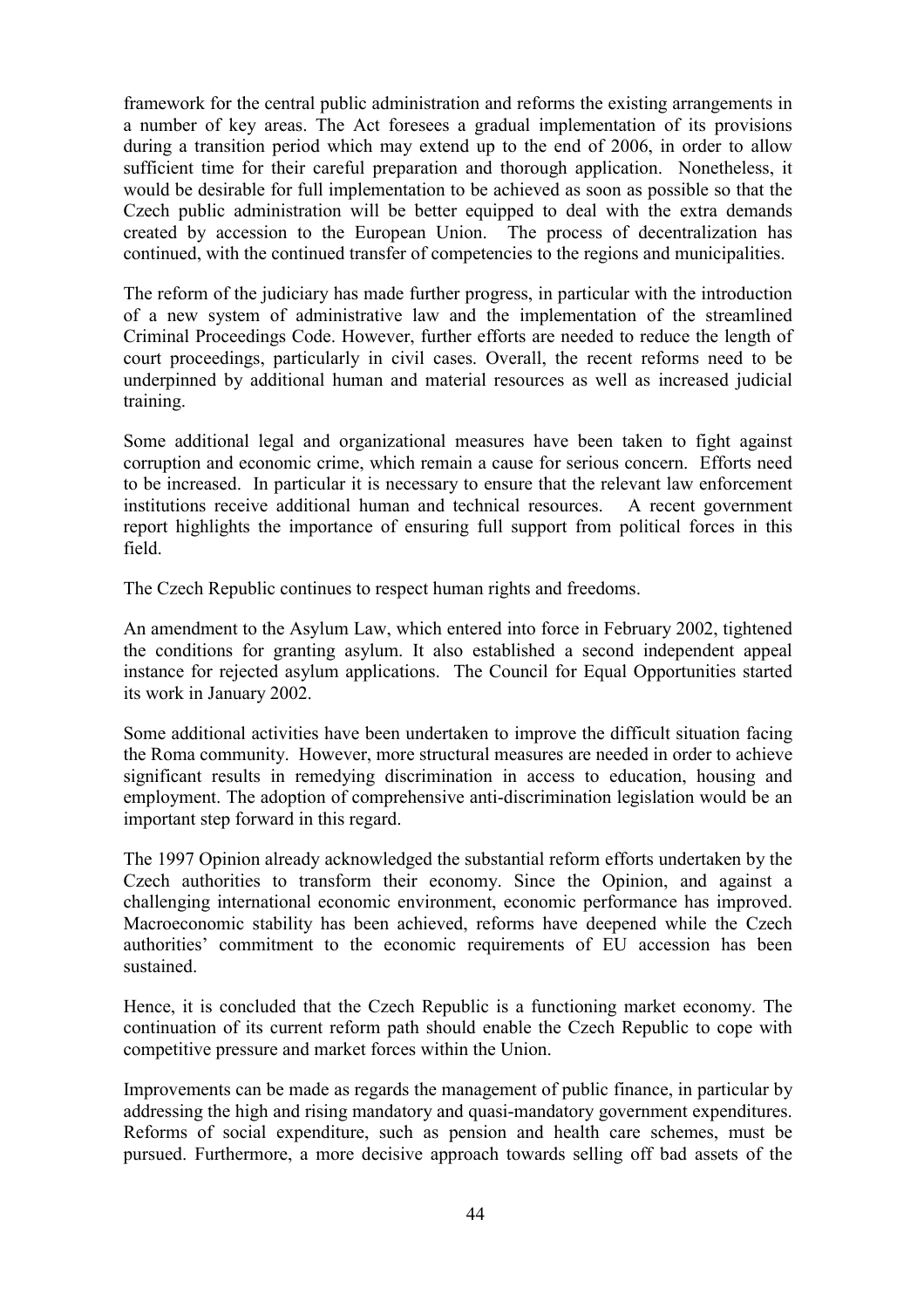framework for the central public administration and reforms the existing arrangements in a number of key areas. The Act foresees a gradual implementation of its provisions during a transition period which may extend up to the end of 2006, in order to allow sufficient time for their careful preparation and thorough application. Nonetheless, it would be desirable for full implementation to be achieved as soon as possible so that the Czech public administration will be better equipped to deal with the extra demands created by accession to the European Union. The process of decentralization has continued, with the continued transfer of competencies to the regions and municipalities.

The reform of the judiciary has made further progress, in particular with the introduction of a new system of administrative law and the implementation of the streamlined Criminal Proceedings Code. However, further efforts are needed to reduce the length of court proceedings, particularly in civil cases. Overall, the recent reforms need to be underpinned by additional human and material resources as well as increased judicial training.

Some additional legal and organizational measures have been taken to fight against corruption and economic crime, which remain a cause for serious concern. Efforts need to be increased. In particular it is necessary to ensure that the relevant law enforcement institutions receive additional human and technical resources. A recent government report highlights the importance of ensuring full support from political forces in this field.

The Czech Republic continues to respect human rights and freedoms.

An amendment to the Asylum Law, which entered into force in February 2002, tightened the conditions for granting asylum. It also established a second independent appeal instance for rejected asylum applications. The Council for Equal Opportunities started its work in January 2002.

Some additional activities have been undertaken to improve the difficult situation facing the Roma community. However, more structural measures are needed in order to achieve significant results in remedying discrimination in access to education, housing and employment. The adoption of comprehensive anti-discrimination legislation would be an important step forward in this regard.

The 1997 Opinion already acknowledged the substantial reform efforts undertaken by the Czech authorities to transform their economy. Since the Opinion, and against a challenging international economic environment, economic performance has improved. Macroeconomic stability has been achieved, reforms have deepened while the Czech authorities' commitment to the economic requirements of EU accession has been sustained.

Hence, it is concluded that the Czech Republic is a functioning market economy. The continuation of its current reform path should enable the Czech Republic to cope with competitive pressure and market forces within the Union.

Improvements can be made as regards the management of public finance, in particular by addressing the high and rising mandatory and quasi-mandatory government expenditures. Reforms of social expenditure, such as pension and health care schemes, must be pursued. Furthermore, a more decisive approach towards selling off bad assets of the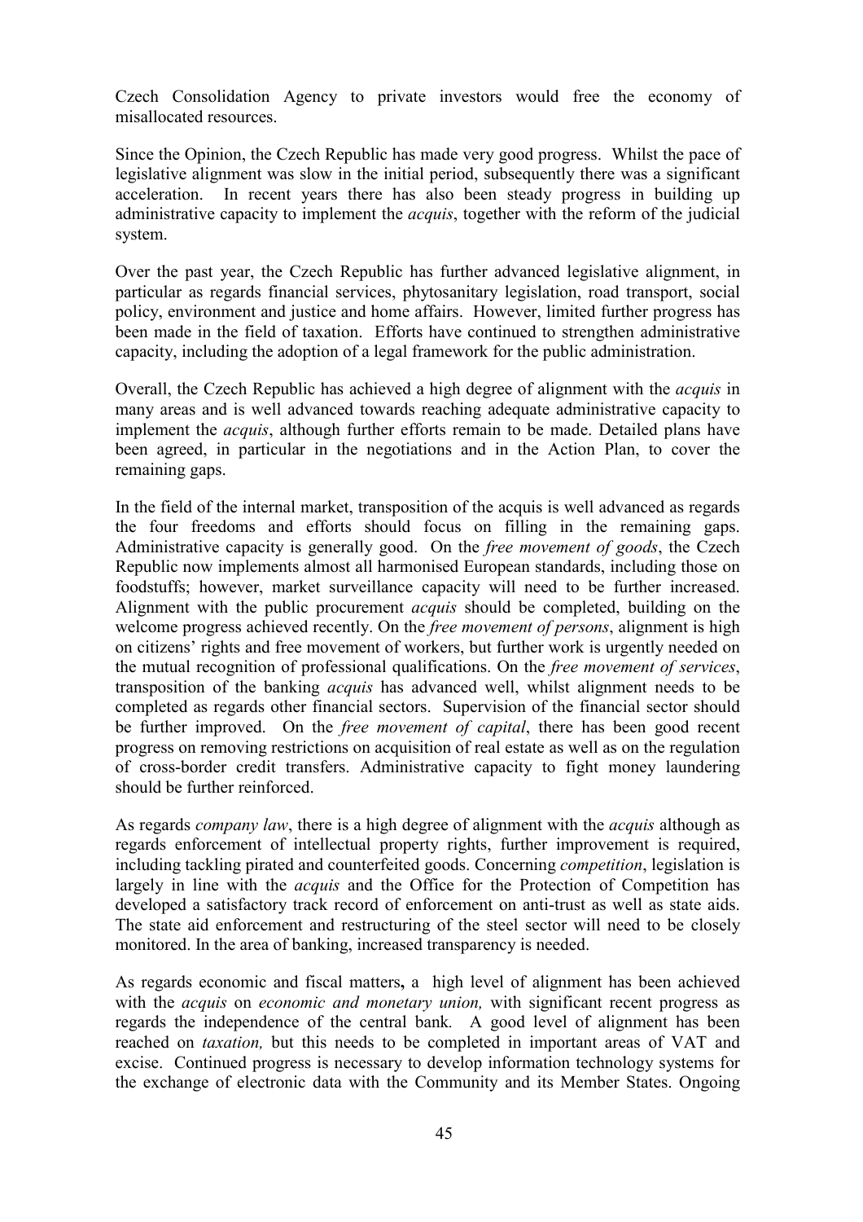Czech Consolidation Agency to private investors would free the economy of misallocated resources.

Since the Opinion, the Czech Republic has made very good progress. Whilst the pace of legislative alignment was slow in the initial period, subsequently there was a significant acceleration. In recent years there has also been steady progress in building up administrative capacity to implement the *acquis*, together with the reform of the judicial system.

Over the past year, the Czech Republic has further advanced legislative alignment, in particular as regards financial services, phytosanitary legislation, road transport, social policy, environment and justice and home affairs. However, limited further progress has been made in the field of taxation. Efforts have continued to strengthen administrative capacity, including the adoption of a legal framework for the public administration.

Overall, the Czech Republic has achieved a high degree of alignment with the *acquis* in many areas and is well advanced towards reaching adequate administrative capacity to implement the *acquis*, although further efforts remain to be made. Detailed plans have been agreed, in particular in the negotiations and in the Action Plan, to cover the remaining gaps.

In the field of the internal market, transposition of the acquis is well advanced as regards the four freedoms and efforts should focus on filling in the remaining gaps. Administrative capacity is generally good. On the *free movement of goods*, the Czech Republic now implements almost all harmonised European standards, including those on foodstuffs; however, market surveillance capacity will need to be further increased. Alignment with the public procurement *acquis* should be completed, building on the welcome progress achieved recently. On the *free movement of persons*, alignment is high on citizens' rights and free movement of workers, but further work is urgently needed on the mutual recognition of professional qualifications. On the *free movement of services*, transposition of the banking *acquis* has advanced well, whilst alignment needs to be completed as regards other financial sectors. Supervision of the financial sector should be further improved. On the *free movement of capital*, there has been good recent progress on removing restrictions on acquisition of real estate as well as on the regulation of cross-border credit transfers. Administrative capacity to fight money laundering should be further reinforced.

As regards *company law*, there is a high degree of alignment with the *acquis* although as regards enforcement of intellectual property rights, further improvement is required, including tackling pirated and counterfeited goods. Concerning *competition*, legislation is largely in line with the *acquis* and the Office for the Protection of Competition has developed a satisfactory track record of enforcement on anti-trust as well as state aids. The state aid enforcement and restructuring of the steel sector will need to be closely monitored. In the area of banking, increased transparency is needed.

As regards economic and fiscal matters**,** a high level of alignment has been achieved with the *acquis* on *economic and monetary union,* with significant recent progress as regards the independence of the central bank*.* A good level of alignment has been reached on *taxation,* but this needs to be completed in important areas of VAT and excise. Continued progress is necessary to develop information technology systems for the exchange of electronic data with the Community and its Member States. Ongoing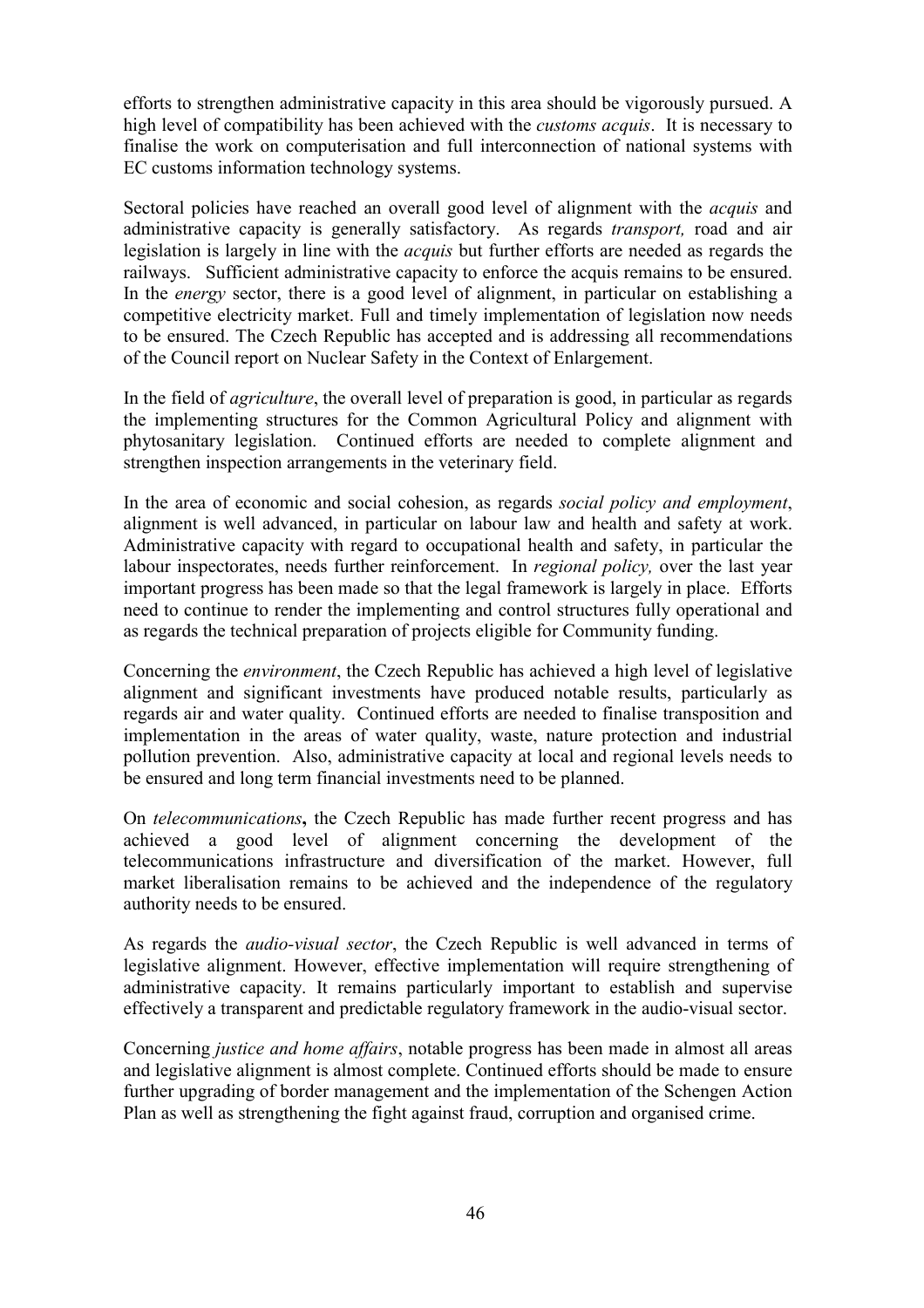efforts to strengthen administrative capacity in this area should be vigorously pursued. A high level of compatibility has been achieved with the *customs acquis*. It is necessary to finalise the work on computerisation and full interconnection of national systems with EC customs information technology systems.

Sectoral policies have reached an overall good level of alignment with the *acquis* and administrative capacity is generally satisfactory. As regards *transport,* road and air legislation is largely in line with the *acquis* but further efforts are needed as regards the railways. Sufficient administrative capacity to enforce the acquis remains to be ensured. In the *energy* sector, there is a good level of alignment, in particular on establishing a competitive electricity market. Full and timely implementation of legislation now needs to be ensured. The Czech Republic has accepted and is addressing all recommendations of the Council report on Nuclear Safety in the Context of Enlargement.

In the field of *agriculture*, the overall level of preparation is good, in particular as regards the implementing structures for the Common Agricultural Policy and alignment with phytosanitary legislation. Continued efforts are needed to complete alignment and strengthen inspection arrangements in the veterinary field.

In the area of economic and social cohesion, as regards *social policy and employment*, alignment is well advanced, in particular on labour law and health and safety at work. Administrative capacity with regard to occupational health and safety, in particular the labour inspectorates, needs further reinforcement. In *regional policy,* over the last year important progress has been made so that the legal framework is largely in place. Efforts need to continue to render the implementing and control structures fully operational and as regards the technical preparation of projects eligible for Community funding.

Concerning the *environment*, the Czech Republic has achieved a high level of legislative alignment and significant investments have produced notable results, particularly as regards air and water quality. Continued efforts are needed to finalise transposition and implementation in the areas of water quality, waste, nature protection and industrial pollution prevention. Also, administrative capacity at local and regional levels needs to be ensured and long term financial investments need to be planned.

On *telecommunications***,** the Czech Republic has made further recent progress and has achieved a good level of alignment concerning the development of the telecommunications infrastructure and diversification of the market. However, full market liberalisation remains to be achieved and the independence of the regulatory authority needs to be ensured.

As regards the *audio-visual sector*, the Czech Republic is well advanced in terms of legislative alignment. However, effective implementation will require strengthening of administrative capacity. It remains particularly important to establish and supervise effectively a transparent and predictable regulatory framework in the audio-visual sector.

Concerning *justice and home affairs*, notable progress has been made in almost all areas and legislative alignment is almost complete. Continued efforts should be made to ensure further upgrading of border management and the implementation of the Schengen Action Plan as well as strengthening the fight against fraud, corruption and organised crime.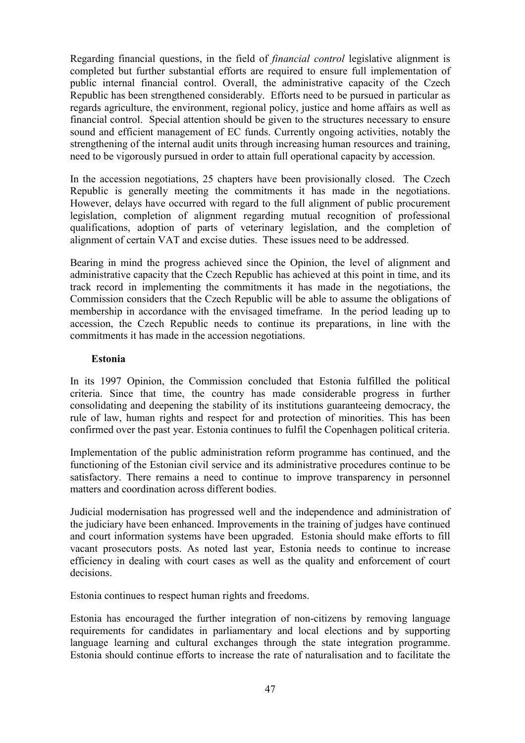Regarding financial questions, in the field of *financial control* legislative alignment is completed but further substantial efforts are required to ensure full implementation of public internal financial control. Overall, the administrative capacity of the Czech Republic has been strengthened considerably. Efforts need to be pursued in particular as regards agriculture, the environment, regional policy, justice and home affairs as well as financial control. Special attention should be given to the structures necessary to ensure sound and efficient management of EC funds. Currently ongoing activities, notably the strengthening of the internal audit units through increasing human resources and training, need to be vigorously pursued in order to attain full operational capacity by accession.

In the accession negotiations, 25 chapters have been provisionally closed. The Czech Republic is generally meeting the commitments it has made in the negotiations. However, delays have occurred with regard to the full alignment of public procurement legislation, completion of alignment regarding mutual recognition of professional qualifications, adoption of parts of veterinary legislation, and the completion of alignment of certain VAT and excise duties. These issues need to be addressed.

Bearing in mind the progress achieved since the Opinion, the level of alignment and administrative capacity that the Czech Republic has achieved at this point in time, and its track record in implementing the commitments it has made in the negotiations, the Commission considers that the Czech Republic will be able to assume the obligations of membership in accordance with the envisaged timeframe. In the period leading up to accession, the Czech Republic needs to continue its preparations, in line with the commitments it has made in the accession negotiations.

**Estonia**

In its 1997 Opinion, the Commission concluded that Estonia fulfilled the political criteria. Since that time, the country has made considerable progress in further consolidating and deepening the stability of its institutions guaranteeing democracy, the rule of law, human rights and respect for and protection of minorities. This has been confirmed over the past year. Estonia continues to fulfil the Copenhagen political criteria.

Implementation of the public administration reform programme has continued, and the functioning of the Estonian civil service and its administrative procedures continue to be satisfactory. There remains a need to continue to improve transparency in personnel matters and coordination across different bodies.

Judicial modernisation has progressed well and the independence and administration of the judiciary have been enhanced. Improvements in the training of judges have continued and court information systems have been upgraded. Estonia should make efforts to fill vacant prosecutors posts. As noted last year, Estonia needs to continue to increase efficiency in dealing with court cases as well as the quality and enforcement of court decisions.

Estonia continues to respect human rights and freedoms.

Estonia has encouraged the further integration of non-citizens by removing language requirements for candidates in parliamentary and local elections and by supporting language learning and cultural exchanges through the state integration programme. Estonia should continue efforts to increase the rate of naturalisation and to facilitate the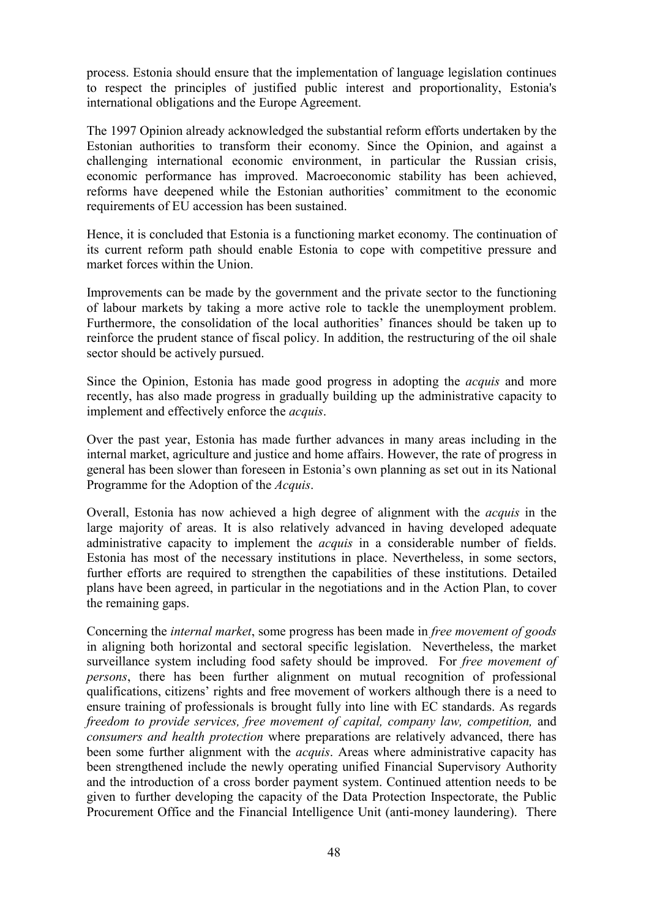process. Estonia should ensure that the implementation of language legislation continues to respect the principles of justified public interest and proportionality, Estonia's international obligations and the Europe Agreement.

The 1997 Opinion already acknowledged the substantial reform efforts undertaken by the Estonian authorities to transform their economy. Since the Opinion, and against a challenging international economic environment, in particular the Russian crisis, economic performance has improved. Macroeconomic stability has been achieved, reforms have deepened while the Estonian authorities' commitment to the economic requirements of EU accession has been sustained.

Hence, it is concluded that Estonia is a functioning market economy. The continuation of its current reform path should enable Estonia to cope with competitive pressure and market forces within the Union.

Improvements can be made by the government and the private sector to the functioning of labour markets by taking a more active role to tackle the unemployment problem. Furthermore, the consolidation of the local authorities' finances should be taken up to reinforce the prudent stance of fiscal policy. In addition, the restructuring of the oil shale sector should be actively pursued.

Since the Opinion, Estonia has made good progress in adopting the *acquis* and more recently, has also made progress in gradually building up the administrative capacity to implement and effectively enforce the *acquis*.

Over the past year, Estonia has made further advances in many areas including in the internal market, agriculture and justice and home affairs. However, the rate of progress in general has been slower than foreseen in Estonia's own planning as set out in its National Programme for the Adoption of the *Acquis*.

Overall, Estonia has now achieved a high degree of alignment with the *acquis* in the large majority of areas. It is also relatively advanced in having developed adequate administrative capacity to implement the *acquis* in a considerable number of fields. Estonia has most of the necessary institutions in place. Nevertheless, in some sectors, further efforts are required to strengthen the capabilities of these institutions. Detailed plans have been agreed, in particular in the negotiations and in the Action Plan, to cover the remaining gaps.

Concerning the *internal market*, some progress has been made in *free movement of goods* in aligning both horizontal and sectoral specific legislation. Nevertheless, the market surveillance system including food safety should be improved. For *free movement of persons*, there has been further alignment on mutual recognition of professional qualifications, citizens' rights and free movement of workers although there is a need to ensure training of professionals is brought fully into line with EC standards. As regards *freedom to provide services, free movement of capital, company law, competition,* and *consumers and health protection* where preparations are relatively advanced, there has been some further alignment with the *acquis*. Areas where administrative capacity has been strengthened include the newly operating unified Financial Supervisory Authority and the introduction of a cross border payment system. Continued attention needs to be given to further developing the capacity of the Data Protection Inspectorate, the Public Procurement Office and the Financial Intelligence Unit (anti-money laundering). There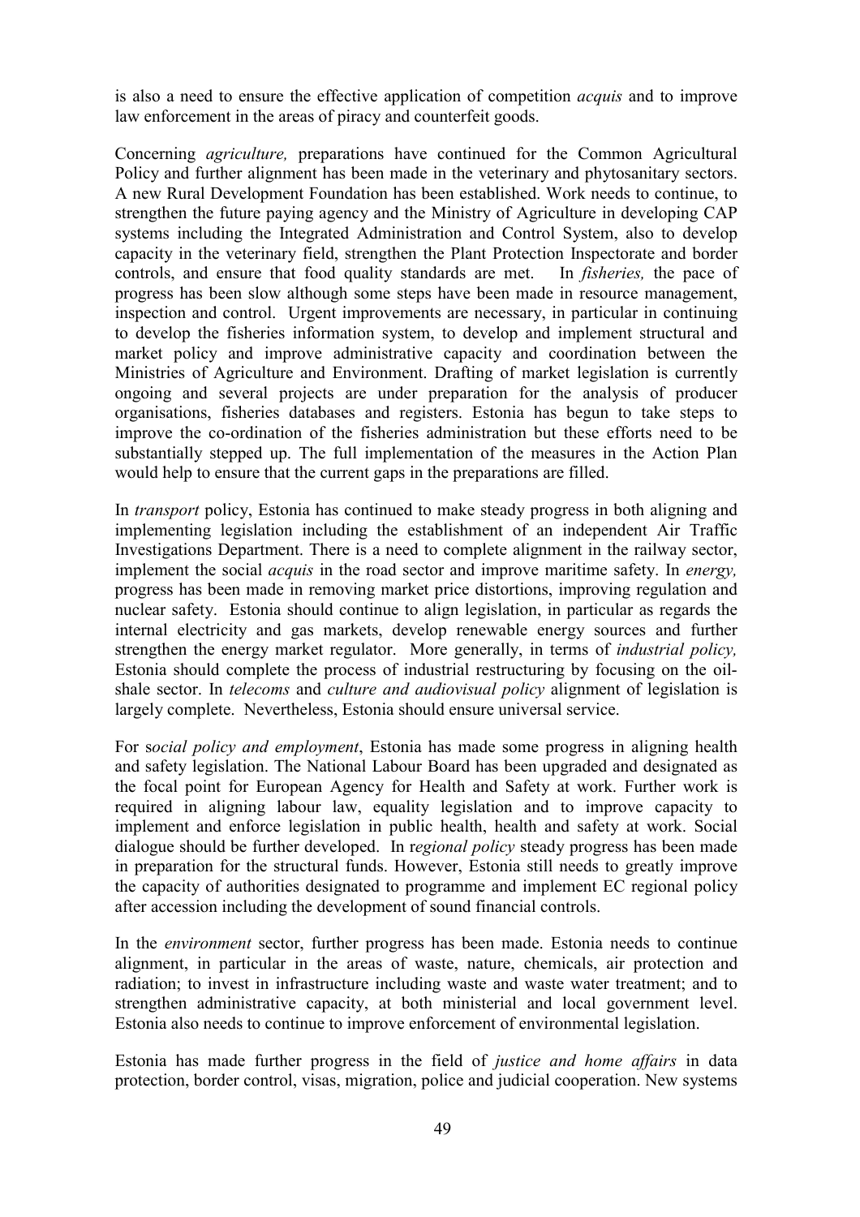is also a need to ensure the effective application of competition *acquis* and to improve law enforcement in the areas of piracy and counterfeit goods.

Concerning *agriculture,* preparations have continued for the Common Agricultural Policy and further alignment has been made in the veterinary and phytosanitary sectors. A new Rural Development Foundation has been established. Work needs to continue, to strengthen the future paying agency and the Ministry of Agriculture in developing CAP systems including the Integrated Administration and Control System, also to develop capacity in the veterinary field, strengthen the Plant Protection Inspectorate and border controls, and ensure that food quality standards are met. In *fisheries,* the pace of progress has been slow although some steps have been made in resource management, inspection and control. Urgent improvements are necessary, in particular in continuing to develop the fisheries information system, to develop and implement structural and market policy and improve administrative capacity and coordination between the Ministries of Agriculture and Environment. Drafting of market legislation is currently ongoing and several projects are under preparation for the analysis of producer organisations, fisheries databases and registers. Estonia has begun to take steps to improve the co-ordination of the fisheries administration but these efforts need to be substantially stepped up. The full implementation of the measures in the Action Plan would help to ensure that the current gaps in the preparations are filled.

In *transport* policy, Estonia has continued to make steady progress in both aligning and implementing legislation including the establishment of an independent Air Traffic Investigations Department. There is a need to complete alignment in the railway sector, implement the social *acquis* in the road sector and improve maritime safety. In *energy,* progress has been made in removing market price distortions, improving regulation and nuclear safety. Estonia should continue to align legislation, in particular as regards the internal electricity and gas markets, develop renewable energy sources and further strengthen the energy market regulator. More generally, in terms of *industrial policy,* Estonia should complete the process of industrial restructuring by focusing on the oil-shale sector. In *telecoms* and *culture and audiovisual policy* alignment of legislation is largely complete. Nevertheless, Estonia should ensure universal service.

For s*ocial policy and employment*, Estonia has made some progress in aligning health and safety legislation. The National Labour Board has been upgraded and designated as the focal point for European Agency for Health and Safety at work. Further work is required in aligning labour law, equality legislation and to improve capacity to implement and enforce legislation in public health, health and safety at work. Social dialogue should be further developed. In r*egional policy* steady progress has been made in preparation for the structural funds. However, Estonia still needs to greatly improve the capacity of authorities designated to programme and implement EC regional policy after accession including the development of sound financial controls.

In the *environment* sector, further progress has been made. Estonia needs to continue alignment, in particular in the areas of waste, nature, chemicals, air protection and radiation; to invest in infrastructure including waste and waste water treatment; and to strengthen administrative capacity, at both ministerial and local government level. Estonia also needs to continue to improve enforcement of environmental legislation.

Estonia has made further progress in the field of *justice and home affairs* in data protection, border control, visas, migration, police and judicial cooperation. New systems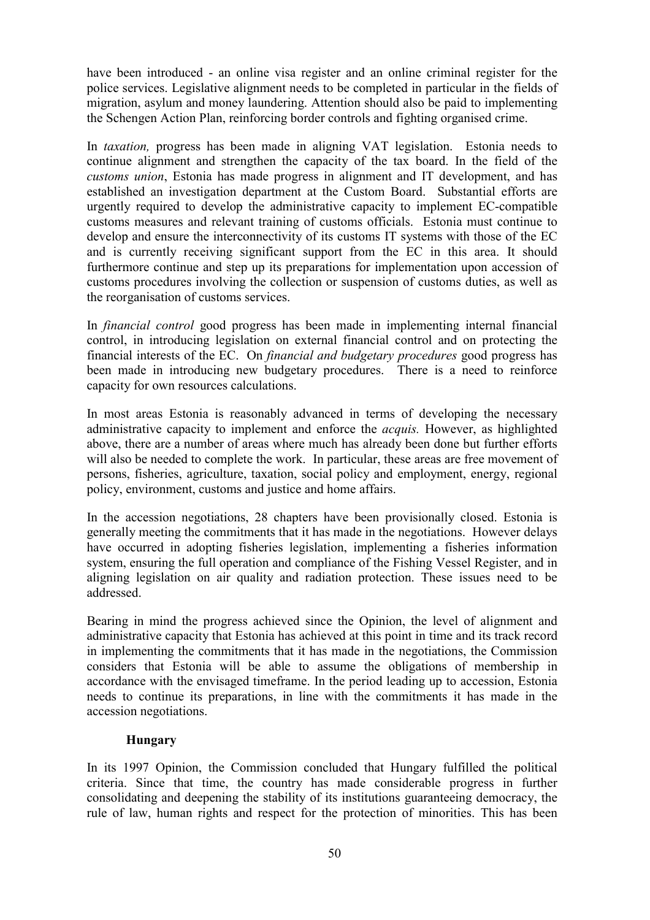have been introduced - an online visa register and an online criminal register for the police services. Legislative alignment needs to be completed in particular in the fields of migration, asylum and money laundering. Attention should also be paid to implementing the Schengen Action Plan, reinforcing border controls and fighting organised crime.

In *taxation,* progress has been made in aligning VAT legislation. Estonia needs to continue alignment and strengthen the capacity of the tax board. In the field of the *customs union*, Estonia has made progress in alignment and IT development, and has established an investigation department at the Custom Board. Substantial efforts are urgently required to develop the administrative capacity to implement EC-compatible customs measures and relevant training of customs officials. Estonia must continue to develop and ensure the interconnectivity of its customs IT systems with those of the EC and is currently receiving significant support from the EC in this area. It should furthermore continue and step up its preparations for implementation upon accession of customs procedures involving the collection or suspension of customs duties, as well as the reorganisation of customs services.

In *financial control* good progress has been made in implementing internal financial control, in introducing legislation on external financial control and on protecting the financial interests of the EC. On *financial and budgetary procedures* good progress has been made in introducing new budgetary procedures. There is a need to reinforce capacity for own resources calculations.

In most areas Estonia is reasonably advanced in terms of developing the necessary administrative capacity to implement and enforce the *acquis.* However, as highlighted above, there are a number of areas where much has already been done but further efforts will also be needed to complete the work. In particular, these areas are free movement of persons, fisheries, agriculture, taxation, social policy and employment, energy, regional policy, environment, customs and justice and home affairs.

In the accession negotiations, 28 chapters have been provisionally closed. Estonia is generally meeting the commitments that it has made in the negotiations. However delays have occurred in adopting fisheries legislation, implementing a fisheries information system, ensuring the full operation and compliance of the Fishing Vessel Register, and in aligning legislation on air quality and radiation protection. These issues need to be addressed.

Bearing in mind the progress achieved since the Opinion, the level of alignment and administrative capacity that Estonia has achieved at this point in time and its track record in implementing the commitments that it has made in the negotiations, the Commission considers that Estonia will be able to assume the obligations of membership in accordance with the envisaged timeframe. In the period leading up to accession, Estonia needs to continue its preparations, in line with the commitments it has made in the accession negotiations.

**Hungary**

In its 1997 Opinion, the Commission concluded that Hungary fulfilled the political criteria. Since that time, the country has made considerable progress in further consolidating and deepening the stability of its institutions guaranteeing democracy, the rule of law, human rights and respect for the protection of minorities. This has been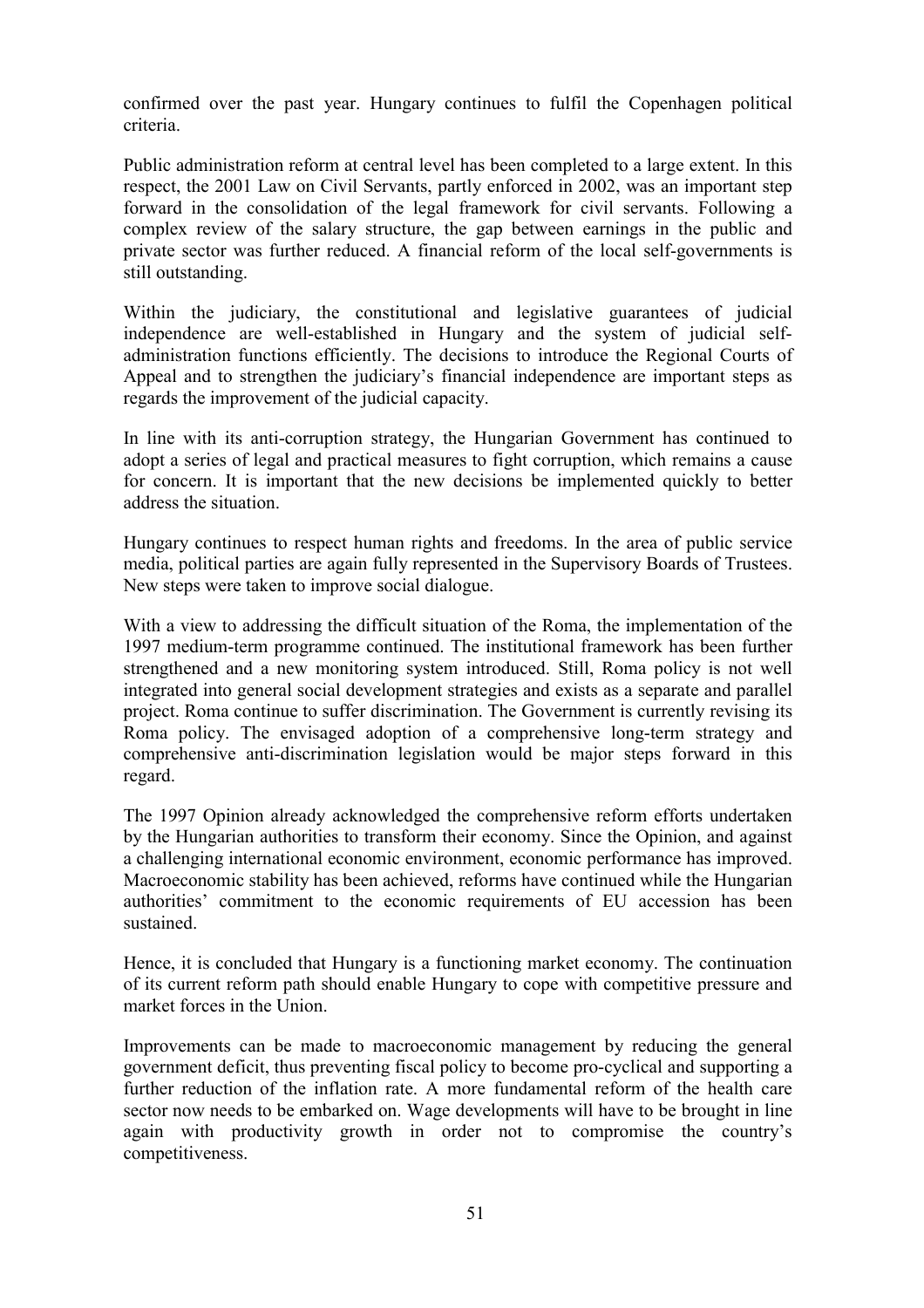confirmed over the past year. Hungary continues to fulfil the Copenhagen political criteria.

Public administration reform at central level has been completed to a large extent. In this respect, the 2001 Law on Civil Servants, partly enforced in 2002, was an important step forward in the consolidation of the legal framework for civil servants. Following a complex review of the salary structure, the gap between earnings in the public and private sector was further reduced. A financial reform of the local self-governments is still outstanding.

Within the judiciary, the constitutional and legislative guarantees of judicial independence are well-established in Hungary and the system of judicial self-administration functions efficiently. The decisions to introduce the Regional Courts of Appeal and to strengthen the judiciary's financial independence are important steps as regards the improvement of the judicial capacity.

In line with its anti-corruption strategy, the Hungarian Government has continued to adopt a series of legal and practical measures to fight corruption, which remains a cause for concern. It is important that the new decisions be implemented quickly to better address the situation.

Hungary continues to respect human rights and freedoms. In the area of public service media, political parties are again fully represented in the Supervisory Boards of Trustees. New steps were taken to improve social dialogue.

With a view to addressing the difficult situation of the Roma, the implementation of the 1997 medium-term programme continued. The institutional framework has been further strengthened and a new monitoring system introduced. Still, Roma policy is not well integrated into general social development strategies and exists as a separate and parallel project. Roma continue to suffer discrimination. The Government is currently revising its Roma policy. The envisaged adoption of a comprehensive long-term strategy and comprehensive anti-discrimination legislation would be major steps forward in this regard.

The 1997 Opinion already acknowledged the comprehensive reform efforts undertaken by the Hungarian authorities to transform their economy. Since the Opinion, and against a challenging international economic environment, economic performance has improved. Macroeconomic stability has been achieved, reforms have continued while the Hungarian authorities' commitment to the economic requirements of EU accession has been sustained.

Hence, it is concluded that Hungary is a functioning market economy. The continuation of its current reform path should enable Hungary to cope with competitive pressure and market forces in the Union.

Improvements can be made to macroeconomic management by reducing the general government deficit, thus preventing fiscal policy to become pro-cyclical and supporting a further reduction of the inflation rate. A more fundamental reform of the health care sector now needs to be embarked on. Wage developments will have to be brought in line again with productivity growth in order not to compromise the country's competitiveness.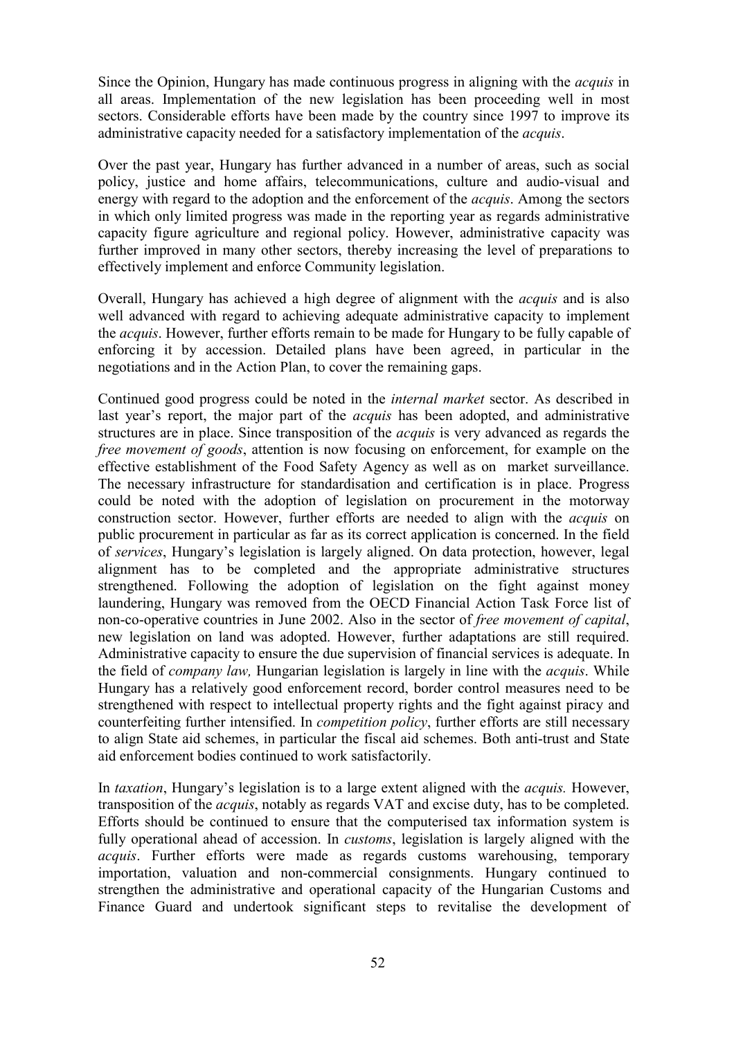Since the Opinion, Hungary has made continuous progress in aligning with the *acquis* in all areas. Implementation of the new legislation has been proceeding well in most sectors. Considerable efforts have been made by the country since 1997 to improve its administrative capacity needed for a satisfactory implementation of the *acquis*.

Over the past year, Hungary has further advanced in a number of areas, such as social policy, justice and home affairs, telecommunications, culture and audio-visual and energy with regard to the adoption and the enforcement of the *acquis*. Among the sectors in which only limited progress was made in the reporting year as regards administrative capacity figure agriculture and regional policy. However, administrative capacity was further improved in many other sectors, thereby increasing the level of preparations to effectively implement and enforce Community legislation.

Overall, Hungary has achieved a high degree of alignment with the *acquis* and is also well advanced with regard to achieving adequate administrative capacity to implement the *acquis*. However, further efforts remain to be made for Hungary to be fully capable of enforcing it by accession. Detailed plans have been agreed, in particular in the negotiations and in the Action Plan, to cover the remaining gaps.

Continued good progress could be noted in the *internal market* sector. As described in last year's report, the major part of the *acquis* has been adopted, and administrative structures are in place. Since transposition of the *acquis* is very advanced as regards the *free movement of goods*, attention is now focusing on enforcement, for example on the effective establishment of the Food Safety Agency as well as on market surveillance. The necessary infrastructure for standardisation and certification is in place. Progress could be noted with the adoption of legislation on procurement in the motorway construction sector. However, further efforts are needed to align with the *acquis* on public procurement in particular as far as its correct application is concerned. In the field of *services*, Hungary's legislation is largely aligned. On data protection, however, legal alignment has to be completed and the appropriate administrative structures strengthened. Following the adoption of legislation on the fight against money laundering, Hungary was removed from the OECD Financial Action Task Force list of non-co-operative countries in June 2002. Also in the sector of *free movement of capital*, new legislation on land was adopted. However, further adaptations are still required. Administrative capacity to ensure the due supervision of financial services is adequate. In the field of *company law,* Hungarian legislation is largely in line with the *acquis*. While Hungary has a relatively good enforcement record, border control measures need to be strengthened with respect to intellectual property rights and the fight against piracy and counterfeiting further intensified. In *competition policy*, further efforts are still necessary to align State aid schemes, in particular the fiscal aid schemes. Both anti-trust and State aid enforcement bodies continued to work satisfactorily.

In *taxation*, Hungary's legislation is to a large extent aligned with the *acquis.* However, transposition of the *acquis*, notably as regards VAT and excise duty, has to be completed. Efforts should be continued to ensure that the computerised tax information system is fully operational ahead of accession. In *customs*, legislation is largely aligned with the *acquis*. Further efforts were made as regards customs warehousing, temporary importation, valuation and non-commercial consignments. Hungary continued to strengthen the administrative and operational capacity of the Hungarian Customs and Finance Guard and undertook significant steps to revitalise the development of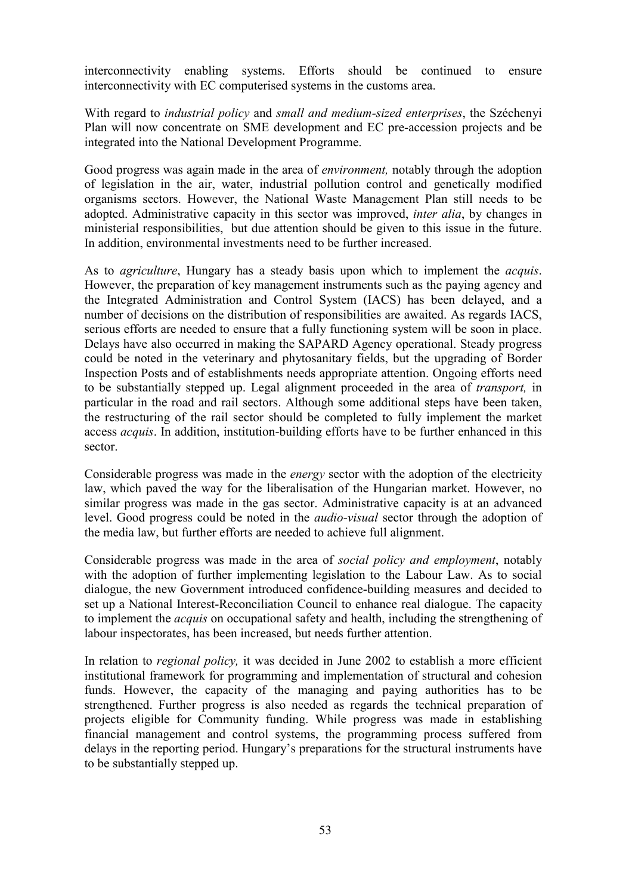interconnectivity enabling systems. Efforts should be continued to ensure interconnectivity with EC computerised systems in the customs area.

With regard to *industrial policy* and *small and medium-sized enterprises*, the Széchenyi Plan will now concentrate on SME development and EC pre-accession projects and be integrated into the National Development Programme.

Good progress was again made in the area of *environment,* notably through the adoption of legislation in the air, water, industrial pollution control and genetically modified organisms sectors. However, the National Waste Management Plan still needs to be adopted. Administrative capacity in this sector was improved, *inter alia*, by changes in ministerial responsibilities, but due attention should be given to this issue in the future. In addition, environmental investments need to be further increased.

As to *agriculture*, Hungary has a steady basis upon which to implement the *acquis*. However, the preparation of key management instruments such as the paying agency and the Integrated Administration and Control System (IACS) has been delayed, and a number of decisions on the distribution of responsibilities are awaited. As regards IACS, serious efforts are needed to ensure that a fully functioning system will be soon in place. Delays have also occurred in making the SAPARD Agency operational. Steady progress could be noted in the veterinary and phytosanitary fields, but the upgrading of Border Inspection Posts and of establishments needs appropriate attention. Ongoing efforts need to be substantially stepped up. Legal alignment proceeded in the area of *transport,* in particular in the road and rail sectors. Although some additional steps have been taken, the restructuring of the rail sector should be completed to fully implement the market access *acquis*. In addition, institution-building efforts have to be further enhanced in this sector.

Considerable progress was made in the *energy* sector with the adoption of the electricity law, which paved the way for the liberalisation of the Hungarian market. However, no similar progress was made in the gas sector. Administrative capacity is at an advanced level. Good progress could be noted in the *audio-visual* sector through the adoption of the media law, but further efforts are needed to achieve full alignment.

Considerable progress was made in the area of *social policy and employment*, notably with the adoption of further implementing legislation to the Labour Law. As to social dialogue, the new Government introduced confidence-building measures and decided to set up a National Interest-Reconciliation Council to enhance real dialogue. The capacity to implement the *acquis* on occupational safety and health, including the strengthening of labour inspectorates, has been increased, but needs further attention.

In relation to *regional policy,* it was decided in June 2002 to establish a more efficient institutional framework for programming and implementation of structural and cohesion funds. However, the capacity of the managing and paying authorities has to be strengthened. Further progress is also needed as regards the technical preparation of projects eligible for Community funding. While progress was made in establishing financial management and control systems, the programming process suffered from delays in the reporting period. Hungary's preparations for the structural instruments have to be substantially stepped up.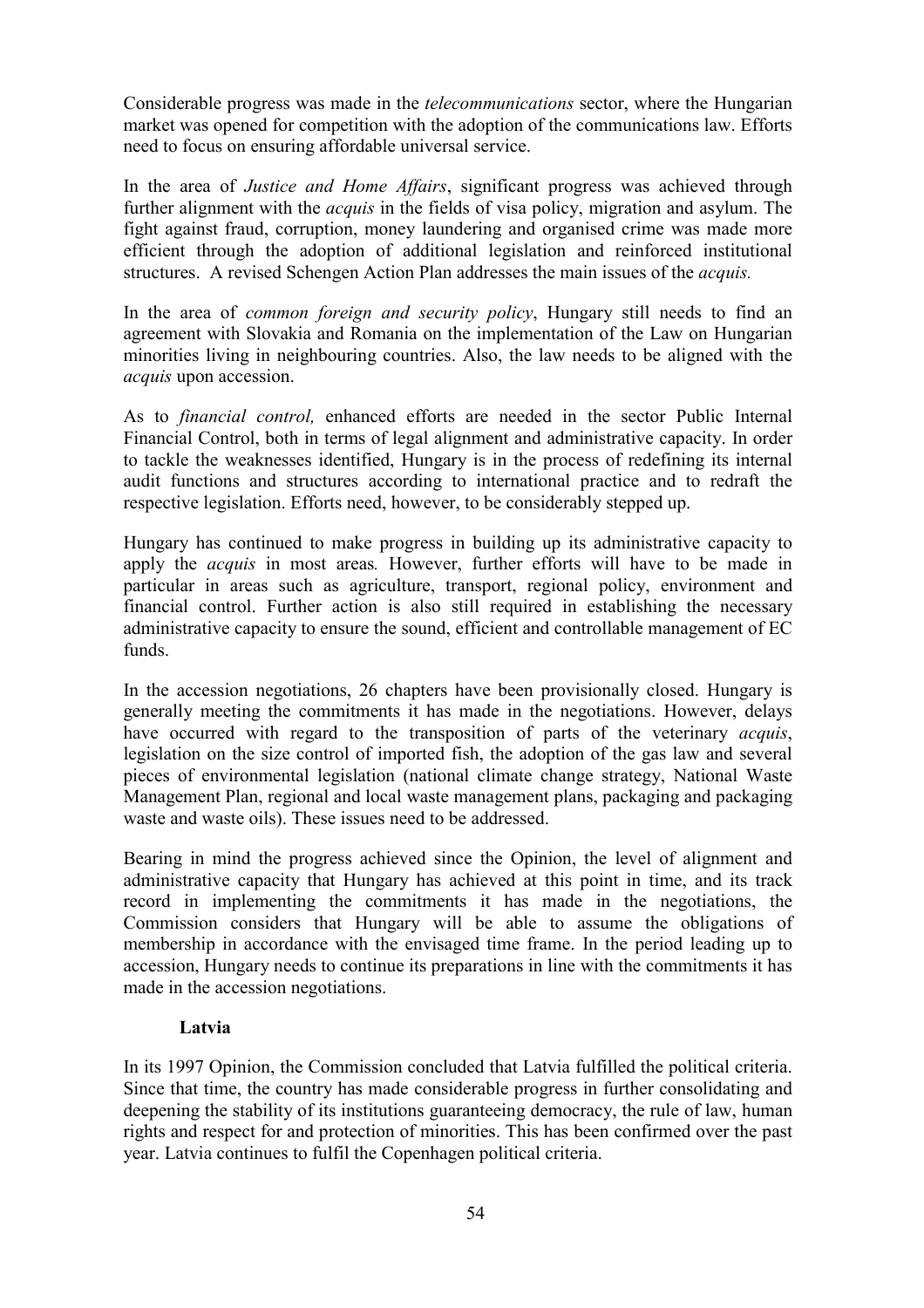Considerable progress was made in the *telecommunications* sector, where the Hungarian market was opened for competition with the adoption of the communications law. Efforts need to focus on ensuring affordable universal service.

In the area of *Justice and Home Affairs*, significant progress was achieved through further alignment with the *acquis* in the fields of visa policy, migration and asylum. The fight against fraud, corruption, money laundering and organised crime was made more efficient through the adoption of additional legislation and reinforced institutional structures. A revised Schengen Action Plan addresses the main issues of the *acquis.*

In the area of *common foreign and security policy*, Hungary still needs to find an agreement with Slovakia and Romania on the implementation of the Law on Hungarian minorities living in neighbouring countries. Also, the law needs to be aligned with the *acquis* upon accession.

As to *financial control,* enhanced efforts are needed in the sector Public Internal Financial Control, both in terms of legal alignment and administrative capacity. In order to tackle the weaknesses identified, Hungary is in the process of redefining its internal audit functions and structures according to international practice and to redraft the respective legislation. Efforts need, however, to be considerably stepped up.

Hungary has continued to make progress in building up its administrative capacity to apply the *acquis* in most areas*.* However, further efforts will have to be made in particular in areas such as agriculture, transport, regional policy, environment and financial control. Further action is also still required in establishing the necessary administrative capacity to ensure the sound, efficient and controllable management of EC funds.

In the accession negotiations, 26 chapters have been provisionally closed. Hungary is generally meeting the commitments it has made in the negotiations. However, delays have occurred with regard to the transposition of parts of the veterinary *acquis*, legislation on the size control of imported fish, the adoption of the gas law and several pieces of environmental legislation (national climate change strategy, National Waste Management Plan, regional and local waste management plans, packaging and packaging waste and waste oils). These issues need to be addressed.

Bearing in mind the progress achieved since the Opinion, the level of alignment and administrative capacity that Hungary has achieved at this point in time, and its track record in implementing the commitments it has made in the negotiations, the Commission considers that Hungary will be able to assume the obligations of membership in accordance with the envisaged time frame. In the period leading up to accession, Hungary needs to continue its preparations in line with the commitments it has made in the accession negotiations.

**Latvia**

In its 1997 Opinion, the Commission concluded that Latvia fulfilled the political criteria. Since that time, the country has made considerable progress in further consolidating and deepening the stability of its institutions guaranteeing democracy, the rule of law, human rights and respect for and protection of minorities. This has been confirmed over the past year. Latvia continues to fulfil the Copenhagen political criteria.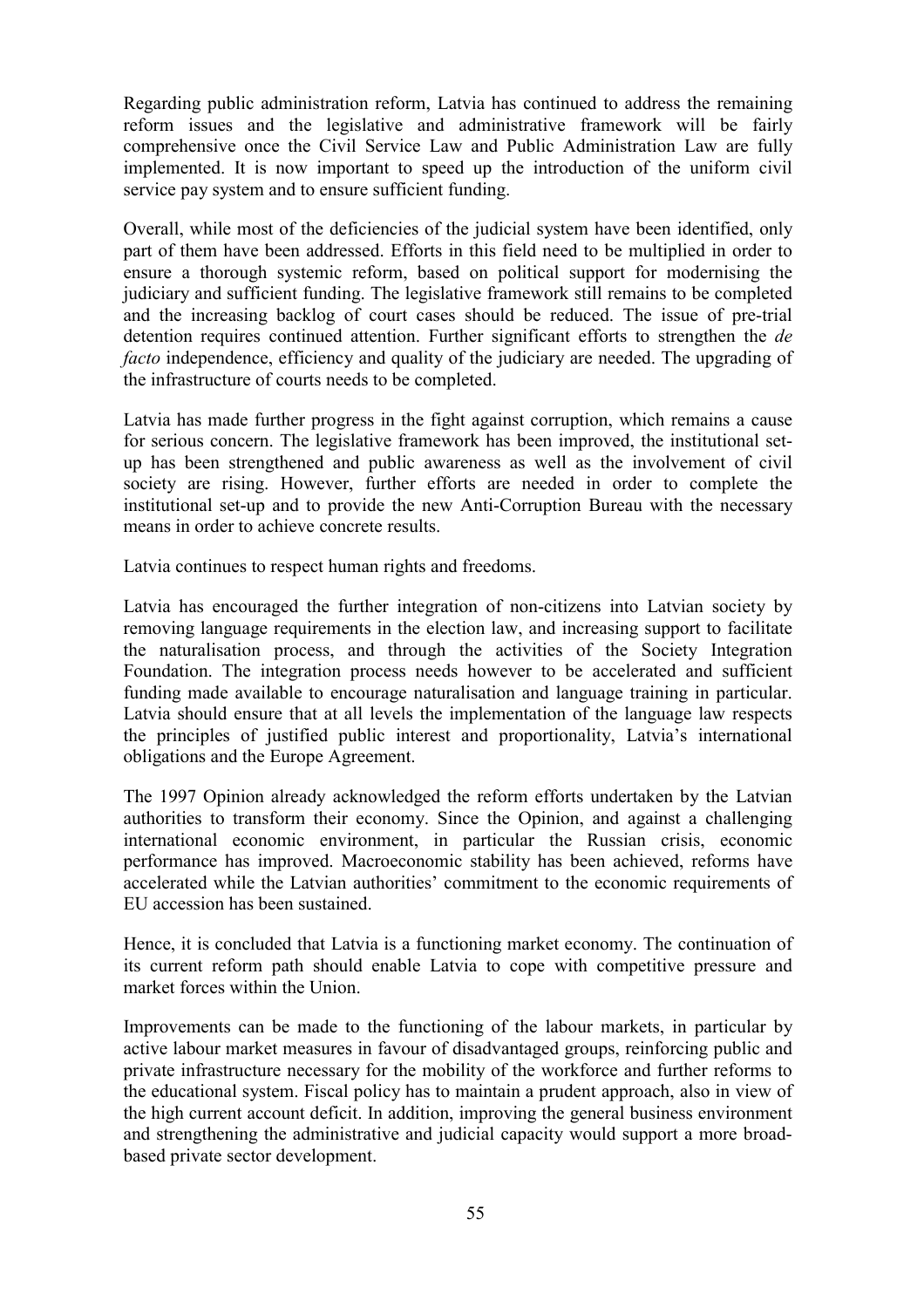Regarding public administration reform, Latvia has continued to address the remaining reform issues and the legislative and administrative framework will be fairly comprehensive once the Civil Service Law and Public Administration Law are fully implemented. It is now important to speed up the introduction of the uniform civil service pay system and to ensure sufficient funding.

Overall, while most of the deficiencies of the judicial system have been identified, only part of them have been addressed. Efforts in this field need to be multiplied in order to ensure a thorough systemic reform, based on political support for modernising the judiciary and sufficient funding. The legislative framework still remains to be completed and the increasing backlog of court cases should be reduced. The issue of pre-trial detention requires continued attention. Further significant efforts to strengthen the *de facto* independence, efficiency and quality of the judiciary are needed. The upgrading of the infrastructure of courts needs to be completed.

Latvia has made further progress in the fight against corruption, which remains a cause for serious concern. The legislative framework has been improved, the institutional set-up has been strengthened and public awareness as well as the involvement of civil society are rising. However, further efforts are needed in order to complete the institutional set-up and to provide the new Anti-Corruption Bureau with the necessary means in order to achieve concrete results.

Latvia continues to respect human rights and freedoms.

Latvia has encouraged the further integration of non-citizens into Latvian society by removing language requirements in the election law, and increasing support to facilitate the naturalisation process, and through the activities of the Society Integration Foundation. The integration process needs however to be accelerated and sufficient funding made available to encourage naturalisation and language training in particular. Latvia should ensure that at all levels the implementation of the language law respects the principles of justified public interest and proportionality, Latvia's international obligations and the Europe Agreement.

The 1997 Opinion already acknowledged the reform efforts undertaken by the Latvian authorities to transform their economy. Since the Opinion, and against a challenging international economic environment, in particular the Russian crisis, economic performance has improved. Macroeconomic stability has been achieved, reforms have accelerated while the Latvian authorities' commitment to the economic requirements of EU accession has been sustained.

Hence, it is concluded that Latvia is a functioning market economy. The continuation of its current reform path should enable Latvia to cope with competitive pressure and market forces within the Union.

Improvements can be made to the functioning of the labour markets, in particular by active labour market measures in favour of disadvantaged groups, reinforcing public and private infrastructure necessary for the mobility of the workforce and further reforms to the educational system. Fiscal policy has to maintain a prudent approach, also in view of the high current account deficit. In addition, improving the general business environment and strengthening the administrative and judicial capacity would support a more broad-based private sector development.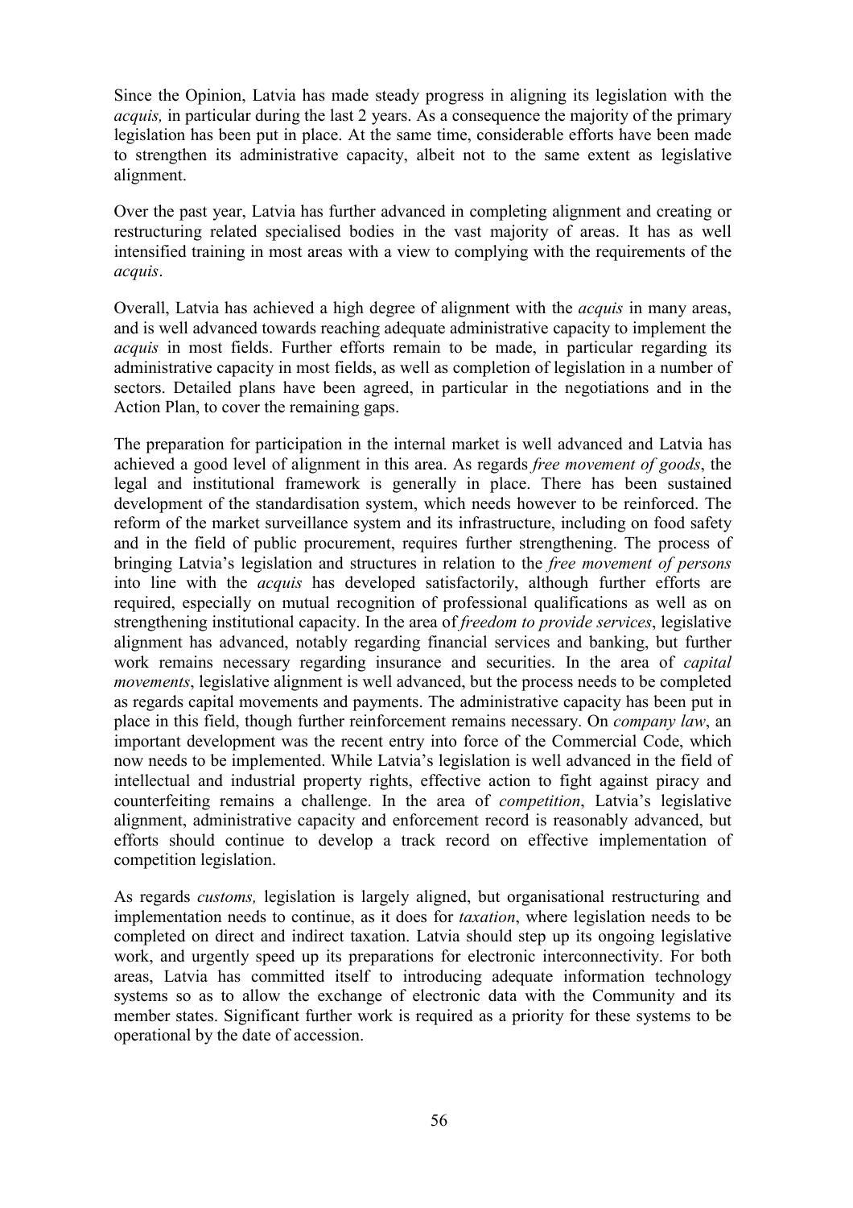Since the Opinion, Latvia has made steady progress in aligning its legislation with the *acquis,* in particular during the last 2 years. As a consequence the majority of the primary legislation has been put in place. At the same time, considerable efforts have been made to strengthen its administrative capacity, albeit not to the same extent as legislative alignment.

Over the past year, Latvia has further advanced in completing alignment and creating or restructuring related specialised bodies in the vast majority of areas. It has as well intensified training in most areas with a view to complying with the requirements of the *acquis*.

Overall, Latvia has achieved a high degree of alignment with the *acquis* in many areas, and is well advanced towards reaching adequate administrative capacity to implement the *acquis* in most fields. Further efforts remain to be made, in particular regarding its administrative capacity in most fields, as well as completion of legislation in a number of sectors. Detailed plans have been agreed, in particular in the negotiations and in the Action Plan, to cover the remaining gaps.

The preparation for participation in the internal market is well advanced and Latvia has achieved a good level of alignment in this area. As regards *free movement of goods*, the legal and institutional framework is generally in place. There has been sustained development of the standardisation system, which needs however to be reinforced. The reform of the market surveillance system and its infrastructure, including on food safety and in the field of public procurement, requires further strengthening. The process of bringing Latvia's legislation and structures in relation to the *free movement of persons* into line with the *acquis* has developed satisfactorily, although further efforts are required, especially on mutual recognition of professional qualifications as well as on strengthening institutional capacity. In the area of *freedom to provide services*, legislative alignment has advanced, notably regarding financial services and banking, but further work remains necessary regarding insurance and securities. In the area of *capital movements*, legislative alignment is well advanced, but the process needs to be completed as regards capital movements and payments. The administrative capacity has been put in place in this field, though further reinforcement remains necessary. On *company law*, an important development was the recent entry into force of the Commercial Code, which now needs to be implemented. While Latvia's legislation is well advanced in the field of intellectual and industrial property rights, effective action to fight against piracy and counterfeiting remains a challenge. In the area of *competition*, Latvia's legislative alignment, administrative capacity and enforcement record is reasonably advanced, but efforts should continue to develop a track record on effective implementation of competition legislation.

As regards *customs,* legislation is largely aligned, but organisational restructuring and implementation needs to continue, as it does for *taxation*, where legislation needs to be completed on direct and indirect taxation. Latvia should step up its ongoing legislative work, and urgently speed up its preparations for electronic interconnectivity. For both areas, Latvia has committed itself to introducing adequate information technology systems so as to allow the exchange of electronic data with the Community and its member states. Significant further work is required as a priority for these systems to be operational by the date of accession.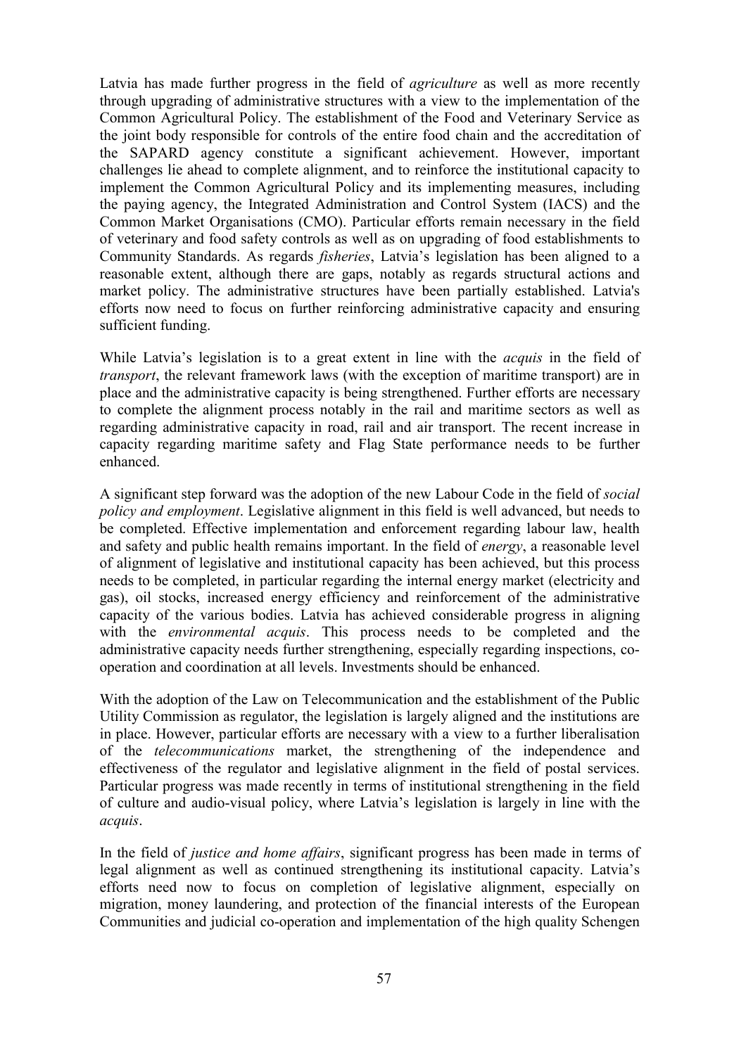Latvia has made further progress in the field of *agriculture* as well as more recently through upgrading of administrative structures with a view to the implementation of the Common Agricultural Policy. The establishment of the Food and Veterinary Service as the joint body responsible for controls of the entire food chain and the accreditation of the SAPARD agency constitute a significant achievement. However, important challenges lie ahead to complete alignment, and to reinforce the institutional capacity to implement the Common Agricultural Policy and its implementing measures, including the paying agency, the Integrated Administration and Control System (IACS) and the Common Market Organisations (CMO). Particular efforts remain necessary in the field of veterinary and food safety controls as well as on upgrading of food establishments to Community Standards. As regards *fisheries*, Latvia's legislation has been aligned to a reasonable extent, although there are gaps, notably as regards structural actions and market policy. The administrative structures have been partially established. Latvia's efforts now need to focus on further reinforcing administrative capacity and ensuring sufficient funding.

While Latvia's legislation is to a great extent in line with the *acquis* in the field of *transport*, the relevant framework laws (with the exception of maritime transport) are in place and the administrative capacity is being strengthened. Further efforts are necessary to complete the alignment process notably in the rail and maritime sectors as well as regarding administrative capacity in road, rail and air transport. The recent increase in capacity regarding maritime safety and Flag State performance needs to be further enhanced.

A significant step forward was the adoption of the new Labour Code in the field of *social policy and employment*. Legislative alignment in this field is well advanced, but needs to be completed. Effective implementation and enforcement regarding labour law, health and safety and public health remains important. In the field of *energy*, a reasonable level of alignment of legislative and institutional capacity has been achieved, but this process needs to be completed, in particular regarding the internal energy market (electricity and gas), oil stocks, increased energy efficiency and reinforcement of the administrative capacity of the various bodies. Latvia has achieved considerable progress in aligning with the *environmental acquis*. This process needs to be completed and the administrative capacity needs further strengthening, especially regarding inspections, co-operation and coordination at all levels. Investments should be enhanced.

With the adoption of the Law on Telecommunication and the establishment of the Public Utility Commission as regulator, the legislation is largely aligned and the institutions are in place. However, particular efforts are necessary with a view to a further liberalisation of the *telecommunications* market, the strengthening of the independence and effectiveness of the regulator and legislative alignment in the field of postal services. Particular progress was made recently in terms of institutional strengthening in the field of culture and audio-visual policy, where Latvia's legislation is largely in line with the *acquis*.

In the field of *justice and home affairs*, significant progress has been made in terms of legal alignment as well as continued strengthening its institutional capacity. Latvia's efforts need now to focus on completion of legislative alignment, especially on migration, money laundering, and protection of the financial interests of the European Communities and judicial co-operation and implementation of the high quality Schengen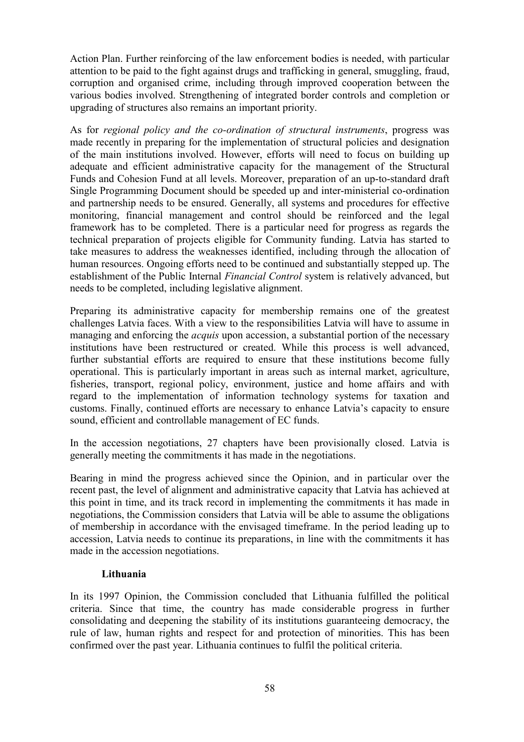Action Plan. Further reinforcing of the law enforcement bodies is needed, with particular attention to be paid to the fight against drugs and trafficking in general, smuggling, fraud, corruption and organised crime, including through improved cooperation between the various bodies involved. Strengthening of integrated border controls and completion or upgrading of structures also remains an important priority.

As for *regional policy and the co-ordination of structural instruments*, progress was made recently in preparing for the implementation of structural policies and designation of the main institutions involved. However, efforts will need to focus on building up adequate and efficient administrative capacity for the management of the Structural Funds and Cohesion Fund at all levels. Moreover, preparation of an up-to-standard draft Single Programming Document should be speeded up and inter-ministerial co-ordination and partnership needs to be ensured. Generally, all systems and procedures for effective monitoring, financial management and control should be reinforced and the legal framework has to be completed. There is a particular need for progress as regards the technical preparation of projects eligible for Community funding. Latvia has started to take measures to address the weaknesses identified, including through the allocation of human resources. Ongoing efforts need to be continued and substantially stepped up. The establishment of the Public Internal *Financial Control* system is relatively advanced, but needs to be completed, including legislative alignment.

Preparing its administrative capacity for membership remains one of the greatest challenges Latvia faces. With a view to the responsibilities Latvia will have to assume in managing and enforcing the *acquis* upon accession, a substantial portion of the necessary institutions have been restructured or created. While this process is well advanced, further substantial efforts are required to ensure that these institutions become fully operational. This is particularly important in areas such as internal market, agriculture, fisheries, transport, regional policy, environment, justice and home affairs and with regard to the implementation of information technology systems for taxation and customs. Finally, continued efforts are necessary to enhance Latvia's capacity to ensure sound, efficient and controllable management of EC funds.

In the accession negotiations, 27 chapters have been provisionally closed. Latvia is generally meeting the commitments it has made in the negotiations.

Bearing in mind the progress achieved since the Opinion, and in particular over the recent past, the level of alignment and administrative capacity that Latvia has achieved at this point in time, and its track record in implementing the commitments it has made in negotiations, the Commission considers that Latvia will be able to assume the obligations of membership in accordance with the envisaged timeframe. In the period leading up to accession, Latvia needs to continue its preparations, in line with the commitments it has made in the accession negotiations.

**Lithuania**

In its 1997 Opinion, the Commission concluded that Lithuania fulfilled the political criteria. Since that time, the country has made considerable progress in further consolidating and deepening the stability of its institutions guaranteeing democracy, the rule of law, human rights and respect for and protection of minorities. This has been confirmed over the past year. Lithuania continues to fulfil the political criteria.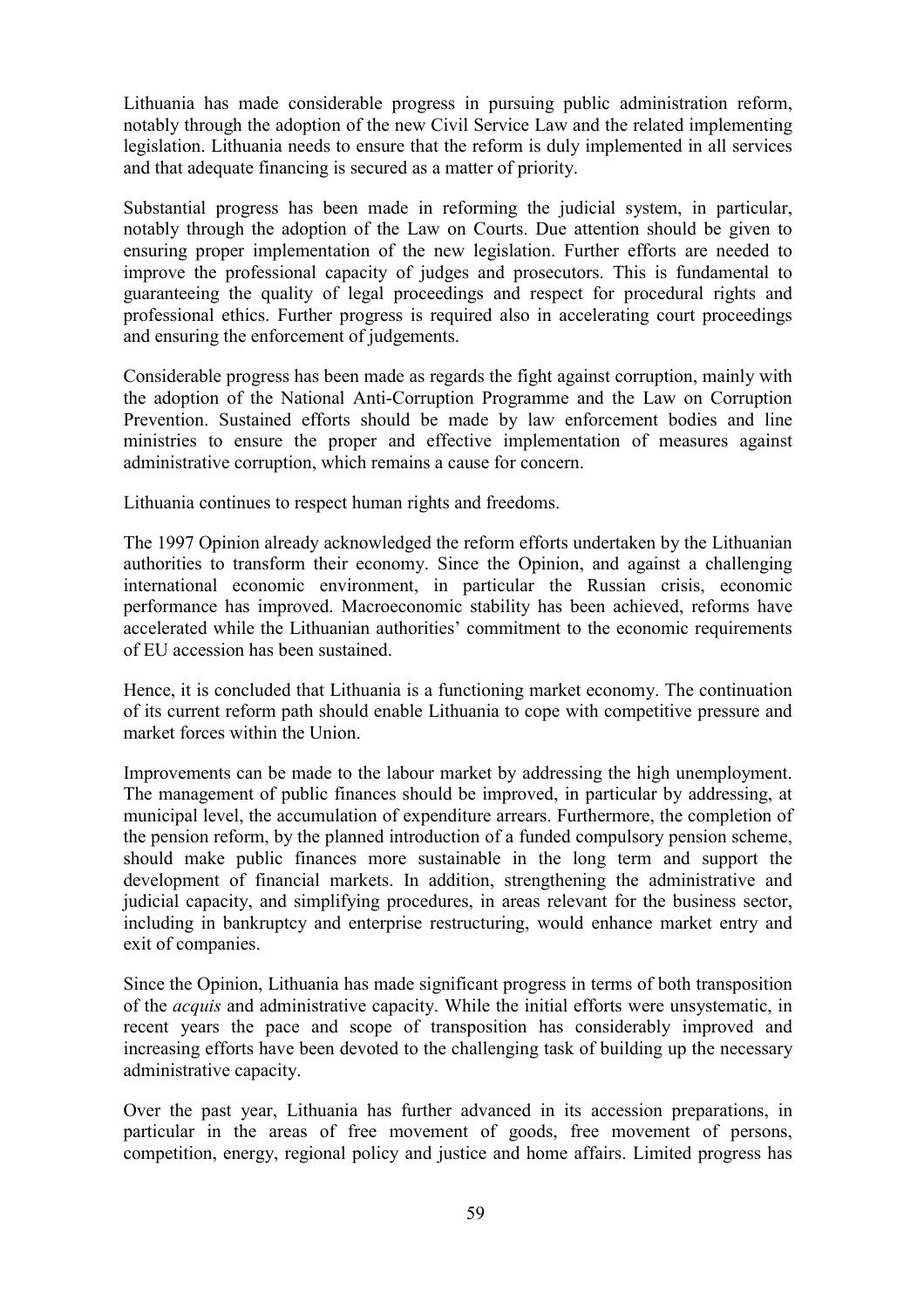Lithuania has made considerable progress in pursuing public administration reform, notably through the adoption of the new Civil Service Law and the related implementing legislation. Lithuania needs to ensure that the reform is duly implemented in all services and that adequate financing is secured as a matter of priority.

Substantial progress has been made in reforming the judicial system, in particular, notably through the adoption of the Law on Courts. Due attention should be given to ensuring proper implementation of the new legislation. Further efforts are needed to improve the professional capacity of judges and prosecutors. This is fundamental to guaranteeing the quality of legal proceedings and respect for procedural rights and professional ethics. Further progress is required also in accelerating court proceedings and ensuring the enforcement of judgements.

Considerable progress has been made as regards the fight against corruption, mainly with the adoption of the National Anti-Corruption Programme and the Law on Corruption Prevention. Sustained efforts should be made by law enforcement bodies and line ministries to ensure the proper and effective implementation of measures against administrative corruption, which remains a cause for concern.

Lithuania continues to respect human rights and freedoms.

The 1997 Opinion already acknowledged the reform efforts undertaken by the Lithuanian authorities to transform their economy. Since the Opinion, and against a challenging international economic environment, in particular the Russian crisis, economic performance has improved. Macroeconomic stability has been achieved, reforms have accelerated while the Lithuanian authorities' commitment to the economic requirements of EU accession has been sustained.

Hence, it is concluded that Lithuania is a functioning market economy. The continuation of its current reform path should enable Lithuania to cope with competitive pressure and market forces within the Union.

Improvements can be made to the labour market by addressing the high unemployment. The management of public finances should be improved, in particular by addressing, at municipal level, the accumulation of expenditure arrears. Furthermore, the completion of the pension reform, by the planned introduction of a funded compulsory pension scheme, should make public finances more sustainable in the long term and support the development of financial markets. In addition, strengthening the administrative and judicial capacity, and simplifying procedures, in areas relevant for the business sector, including in bankruptcy and enterprise restructuring, would enhance market entry and exit of companies.

Since the Opinion, Lithuania has made significant progress in terms of both transposition of the *acquis* and administrative capacity. While the initial efforts were unsystematic, in recent years the pace and scope of transposition has considerably improved and increasing efforts have been devoted to the challenging task of building up the necessary administrative capacity.

Over the past year, Lithuania has further advanced in its accession preparations, in particular in the areas of free movement of goods, free movement of persons, competition, energy, regional policy and justice and home affairs. Limited progress has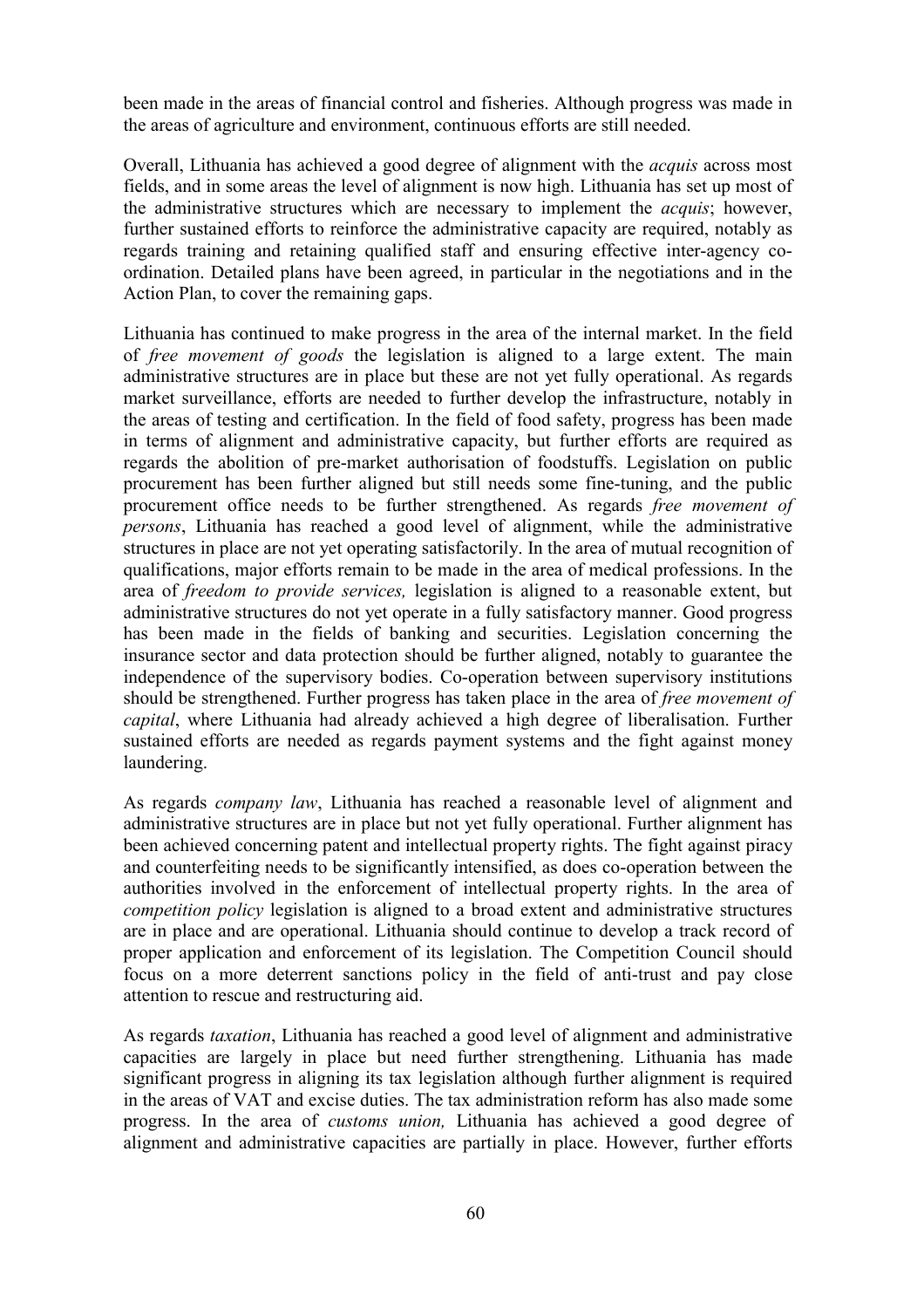been made in the areas of financial control and fisheries. Although progress was made in the areas of agriculture and environment, continuous efforts are still needed.

Overall, Lithuania has achieved a good degree of alignment with the *acquis* across most fields, and in some areas the level of alignment is now high. Lithuania has set up most of the administrative structures which are necessary to implement the *acquis*; however, further sustained efforts to reinforce the administrative capacity are required, notably as regards training and retaining qualified staff and ensuring effective inter-agency co-ordination. Detailed plans have been agreed, in particular in the negotiations and in the Action Plan, to cover the remaining gaps.

Lithuania has continued to make progress in the area of the internal market. In the field of *free movement of goods* the legislation is aligned to a large extent. The main administrative structures are in place but these are not yet fully operational. As regards market surveillance, efforts are needed to further develop the infrastructure, notably in the areas of testing and certification. In the field of food safety, progress has been made in terms of alignment and administrative capacity, but further efforts are required as regards the abolition of pre-market authorisation of foodstuffs. Legislation on public procurement has been further aligned but still needs some fine-tuning, and the public procurement office needs to be further strengthened. As regards *free movement of persons*, Lithuania has reached a good level of alignment, while the administrative structures in place are not yet operating satisfactorily. In the area of mutual recognition of qualifications, major efforts remain to be made in the area of medical professions. In the area of *freedom to provide services,* legislation is aligned to a reasonable extent, but administrative structures do not yet operate in a fully satisfactory manner. Good progress has been made in the fields of banking and securities. Legislation concerning the insurance sector and data protection should be further aligned, notably to guarantee the independence of the supervisory bodies. Co-operation between supervisory institutions should be strengthened. Further progress has taken place in the area of *free movement of capital*, where Lithuania had already achieved a high degree of liberalisation. Further sustained efforts are needed as regards payment systems and the fight against money laundering.

As regards *company law*, Lithuania has reached a reasonable level of alignment and administrative structures are in place but not yet fully operational. Further alignment has been achieved concerning patent and intellectual property rights. The fight against piracy and counterfeiting needs to be significantly intensified, as does co-operation between the authorities involved in the enforcement of intellectual property rights. In the area of *competition policy* legislation is aligned to a broad extent and administrative structures are in place and are operational. Lithuania should continue to develop a track record of proper application and enforcement of its legislation. The Competition Council should focus on a more deterrent sanctions policy in the field of anti-trust and pay close attention to rescue and restructuring aid.

As regards *taxation*, Lithuania has reached a good level of alignment and administrative capacities are largely in place but need further strengthening. Lithuania has made significant progress in aligning its tax legislation although further alignment is required in the areas of VAT and excise duties. The tax administration reform has also made some progress. In the area of *customs union,* Lithuania has achieved a good degree of alignment and administrative capacities are partially in place. However, further efforts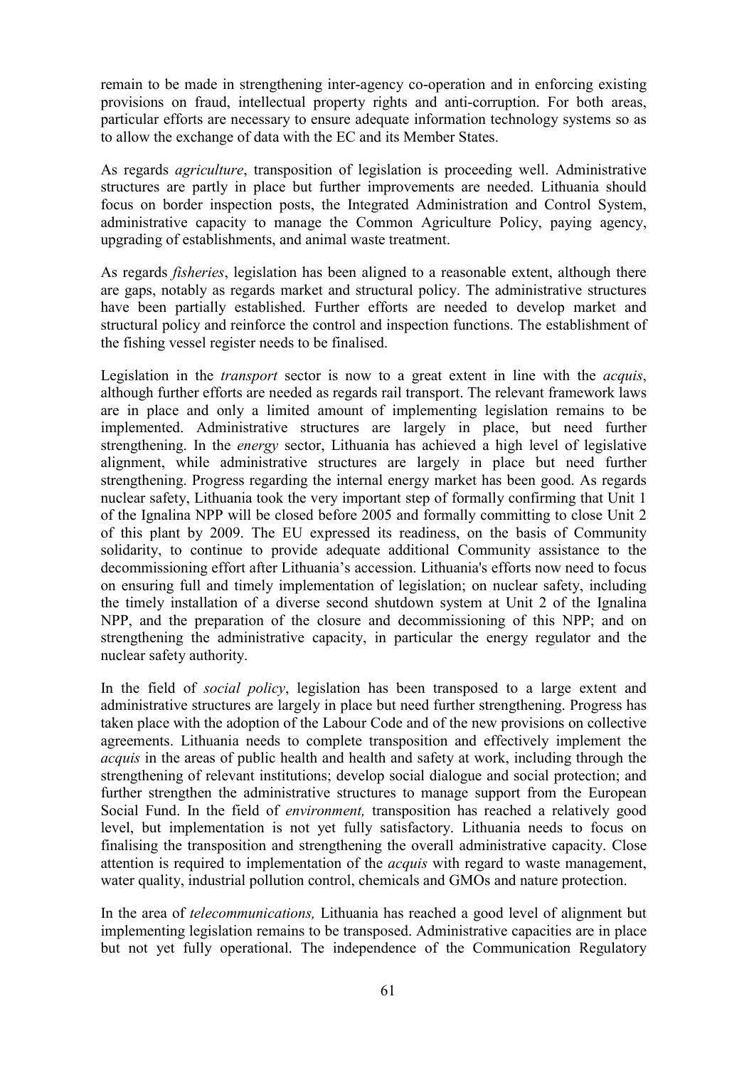remain to be made in strengthening inter-agency co-operation and in enforcing existing provisions on fraud, intellectual property rights and anti-corruption. For both areas, particular efforts are necessary to ensure adequate information technology systems so as to allow the exchange of data with the EC and its Member States.

As regards *agriculture*, transposition of legislation is proceeding well. Administrative structures are partly in place but further improvements are needed. Lithuania should focus on border inspection posts, the Integrated Administration and Control System, administrative capacity to manage the Common Agriculture Policy, paying agency, upgrading of establishments, and animal waste treatment.

As regards *fisheries*, legislation has been aligned to a reasonable extent, although there are gaps, notably as regards market and structural policy. The administrative structures have been partially established. Further efforts are needed to develop market and structural policy and reinforce the control and inspection functions. The establishment of the fishing vessel register needs to be finalised.

Legislation in the *transport* sector is now to a great extent in line with the *acquis*, although further efforts are needed as regards rail transport. The relevant framework laws are in place and only a limited amount of implementing legislation remains to be implemented. Administrative structures are largely in place, but need further strengthening. In the *energy* sector, Lithuania has achieved a high level of legislative alignment, while administrative structures are largely in place but need further strengthening. Progress regarding the internal energy market has been good. As regards nuclear safety, Lithuania took the very important step of formally confirming that Unit 1 of the Ignalina NPP will be closed before 2005 and formally committing to close Unit 2 of this plant by 2009. The EU expressed its readiness, on the basis of Community solidarity, to continue to provide adequate additional Community assistance to the decommissioning effort after Lithuania's accession. Lithuania's efforts now need to focus on ensuring full and timely implementation of legislation; on nuclear safety, including the timely installation of a diverse second shutdown system at Unit 2 of the Ignalina NPP, and the preparation of the closure and decommissioning of this NPP; and on strengthening the administrative capacity, in particular the energy regulator and the nuclear safety authority.

In the field of *social policy*, legislation has been transposed to a large extent and administrative structures are largely in place but need further strengthening. Progress has taken place with the adoption of the Labour Code and of the new provisions on collective agreements. Lithuania needs to complete transposition and effectively implement the *acquis* in the areas of public health and health and safety at work, including through the strengthening of relevant institutions; develop social dialogue and social protection; and further strengthen the administrative structures to manage support from the European Social Fund. In the field of *environment,* transposition has reached a relatively good level, but implementation is not yet fully satisfactory. Lithuania needs to focus on finalising the transposition and strengthening the overall administrative capacity. Close attention is required to implementation of the *acquis* with regard to waste management, water quality, industrial pollution control, chemicals and GMOs and nature protection.

In the area of *telecommunications,* Lithuania has reached a good level of alignment but implementing legislation remains to be transposed. Administrative capacities are in place but not yet fully operational. The independence of the Communication Regulatory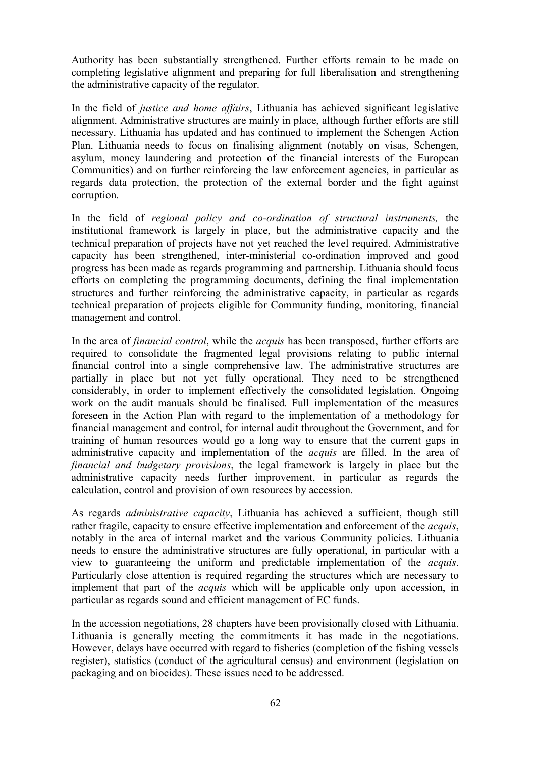Authority has been substantially strengthened. Further efforts remain to be made on completing legislative alignment and preparing for full liberalisation and strengthening the administrative capacity of the regulator.

In the field of *justice and home affairs*, Lithuania has achieved significant legislative alignment. Administrative structures are mainly in place, although further efforts are still necessary. Lithuania has updated and has continued to implement the Schengen Action Plan. Lithuania needs to focus on finalising alignment (notably on visas, Schengen, asylum, money laundering and protection of the financial interests of the European Communities) and on further reinforcing the law enforcement agencies, in particular as regards data protection, the protection of the external border and the fight against corruption.

In the field of *regional policy and co-ordination of structural instruments,* the institutional framework is largely in place, but the administrative capacity and the technical preparation of projects have not yet reached the level required. Administrative capacity has been strengthened, inter-ministerial co-ordination improved and good progress has been made as regards programming and partnership. Lithuania should focus efforts on completing the programming documents, defining the final implementation structures and further reinforcing the administrative capacity, in particular as regards technical preparation of projects eligible for Community funding, monitoring, financial management and control.

In the area of *financial control*, while the *acquis* has been transposed, further efforts are required to consolidate the fragmented legal provisions relating to public internal financial control into a single comprehensive law. The administrative structures are partially in place but not yet fully operational. They need to be strengthened considerably, in order to implement effectively the consolidated legislation. Ongoing work on the audit manuals should be finalised. Full implementation of the measures foreseen in the Action Plan with regard to the implementation of a methodology for financial management and control, for internal audit throughout the Government, and for training of human resources would go a long way to ensure that the current gaps in administrative capacity and implementation of the *acquis* are filled. In the area of *financial and budgetary provisions*, the legal framework is largely in place but the administrative capacity needs further improvement, in particular as regards the calculation, control and provision of own resources by accession.

As regards *administrative capacity*, Lithuania has achieved a sufficient, though still rather fragile, capacity to ensure effective implementation and enforcement of the *acquis*, notably in the area of internal market and the various Community policies. Lithuania needs to ensure the administrative structures are fully operational, in particular with a view to guaranteeing the uniform and predictable implementation of the *acquis*. Particularly close attention is required regarding the structures which are necessary to implement that part of the *acquis* which will be applicable only upon accession, in particular as regards sound and efficient management of EC funds.

In the accession negotiations, 28 chapters have been provisionally closed with Lithuania. Lithuania is generally meeting the commitments it has made in the negotiations. However, delays have occurred with regard to fisheries (completion of the fishing vessels register), statistics (conduct of the agricultural census) and environment (legislation on packaging and on biocides). These issues need to be addressed.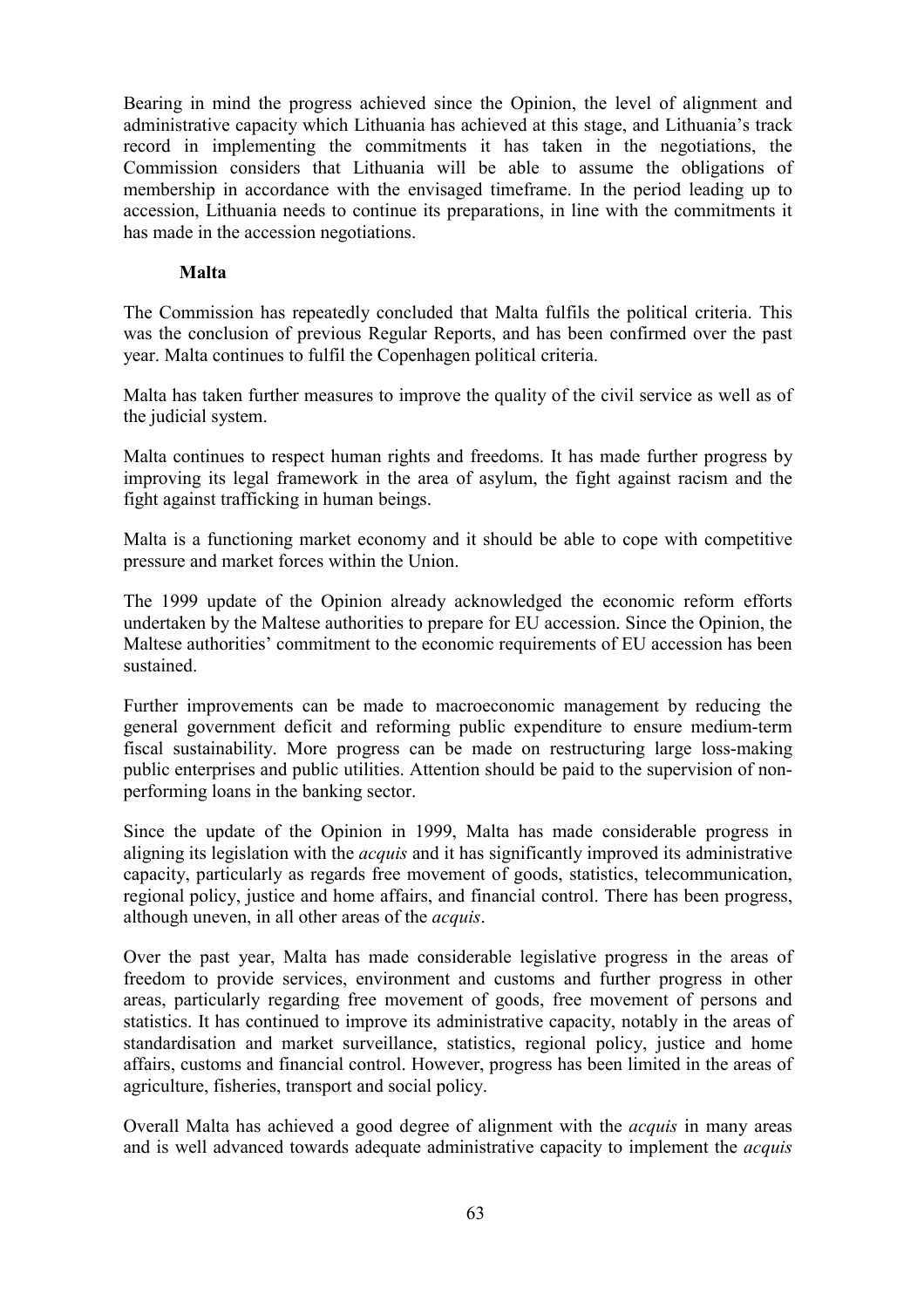Bearing in mind the progress achieved since the Opinion, the level of alignment and administrative capacity which Lithuania has achieved at this stage, and Lithuania's track record in implementing the commitments it has taken in the negotiations, the Commission considers that Lithuania will be able to assume the obligations of membership in accordance with the envisaged timeframe. In the period leading up to accession, Lithuania needs to continue its preparations, in line with the commitments it has made in the accession negotiations.

**Malta**

The Commission has repeatedly concluded that Malta fulfils the political criteria. This was the conclusion of previous Regular Reports, and has been confirmed over the past year. Malta continues to fulfil the Copenhagen political criteria.

Malta has taken further measures to improve the quality of the civil service as well as of the judicial system.

Malta continues to respect human rights and freedoms. It has made further progress by improving its legal framework in the area of asylum, the fight against racism and the fight against trafficking in human beings.

Malta is a functioning market economy and it should be able to cope with competitive pressure and market forces within the Union.

The 1999 update of the Opinion already acknowledged the economic reform efforts undertaken by the Maltese authorities to prepare for EU accession. Since the Opinion, the Maltese authorities' commitment to the economic requirements of EU accession has been sustained.

Further improvements can be made to macroeconomic management by reducing the general government deficit and reforming public expenditure to ensure medium-term fiscal sustainability. More progress can be made on restructuring large loss-making public enterprises and public utilities. Attention should be paid to the supervision of non-performing loans in the banking sector.

Since the update of the Opinion in 1999, Malta has made considerable progress in aligning its legislation with the *acquis* and it has significantly improved its administrative capacity, particularly as regards free movement of goods, statistics, telecommunication, regional policy, justice and home affairs, and financial control. There has been progress, although uneven, in all other areas of the *acquis*.

Over the past year, Malta has made considerable legislative progress in the areas of freedom to provide services, environment and customs and further progress in other areas, particularly regarding free movement of goods, free movement of persons and statistics. It has continued to improve its administrative capacity, notably in the areas of standardisation and market surveillance, statistics, regional policy, justice and home affairs, customs and financial control. However, progress has been limited in the areas of agriculture, fisheries, transport and social policy.

Overall Malta has achieved a good degree of alignment with the *acquis* in many areas and is well advanced towards adequate administrative capacity to implement the *acquis*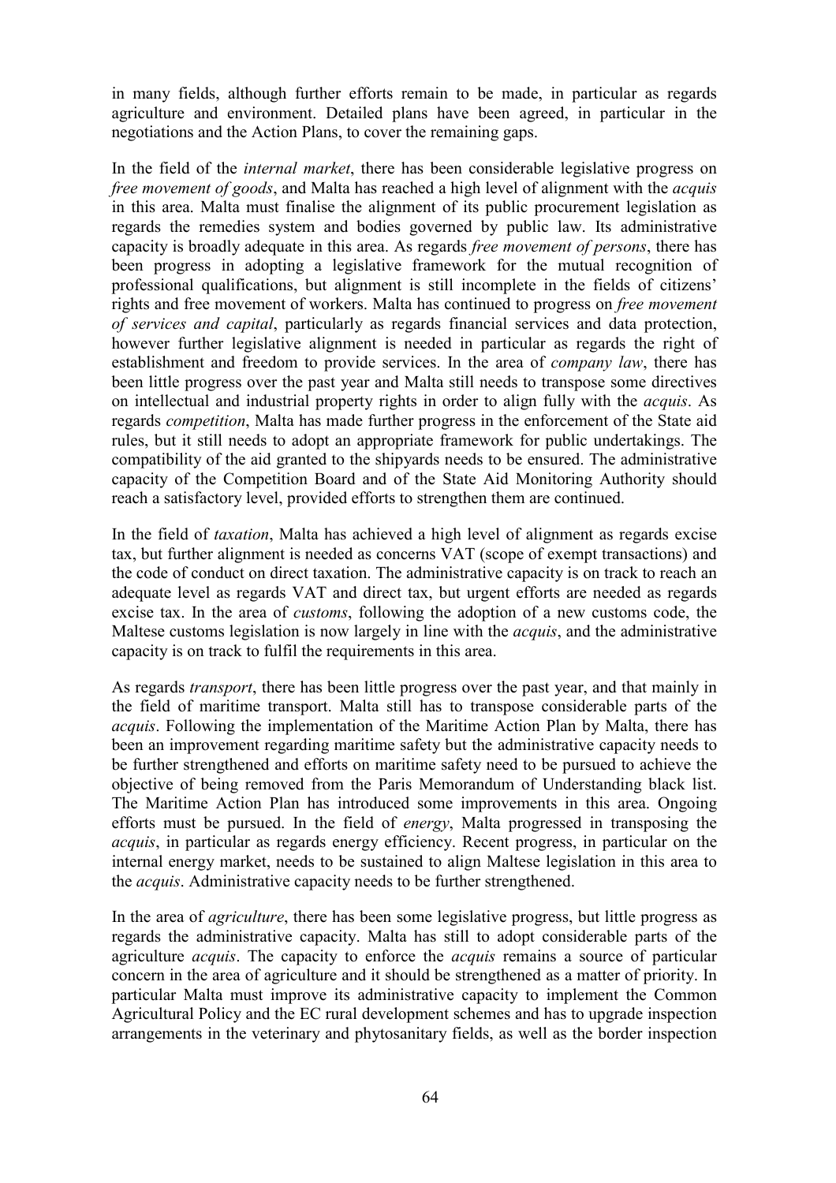in many fields, although further efforts remain to be made, in particular as regards agriculture and environment. Detailed plans have been agreed, in particular in the negotiations and the Action Plans, to cover the remaining gaps.

In the field of the *internal market*, there has been considerable legislative progress on *free movement of goods*, and Malta has reached a high level of alignment with the *acquis* in this area. Malta must finalise the alignment of its public procurement legislation as regards the remedies system and bodies governed by public law. Its administrative capacity is broadly adequate in this area. As regards *free movement of persons*, there has been progress in adopting a legislative framework for the mutual recognition of professional qualifications, but alignment is still incomplete in the fields of citizens' rights and free movement of workers. Malta has continued to progress on *free movement of services and capital*, particularly as regards financial services and data protection, however further legislative alignment is needed in particular as regards the right of establishment and freedom to provide services. In the area of *company law*, there has been little progress over the past year and Malta still needs to transpose some directives on intellectual and industrial property rights in order to align fully with the *acquis*. As regards *competition*, Malta has made further progress in the enforcement of the State aid rules, but it still needs to adopt an appropriate framework for public undertakings. The compatibility of the aid granted to the shipyards needs to be ensured. The administrative capacity of the Competition Board and of the State Aid Monitoring Authority should reach a satisfactory level, provided efforts to strengthen them are continued.

In the field of *taxation*, Malta has achieved a high level of alignment as regards excise tax, but further alignment is needed as concerns VAT (scope of exempt transactions) and the code of conduct on direct taxation. The administrative capacity is on track to reach an adequate level as regards VAT and direct tax, but urgent efforts are needed as regards excise tax. In the area of *customs*, following the adoption of a new customs code, the Maltese customs legislation is now largely in line with the *acquis*, and the administrative capacity is on track to fulfil the requirements in this area.

As regards *transport*, there has been little progress over the past year, and that mainly in the field of maritime transport. Malta still has to transpose considerable parts of the *acquis*. Following the implementation of the Maritime Action Plan by Malta, there has been an improvement regarding maritime safety but the administrative capacity needs to be further strengthened and efforts on maritime safety need to be pursued to achieve the objective of being removed from the Paris Memorandum of Understanding black list. The Maritime Action Plan has introduced some improvements in this area. Ongoing efforts must be pursued. In the field of *energy*, Malta progressed in transposing the *acquis*, in particular as regards energy efficiency. Recent progress, in particular on the internal energy market, needs to be sustained to align Maltese legislation in this area to the *acquis*. Administrative capacity needs to be further strengthened.

In the area of *agriculture*, there has been some legislative progress, but little progress as regards the administrative capacity. Malta has still to adopt considerable parts of the agriculture *acquis*. The capacity to enforce the *acquis* remains a source of particular concern in the area of agriculture and it should be strengthened as a matter of priority. In particular Malta must improve its administrative capacity to implement the Common Agricultural Policy and the EC rural development schemes and has to upgrade inspection arrangements in the veterinary and phytosanitary fields, as well as the border inspection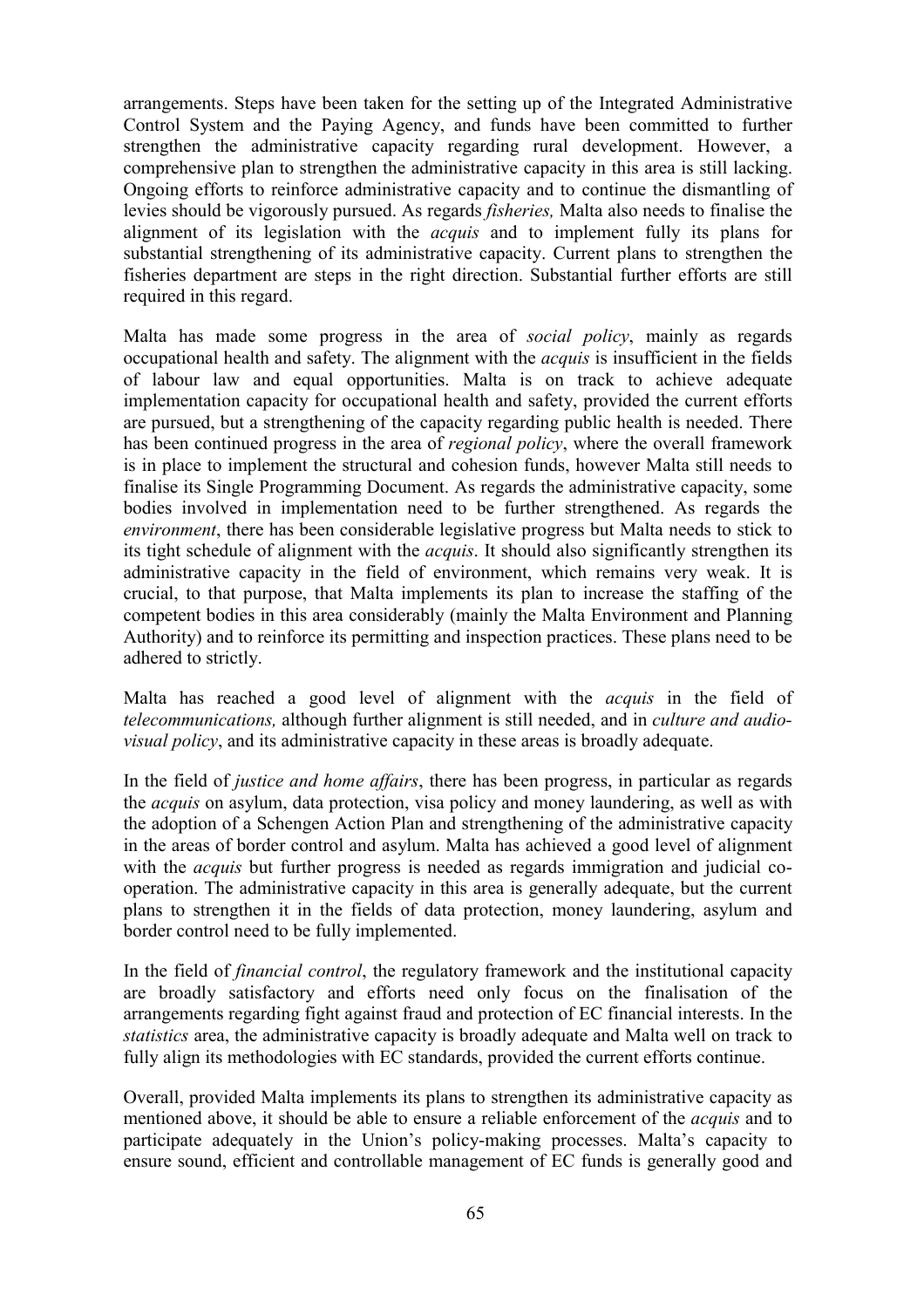arrangements. Steps have been taken for the setting up of the Integrated Administrative Control System and the Paying Agency, and funds have been committed to further strengthen the administrative capacity regarding rural development. However, a comprehensive plan to strengthen the administrative capacity in this area is still lacking. Ongoing efforts to reinforce administrative capacity and to continue the dismantling of levies should be vigorously pursued. As regards *fisheries,* Malta also needs to finalise the alignment of its legislation with the *acquis* and to implement fully its plans for substantial strengthening of its administrative capacity. Current plans to strengthen the fisheries department are steps in the right direction. Substantial further efforts are still required in this regard.

Malta has made some progress in the area of *social policy*, mainly as regards occupational health and safety. The alignment with the *acquis* is insufficient in the fields of labour law and equal opportunities. Malta is on track to achieve adequate implementation capacity for occupational health and safety, provided the current efforts are pursued, but a strengthening of the capacity regarding public health is needed. There has been continued progress in the area of *regional policy*, where the overall framework is in place to implement the structural and cohesion funds, however Malta still needs to finalise its Single Programming Document. As regards the administrative capacity, some bodies involved in implementation need to be further strengthened. As regards the *environment*, there has been considerable legislative progress but Malta needs to stick to its tight schedule of alignment with the *acquis*. It should also significantly strengthen its administrative capacity in the field of environment, which remains very weak. It is crucial, to that purpose, that Malta implements its plan to increase the staffing of the competent bodies in this area considerably (mainly the Malta Environment and Planning Authority) and to reinforce its permitting and inspection practices. These plans need to be adhered to strictly.

Malta has reached a good level of alignment with the *acquis* in the field of *telecommunications,* although further alignment is still needed, and in *culture and audio-visual policy*, and its administrative capacity in these areas is broadly adequate.

In the field of *justice and home affairs*, there has been progress, in particular as regards the *acquis* on asylum, data protection, visa policy and money laundering, as well as with the adoption of a Schengen Action Plan and strengthening of the administrative capacity in the areas of border control and asylum. Malta has achieved a good level of alignment with the *acquis* but further progress is needed as regards immigration and judicial co-operation. The administrative capacity in this area is generally adequate, but the current plans to strengthen it in the fields of data protection, money laundering, asylum and border control need to be fully implemented.

In the field of *financial control*, the regulatory framework and the institutional capacity are broadly satisfactory and efforts need only focus on the finalisation of the arrangements regarding fight against fraud and protection of EC financial interests. In the *statistics* area, the administrative capacity is broadly adequate and Malta well on track to fully align its methodologies with EC standards, provided the current efforts continue.

Overall, provided Malta implements its plans to strengthen its administrative capacity as mentioned above, it should be able to ensure a reliable enforcement of the *acquis* and to participate adequately in the Union's policy-making processes. Malta's capacity to ensure sound, efficient and controllable management of EC funds is generally good and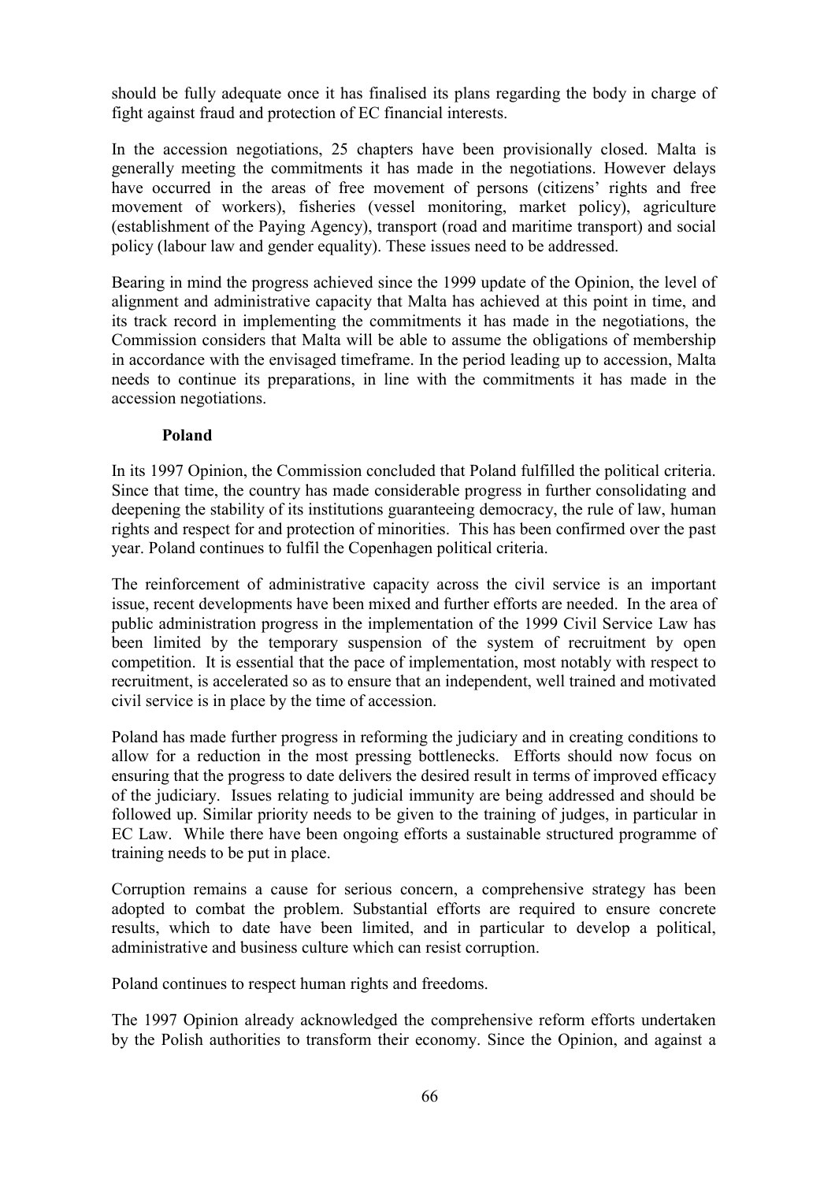should be fully adequate once it has finalised its plans regarding the body in charge of fight against fraud and protection of EC financial interests.

In the accession negotiations, 25 chapters have been provisionally closed. Malta is generally meeting the commitments it has made in the negotiations. However delays have occurred in the areas of free movement of persons (citizens' rights and free movement of workers), fisheries (vessel monitoring, market policy), agriculture (establishment of the Paying Agency), transport (road and maritime transport) and social policy (labour law and gender equality). These issues need to be addressed.

Bearing in mind the progress achieved since the 1999 update of the Opinion, the level of alignment and administrative capacity that Malta has achieved at this point in time, and its track record in implementing the commitments it has made in the negotiations, the Commission considers that Malta will be able to assume the obligations of membership in accordance with the envisaged timeframe. In the period leading up to accession, Malta needs to continue its preparations, in line with the commitments it has made in the accession negotiations.

**Poland**

In its 1997 Opinion, the Commission concluded that Poland fulfilled the political criteria. Since that time, the country has made considerable progress in further consolidating and deepening the stability of its institutions guaranteeing democracy, the rule of law, human rights and respect for and protection of minorities. This has been confirmed over the past year. Poland continues to fulfil the Copenhagen political criteria.

The reinforcement of administrative capacity across the civil service is an important issue, recent developments have been mixed and further efforts are needed. In the area of public administration progress in the implementation of the 1999 Civil Service Law has been limited by the temporary suspension of the system of recruitment by open competition. It is essential that the pace of implementation, most notably with respect to recruitment, is accelerated so as to ensure that an independent, well trained and motivated civil service is in place by the time of accession.

Poland has made further progress in reforming the judiciary and in creating conditions to allow for a reduction in the most pressing bottlenecks. Efforts should now focus on ensuring that the progress to date delivers the desired result in terms of improved efficacy of the judiciary. Issues relating to judicial immunity are being addressed and should be followed up. Similar priority needs to be given to the training of judges, in particular in EC Law. While there have been ongoing efforts a sustainable structured programme of training needs to be put in place.

Corruption remains a cause for serious concern, a comprehensive strategy has been adopted to combat the problem. Substantial efforts are required to ensure concrete results, which to date have been limited, and in particular to develop a political, administrative and business culture which can resist corruption.

Poland continues to respect human rights and freedoms.

The 1997 Opinion already acknowledged the comprehensive reform efforts undertaken by the Polish authorities to transform their economy. Since the Opinion, and against a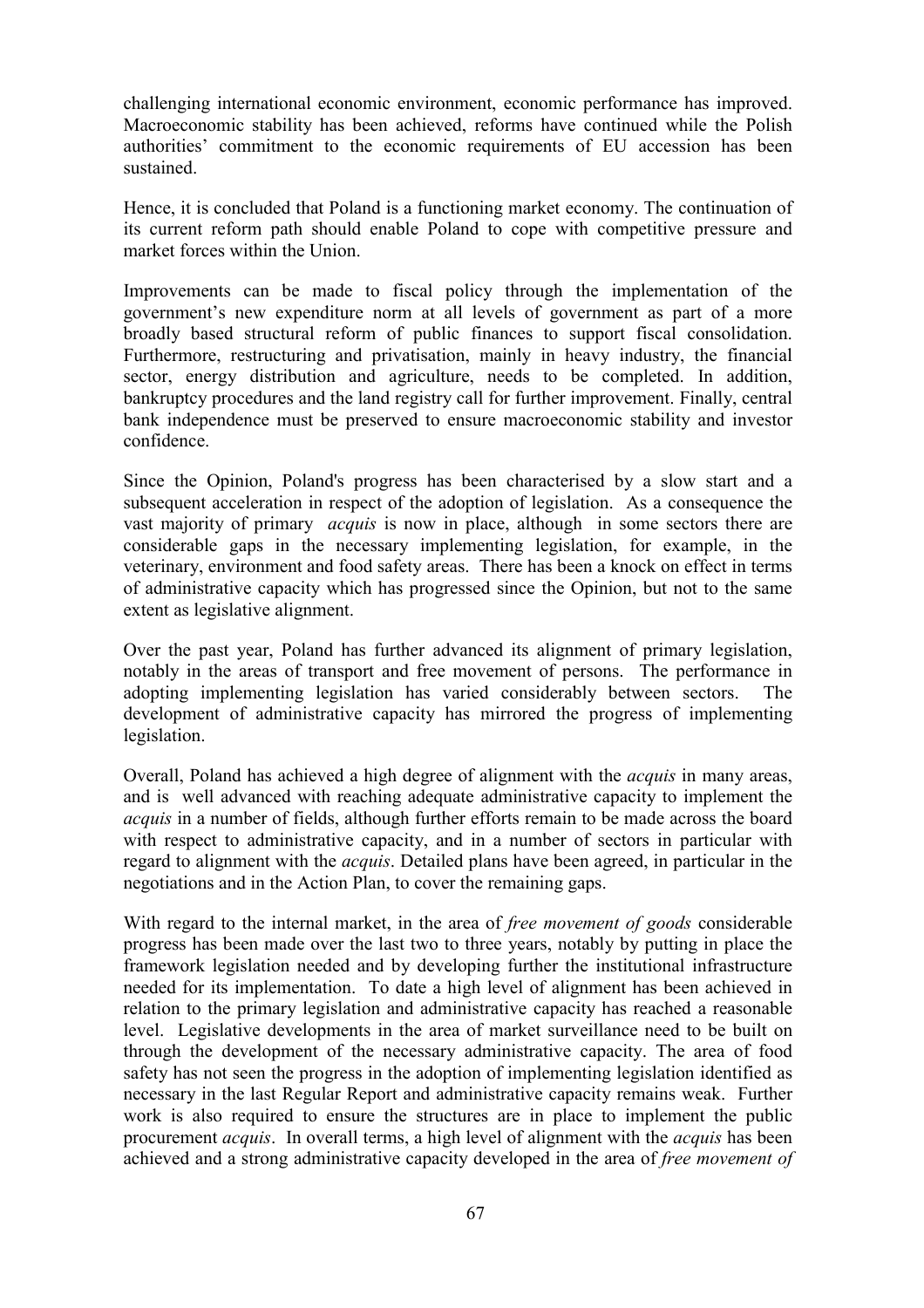challenging international economic environment, economic performance has improved. Macroeconomic stability has been achieved, reforms have continued while the Polish authorities' commitment to the economic requirements of EU accession has been sustained.

Hence, it is concluded that Poland is a functioning market economy. The continuation of its current reform path should enable Poland to cope with competitive pressure and market forces within the Union.

Improvements can be made to fiscal policy through the implementation of the government's new expenditure norm at all levels of government as part of a more broadly based structural reform of public finances to support fiscal consolidation. Furthermore, restructuring and privatisation, mainly in heavy industry, the financial sector, energy distribution and agriculture, needs to be completed. In addition, bankruptcy procedures and the land registry call for further improvement. Finally, central bank independence must be preserved to ensure macroeconomic stability and investor confidence.

Since the Opinion, Poland's progress has been characterised by a slow start and a subsequent acceleration in respect of the adoption of legislation. As a consequence the vast majority of primary *acquis* is now in place, although in some sectors there are considerable gaps in the necessary implementing legislation, for example, in the veterinary, environment and food safety areas. There has been a knock on effect in terms of administrative capacity which has progressed since the Opinion, but not to the same extent as legislative alignment.

Over the past year, Poland has further advanced its alignment of primary legislation, notably in the areas of transport and free movement of persons. The performance in adopting implementing legislation has varied considerably between sectors. The development of administrative capacity has mirrored the progress of implementing legislation.

Overall, Poland has achieved a high degree of alignment with the *acquis* in many areas, and is well advanced with reaching adequate administrative capacity to implement the *acquis* in a number of fields, although further efforts remain to be made across the board with respect to administrative capacity, and in a number of sectors in particular with regard to alignment with the *acquis*. Detailed plans have been agreed, in particular in the negotiations and in the Action Plan, to cover the remaining gaps.

With regard to the internal market, in the area of *free movement of goods* considerable progress has been made over the last two to three years, notably by putting in place the framework legislation needed and by developing further the institutional infrastructure needed for its implementation. To date a high level of alignment has been achieved in relation to the primary legislation and administrative capacity has reached a reasonable level. Legislative developments in the area of market surveillance need to be built on through the development of the necessary administrative capacity. The area of food safety has not seen the progress in the adoption of implementing legislation identified as necessary in the last Regular Report and administrative capacity remains weak. Further work is also required to ensure the structures are in place to implement the public procurement *acquis*. In overall terms, a high level of alignment with the *acquis* has been achieved and a strong administrative capacity developed in the area of *free movement of*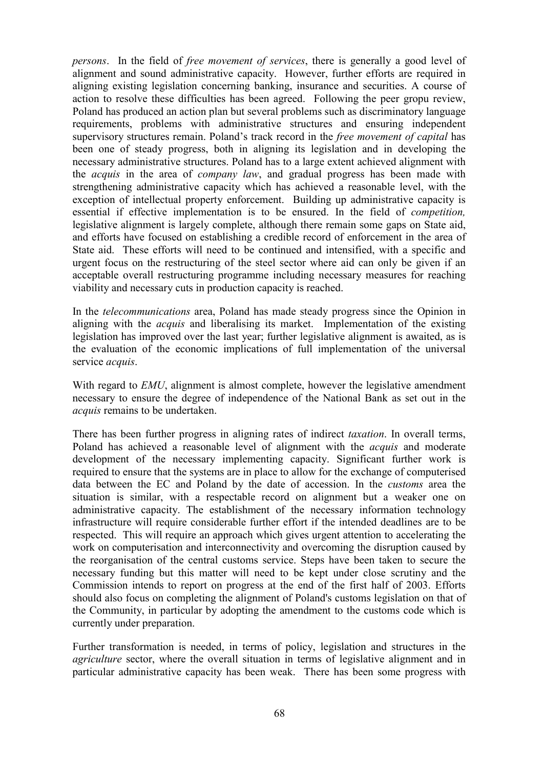*persons*. In the field of *free movement of services*, there is generally a good level of alignment and sound administrative capacity. However, further efforts are required in aligning existing legislation concerning banking, insurance and securities. A course of action to resolve these difficulties has been agreed. Following the peer gropu review, Poland has produced an action plan but several problems such as discriminatory language requirements, problems with administrative structures and ensuring independent supervisory structures remain. Poland's track record in the *free movement of capital* has been one of steady progress, both in aligning its legislation and in developing the necessary administrative structures. Poland has to a large extent achieved alignment with the *acquis* in the area of *company law*, and gradual progress has been made with strengthening administrative capacity which has achieved a reasonable level, with the exception of intellectual property enforcement. Building up administrative capacity is essential if effective implementation is to be ensured. In the field of *competition,* legislative alignment is largely complete, although there remain some gaps on State aid, and efforts have focused on establishing a credible record of enforcement in the area of State aid. These efforts will need to be continued and intensified, with a specific and urgent focus on the restructuring of the steel sector where aid can only be given if an acceptable overall restructuring programme including necessary measures for reaching viability and necessary cuts in production capacity is reached.

In the *telecommunications* area, Poland has made steady progress since the Opinion in aligning with the *acquis* and liberalising its market. Implementation of the existing legislation has improved over the last year; further legislative alignment is awaited, as is the evaluation of the economic implications of full implementation of the universal service *acquis*.

With regard to *EMU*, alignment is almost complete, however the legislative amendment necessary to ensure the degree of independence of the National Bank as set out in the *acquis* remains to be undertaken.

There has been further progress in aligning rates of indirect *taxation*. In overall terms, Poland has achieved a reasonable level of alignment with the *acquis* and moderate development of the necessary implementing capacity. Significant further work is required to ensure that the systems are in place to allow for the exchange of computerised data between the EC and Poland by the date of accession. In the *customs* area the situation is similar, with a respectable record on alignment but a weaker one on administrative capacity. The establishment of the necessary information technology infrastructure will require considerable further effort if the intended deadlines are to be respected. This will require an approach which gives urgent attention to accelerating the work on computerisation and interconnectivity and overcoming the disruption caused by the reorganisation of the central customs service. Steps have been taken to secure the necessary funding but this matter will need to be kept under close scrutiny and the Commission intends to report on progress at the end of the first half of 2003. Efforts should also focus on completing the alignment of Poland's customs legislation on that of the Community, in particular by adopting the amendment to the customs code which is currently under preparation.

Further transformation is needed, in terms of policy, legislation and structures in the *agriculture* sector, where the overall situation in terms of legislative alignment and in particular administrative capacity has been weak. There has been some progress with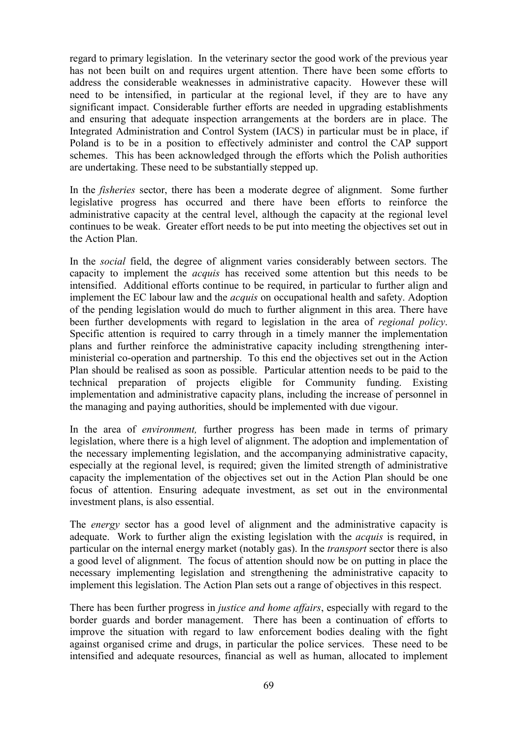regard to primary legislation. In the veterinary sector the good work of the previous year has not been built on and requires urgent attention. There have been some efforts to address the considerable weaknesses in administrative capacity. However these will need to be intensified, in particular at the regional level, if they are to have any significant impact. Considerable further efforts are needed in upgrading establishments and ensuring that adequate inspection arrangements at the borders are in place. The Integrated Administration and Control System (IACS) in particular must be in place, if Poland is to be in a position to effectively administer and control the CAP support schemes. This has been acknowledged through the efforts which the Polish authorities are undertaking. These need to be substantially stepped up.

In the *fisheries* sector, there has been a moderate degree of alignment. Some further legislative progress has occurred and there have been efforts to reinforce the administrative capacity at the central level, although the capacity at the regional level continues to be weak. Greater effort needs to be put into meeting the objectives set out in the Action Plan.

In the *social* field, the degree of alignment varies considerably between sectors. The capacity to implement the *acquis* has received some attention but this needs to be intensified. Additional efforts continue to be required, in particular to further align and implement the EC labour law and the *acquis* on occupational health and safety. Adoption of the pending legislation would do much to further alignment in this area. There have been further developments with regard to legislation in the area of *regional policy*. Specific attention is required to carry through in a timely manner the implementation plans and further reinforce the administrative capacity including strengthening inter-ministerial co-operation and partnership. To this end the objectives set out in the Action Plan should be realised as soon as possible. Particular attention needs to be paid to the technical preparation of projects eligible for Community funding. Existing implementation and administrative capacity plans, including the increase of personnel in the managing and paying authorities, should be implemented with due vigour.

In the area of *environment,* further progress has been made in terms of primary legislation, where there is a high level of alignment. The adoption and implementation of the necessary implementing legislation, and the accompanying administrative capacity, especially at the regional level, is required; given the limited strength of administrative capacity the implementation of the objectives set out in the Action Plan should be one focus of attention. Ensuring adequate investment, as set out in the environmental investment plans, is also essential.

The *energy* sector has a good level of alignment and the administrative capacity is adequate. Work to further align the existing legislation with the *acquis* is required, in particular on the internal energy market (notably gas). In the *transport* sector there is also a good level of alignment. The focus of attention should now be on putting in place the necessary implementing legislation and strengthening the administrative capacity to implement this legislation. The Action Plan sets out a range of objectives in this respect.

There has been further progress in *justice and home affairs*, especially with regard to the border guards and border management. There has been a continuation of efforts to improve the situation with regard to law enforcement bodies dealing with the fight against organised crime and drugs, in particular the police services. These need to be intensified and adequate resources, financial as well as human, allocated to implement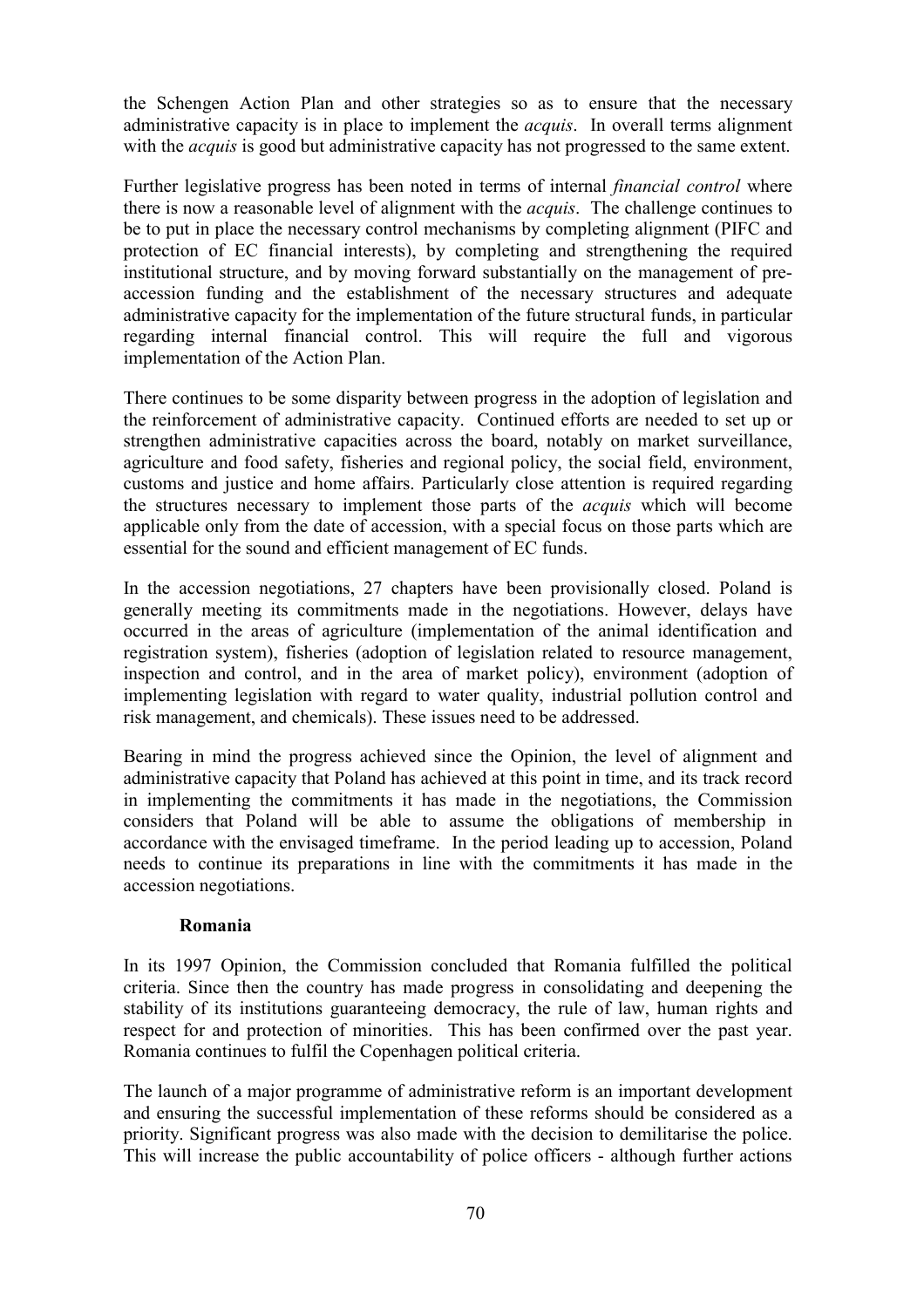the Schengen Action Plan and other strategies so as to ensure that the necessary administrative capacity is in place to implement the *acquis*. In overall terms alignment with the *acquis* is good but administrative capacity has not progressed to the same extent.

Further legislative progress has been noted in terms of internal *financial control* where there is now a reasonable level of alignment with the *acquis*. The challenge continues to be to put in place the necessary control mechanisms by completing alignment (PIFC and protection of EC financial interests), by completing and strengthening the required institutional structure, and by moving forward substantially on the management of pre-accession funding and the establishment of the necessary structures and adequate administrative capacity for the implementation of the future structural funds, in particular regarding internal financial control. This will require the full and vigorous implementation of the Action Plan.

There continues to be some disparity between progress in the adoption of legislation and the reinforcement of administrative capacity. Continued efforts are needed to set up or strengthen administrative capacities across the board, notably on market surveillance, agriculture and food safety, fisheries and regional policy, the social field, environment, customs and justice and home affairs. Particularly close attention is required regarding the structures necessary to implement those parts of the *acquis* which will become applicable only from the date of accession, with a special focus on those parts which are essential for the sound and efficient management of EC funds.

In the accession negotiations, 27 chapters have been provisionally closed. Poland is generally meeting its commitments made in the negotiations. However, delays have occurred in the areas of agriculture (implementation of the animal identification and registration system), fisheries (adoption of legislation related to resource management, inspection and control, and in the area of market policy), environment (adoption of implementing legislation with regard to water quality, industrial pollution control and risk management, and chemicals). These issues need to be addressed.

Bearing in mind the progress achieved since the Opinion, the level of alignment and administrative capacity that Poland has achieved at this point in time, and its track record in implementing the commitments it has made in the negotiations, the Commission considers that Poland will be able to assume the obligations of membership in accordance with the envisaged timeframe. In the period leading up to accession, Poland needs to continue its preparations in line with the commitments it has made in the accession negotiations.

### Romania

In its 1997 Opinion, the Commission concluded that Romania fulfilled the political criteria. Since then the country has made progress in consolidating and deepening the stability of its institutions guaranteeing democracy, the rule of law, human rights and respect for and protection of minorities. This has been confirmed over the past year. Romania continues to fulfil the Copenhagen political criteria.

The launch of a major programme of administrative reform is an important development and ensuring the successful implementation of these reforms should be considered as a priority. Significant progress was also made with the decision to demilitarise the police. This will increase the public accountability of police officers - although further actions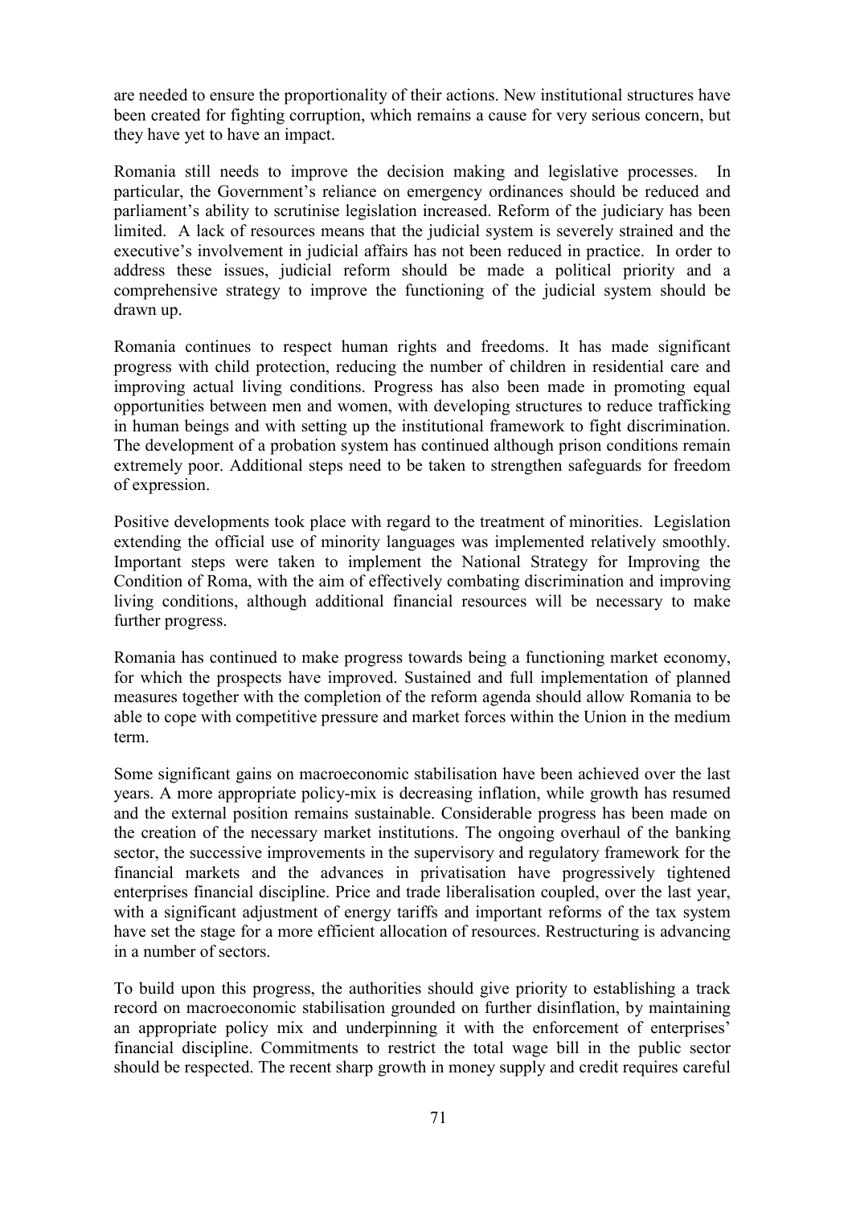are needed to ensure the proportionality of their actions. New institutional structures have been created for fighting corruption, which remains a cause for very serious concern, but they have yet to have an impact.

Romania still needs to improve the decision making and legislative processes. In particular, the Government's reliance on emergency ordinances should be reduced and parliament's ability to scrutinise legislation increased. Reform of the judiciary has been limited. A lack of resources means that the judicial system is severely strained and the executive's involvement in judicial affairs has not been reduced in practice. In order to address these issues, judicial reform should be made a political priority and a comprehensive strategy to improve the functioning of the judicial system should be drawn up.

Romania continues to respect human rights and freedoms. It has made significant progress with child protection, reducing the number of children in residential care and improving actual living conditions. Progress has also been made in promoting equal opportunities between men and women, with developing structures to reduce trafficking in human beings and with setting up the institutional framework to fight discrimination. The development of a probation system has continued although prison conditions remain extremely poor. Additional steps need to be taken to strengthen safeguards for freedom of expression.

Positive developments took place with regard to the treatment of minorities. Legislation extending the official use of minority languages was implemented relatively smoothly. Important steps were taken to implement the National Strategy for Improving the Condition of Roma, with the aim of effectively combating discrimination and improving living conditions, although additional financial resources will be necessary to make further progress.

Romania has continued to make progress towards being a functioning market economy, for which the prospects have improved. Sustained and full implementation of planned measures together with the completion of the reform agenda should allow Romania to be able to cope with competitive pressure and market forces within the Union in the medium term.

Some significant gains on macroeconomic stabilisation have been achieved over the last years. A more appropriate policy-mix is decreasing inflation, while growth has resumed and the external position remains sustainable. Considerable progress has been made on the creation of the necessary market institutions. The ongoing overhaul of the banking sector, the successive improvements in the supervisory and regulatory framework for the financial markets and the advances in privatisation have progressively tightened enterprises financial discipline. Price and trade liberalisation coupled, over the last year, with a significant adjustment of energy tariffs and important reforms of the tax system have set the stage for a more efficient allocation of resources. Restructuring is advancing in a number of sectors.

To build upon this progress, the authorities should give priority to establishing a track record on macroeconomic stabilisation grounded on further disinflation, by maintaining an appropriate policy mix and underpinning it with the enforcement of enterprises' financial discipline. Commitments to restrict the total wage bill in the public sector should be respected. The recent sharp growth in money supply and credit requires careful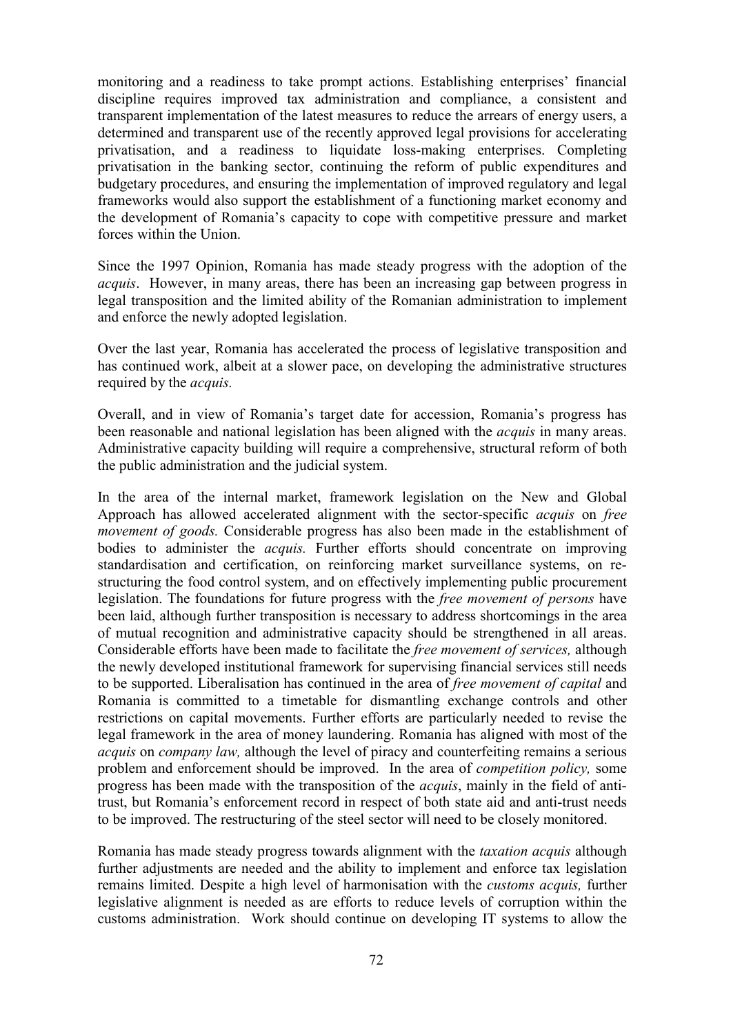monitoring and a readiness to take prompt actions. Establishing enterprises' financial discipline requires improved tax administration and compliance, a consistent and transparent implementation of the latest measures to reduce the arrears of energy users, a determined and transparent use of the recently approved legal provisions for accelerating privatisation, and a readiness to liquidate loss-making enterprises. Completing privatisation in the banking sector, continuing the reform of public expenditures and budgetary procedures, and ensuring the implementation of improved regulatory and legal frameworks would also support the establishment of a functioning market economy and the development of Romania's capacity to cope with competitive pressure and market forces within the Union.

Since the 1997 Opinion, Romania has made steady progress with the adoption of the *acquis*. However, in many areas, there has been an increasing gap between progress in legal transposition and the limited ability of the Romanian administration to implement and enforce the newly adopted legislation.

Over the last year, Romania has accelerated the process of legislative transposition and has continued work, albeit at a slower pace, on developing the administrative structures required by the *acquis.*

Overall, and in view of Romania's target date for accession, Romania's progress has been reasonable and national legislation has been aligned with the *acquis* in many areas. Administrative capacity building will require a comprehensive, structural reform of both the public administration and the judicial system.

In the area of the internal market, framework legislation on the New and Global Approach has allowed accelerated alignment with the sector-specific *acquis* on *free movement of goods.* Considerable progress has also been made in the establishment of bodies to administer the *acquis.* Further efforts should concentrate on improving standardisation and certification, on reinforcing market surveillance systems, on re-structuring the food control system, and on effectively implementing public procurement legislation. The foundations for future progress with the *free movement of persons* have been laid, although further transposition is necessary to address shortcomings in the area of mutual recognition and administrative capacity should be strengthened in all areas. Considerable efforts have been made to facilitate the *free movement of services,* although the newly developed institutional framework for supervising financial services still needs to be supported. Liberalisation has continued in the area of *free movement of capital* and Romania is committed to a timetable for dismantling exchange controls and other restrictions on capital movements. Further efforts are particularly needed to revise the legal framework in the area of money laundering. Romania has aligned with most of the *acquis* on *company law,* although the level of piracy and counterfeiting remains a serious problem and enforcement should be improved. In the area of *competition policy,* some progress has been made with the transposition of the *acquis*, mainly in the field of anti-trust, but Romania's enforcement record in respect of both state aid and anti-trust needs to be improved. The restructuring of the steel sector will need to be closely monitored.

Romania has made steady progress towards alignment with the *taxation acquis* although further adjustments are needed and the ability to implement and enforce tax legislation remains limited. Despite a high level of harmonisation with the *customs acquis,* further legislative alignment is needed as are efforts to reduce levels of corruption within the customs administration. Work should continue on developing IT systems to allow the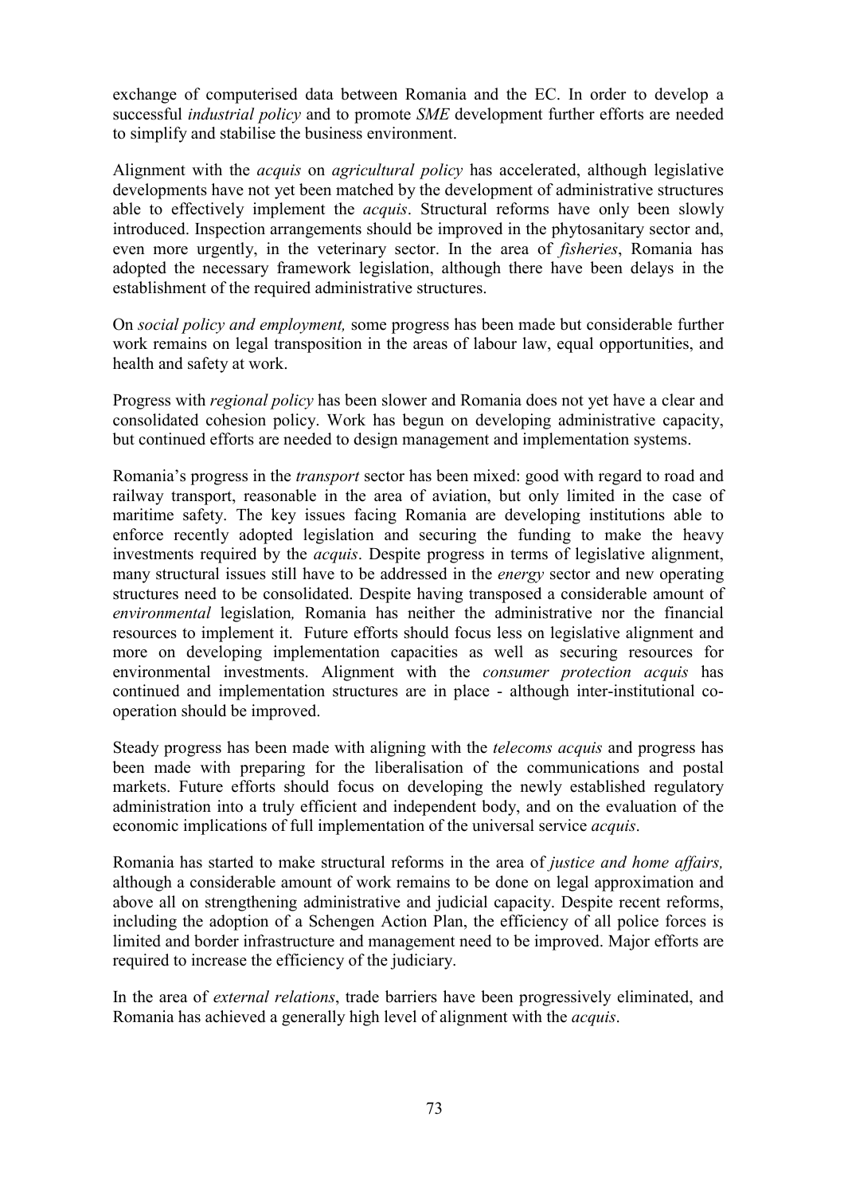exchange of computerised data between Romania and the EC. In order to develop a successful *industrial policy* and to promote *SME* development further efforts are needed to simplify and stabilise the business environment.

Alignment with the *acquis* on *agricultural policy* has accelerated, although legislative developments have not yet been matched by the development of administrative structures able to effectively implement the *acquis*. Structural reforms have only been slowly introduced. Inspection arrangements should be improved in the phytosanitary sector and, even more urgently, in the veterinary sector. In the area of *fisheries*, Romania has adopted the necessary framework legislation, although there have been delays in the establishment of the required administrative structures.

On *social policy and employment,* some progress has been made but considerable further work remains on legal transposition in the areas of labour law, equal opportunities, and health and safety at work.

Progress with *regional policy* has been slower and Romania does not yet have a clear and consolidated cohesion policy. Work has begun on developing administrative capacity, but continued efforts are needed to design management and implementation systems.

Romania's progress in the *transport* sector has been mixed: good with regard to road and railway transport, reasonable in the area of aviation, but only limited in the case of maritime safety. The key issues facing Romania are developing institutions able to enforce recently adopted legislation and securing the funding to make the heavy investments required by the *acquis*. Despite progress in terms of legislative alignment, many structural issues still have to be addressed in the *energy* sector and new operating structures need to be consolidated. Despite having transposed a considerable amount of *environmental* legislation*,* Romania has neither the administrative nor the financial resources to implement it. Future efforts should focus less on legislative alignment and more on developing implementation capacities as well as securing resources for environmental investments. Alignment with the *consumer protection acquis* has continued and implementation structures are in place - although inter-institutional co-operation should be improved.

Steady progress has been made with aligning with the *telecoms acquis* and progress has been made with preparing for the liberalisation of the communications and postal markets. Future efforts should focus on developing the newly established regulatory administration into a truly efficient and independent body, and on the evaluation of the economic implications of full implementation of the universal service *acquis*.

Romania has started to make structural reforms in the area of *justice and home affairs,* although a considerable amount of work remains to be done on legal approximation and above all on strengthening administrative and judicial capacity. Despite recent reforms, including the adoption of a Schengen Action Plan, the efficiency of all police forces is limited and border infrastructure and management need to be improved. Major efforts are required to increase the efficiency of the judiciary.

In the area of *external relations*, trade barriers have been progressively eliminated, and Romania has achieved a generally high level of alignment with the *acquis*.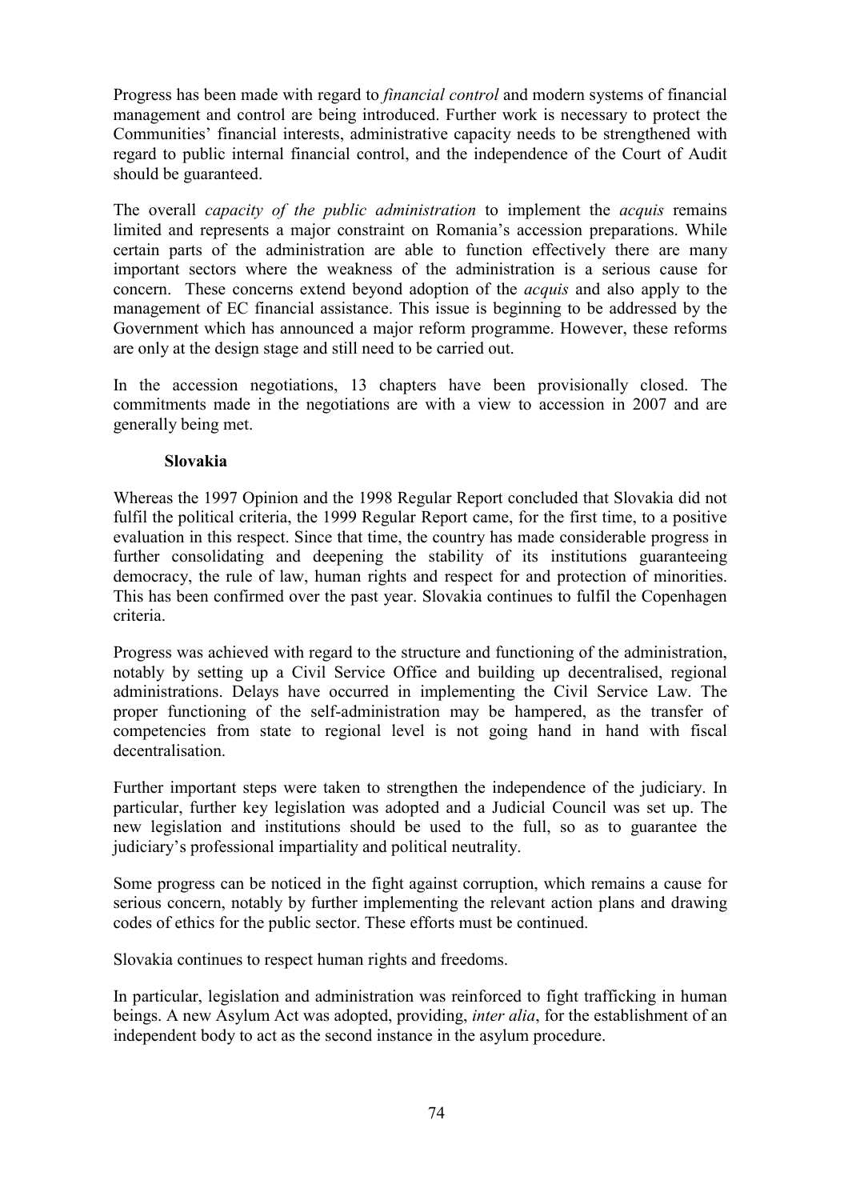Progress has been made with regard to *financial control* and modern systems of financial management and control are being introduced. Further work is necessary to protect the Communities' financial interests, administrative capacity needs to be strengthened with regard to public internal financial control, and the independence of the Court of Audit should be guaranteed.

The overall *capacity of the public administration* to implement the *acquis* remains limited and represents a major constraint on Romania's accession preparations. While certain parts of the administration are able to function effectively there are many important sectors where the weakness of the administration is a serious cause for concern. These concerns extend beyond adoption of the *acquis* and also apply to the management of EC financial assistance. This issue is beginning to be addressed by the Government which has announced a major reform programme. However, these reforms are only at the design stage and still need to be carried out.

In the accession negotiations, 13 chapters have been provisionally closed. The commitments made in the negotiations are with a view to accession in 2007 and are generally being met.

**Slovakia**

Whereas the 1997 Opinion and the 1998 Regular Report concluded that Slovakia did not fulfil the political criteria, the 1999 Regular Report came, for the first time, to a positive evaluation in this respect. Since that time, the country has made considerable progress in further consolidating and deepening the stability of its institutions guaranteeing democracy, the rule of law, human rights and respect for and protection of minorities. This has been confirmed over the past year. Slovakia continues to fulfil the Copenhagen criteria.

Progress was achieved with regard to the structure and functioning of the administration, notably by setting up a Civil Service Office and building up decentralised, regional administrations. Delays have occurred in implementing the Civil Service Law. The proper functioning of the self-administration may be hampered, as the transfer of competencies from state to regional level is not going hand in hand with fiscal decentralisation.

Further important steps were taken to strengthen the independence of the judiciary. In particular, further key legislation was adopted and a Judicial Council was set up. The new legislation and institutions should be used to the full, so as to guarantee the judiciary's professional impartiality and political neutrality.

Some progress can be noticed in the fight against corruption, which remains a cause for serious concern, notably by further implementing the relevant action plans and drawing codes of ethics for the public sector. These efforts must be continued.

Slovakia continues to respect human rights and freedoms.

In particular, legislation and administration was reinforced to fight trafficking in human beings. A new Asylum Act was adopted, providing, *inter alia*, for the establishment of an independent body to act as the second instance in the asylum procedure.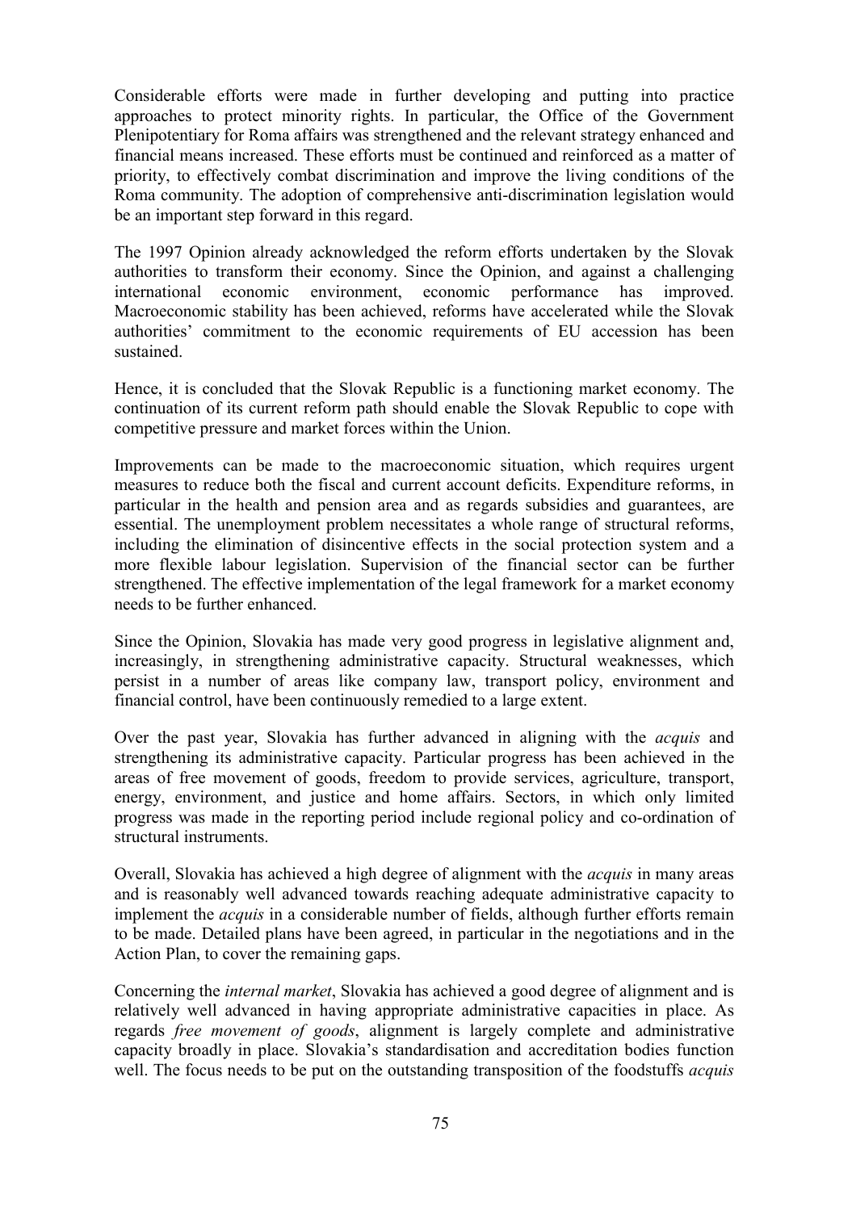Considerable efforts were made in further developing and putting into practice approaches to protect minority rights. In particular, the Office of the Government Plenipotentiary for Roma affairs was strengthened and the relevant strategy enhanced and financial means increased. These efforts must be continued and reinforced as a matter of priority, to effectively combat discrimination and improve the living conditions of the Roma community. The adoption of comprehensive anti-discrimination legislation would be an important step forward in this regard.

The 1997 Opinion already acknowledged the reform efforts undertaken by the Slovak authorities to transform their economy. Since the Opinion, and against a challenging international economic environment, economic performance has improved. Macroeconomic stability has been achieved, reforms have accelerated while the Slovak authorities' commitment to the economic requirements of EU accession has been sustained.

Hence, it is concluded that the Slovak Republic is a functioning market economy. The continuation of its current reform path should enable the Slovak Republic to cope with competitive pressure and market forces within the Union.

Improvements can be made to the macroeconomic situation, which requires urgent measures to reduce both the fiscal and current account deficits. Expenditure reforms, in particular in the health and pension area and as regards subsidies and guarantees, are essential. The unemployment problem necessitates a whole range of structural reforms, including the elimination of disincentive effects in the social protection system and a more flexible labour legislation. Supervision of the financial sector can be further strengthened. The effective implementation of the legal framework for a market economy needs to be further enhanced.

Since the Opinion, Slovakia has made very good progress in legislative alignment and, increasingly, in strengthening administrative capacity. Structural weaknesses, which persist in a number of areas like company law, transport policy, environment and financial control, have been continuously remedied to a large extent.

Over the past year, Slovakia has further advanced in aligning with the *acquis* and strengthening its administrative capacity. Particular progress has been achieved in the areas of free movement of goods, freedom to provide services, agriculture, transport, energy, environment, and justice and home affairs. Sectors, in which only limited progress was made in the reporting period include regional policy and co-ordination of structural instruments.

Overall, Slovakia has achieved a high degree of alignment with the *acquis* in many areas and is reasonably well advanced towards reaching adequate administrative capacity to implement the *acquis* in a considerable number of fields, although further efforts remain to be made. Detailed plans have been agreed, in particular in the negotiations and in the Action Plan, to cover the remaining gaps.

Concerning the *internal market*, Slovakia has achieved a good degree of alignment and is relatively well advanced in having appropriate administrative capacities in place. As regards *free movement of goods*, alignment is largely complete and administrative capacity broadly in place. Slovakia's standardisation and accreditation bodies function well. The focus needs to be put on the outstanding transposition of the foodstuffs *acquis*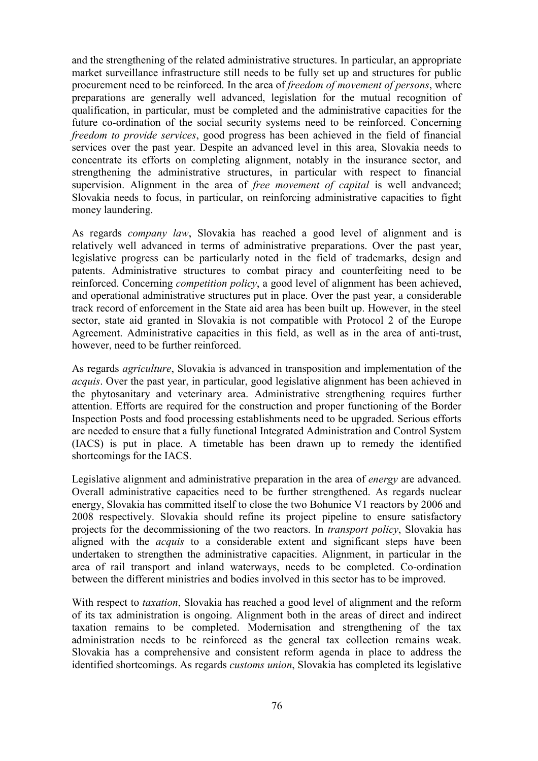and the strengthening of the related administrative structures. In particular, an appropriate market surveillance infrastructure still needs to be fully set up and structures for public procurement need to be reinforced. In the area of *freedom of movement of persons*, where preparations are generally well advanced, legislation for the mutual recognition of qualification, in particular, must be completed and the administrative capacities for the future co-ordination of the social security systems need to be reinforced. Concerning *freedom to provide services*, good progress has been achieved in the field of financial services over the past year. Despite an advanced level in this area, Slovakia needs to concentrate its efforts on completing alignment, notably in the insurance sector, and strengthening the administrative structures, in particular with respect to financial supervision. Alignment in the area of *free movement of capital* is well andvanced; Slovakia needs to focus, in particular, on reinforcing administrative capacities to fight money laundering.

As regards *company law*, Slovakia has reached a good level of alignment and is relatively well advanced in terms of administrative preparations. Over the past year, legislative progress can be particularly noted in the field of trademarks, design and patents. Administrative structures to combat piracy and counterfeiting need to be reinforced. Concerning *competition policy*, a good level of alignment has been achieved, and operational administrative structures put in place. Over the past year, a considerable track record of enforcement in the State aid area has been built up. However, in the steel sector, state aid granted in Slovakia is not compatible with Protocol 2 of the Europe Agreement. Administrative capacities in this field, as well as in the area of anti-trust, however, need to be further reinforced.

As regards *agriculture*, Slovakia is advanced in transposition and implementation of the *acquis*. Over the past year, in particular, good legislative alignment has been achieved in the phytosanitary and veterinary area. Administrative strengthening requires further attention. Efforts are required for the construction and proper functioning of the Border Inspection Posts and food processing establishments need to be upgraded. Serious efforts are needed to ensure that a fully functional Integrated Administration and Control System (IACS) is put in place. A timetable has been drawn up to remedy the identified shortcomings for the IACS.

Legislative alignment and administrative preparation in the area of *energy* are advanced. Overall administrative capacities need to be further strengthened. As regards nuclear energy, Slovakia has committed itself to close the two Bohunice V1 reactors by 2006 and 2008 respectively. Slovakia should refine its project pipeline to ensure satisfactory projects for the decommissioning of the two reactors. In *transport policy*, Slovakia has aligned with the *acquis* to a considerable extent and significant steps have been undertaken to strengthen the administrative capacities. Alignment, in particular in the area of rail transport and inland waterways, needs to be completed. Co-ordination between the different ministries and bodies involved in this sector has to be improved.

With respect to *taxation*, Slovakia has reached a good level of alignment and the reform of its tax administration is ongoing. Alignment both in the areas of direct and indirect taxation remains to be completed. Modernisation and strengthening of the tax administration needs to be reinforced as the general tax collection remains weak. Slovakia has a comprehensive and consistent reform agenda in place to address the identified shortcomings. As regards *customs union*, Slovakia has completed its legislative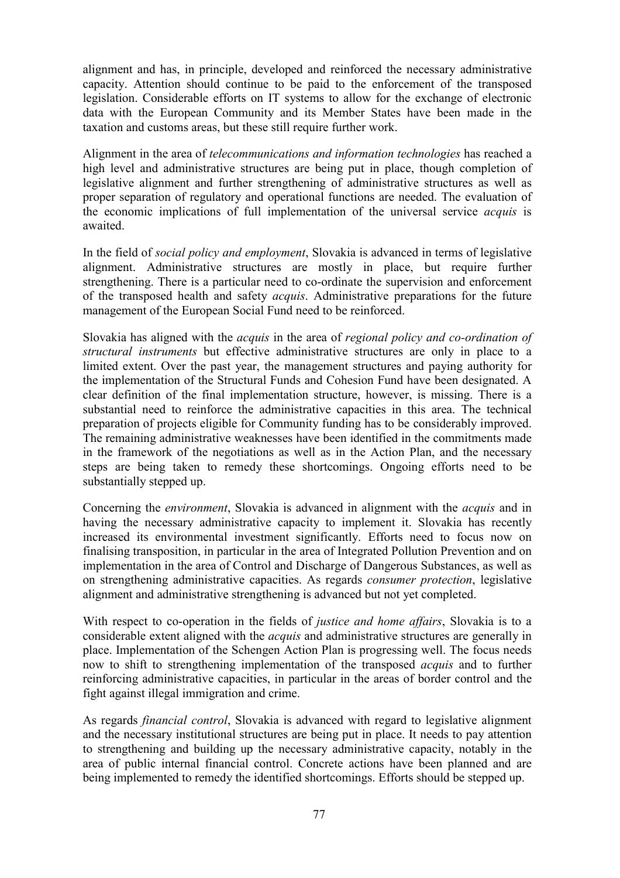alignment and has, in principle, developed and reinforced the necessary administrative capacity. Attention should continue to be paid to the enforcement of the transposed legislation. Considerable efforts on IT systems to allow for the exchange of electronic data with the European Community and its Member States have been made in the taxation and customs areas, but these still require further work.

Alignment in the area of *telecommunications and information technologies* has reached a high level and administrative structures are being put in place, though completion of legislative alignment and further strengthening of administrative structures as well as proper separation of regulatory and operational functions are needed. The evaluation of the economic implications of full implementation of the universal service *acquis* is awaited.

In the field of *social policy and employment*, Slovakia is advanced in terms of legislative alignment. Administrative structures are mostly in place, but require further strengthening. There is a particular need to co-ordinate the supervision and enforcement of the transposed health and safety *acquis*. Administrative preparations for the future management of the European Social Fund need to be reinforced.

Slovakia has aligned with the *acquis* in the area of *regional policy and co-ordination of structural instruments* but effective administrative structures are only in place to a limited extent. Over the past year, the management structures and paying authority for the implementation of the Structural Funds and Cohesion Fund have been designated. A clear definition of the final implementation structure, however, is missing. There is a substantial need to reinforce the administrative capacities in this area. The technical preparation of projects eligible for Community funding has to be considerably improved. The remaining administrative weaknesses have been identified in the commitments made in the framework of the negotiations as well as in the Action Plan, and the necessary steps are being taken to remedy these shortcomings. Ongoing efforts need to be substantially stepped up.

Concerning the *environment*, Slovakia is advanced in alignment with the *acquis* and in having the necessary administrative capacity to implement it. Slovakia has recently increased its environmental investment significantly. Efforts need to focus now on finalising transposition, in particular in the area of Integrated Pollution Prevention and on implementation in the area of Control and Discharge of Dangerous Substances, as well as on strengthening administrative capacities. As regards *consumer protection*, legislative alignment and administrative strengthening is advanced but not yet completed.

With respect to co-operation in the fields of *justice and home affairs*, Slovakia is to a considerable extent aligned with the *acquis* and administrative structures are generally in place. Implementation of the Schengen Action Plan is progressing well. The focus needs now to shift to strengthening implementation of the transposed *acquis* and to further reinforcing administrative capacities, in particular in the areas of border control and the fight against illegal immigration and crime.

As regards *financial control*, Slovakia is advanced with regard to legislative alignment and the necessary institutional structures are being put in place. It needs to pay attention to strengthening and building up the necessary administrative capacity, notably in the area of public internal financial control. Concrete actions have been planned and are being implemented to remedy the identified shortcomings. Efforts should be stepped up.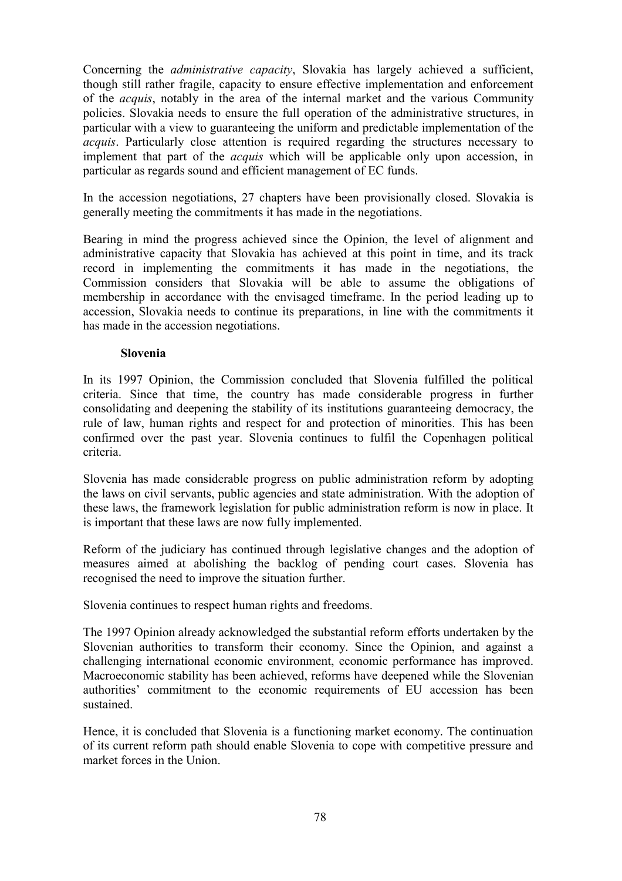Concerning the *administrative capacity*, Slovakia has largely achieved a sufficient, though still rather fragile, capacity to ensure effective implementation and enforcement of the *acquis*, notably in the area of the internal market and the various Community policies. Slovakia needs to ensure the full operation of the administrative structures, in particular with a view to guaranteeing the uniform and predictable implementation of the *acquis*. Particularly close attention is required regarding the structures necessary to implement that part of the *acquis* which will be applicable only upon accession, in particular as regards sound and efficient management of EC funds.

In the accession negotiations, 27 chapters have been provisionally closed. Slovakia is generally meeting the commitments it has made in the negotiations.

Bearing in mind the progress achieved since the Opinion, the level of alignment and administrative capacity that Slovakia has achieved at this point in time, and its track record in implementing the commitments it has made in the negotiations, the Commission considers that Slovakia will be able to assume the obligations of membership in accordance with the envisaged timeframe. In the period leading up to accession, Slovakia needs to continue its preparations, in line with the commitments it has made in the accession negotiations.

**Slovenia**

In its 1997 Opinion, the Commission concluded that Slovenia fulfilled the political criteria. Since that time, the country has made considerable progress in further consolidating and deepening the stability of its institutions guaranteeing democracy, the rule of law, human rights and respect for and protection of minorities. This has been confirmed over the past year. Slovenia continues to fulfil the Copenhagen political criteria.

Slovenia has made considerable progress on public administration reform by adopting the laws on civil servants, public agencies and state administration. With the adoption of these laws, the framework legislation for public administration reform is now in place. It is important that these laws are now fully implemented.

Reform of the judiciary has continued through legislative changes and the adoption of measures aimed at abolishing the backlog of pending court cases. Slovenia has recognised the need to improve the situation further.

Slovenia continues to respect human rights and freedoms.

The 1997 Opinion already acknowledged the substantial reform efforts undertaken by the Slovenian authorities to transform their economy. Since the Opinion, and against a challenging international economic environment, economic performance has improved. Macroeconomic stability has been achieved, reforms have deepened while the Slovenian authorities' commitment to the economic requirements of EU accession has been sustained.

Hence, it is concluded that Slovenia is a functioning market economy. The continuation of its current reform path should enable Slovenia to cope with competitive pressure and market forces in the Union.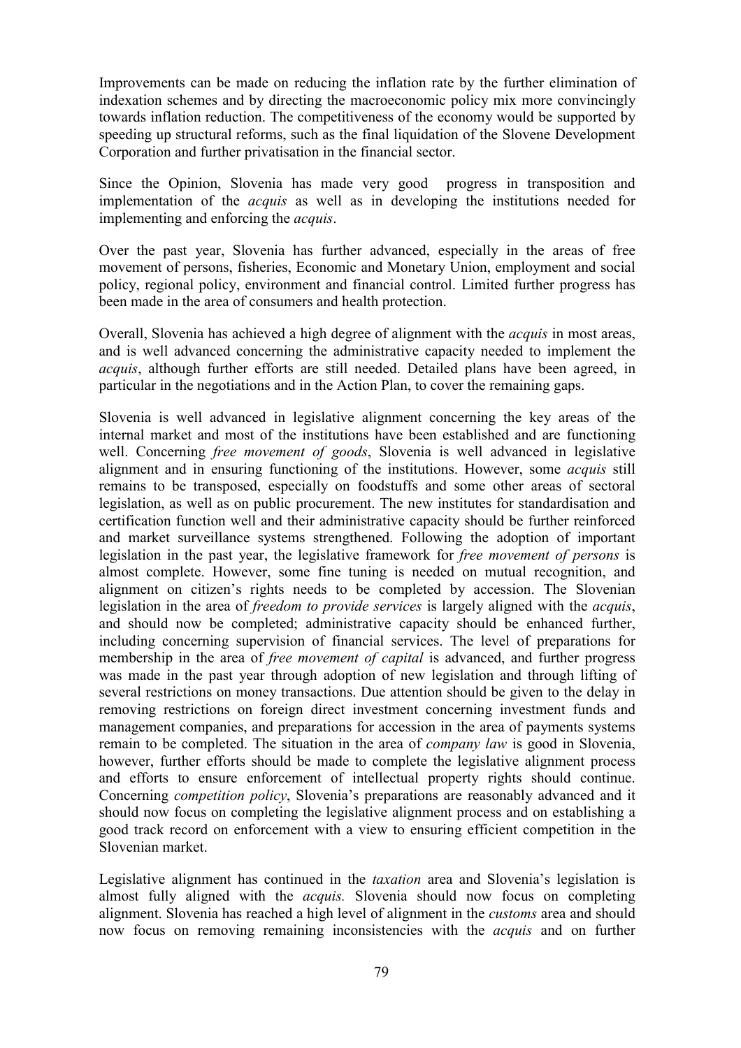Improvements can be made on reducing the inflation rate by the further elimination of indexation schemes and by directing the macroeconomic policy mix more convincingly towards inflation reduction. The competitiveness of the economy would be supported by speeding up structural reforms, such as the final liquidation of the Slovene Development Corporation and further privatisation in the financial sector.

Since the Opinion, Slovenia has made very good progress in transposition and implementation of the *acquis* as well as in developing the institutions needed for implementing and enforcing the *acquis*.

Over the past year, Slovenia has further advanced, especially in the areas of free movement of persons, fisheries, Economic and Monetary Union, employment and social policy, regional policy, environment and financial control. Limited further progress has been made in the area of consumers and health protection.

Overall, Slovenia has achieved a high degree of alignment with the *acquis* in most areas, and is well advanced concerning the administrative capacity needed to implement the *acquis*, although further efforts are still needed. Detailed plans have been agreed, in particular in the negotiations and in the Action Plan, to cover the remaining gaps.

Slovenia is well advanced in legislative alignment concerning the key areas of the internal market and most of the institutions have been established and are functioning well. Concerning *free movement of goods*, Slovenia is well advanced in legislative alignment and in ensuring functioning of the institutions. However, some *acquis* still remains to be transposed, especially on foodstuffs and some other areas of sectoral legislation, as well as on public procurement. The new institutes for standardisation and certification function well and their administrative capacity should be further reinforced and market surveillance systems strengthened. Following the adoption of important legislation in the past year, the legislative framework for *free movement of persons* is almost complete. However, some fine tuning is needed on mutual recognition, and alignment on citizen's rights needs to be completed by accession. The Slovenian legislation in the area of *freedom to provide services* is largely aligned with the *acquis*, and should now be completed; administrative capacity should be enhanced further, including concerning supervision of financial services. The level of preparations for membership in the area of *free movement of capital* is advanced, and further progress was made in the past year through adoption of new legislation and through lifting of several restrictions on money transactions. Due attention should be given to the delay in removing restrictions on foreign direct investment concerning investment funds and management companies, and preparations for accession in the area of payments systems remain to be completed. The situation in the area of *company law* is good in Slovenia, however, further efforts should be made to complete the legislative alignment process and efforts to ensure enforcement of intellectual property rights should continue. Concerning *competition policy*, Slovenia's preparations are reasonably advanced and it should now focus on completing the legislative alignment process and on establishing a good track record on enforcement with a view to ensuring efficient competition in the Slovenian market.

Legislative alignment has continued in the *taxation* area and Slovenia's legislation is almost fully aligned with the *acquis.* Slovenia should now focus on completing alignment. Slovenia has reached a high level of alignment in the *customs* area and should now focus on removing remaining inconsistencies with the *acquis* and on further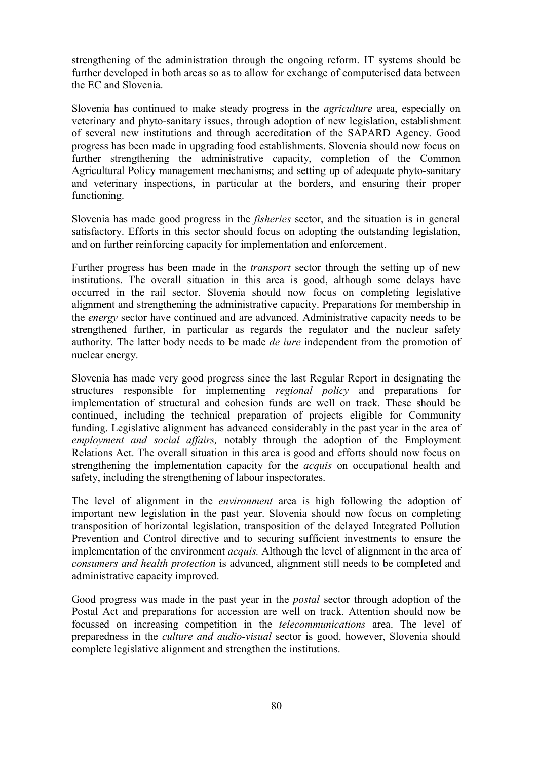strengthening of the administration through the ongoing reform. IT systems should be further developed in both areas so as to allow for exchange of computerised data between the EC and Slovenia.

Slovenia has continued to make steady progress in the *agriculture* area, especially on veterinary and phyto-sanitary issues, through adoption of new legislation, establishment of several new institutions and through accreditation of the SAPARD Agency. Good progress has been made in upgrading food establishments. Slovenia should now focus on further strengthening the administrative capacity, completion of the Common Agricultural Policy management mechanisms; and setting up of adequate phyto-sanitary and veterinary inspections, in particular at the borders, and ensuring their proper functioning.

Slovenia has made good progress in the *fisheries* sector, and the situation is in general satisfactory. Efforts in this sector should focus on adopting the outstanding legislation, and on further reinforcing capacity for implementation and enforcement.

Further progress has been made in the *transport* sector through the setting up of new institutions. The overall situation in this area is good, although some delays have occurred in the rail sector. Slovenia should now focus on completing legislative alignment and strengthening the administrative capacity. Preparations for membership in the *energy* sector have continued and are advanced. Administrative capacity needs to be strengthened further, in particular as regards the regulator and the nuclear safety authority. The latter body needs to be made *de iure* independent from the promotion of nuclear energy.

Slovenia has made very good progress since the last Regular Report in designating the structures responsible for implementing *regional policy* and preparations for implementation of structural and cohesion funds are well on track. These should be continued, including the technical preparation of projects eligible for Community funding. Legislative alignment has advanced considerably in the past year in the area of *employment and social affairs,* notably through the adoption of the Employment Relations Act. The overall situation in this area is good and efforts should now focus on strengthening the implementation capacity for the *acquis* on occupational health and safety, including the strengthening of labour inspectorates.

The level of alignment in the *environment* area is high following the adoption of important new legislation in the past year. Slovenia should now focus on completing transposition of horizontal legislation, transposition of the delayed Integrated Pollution Prevention and Control directive and to securing sufficient investments to ensure the implementation of the environment *acquis.* Although the level of alignment in the area of *consumers and health protection* is advanced, alignment still needs to be completed and administrative capacity improved.

Good progress was made in the past year in the *postal* sector through adoption of the Postal Act and preparations for accession are well on track. Attention should now be focussed on increasing competition in the *telecommunications* area. The level of preparedness in the *culture and audio-visual* sector is good, however, Slovenia should complete legislative alignment and strengthen the institutions.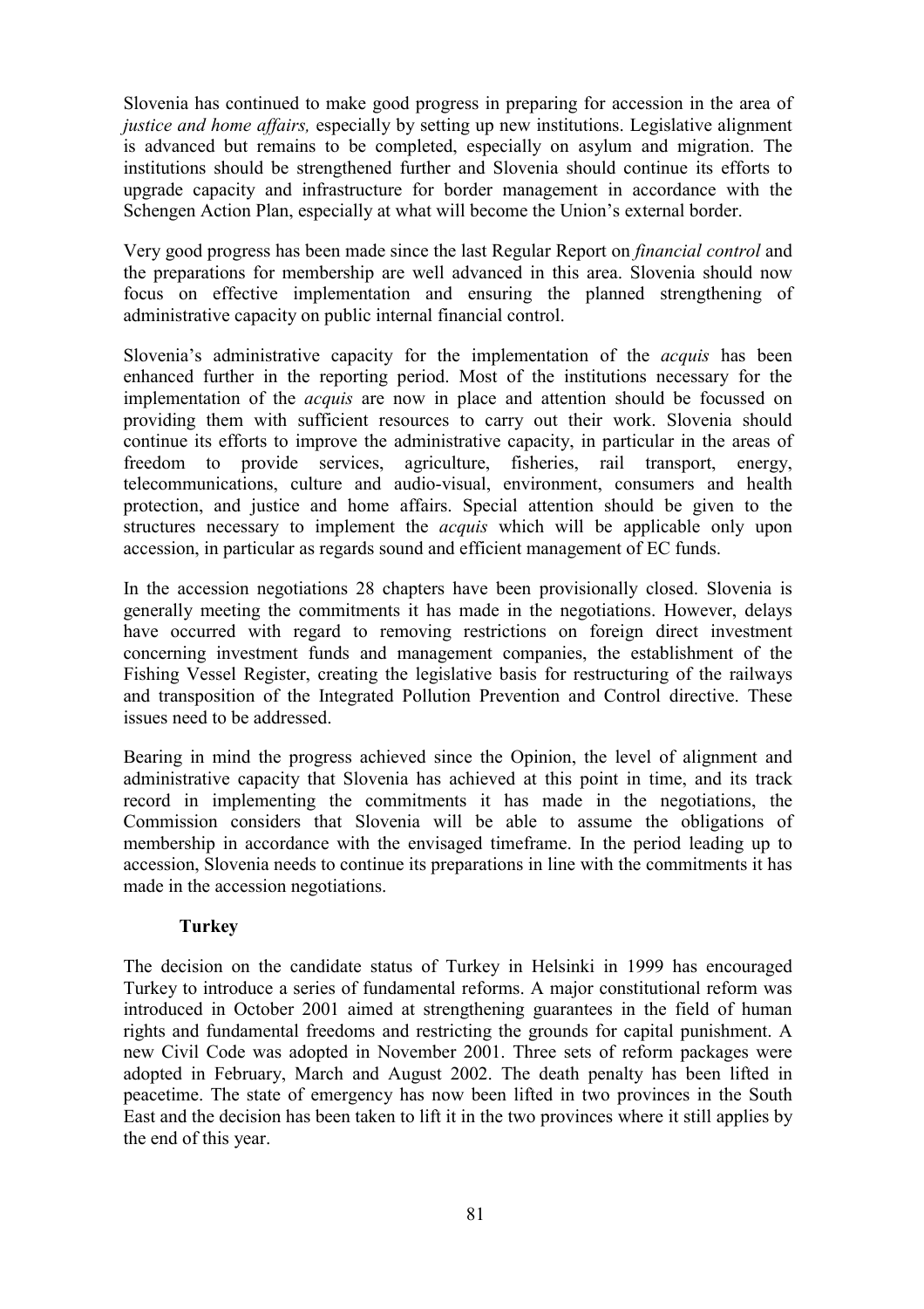Slovenia has continued to make good progress in preparing for accession in the area of *justice and home affairs,* especially by setting up new institutions. Legislative alignment is advanced but remains to be completed, especially on asylum and migration. The institutions should be strengthened further and Slovenia should continue its efforts to upgrade capacity and infrastructure for border management in accordance with the Schengen Action Plan, especially at what will become the Union's external border.

Very good progress has been made since the last Regular Report on *financial control* and the preparations for membership are well advanced in this area. Slovenia should now focus on effective implementation and ensuring the planned strengthening of administrative capacity on public internal financial control.

Slovenia's administrative capacity for the implementation of the *acquis* has been enhanced further in the reporting period. Most of the institutions necessary for the implementation of the *acquis* are now in place and attention should be focussed on providing them with sufficient resources to carry out their work. Slovenia should continue its efforts to improve the administrative capacity, in particular in the areas of freedom to provide services, agriculture, fisheries, rail transport, energy, telecommunications, culture and audio-visual, environment, consumers and health protection, and justice and home affairs. Special attention should be given to the structures necessary to implement the *acquis* which will be applicable only upon accession, in particular as regards sound and efficient management of EC funds.

In the accession negotiations 28 chapters have been provisionally closed. Slovenia is generally meeting the commitments it has made in the negotiations. However, delays have occurred with regard to removing restrictions on foreign direct investment concerning investment funds and management companies, the establishment of the Fishing Vessel Register, creating the legislative basis for restructuring of the railways and transposition of the Integrated Pollution Prevention and Control directive. These issues need to be addressed.

Bearing in mind the progress achieved since the Opinion, the level of alignment and administrative capacity that Slovenia has achieved at this point in time, and its track record in implementing the commitments it has made in the negotiations, the Commission considers that Slovenia will be able to assume the obligations of membership in accordance with the envisaged timeframe. In the period leading up to accession, Slovenia needs to continue its preparations in line with the commitments it has made in the accession negotiations.

### Turkey

The decision on the candidate status of Turkey in Helsinki in 1999 has encouraged Turkey to introduce a series of fundamental reforms. A major constitutional reform was introduced in October 2001 aimed at strengthening guarantees in the field of human rights and fundamental freedoms and restricting the grounds for capital punishment. A new Civil Code was adopted in November 2001. Three sets of reform packages were adopted in February, March and August 2002. The death penalty has been lifted in peacetime. The state of emergency has now been lifted in two provinces in the South East and the decision has been taken to lift it in the two provinces where it still applies by the end of this year.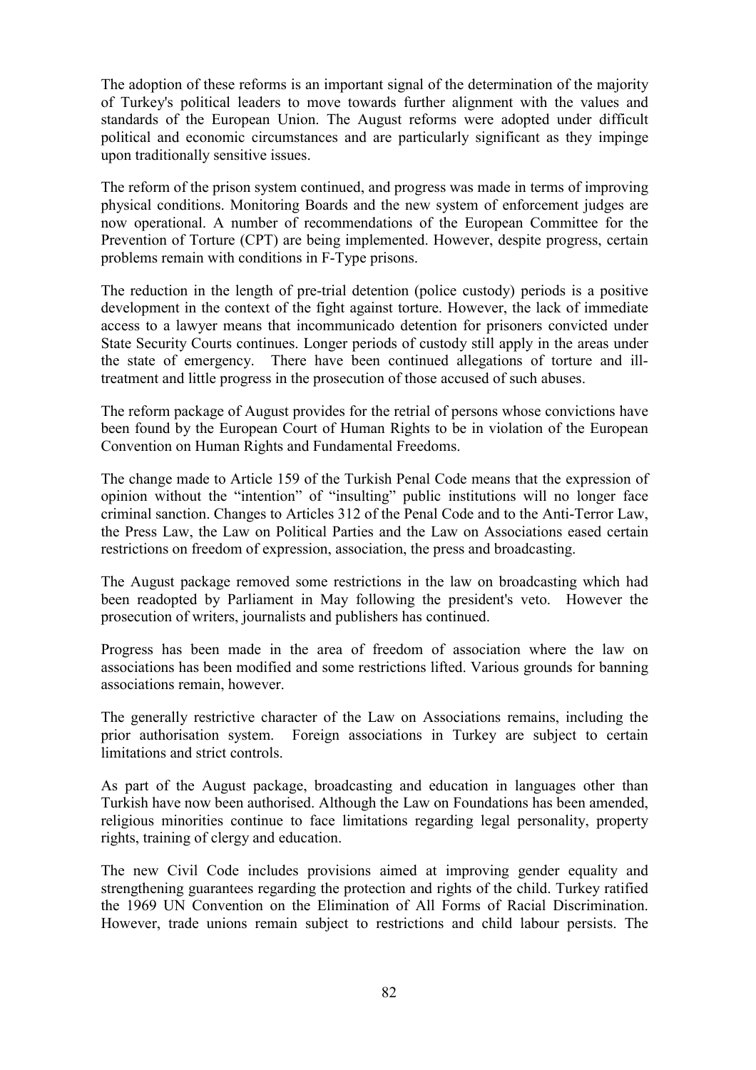The adoption of these reforms is an important signal of the determination of the majority of Turkey's political leaders to move towards further alignment with the values and standards of the European Union. The August reforms were adopted under difficult political and economic circumstances and are particularly significant as they impinge upon traditionally sensitive issues.

The reform of the prison system continued, and progress was made in terms of improving physical conditions. Monitoring Boards and the new system of enforcement judges are now operational. A number of recommendations of the European Committee for the Prevention of Torture (CPT) are being implemented. However, despite progress, certain problems remain with conditions in F-Type prisons.

The reduction in the length of pre-trial detention (police custody) periods is a positive development in the context of the fight against torture. However, the lack of immediate access to a lawyer means that incommunicado detention for prisoners convicted under State Security Courts continues. Longer periods of custody still apply in the areas under the state of emergency. There have been continued allegations of torture and ill-treatment and little progress in the prosecution of those accused of such abuses.

The reform package of August provides for the retrial of persons whose convictions have been found by the European Court of Human Rights to be in violation of the European Convention on Human Rights and Fundamental Freedoms.

The change made to Article 159 of the Turkish Penal Code means that the expression of opinion without the "intention" of "insulting" public institutions will no longer face criminal sanction. Changes to Articles 312 of the Penal Code and to the Anti-Terror Law, the Press Law, the Law on Political Parties and the Law on Associations eased certain restrictions on freedom of expression, association, the press and broadcasting.

The August package removed some restrictions in the law on broadcasting which had been readopted by Parliament in May following the president's veto. However the prosecution of writers, journalists and publishers has continued.

Progress has been made in the area of freedom of association where the law on associations has been modified and some restrictions lifted. Various grounds for banning associations remain, however.

The generally restrictive character of the Law on Associations remains, including the prior authorisation system. Foreign associations in Turkey are subject to certain limitations and strict controls.

As part of the August package, broadcasting and education in languages other than Turkish have now been authorised. Although the Law on Foundations has been amended, religious minorities continue to face limitations regarding legal personality, property rights, training of clergy and education.

The new Civil Code includes provisions aimed at improving gender equality and strengthening guarantees regarding the protection and rights of the child. Turkey ratified the 1969 UN Convention on the Elimination of All Forms of Racial Discrimination. However, trade unions remain subject to restrictions and child labour persists. The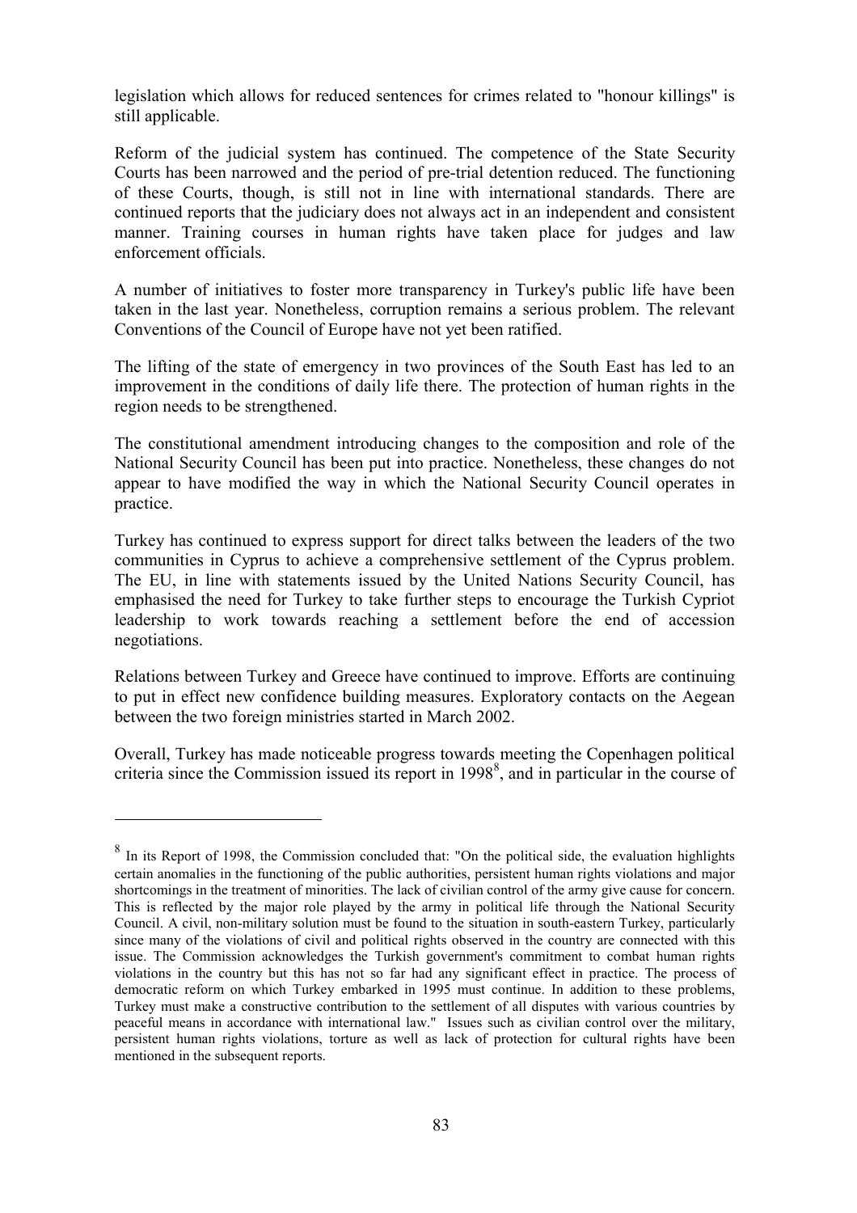legislation which allows for reduced sentences for crimes related to "honour killings" is still applicable.

Reform of the judicial system has continued. The competence of the State Security Courts has been narrowed and the period of pre-trial detention reduced. The functioning of these Courts, though, is still not in line with international standards. There are continued reports that the judiciary does not always act in an independent and consistent manner. Training courses in human rights have taken place for judges and law enforcement officials.

A number of initiatives to foster more transparency in Turkey's public life have been taken in the last year. Nonetheless, corruption remains a serious problem. The relevant Conventions of the Council of Europe have not yet been ratified.

The lifting of the state of emergency in two provinces of the South East has led to an improvement in the conditions of daily life there. The protection of human rights in the region needs to be strengthened.

The constitutional amendment introducing changes to the composition and role of the National Security Council has been put into practice. Nonetheless, these changes do not appear to have modified the way in which the National Security Council operates in practice.

Turkey has continued to express support for direct talks between the leaders of the two communities in Cyprus to achieve a comprehensive settlement of the Cyprus problem. The EU, in line with statements issued by the United Nations Security Council, has emphasised the need for Turkey to take further steps to encourage the Turkish Cypriot leadership to work towards reaching a settlement before the end of accession negotiations.

Relations between Turkey and Greece have continued to improve. Efforts are continuing to put in effect new confidence building measures. Exploratory contacts on the Aegean between the two foreign ministries started in March 2002.

Overall, Turkey has made noticeable progress towards meeting the Copenhagen political criteria since the Commission issued its report in 1998[8], and in particular in the course of

---

[8] In its Report of 1998, the Commission concluded that: "On the political side, the evaluation highlights certain anomalies in the functioning of the public authorities, persistent human rights violations and major shortcomings in the treatment of minorities. The lack of civilian control of the army give cause for concern. This is reflected by the major role played by the army in political life through the National Security Council. A civil, non-military solution must be found to the situation in south-eastern Turkey, particularly since many of the violations of civil and political rights observed in the country are connected with this issue. The Commission acknowledges the Turkish government's commitment to combat human rights violations in the country but this has not so far had any significant effect in practice. The process of democratic reform on which Turkey embarked in 1995 must continue. In addition to these problems, Turkey must make a constructive contribution to the settlement of all disputes with various countries by peaceful means in accordance with international law." Issues such as civilian control over the military, persistent human rights violations, torture as well as lack of protection for cultural rights have been mentioned in the subsequent reports.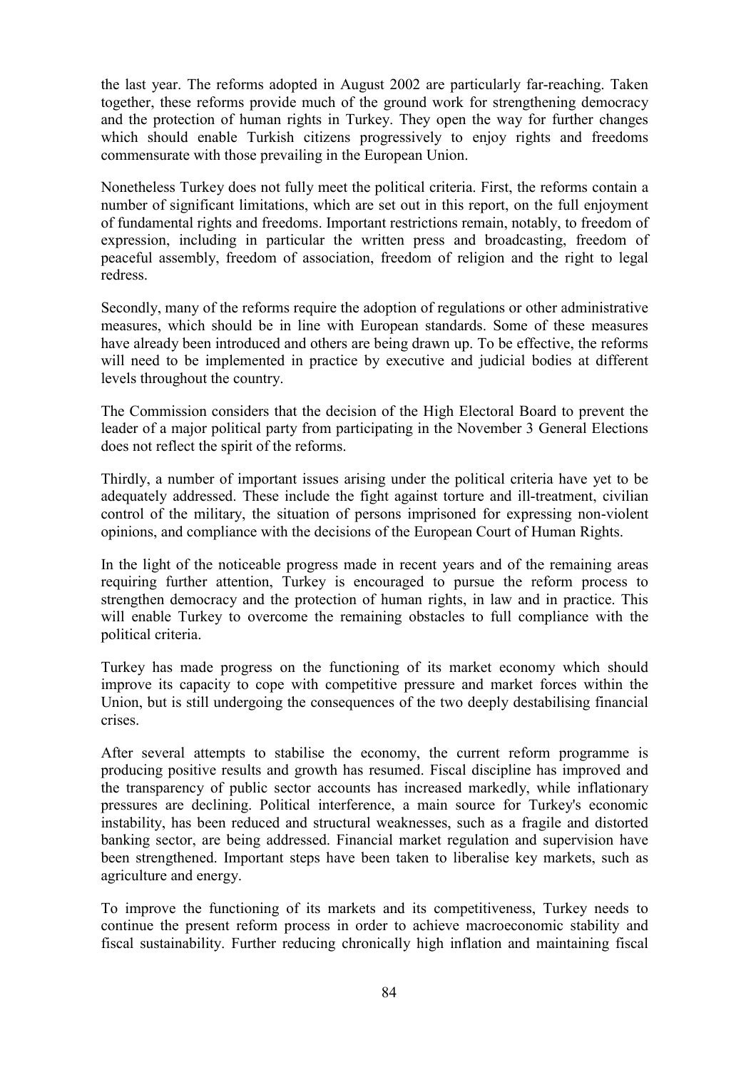the last year. The reforms adopted in August 2002 are particularly far-reaching. Taken together, these reforms provide much of the ground work for strengthening democracy and the protection of human rights in Turkey. They open the way for further changes which should enable Turkish citizens progressively to enjoy rights and freedoms commensurate with those prevailing in the European Union.

Nonetheless Turkey does not fully meet the political criteria. First, the reforms contain a number of significant limitations, which are set out in this report, on the full enjoyment of fundamental rights and freedoms. Important restrictions remain, notably, to freedom of expression, including in particular the written press and broadcasting, freedom of peaceful assembly, freedom of association, freedom of religion and the right to legal redress.

Secondly, many of the reforms require the adoption of regulations or other administrative measures, which should be in line with European standards. Some of these measures have already been introduced and others are being drawn up. To be effective, the reforms will need to be implemented in practice by executive and judicial bodies at different levels throughout the country.

The Commission considers that the decision of the High Electoral Board to prevent the leader of a major political party from participating in the November 3 General Elections does not reflect the spirit of the reforms.

Thirdly, a number of important issues arising under the political criteria have yet to be adequately addressed. These include the fight against torture and ill-treatment, civilian control of the military, the situation of persons imprisoned for expressing non-violent opinions, and compliance with the decisions of the European Court of Human Rights.

In the light of the noticeable progress made in recent years and of the remaining areas requiring further attention, Turkey is encouraged to pursue the reform process to strengthen democracy and the protection of human rights, in law and in practice. This will enable Turkey to overcome the remaining obstacles to full compliance with the political criteria.

Turkey has made progress on the functioning of its market economy which should improve its capacity to cope with competitive pressure and market forces within the Union, but is still undergoing the consequences of the two deeply destabilising financial crises.

After several attempts to stabilise the economy, the current reform programme is producing positive results and growth has resumed. Fiscal discipline has improved and the transparency of public sector accounts has increased markedly, while inflationary pressures are declining. Political interference, a main source for Turkey's economic instability, has been reduced and structural weaknesses, such as a fragile and distorted banking sector, are being addressed. Financial market regulation and supervision have been strengthened. Important steps have been taken to liberalise key markets, such as agriculture and energy.

To improve the functioning of its markets and its competitiveness, Turkey needs to continue the present reform process in order to achieve macroeconomic stability and fiscal sustainability. Further reducing chronically high inflation and maintaining fiscal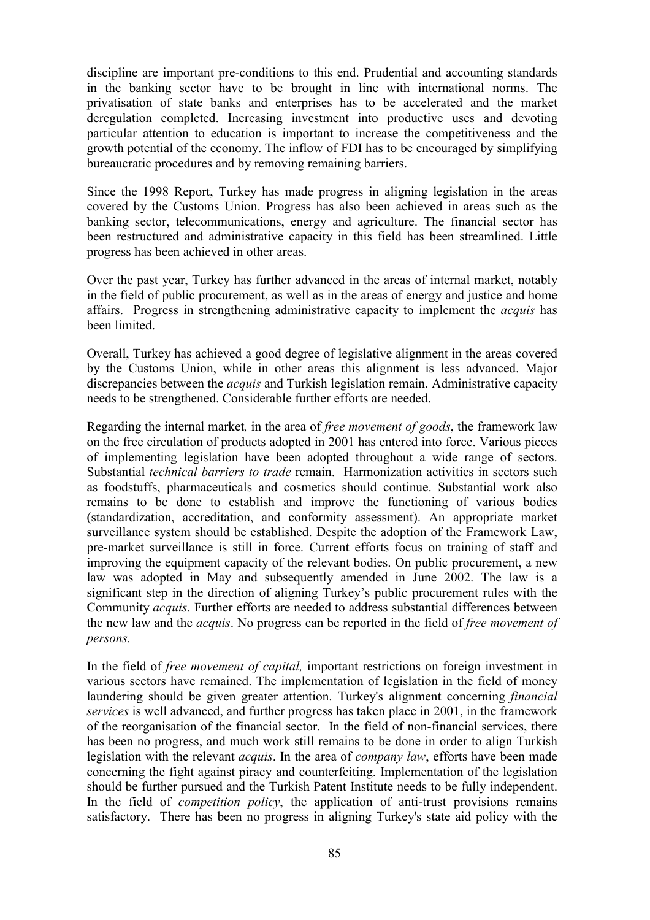discipline are important pre-conditions to this end. Prudential and accounting standards in the banking sector have to be brought in line with international norms. The privatisation of state banks and enterprises has to be accelerated and the market deregulation completed. Increasing investment into productive uses and devoting particular attention to education is important to increase the competitiveness and the growth potential of the economy. The inflow of FDI has to be encouraged by simplifying bureaucratic procedures and by removing remaining barriers.

Since the 1998 Report, Turkey has made progress in aligning legislation in the areas covered by the Customs Union. Progress has also been achieved in areas such as the banking sector, telecommunications, energy and agriculture. The financial sector has been restructured and administrative capacity in this field has been streamlined. Little progress has been achieved in other areas.

Over the past year, Turkey has further advanced in the areas of internal market, notably in the field of public procurement, as well as in the areas of energy and justice and home affairs. Progress in strengthening administrative capacity to implement the *acquis* has been limited.

Overall, Turkey has achieved a good degree of legislative alignment in the areas covered by the Customs Union, while in other areas this alignment is less advanced. Major discrepancies between the *acquis* and Turkish legislation remain. Administrative capacity needs to be strengthened. Considerable further efforts are needed.

Regarding the internal market, in the area of *free movement of goods*, the framework law on the free circulation of products adopted in 2001 has entered into force. Various pieces of implementing legislation have been adopted throughout a wide range of sectors. Substantial *technical barriers to trade* remain. Harmonization activities in sectors such as foodstuffs, pharmaceuticals and cosmetics should continue. Substantial work also remains to be done to establish and improve the functioning of various bodies (standardization, accreditation, and conformity assessment). An appropriate market surveillance system should be established. Despite the adoption of the Framework Law, pre-market surveillance is still in force. Current efforts focus on training of staff and improving the equipment capacity of the relevant bodies. On public procurement, a new law was adopted in May and subsequently amended in June 2002. The law is a significant step in the direction of aligning Turkey's public procurement rules with the Community *acquis*. Further efforts are needed to address substantial differences between the new law and the *acquis*. No progress can be reported in the field of *free movement of persons.*

In the field of *free movement of capital,* important restrictions on foreign investment in various sectors have remained. The implementation of legislation in the field of money laundering should be given greater attention. Turkey's alignment concerning *financial services* is well advanced, and further progress has taken place in 2001, in the framework of the reorganisation of the financial sector. In the field of non-financial services, there has been no progress, and much work still remains to be done in order to align Turkish legislation with the relevant *acquis*. In the area of *company law*, efforts have been made concerning the fight against piracy and counterfeiting. Implementation of the legislation should be further pursued and the Turkish Patent Institute needs to be fully independent. In the field of *competition policy*, the application of anti-trust provisions remains satisfactory. There has been no progress in aligning Turkey's state aid policy with the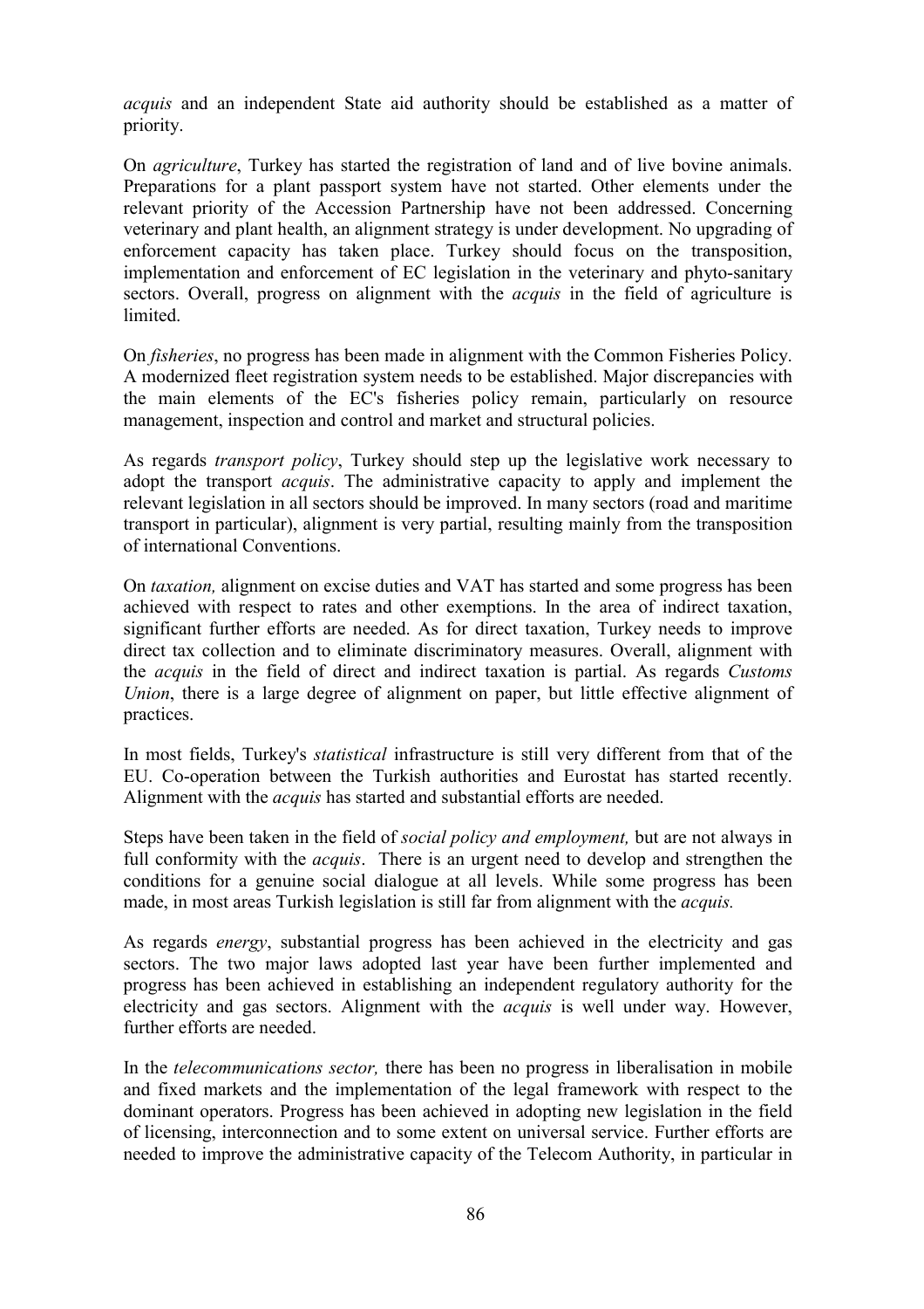*acquis* and an independent State aid authority should be established as a matter of priority.

On *agriculture*, Turkey has started the registration of land and of live bovine animals. Preparations for a plant passport system have not started. Other elements under the relevant priority of the Accession Partnership have not been addressed. Concerning veterinary and plant health, an alignment strategy is under development. No upgrading of enforcement capacity has taken place. Turkey should focus on the transposition, implementation and enforcement of EC legislation in the veterinary and phyto-sanitary sectors. Overall, progress on alignment with the *acquis* in the field of agriculture is limited.

On *fisheries*, no progress has been made in alignment with the Common Fisheries Policy. A modernized fleet registration system needs to be established. Major discrepancies with the main elements of the EC's fisheries policy remain, particularly on resource management, inspection and control and market and structural policies.

As regards *transport policy*, Turkey should step up the legislative work necessary to adopt the transport *acquis*. The administrative capacity to apply and implement the relevant legislation in all sectors should be improved. In many sectors (road and maritime transport in particular), alignment is very partial, resulting mainly from the transposition of international Conventions.

On *taxation,* alignment on excise duties and VAT has started and some progress has been achieved with respect to rates and other exemptions. In the area of indirect taxation, significant further efforts are needed. As for direct taxation, Turkey needs to improve direct tax collection and to eliminate discriminatory measures. Overall, alignment with the *acquis* in the field of direct and indirect taxation is partial. As regards *Customs Union*, there is a large degree of alignment on paper, but little effective alignment of practices.

In most fields, Turkey's *statistical* infrastructure is still very different from that of the EU. Co-operation between the Turkish authorities and Eurostat has started recently. Alignment with the *acquis* has started and substantial efforts are needed.

Steps have been taken in the field of *social policy and employment,* but are not always in full conformity with the *acquis*. There is an urgent need to develop and strengthen the conditions for a genuine social dialogue at all levels. While some progress has been made, in most areas Turkish legislation is still far from alignment with the *acquis.*

As regards *energy*, substantial progress has been achieved in the electricity and gas sectors. The two major laws adopted last year have been further implemented and progress has been achieved in establishing an independent regulatory authority for the electricity and gas sectors. Alignment with the *acquis* is well under way. However, further efforts are needed.

In the *telecommunications sector,* there has been no progress in liberalisation in mobile and fixed markets and the implementation of the legal framework with respect to the dominant operators. Progress has been achieved in adopting new legislation in the field of licensing, interconnection and to some extent on universal service. Further efforts are needed to improve the administrative capacity of the Telecom Authority, in particular in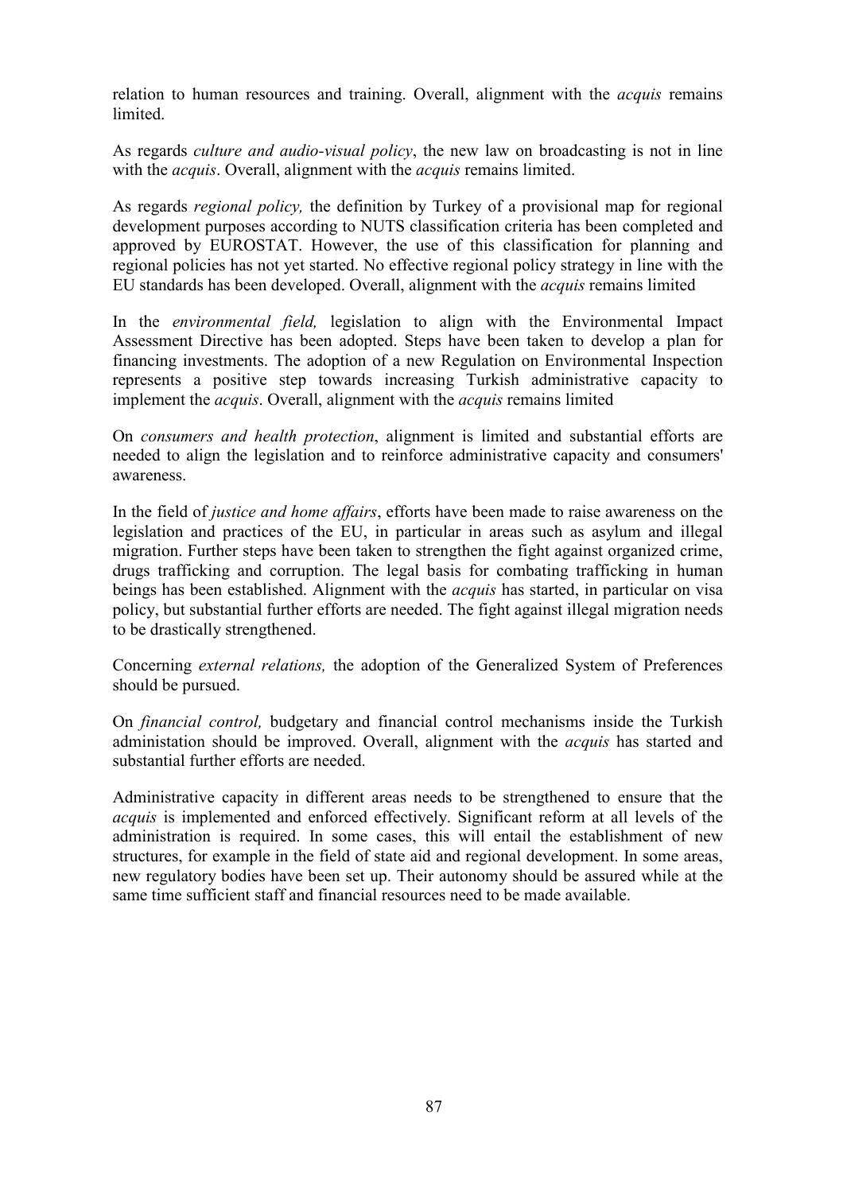relation to human resources and training. Overall, alignment with the *acquis* remains limited.

As regards *culture and audio-visual policy*, the new law on broadcasting is not in line with the *acquis*. Overall, alignment with the *acquis* remains limited.

As regards *regional policy,* the definition by Turkey of a provisional map for regional development purposes according to NUTS classification criteria has been completed and approved by EUROSTAT. However, the use of this classification for planning and regional policies has not yet started. No effective regional policy strategy in line with the EU standards has been developed. Overall, alignment with the *acquis* remains limited

In the *environmental field,* legislation to align with the Environmental Impact Assessment Directive has been adopted. Steps have been taken to develop a plan for financing investments. The adoption of a new Regulation on Environmental Inspection represents a positive step towards increasing Turkish administrative capacity to implement the *acquis*. Overall, alignment with the *acquis* remains limited

On *consumers and health protection*, alignment is limited and substantial efforts are needed to align the legislation and to reinforce administrative capacity and consumers' awareness.

In the field of *justice and home affairs*, efforts have been made to raise awareness on the legislation and practices of the EU, in particular in areas such as asylum and illegal migration. Further steps have been taken to strengthen the fight against organized crime, drugs trafficking and corruption. The legal basis for combating trafficking in human beings has been established. Alignment with the *acquis* has started, in particular on visa policy, but substantial further efforts are needed. The fight against illegal migration needs to be drastically strengthened.

Concerning *external relations,* the adoption of the Generalized System of Preferences should be pursued.

On *financial control,* budgetary and financial control mechanisms inside the Turkish administation should be improved. Overall, alignment with the *acquis* has started and substantial further efforts are needed.

Administrative capacity in different areas needs to be strengthened to ensure that the *acquis* is implemented and enforced effectively. Significant reform at all levels of the administration is required. In some cases, this will entail the establishment of new structures, for example in the field of state aid and regional development. In some areas, new regulatory bodies have been set up. Their autonomy should be assured while at the same time sufficient staff and financial resources need to be made available.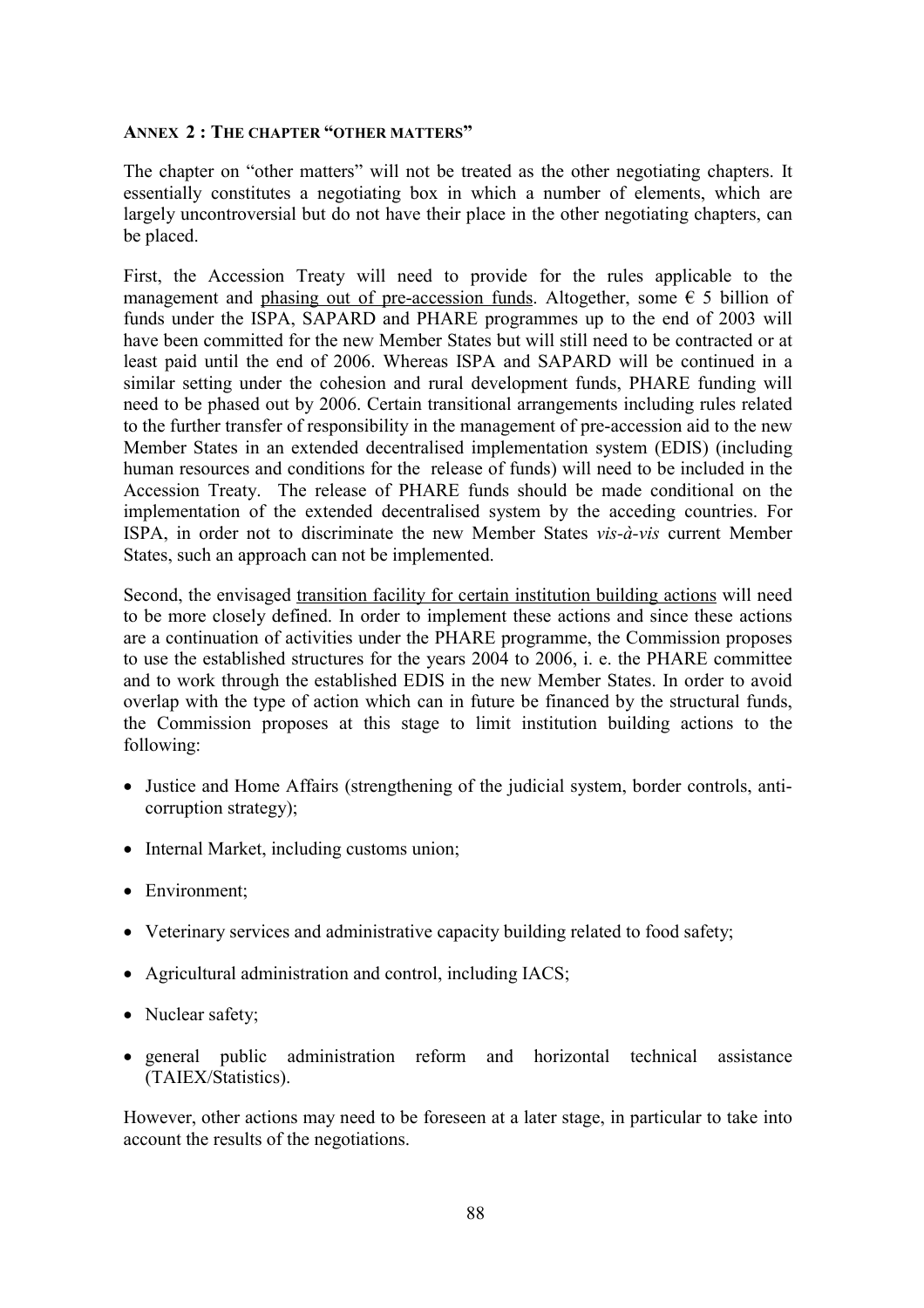## ANNEX 2 : THE CHAPTER "OTHER MATTERS"

The chapter on "other matters" will not be treated as the other negotiating chapters. It essentially constitutes a negotiating box in which a number of elements, which are largely uncontroversial but do not have their place in the other negotiating chapters, can be placed.

First, the Accession Treaty will need to provide for the rules applicable to the management and phasing out of pre-accession funds. Altogether, some € 5 billion of funds under the ISPA, SAPARD and PHARE programmes up to the end of 2003 will have been committed for the new Member States but will still need to be contracted or at least paid until the end of 2006. Whereas ISPA and SAPARD will be continued in a similar setting under the cohesion and rural development funds, PHARE funding will need to be phased out by 2006. Certain transitional arrangements including rules related to the further transfer of responsibility in the management of pre-accession aid to the new Member States in an extended decentralised implementation system (EDIS) (including human resources and conditions for the release of funds) will need to be included in the Accession Treaty. The release of PHARE funds should be made conditional on the implementation of the extended decentralised system by the acceding countries. For ISPA, in order not to discriminate the new Member States *vis-à-vis* current Member States, such an approach can not be implemented.

Second, the envisaged transition facility for certain institution building actions will need to be more closely defined. In order to implement these actions and since these actions are a continuation of activities under the PHARE programme, the Commission proposes to use the established structures for the years 2004 to 2006, i. e. the PHARE committee and to work through the established EDIS in the new Member States. In order to avoid overlap with the type of action which can in future be financed by the structural funds, the Commission proposes at this stage to limit institution building actions to the following:

- Justice and Home Affairs (strengthening of the judicial system, border controls, anti-corruption strategy);
- Internal Market, including customs union;
- Environment;
- Veterinary services and administrative capacity building related to food safety;
- Agricultural administration and control, including IACS;
- Nuclear safety;
- general public administration reform and horizontal technical assistance (TAIEX/Statistics).

However, other actions may need to be foreseen at a later stage, in particular to take into account the results of the negotiations.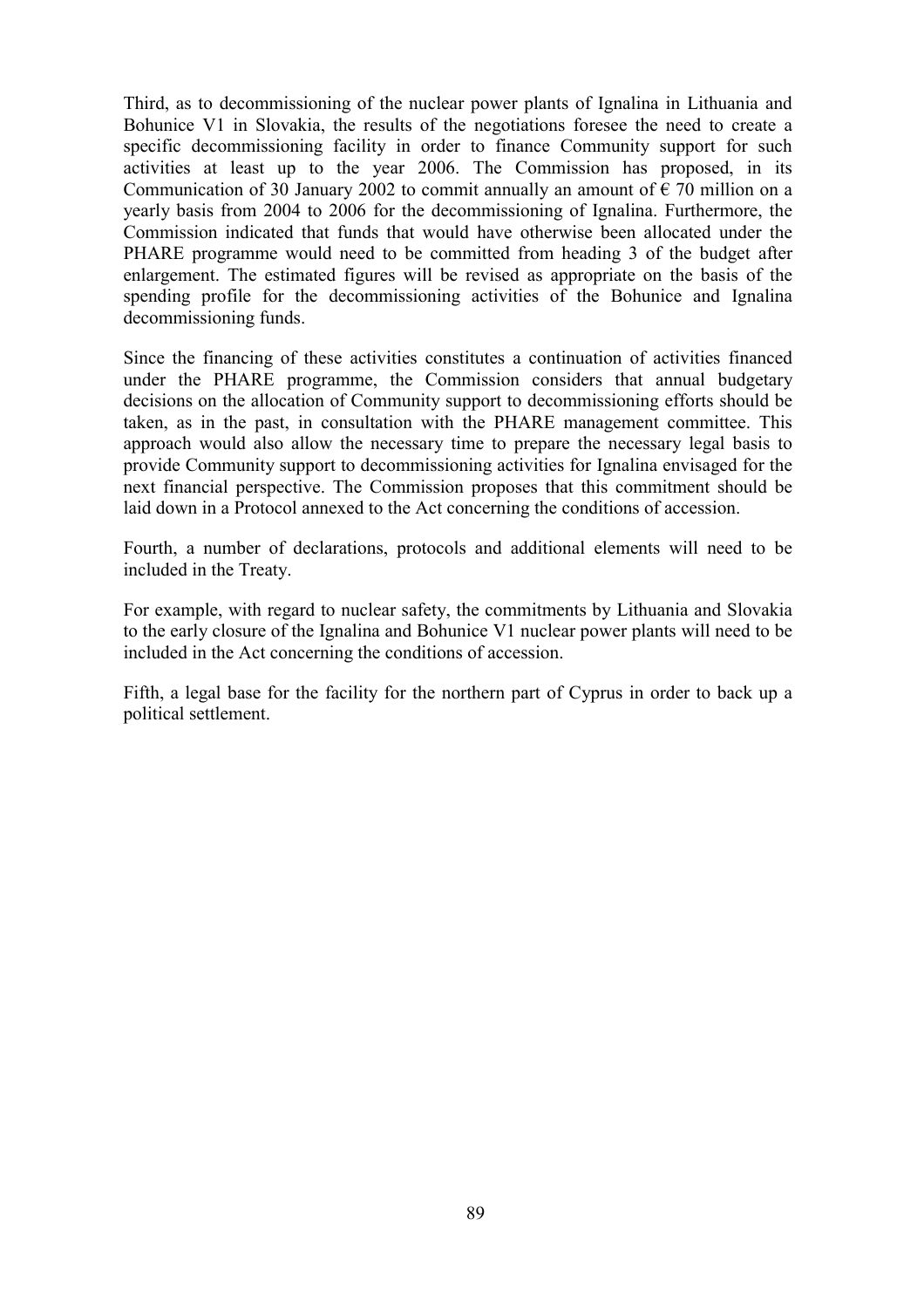Third, as to decommissioning of the nuclear power plants of Ignalina in Lithuania and Bohunice V1 in Slovakia, the results of the negotiations foresee the need to create a specific decommissioning facility in order to finance Community support for such activities at least up to the year 2006. The Commission has proposed, in its Communication of 30 January 2002 to commit annually an amount of € 70 million on a yearly basis from 2004 to 2006 for the decommissioning of Ignalina. Furthermore, the Commission indicated that funds that would have otherwise been allocated under the PHARE programme would need to be committed from heading 3 of the budget after enlargement. The estimated figures will be revised as appropriate on the basis of the spending profile for the decommissioning activities of the Bohunice and Ignalina decommissioning funds.

Since the financing of these activities constitutes a continuation of activities financed under the PHARE programme, the Commission considers that annual budgetary decisions on the allocation of Community support to decommissioning efforts should be taken, as in the past, in consultation with the PHARE management committee. This approach would also allow the necessary time to prepare the necessary legal basis to provide Community support to decommissioning activities for Ignalina envisaged for the next financial perspective. The Commission proposes that this commitment should be laid down in a Protocol annexed to the Act concerning the conditions of accession.

Fourth, a number of declarations, protocols and additional elements will need to be included in the Treaty.

For example, with regard to nuclear safety, the commitments by Lithuania and Slovakia to the early closure of the Ignalina and Bohunice V1 nuclear power plants will need to be included in the Act concerning the conditions of accession.

Fifth, a legal base for the facility for the northern part of Cyprus in order to back up a political settlement.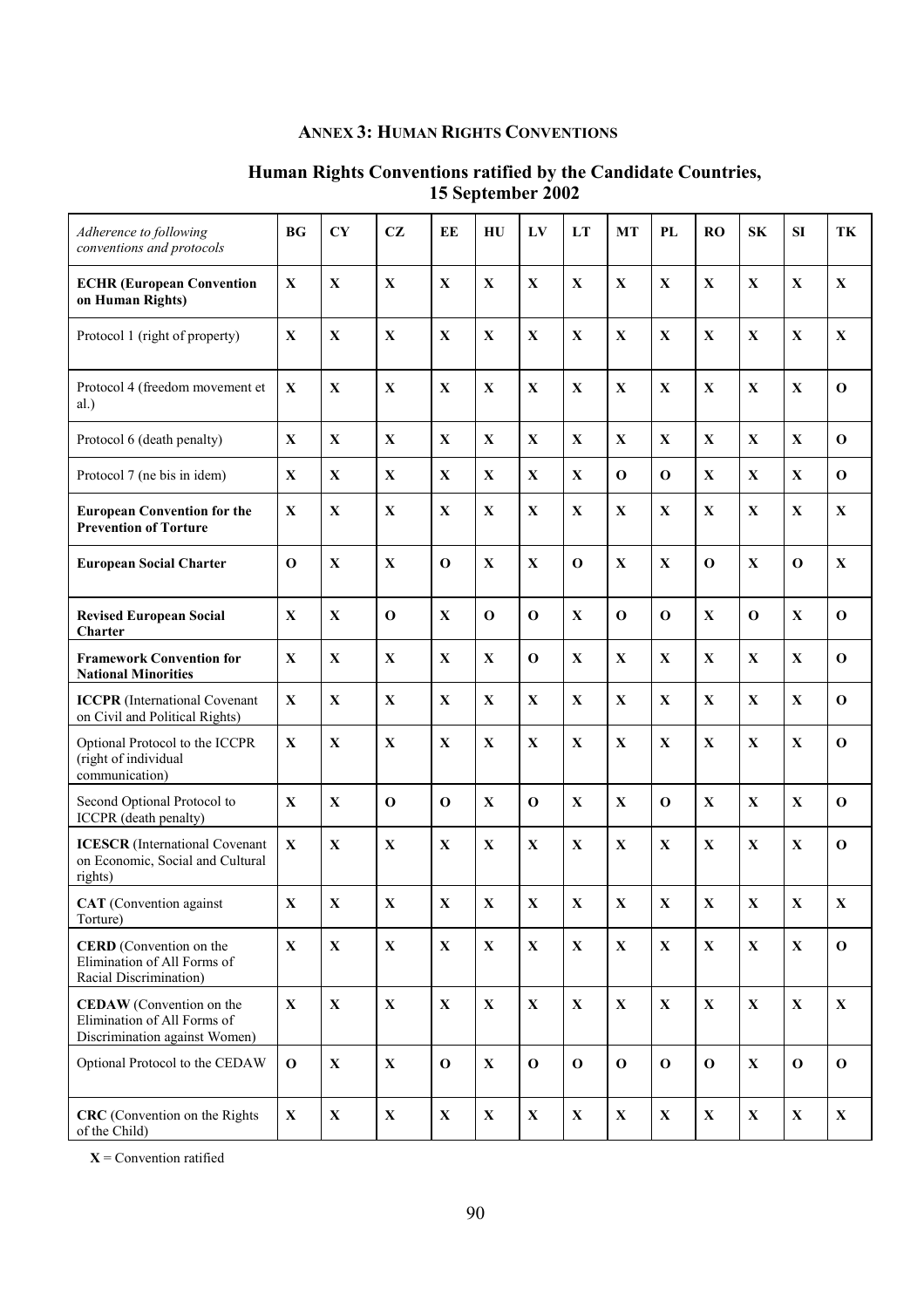## ANNEX 3: HUMAN RIGHTS CONVENTIONS

### Human Rights Conventions ratified by the Candidate Countries, 15 September 2002

| *Adherence to following conventions and protocols* | BG | CY | CZ | EE | HU | LV | LT | MT | PL | RO | SK | SI | TK |
|---|---|---|---|---|---|---|---|---|---|---|---|---|---|
| **ECHR (European Convention on Human Rights)** | X | X | X | X | X | X | X | X | X | X | X | X | X |
| Protocol 1 (right of property) | X | X | X | X | X | X | X | X | X | X | X | X | X |
| Protocol 4 (freedom movement et al.) | X | X | X | X | X | X | X | X | X | X | X | X | O |
| Protocol 6 (death penalty) | X | X | X | X | X | X | X | X | X | X | X | X | O |
| Protocol 7 (ne bis in idem) | X | X | X | X | X | X | X | O | O | X | X | X | O |
| **European Convention for the Prevention of Torture** | X | X | X | X | X | X | X | X | X | X | X | X | X |
| **European Social Charter** | O | X | X | O | X | X | O | X | X | O | X | O | X |
| **Revised European Social Charter** | X | X | O | X | O | O | X | O | O | X | O | X | O |
| **Framework Convention for National Minorities** | X | X | X | X | X | O | X | X | X | X | X | X | O |
| **ICCPR** (International Covenant on Civil and Political Rights) | X | X | X | X | X | X | X | X | X | X | X | X | O |
| Optional Protocol to the ICCPR (right of individual communication) | X | X | X | X | X | X | X | X | X | X | X | X | O |
| Second Optional Protocol to ICCPR (death penalty) | X | X | O | O | X | O | X | X | O | X | X | X | O |
| **ICESCR** (International Covenant on Economic, Social and Cultural rights) | X | X | X | X | X | X | X | X | X | X | X | X | O |
| **CAT** (Convention against Torture) | X | X | X | X | X | X | X | X | X | X | X | X | X |
| **CERD** (Convention on the Elimination of All Forms of Racial Discrimination) | X | X | X | X | X | X | X | X | X | X | X | X | O |
| **CEDAW** (Convention on the Elimination of All Forms of Discrimination against Women) | X | X | X | X | X | X | X | X | X | X | X | X | X |
| Optional Protocol to the CEDAW | O | X | X | O | X | O | O | O | O | O | X | O | O |
| **CRC** (Convention on the Rights of the Child) | X | X | X | X | X | X | X | X | X | X | X | X | X |

**X** = Convention ratified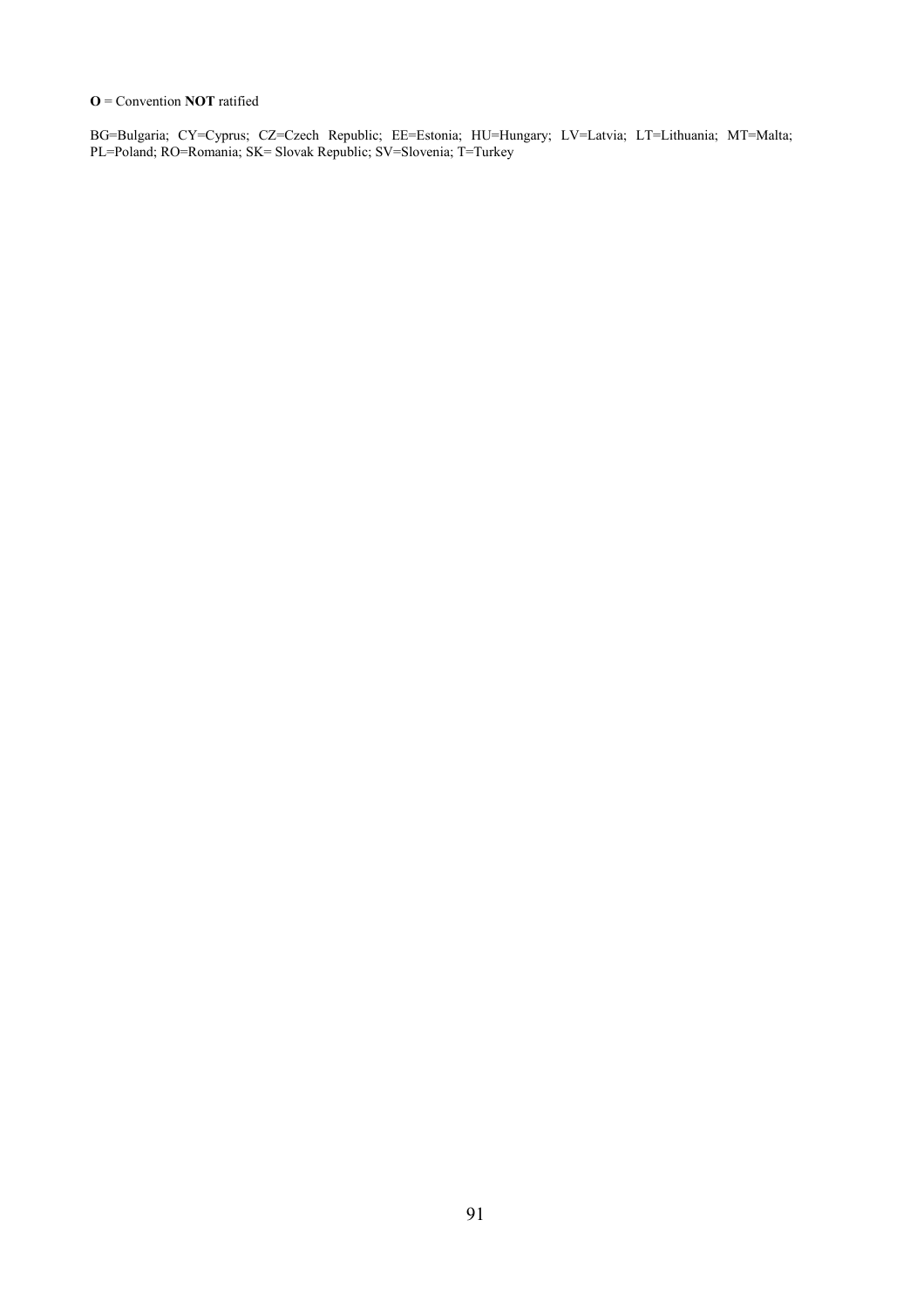**O** = Convention **NOT** ratified

BG=Bulgaria; CY=Cyprus; CZ=Czech Republic; EE=Estonia; HU=Hungary; LV=Latvia; LT=Lithuania; MT=Malta; PL=Poland; RO=Romania; SK= Slovak Republic; SV=Slovenia; T=Turkey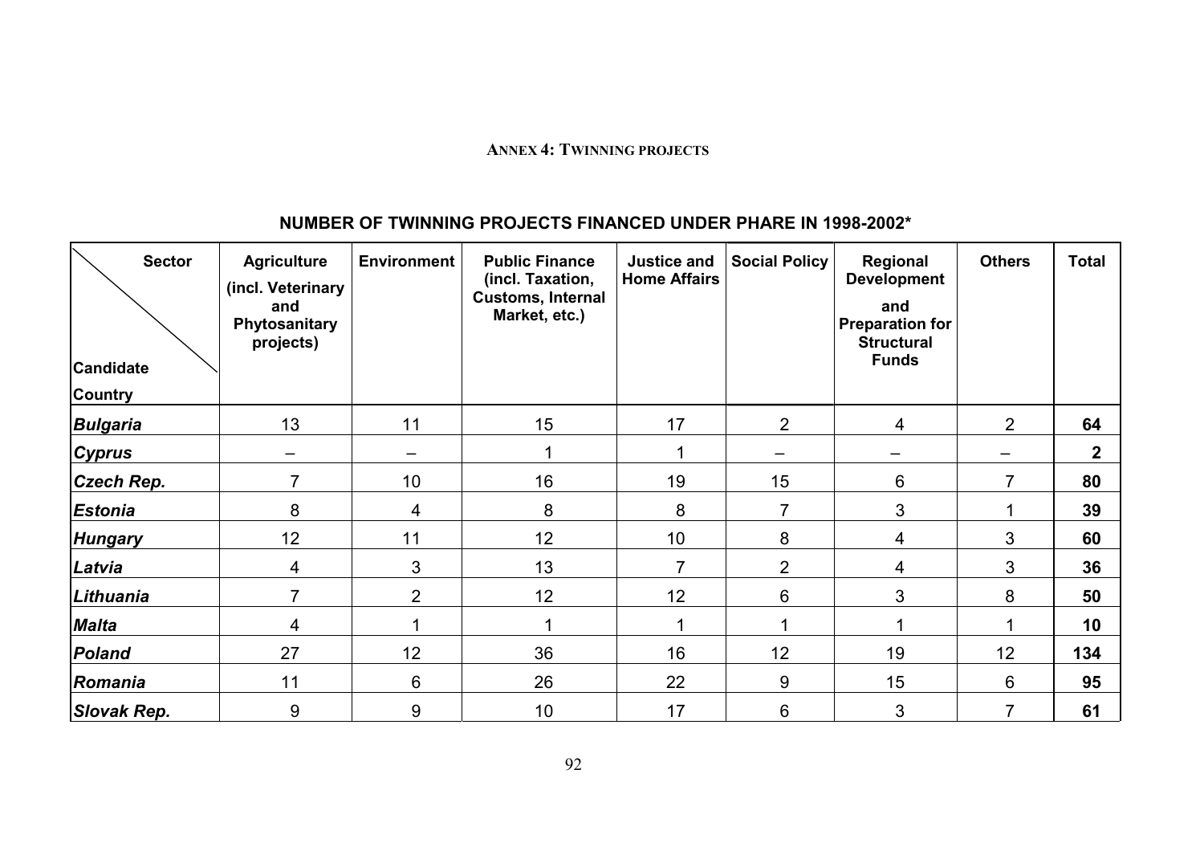## ANNEX 4: TWINNING PROJECTS

### NUMBER OF TWINNING PROJECTS FINANCED UNDER PHARE IN 1998-2002*

| Sector / Candidate Country | Agriculture (incl. Veterinary and Phytosanitary projects) | Environment | Public Finance (incl. Taxation, Customs, Internal Market, etc.) | Justice and Home Affairs | Social Policy | Regional Development and Preparation for Structural Funds | Others | Total |
|---|---|---|---|---|---|---|---|---|
| ***Bulgaria*** | 13 | 11 | 15 | 17 | 2 | 4 | 2 | **64** |
| ***Cyprus*** | – | – | 1 | 1 | – | – | – | **2** |
| ***Czech Rep.*** | 7 | 10 | 16 | 19 | 15 | 6 | 7 | **80** |
| ***Estonia*** | 8 | 4 | 8 | 8 | 7 | 3 | 1 | **39** |
| ***Hungary*** | 12 | 11 | 12 | 10 | 8 | 4 | 3 | **60** |
| ***Latvia*** | 4 | 3 | 13 | 7 | 2 | 4 | 3 | **36** |
| ***Lithuania*** | 7 | 2 | 12 | 12 | 6 | 3 | 8 | **50** |
| ***Malta*** | 4 | 1 | 1 | 1 | 1 | 1 | 1 | **10** |
| ***Poland*** | 27 | 12 | 36 | 16 | 12 | 19 | 12 | **134** |
| ***Romania*** | 11 | 6 | 26 | 22 | 9 | 15 | 6 | **95** |
| ***Slovak Rep.*** | 9 | 9 | 10 | 17 | 6 | 3 | 7 | **61** |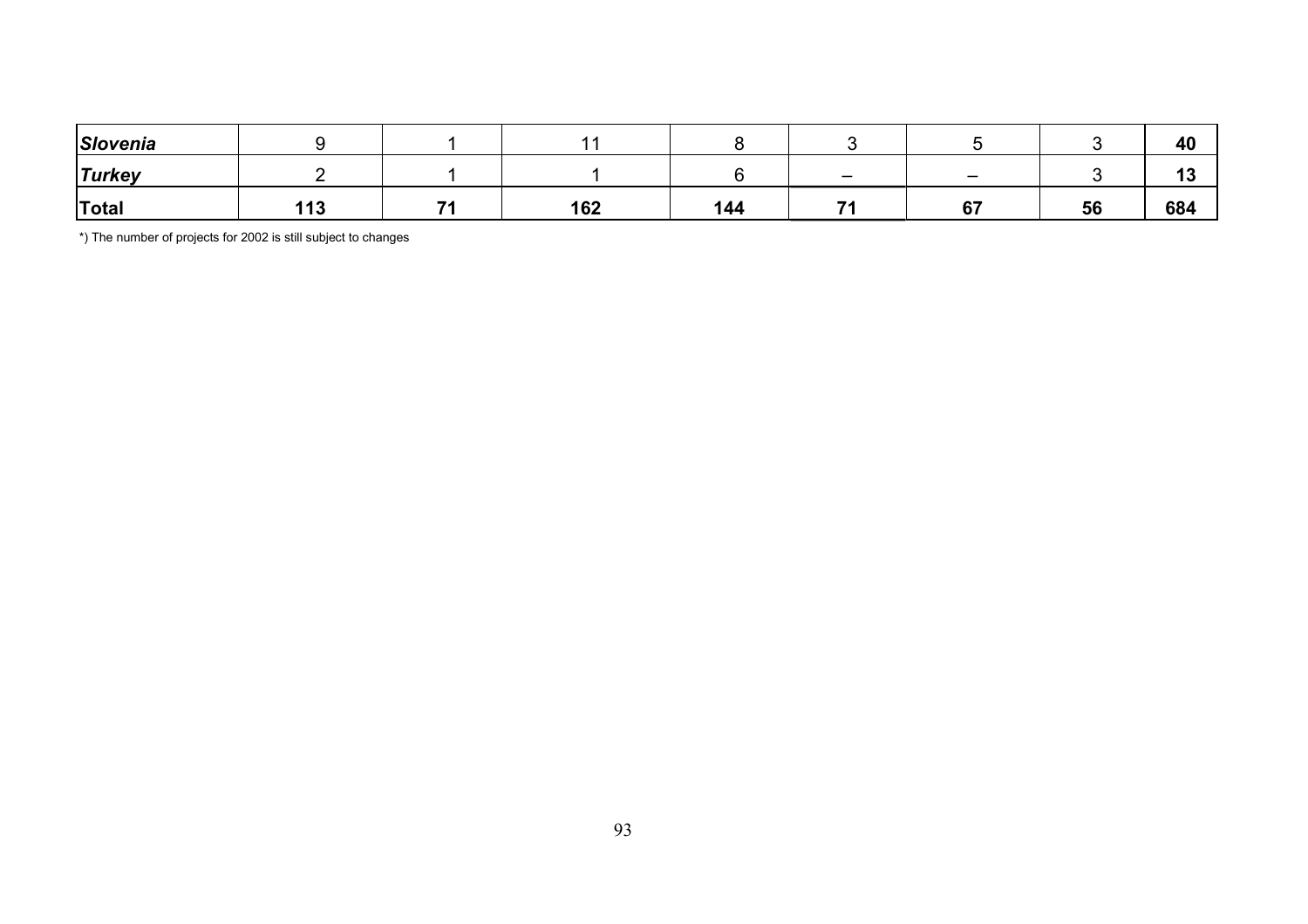| | | | | | | | | |
|---|---|---|---|---|---|---|---|---|
| ***Slovenia*** | 9 | 1 | 11 | 8 | 3 | 5 | 3 | **40** |
| ***Turkey*** | 2 | 1 | 1 | 6 | – | – | 3 | **13** |
| **Total** | **113** | **71** | **162** | **144** | **71** | **67** | **56** | **684** |

*) The number of projects for 2002 is still subject to changes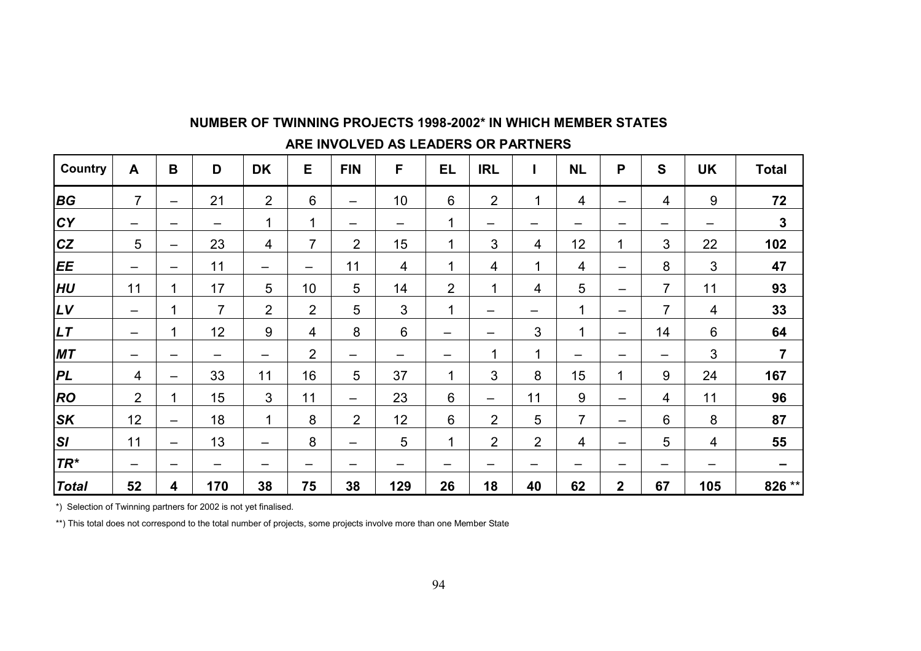## NUMBER OF TWINNING PROJECTS 1998-2002* IN WHICH MEMBER STATES ARE INVOLVED AS LEADERS OR PARTNERS

| Country | A | B | D | DK | E | FIN | F | EL | IRL | I | NL | P | S | UK | Total |
|---|---|---|---|---|---|---|---|---|---|---|---|---|---|---|---|
| ***BG*** | 7 | – | 21 | 2 | 6 | – | 10 | 6 | 2 | 1 | 4 | – | 4 | 9 | **72** |
| ***CY*** | – | – | – | 1 | 1 | – | – | 1 | – | – | – | – | – | – | **3** |
| ***CZ*** | 5 | – | 23 | 4 | 7 | 2 | 15 | 1 | 3 | 4 | 12 | 1 | 3 | 22 | **102** |
| ***EE*** | – | – | 11 | – | – | 11 | 4 | 1 | 4 | 1 | 4 | – | 8 | 3 | **47** |
| ***HU*** | 11 | 1 | 17 | 5 | 10 | 5 | 14 | 2 | 1 | 4 | 5 | – | 7 | 11 | **93** |
| ***LV*** | – | 1 | 7 | 2 | 2 | 5 | 3 | 1 | – | – | 1 | – | 7 | 4 | **33** |
| ***LT*** | – | 1 | 12 | 9 | 4 | 8 | 6 | – | – | 3 | 1 | – | 14 | 6 | **64** |
| ***MT*** | – | – | – | – | 2 | – | – | – | 1 | 1 | – | – | – | 3 | **7** |
| ***PL*** | 4 | – | 33 | 11 | 16 | 5 | 37 | 1 | 3 | 8 | 15 | 1 | 9 | 24 | **167** |
| ***RO*** | 2 | 1 | 15 | 3 | 11 | – | 23 | 6 | – | 11 | 9 | – | 4 | 11 | **96** |
| ***SK*** | 12 | – | 18 | 1 | 8 | 2 | 12 | 6 | 2 | 5 | 7 | – | 6 | 8 | **87** |
| ***SI*** | 11 | – | 13 | – | 8 | – | 5 | 1 | 2 | 2 | 4 | – | 5 | 4 | **55** |
| ***TR**** | – | – | – | – | – | – | – | – | – | – | – | – | – | – | **–** |
| ***Total*** | **52** | **4** | **170** | **38** | **75** | **38** | **129** | **26** | **18** | **40** | **62** | **2** | **67** | **105** | **826** ** |

*) Selection of Twinning partners for 2002 is not yet finalised.

**) This total does not correspond to the total number of projects, some projects involve more than one Member State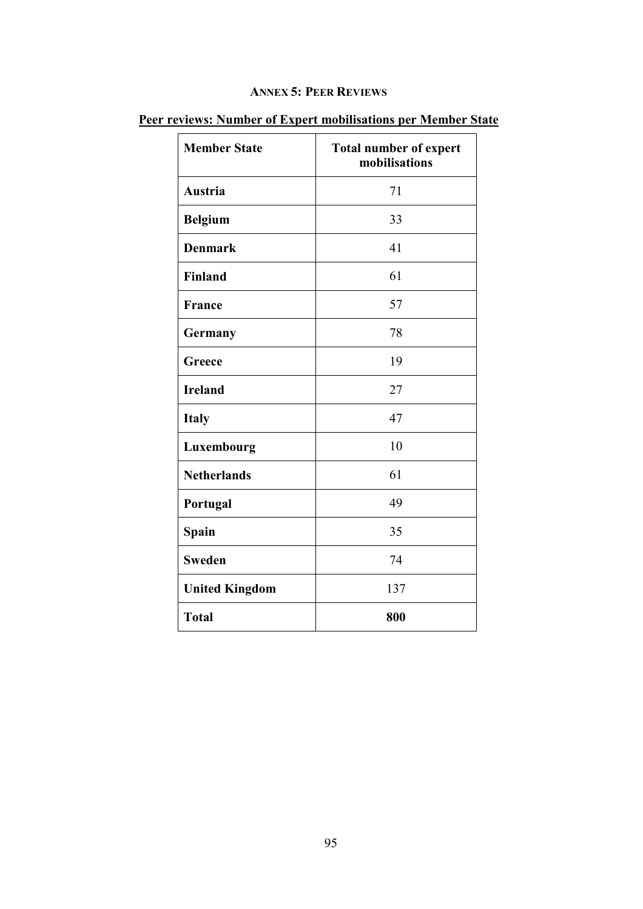## ANNEX 5: PEER REVIEWS

**Peer reviews: Number of Expert mobilisations per Member State**

| Member State | Total number of expert mobilisations |
|---|---|
| **Austria** | 71 |
| **Belgium** | 33 |
| **Denmark** | 41 |
| **Finland** | 61 |
| **France** | 57 |
| **Germany** | 78 |
| **Greece** | 19 |
| **Ireland** | 27 |
| **Italy** | 47 |
| **Luxembourg** | 10 |
| **Netherlands** | 61 |
| **Portugal** | 49 |
| **Spain** | 35 |
| **Sweden** | 74 |
| **United Kingdom** | 137 |
| **Total** | **800** |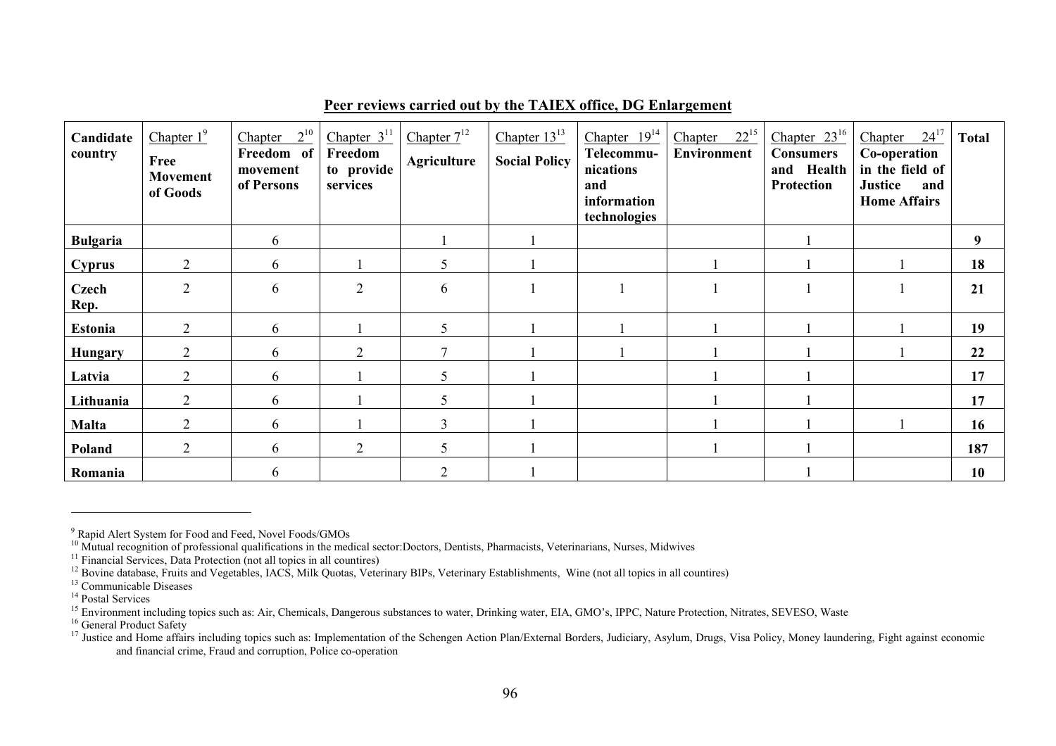**Peer reviews carried out by the TAIEX office, DG Enlargement**

| Candidate country | Chapter 1[9] Free Movement of Goods | Chapter 2[10] Freedom of movement of Persons | Chapter 3[11] Freedom to provide services | Chapter 7[12] Agriculture | Chapter 13[13] Social Policy | Chapter 19[14] Telecommu-nications and information technologies | Chapter 22[15] Environment | Chapter 23[16] Consumers and Health Protection | Chapter 24[17] Co-operation in the field of Justice and Home Affairs | Total |
|---|---|---|---|---|---|---|---|---|---|---|
| **Bulgaria** | | 6 | | 1 | 1 | | | 1 | | **9** |
| **Cyprus** | 2 | 6 | 1 | 5 | 1 | | 1 | 1 | 1 | **18** |
| **Czech Rep.** | 2 | 6 | 2 | 6 | 1 | 1 | 1 | 1 | 1 | **21** |
| **Estonia** | 2 | 6 | 1 | 5 | 1 | 1 | 1 | 1 | 1 | **19** |
| **Hungary** | 2 | 6 | 2 | 7 | 1 | 1 | 1 | 1 | 1 | **22** |
| **Latvia** | 2 | 6 | 1 | 5 | 1 | | 1 | 1 | | **17** |
| **Lithuania** | 2 | 6 | 1 | 5 | 1 | | 1 | 1 | | **17** |
| **Malta** | 2 | 6 | 1 | 3 | 1 | | 1 | 1 | 1 | **16** |
| **Poland** | 2 | 6 | 2 | 5 | 1 | | 1 | 1 | | **187** |
| **Romania** | | 6 | | 2 | 1 | | | 1 | | **10** |

[9] Rapid Alert System for Food and Feed, Novel Foods/GMOs

[10] Mutual recognition of professional qualifications in the medical sector:Doctors, Dentists, Pharmacists, Veterinarians, Nurses, Midwives

[11] Financial Services, Data Protection (not all topics in all countires)

[12] Bovine database, Fruits and Vegetables, IACS, Milk Quotas, Veterinary BIPs, Veterinary Establishments, Wine (not all topics in all countires)

[13] Communicable Diseases

[14] Postal Services

[15] Environment including topics such as: Air, Chemicals, Dangerous substances to water, Drinking water, EIA, GMO's, IPPC, Nature Protection, Nitrates, SEVESO, Waste

[16] General Product Safety

[17] Justice and Home affairs including topics such as: Implementation of the Schengen Action Plan/External Borders, Judiciary, Asylum, Drugs, Visa Policy, Money laundering, Fight against economic and financial crime, Fraud and corruption, Police co-operation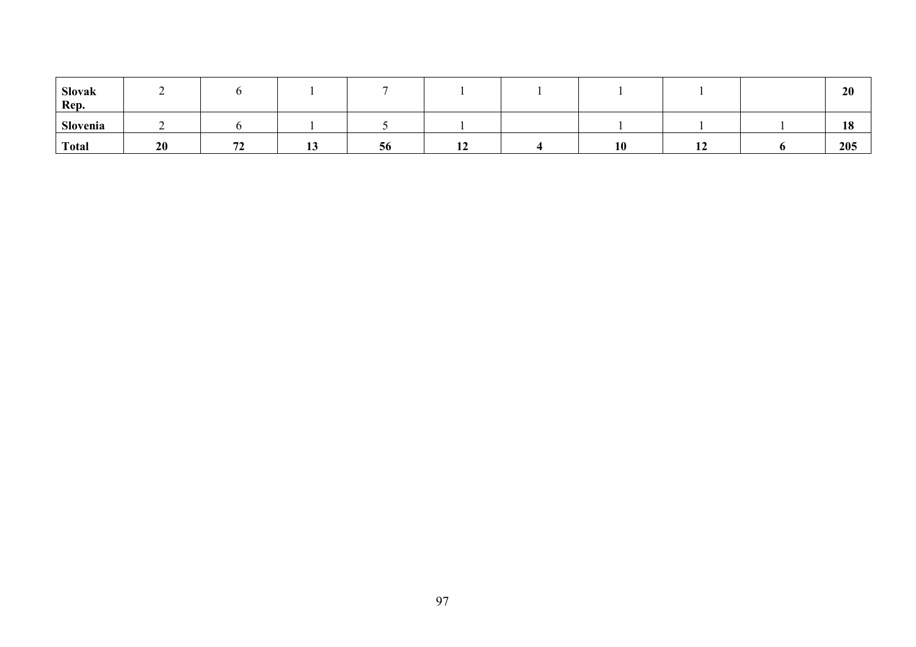| | | | | | | | | | |
|---|---|---|---|---|---|---|---|---|---|
| **Slovak Rep.** | 2 | 6 | 1 | 7 | 1 | 1 | 1 | 1 | | **20** |
| **Slovenia** | 2 | 6 | 1 | 5 | 1 | | 1 | 1 | 1 | **18** |
| **Total** | **20** | **72** | **13** | **56** | **12** | **4** | **10** | **12** | **6** | **205** |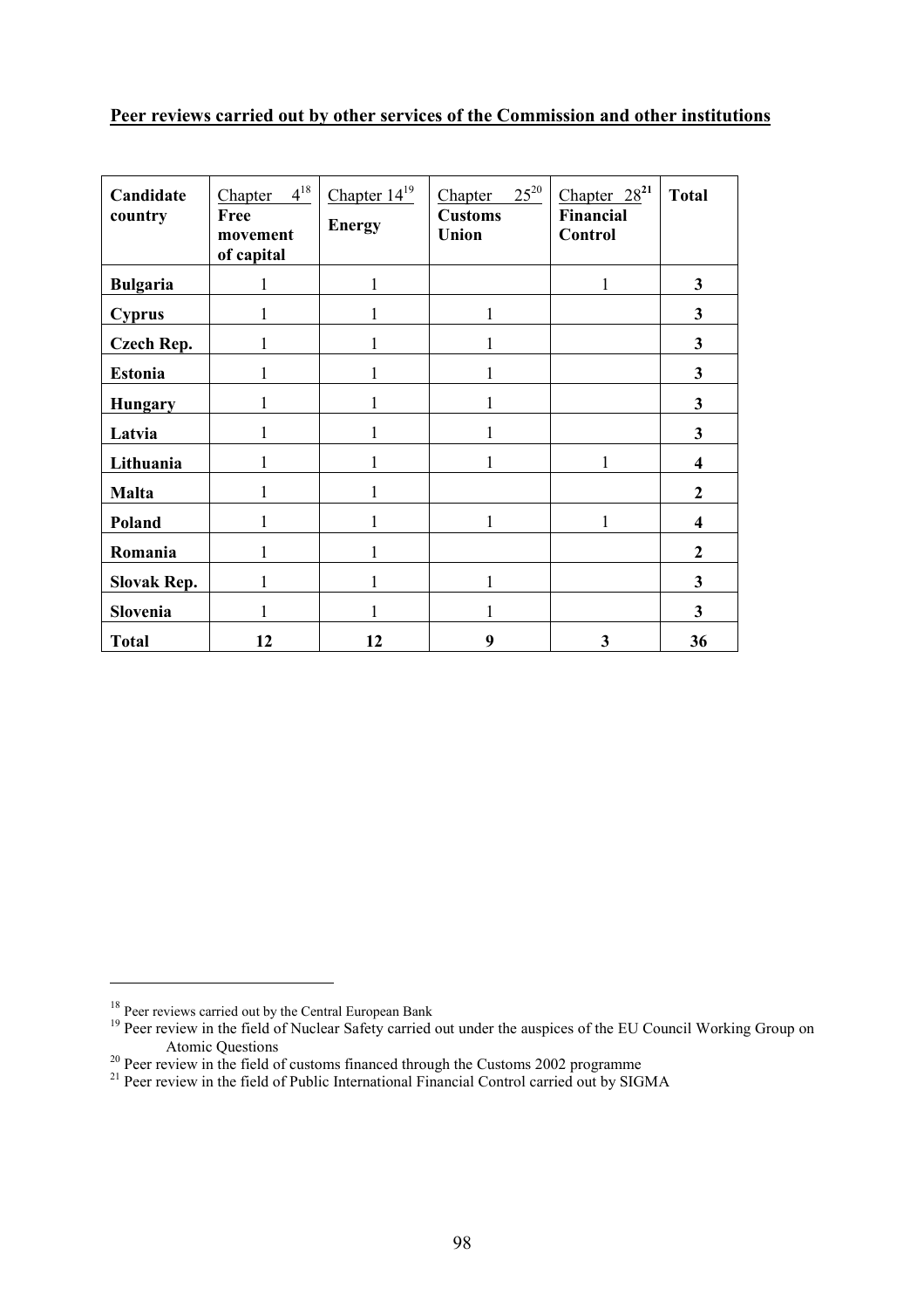**Peer reviews carried out by other services of the Commission and other institutions**

| Candidate country | Chapter 4[18] Free movement of capital | Chapter 14[19] Energy | Chapter 25[20] Customs Union | Chapter 28[21] Financial Control | Total |
|---|---|---|---|---|---|
| **Bulgaria** | 1 | 1 | | 1 | **3** |
| **Cyprus** | 1 | 1 | 1 | | **3** |
| **Czech Rep.** | 1 | 1 | 1 | | **3** |
| **Estonia** | 1 | 1 | 1 | | **3** |
| **Hungary** | 1 | 1 | 1 | | **3** |
| **Latvia** | 1 | 1 | 1 | | **3** |
| **Lithuania** | 1 | 1 | 1 | 1 | **4** |
| **Malta** | 1 | 1 | | | **2** |
| **Poland** | 1 | 1 | 1 | 1 | **4** |
| **Romania** | 1 | 1 | | | **2** |
| **Slovak Rep.** | 1 | 1 | 1 | | **3** |
| **Slovenia** | 1 | 1 | 1 | | **3** |
| **Total** | **12** | **12** | **9** | **3** | **36** |

[18] Peer reviews carried out by the Central European Bank

[19] Peer review in the field of Nuclear Safety carried out under the auspices of the EU Council Working Group on Atomic Questions

[20] Peer review in the field of customs financed through the Customs 2002 programme

[21] Peer review in the field of Public International Financial Control carried out by SIGMA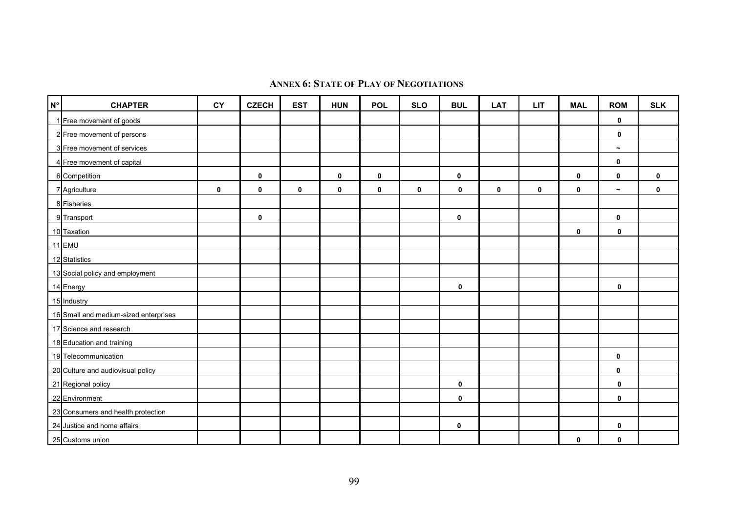# ANNEX 6: STATE OF PLAY OF NEGOTIATIONS

| N° | CHAPTER | CY | CZECH | EST | HUN | POL | SLO | BUL | LAT | LIT | MAL | ROM | SLK |
|---|---|---|---|---|---|---|---|---|---|---|---|---|---|
| 1 | Free movement of goods | | | | | | | | | | | 0 | |
| 2 | Free movement of persons | | | | | | | | | | | 0 | |
| 3 | Free movement of services | | | | | | | | | | | ~ | |
| 4 | Free movement of capital | | | | | | | | | | | 0 | |
| 6 | Competition | | 0 | | 0 | 0 | | 0 | | | 0 | 0 | 0 |
| 7 | Agriculture | 0 | 0 | 0 | 0 | 0 | 0 | 0 | 0 | 0 | 0 | ~ | 0 |
| 8 | Fisheries | | | | | | | | | | | | |
| 9 | Transport | | 0 | | | | | 0 | | | | 0 | |
| 10 | Taxation | | | | | | | | | | 0 | 0 | |
| 11 | EMU | | | | | | | | | | | | |
| 12 | Statistics | | | | | | | | | | | | |
| 13 | Social policy and employment | | | | | | | | | | | | |
| 14 | Energy | | | | | | | 0 | | | | 0 | |
| 15 | Industry | | | | | | | | | | | | |
| 16 | Small and medium-sized enterprises | | | | | | | | | | | | |
| 17 | Science and research | | | | | | | | | | | | |
| 18 | Education and training | | | | | | | | | | | | |
| 19 | Telecommunication | | | | | | | | | | | 0 | |
| 20 | Culture and audiovisual policy | | | | | | | | | | | 0 | |
| 21 | Regional policy | | | | | | | 0 | | | | 0 | |
| 22 | Environment | | | | | | | 0 | | | | 0 | |
| 23 | Consumers and health protection | | | | | | | | | | | | |
| 24 | Justice and home affairs | | | | | | | 0 | | | | 0 | |
| 25 | Customs union | | | | | | | | | | 0 | 0 | |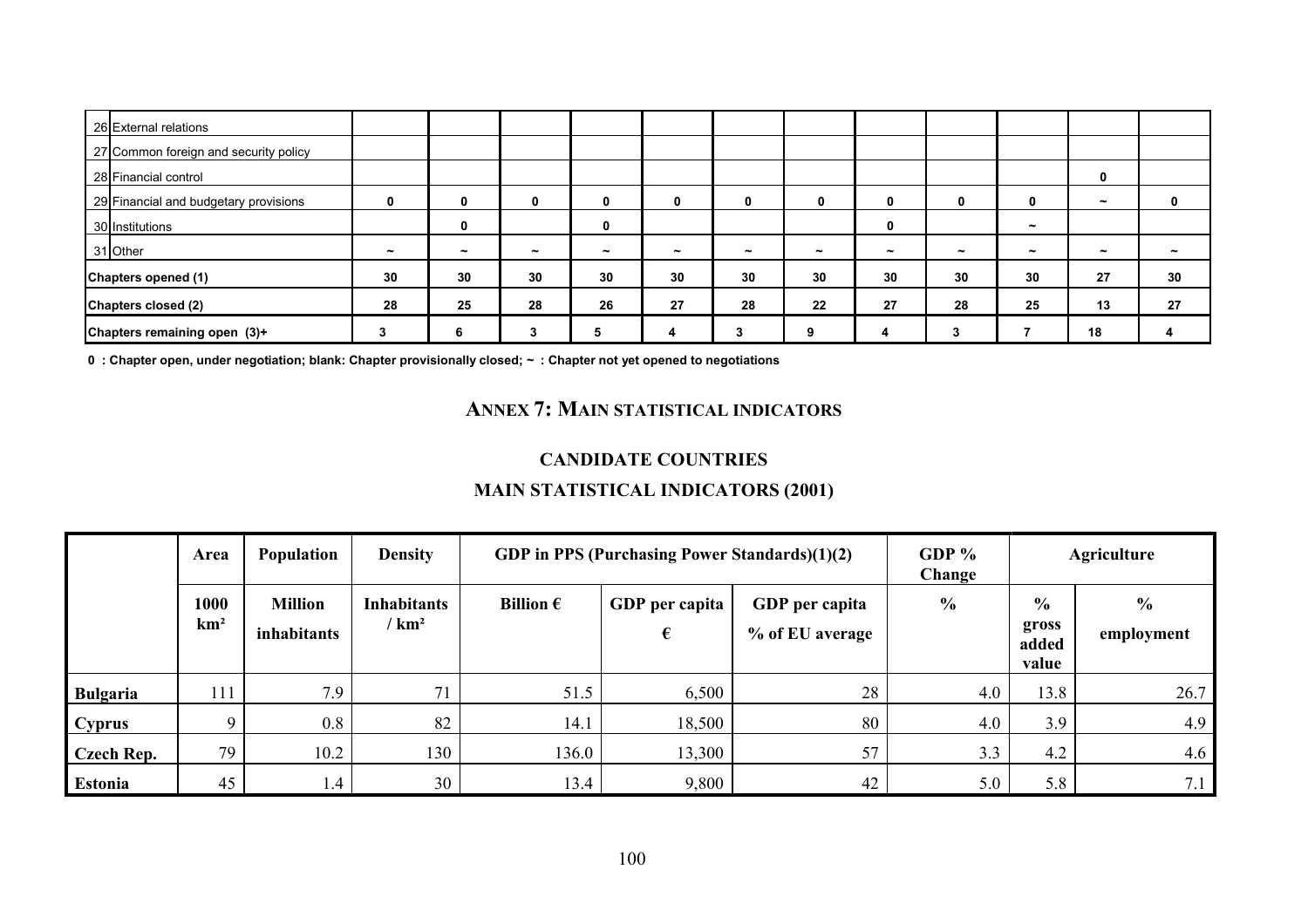| | | | | | | | | | | | | |
|---|---|---|---|---|---|---|---|---|---|---|---|---|
| 26 External relations | | | | | | | | | | | | |
| 27 Common foreign and security policy | | | | | | | | | | | | |
| 28 Financial control | | | | | | | | | | | 0 | |
| 29 Financial and budgetary provisions | 0 | 0 | 0 | 0 | 0 | 0 | 0 | 0 | 0 | 0 | ~ | 0 |
| 30 Institutions | | 0 | | 0 | | | | 0 | | ~ | | |
| 31 Other | ~ | ~ | ~ | ~ | ~ | ~ | ~ | ~ | ~ | ~ | ~ | ~ |
| **Chapters opened (1)** | **30** | **30** | **30** | **30** | **30** | **30** | **30** | **30** | **30** | **30** | **27** | **30** |
| **Chapters closed (2)** | **28** | **25** | **28** | **26** | **27** | **28** | **22** | **27** | **28** | **25** | **13** | **27** |
| **Chapters remaining open (3)+** | **3** | **6** | **3** | **5** | **4** | **3** | **9** | **4** | **3** | **7** | **18** | **4** |

**0 : Chapter open, under negotiation; blank: Chapter provisionally closed; ~ : Chapter not yet opened to negotiations**

## ANNEX 7: MAIN STATISTICAL INDICATORS

### CANDIDATE COUNTRIES

### MAIN STATISTICAL INDICATORS (2001)

| | Area | Population | Density | GDP in PPS (Purchasing Power Standards)(1)(2) | | | GDP % Change | Agriculture | |
|---|---|---|---|---|---|---|---|---|---|
| | 1000 km² | Million inhabitants | Inhabitants / km² | Billion € | GDP per capita € | GDP per capita % of EU average | % | % gross added value | % employment |
| **Bulgaria** | 111 | 7.9 | 71 | 51.5 | 6,500 | 28 | 4.0 | 13.8 | 26.7 |
| **Cyprus** | 9 | 0.8 | 82 | 14.1 | 18,500 | 80 | 4.0 | 3.9 | 4.9 |
| **Czech Rep.** | 79 | 10.2 | 130 | 136.0 | 13,300 | 57 | 3.3 | 4.2 | 4.6 |
| **Estonia** | 45 | 1.4 | 30 | 13.4 | 9,800 | 42 | 5.0 | 5.8 | 7.1 |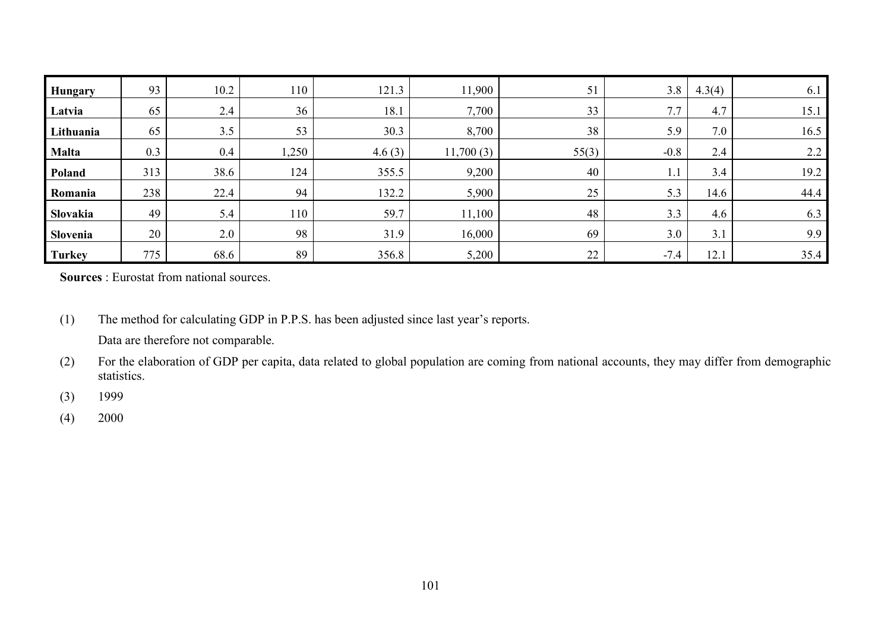| | | | | | | | | | |
|---|---|---|---|---|---|---|---|---|---|
| **Hungary** | 93 | 10.2 | 110 | 121.3 | 11,900 | 51 | 3.8 | 4.3(4) | 6.1 |
| **Latvia** | 65 | 2.4 | 36 | 18.1 | 7,700 | 33 | 7.7 | 4.7 | 15.1 |
| **Lithuania** | 65 | 3.5 | 53 | 30.3 | 8,700 | 38 | 5.9 | 7.0 | 16.5 |
| **Malta** | 0.3 | 0.4 | 1,250 | 4.6 (3) | 11,700 (3) | 55(3) | -0.8 | 2.4 | 2.2 |
| **Poland** | 313 | 38.6 | 124 | 355.5 | 9,200 | 40 | 1.1 | 3.4 | 19.2 |
| **Romania** | 238 | 22.4 | 94 | 132.2 | 5,900 | 25 | 5.3 | 14.6 | 44.4 |
| **Slovakia** | 49 | 5.4 | 110 | 59.7 | 11,100 | 48 | 3.3 | 4.6 | 6.3 |
| **Slovenia** | 20 | 2.0 | 98 | 31.9 | 16,000 | 69 | 3.0 | 3.1 | 9.9 |
| **Turkey** | 775 | 68.6 | 89 | 356.8 | 5,200 | 22 | -7.4 | 12.1 | 35.4 |

**Sources** : Eurostat from national sources.

(1) The method for calculating GDP in P.P.S. has been adjusted since last year's reports.
Data are therefore not comparable.

(2) For the elaboration of GDP per capita, data related to global population are coming from national accounts, they may differ from demographic statistics.

(3) 1999

(4) 2000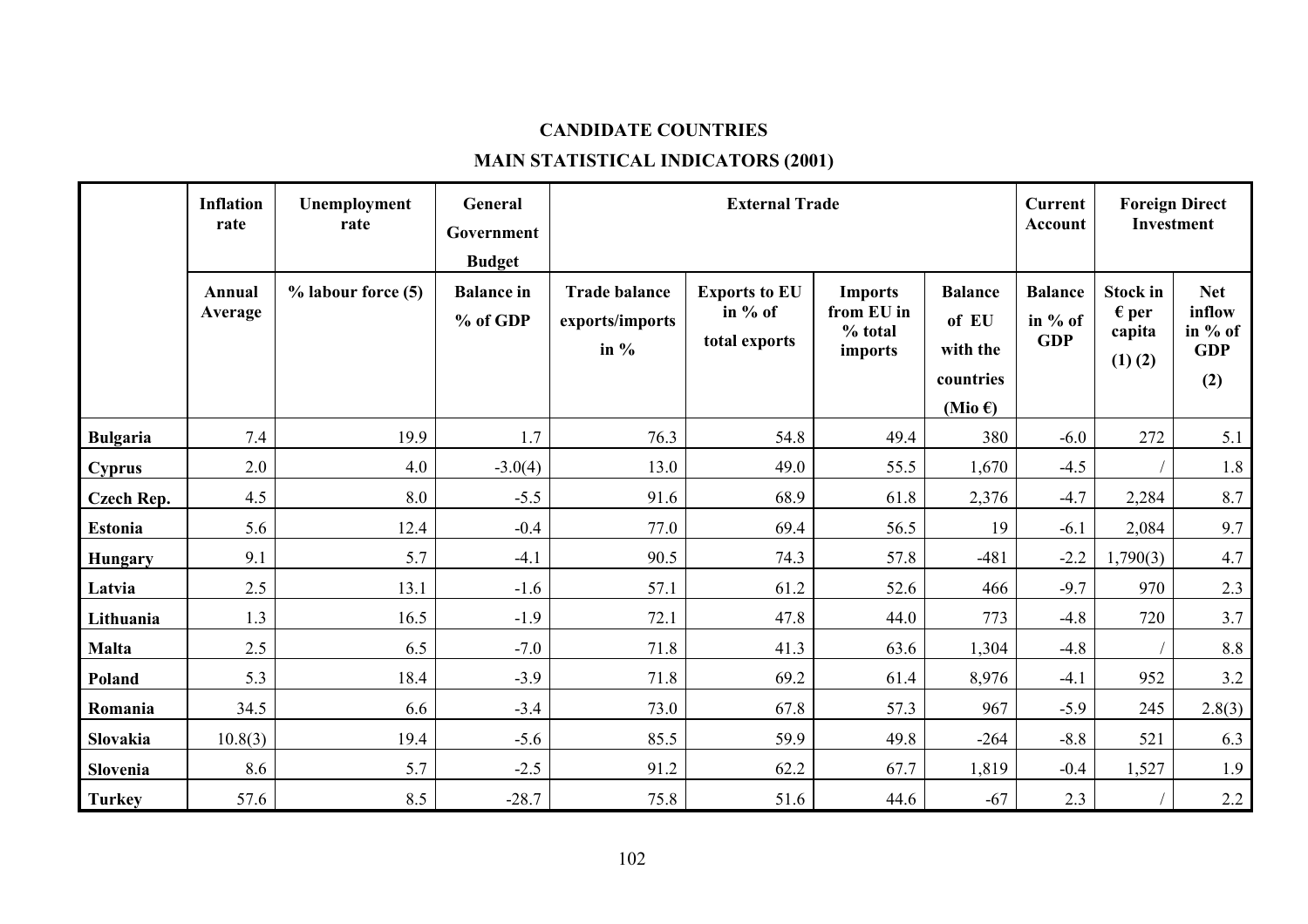**CANDIDATE COUNTRIES**

**MAIN STATISTICAL INDICATORS (2001)**

| | Inflation rate | Unemployment rate | General Government Budget | External Trade | | | | Current Account | Foreign Direct Investment | |
|---|---|---|---|---|---|---|---|---|---|---|
| | Annual Average | % labour force (5) | Balance in % of GDP | Trade balance exports/imports in % | Exports to EU in % of total exports | Imports from EU in % total imports | Balance of EU with the countries (Mio €) | Balance in % of GDP | Stock in € per capita (1) (2) | Net inflow in % of GDP (2) |
| **Bulgaria** | 7.4 | 19.9 | 1.7 | 76.3 | 54.8 | 49.4 | 380 | -6.0 | 272 | 5.1 |
| **Cyprus** | 2.0 | 4.0 | -3.0(4) | 13.0 | 49.0 | 55.5 | 1,670 | -4.5 | / | 1.8 |
| **Czech Rep.** | 4.5 | 8.0 | -5.5 | 91.6 | 68.9 | 61.8 | 2,376 | -4.7 | 2,284 | 8.7 |
| **Estonia** | 5.6 | 12.4 | -0.4 | 77.0 | 69.4 | 56.5 | 19 | -6.1 | 2,084 | 9.7 |
| **Hungary** | 9.1 | 5.7 | -4.1 | 90.5 | 74.3 | 57.8 | -481 | -2.2 | 1,790(3) | 4.7 |
| **Latvia** | 2.5 | 13.1 | -1.6 | 57.1 | 61.2 | 52.6 | 466 | -9.7 | 970 | 2.3 |
| **Lithuania** | 1.3 | 16.5 | -1.9 | 72.1 | 47.8 | 44.0 | 773 | -4.8 | 720 | 3.7 |
| **Malta** | 2.5 | 6.5 | -7.0 | 71.8 | 41.3 | 63.6 | 1,304 | -4.8 | / | 8.8 |
| **Poland** | 5.3 | 18.4 | -3.9 | 71.8 | 69.2 | 61.4 | 8,976 | -4.1 | 952 | 3.2 |
| **Romania** | 34.5 | 6.6 | -3.4 | 73.0 | 67.8 | 57.3 | 967 | -5.9 | 245 | 2.8(3) |
| **Slovakia** | 10.8(3) | 19.4 | -5.6 | 85.5 | 59.9 | 49.8 | -264 | -8.8 | 521 | 6.3 |
| **Slovenia** | 8.6 | 5.7 | -2.5 | 91.2 | 62.2 | 67.7 | 1,819 | -0.4 | 1,527 | 1.9 |
| **Turkey** | 57.6 | 8.5 | -28.7 | 75.8 | 51.6 | 44.6 | -67 | 2.3 | / | 2.2 |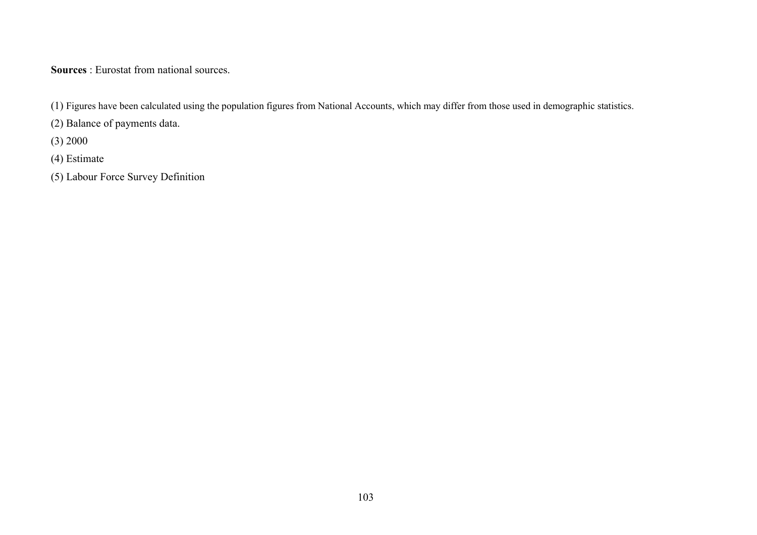**Sources** : Eurostat from national sources.

(1) Figures have been calculated using the population figures from National Accounts, which may differ from those used in demographic statistics.

(2) Balance of payments data.

(3) 2000

(4) Estimate

(5) Labour Force Survey Definition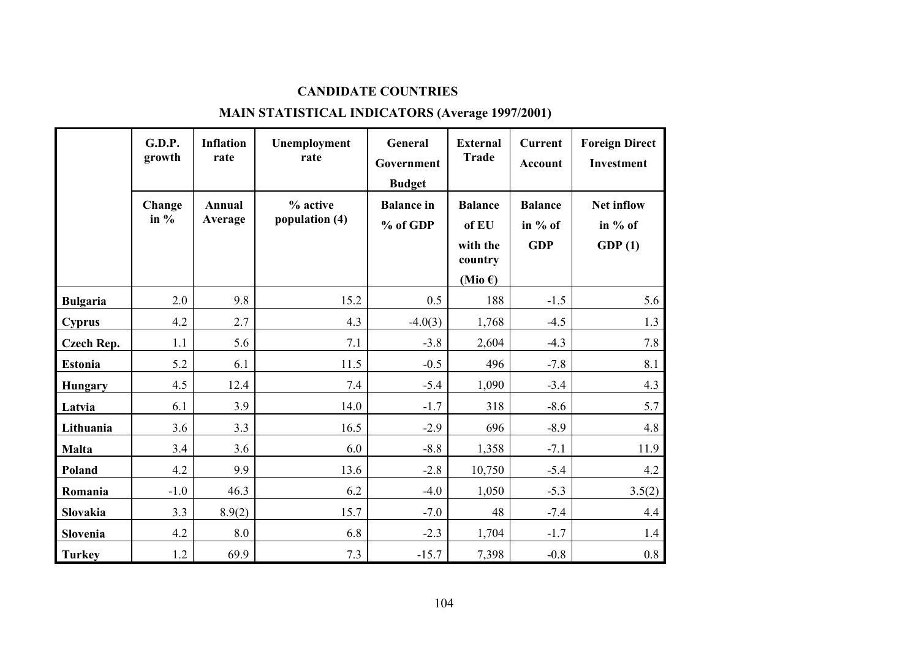**CANDIDATE COUNTRIES**

**MAIN STATISTICAL INDICATORS (Average 1997/2001)**

| | G.D.P. growth | Inflation rate | Unemployment rate | General Government Budget | External Trade | Current Account | Foreign Direct Investment |
|---|---|---|---|---|---|---|---|
| | Change in % | Annual Average | % active population (4) | Balance in % of GDP | Balance of EU with the country (Mio €) | Balance in % of GDP | Net inflow in % of GDP (1) |
| **Bulgaria** | 2.0 | 9.8 | 15.2 | 0.5 | 188 | -1.5 | 5.6 |
| **Cyprus** | 4.2 | 2.7 | 4.3 | -4.0(3) | 1,768 | -4.5 | 1.3 |
| **Czech Rep.** | 1.1 | 5.6 | 7.1 | -3.8 | 2,604 | -4.3 | 7.8 |
| **Estonia** | 5.2 | 6.1 | 11.5 | -0.5 | 496 | -7.8 | 8.1 |
| **Hungary** | 4.5 | 12.4 | 7.4 | -5.4 | 1,090 | -3.4 | 4.3 |
| **Latvia** | 6.1 | 3.9 | 14.0 | -1.7 | 318 | -8.6 | 5.7 |
| **Lithuania** | 3.6 | 3.3 | 16.5 | -2.9 | 696 | -8.9 | 4.8 |
| **Malta** | 3.4 | 3.6 | 6.0 | -8.8 | 1,358 | -7.1 | 11.9 |
| **Poland** | 4.2 | 9.9 | 13.6 | -2.8 | 10,750 | -5.4 | 4.2 |
| **Romania** | -1.0 | 46.3 | 6.2 | -4.0 | 1,050 | -5.3 | 3.5(2) |
| **Slovakia** | 3.3 | 8.9(2) | 15.7 | -7.0 | 48 | -7.4 | 4.4 |
| **Slovenia** | 4.2 | 8.0 | 6.8 | -2.3 | 1,704 | -1.7 | 1.4 |
| **Turkey** | 1.2 | 69.9 | 7.3 | -15.7 | 7,398 | -0.8 | 0.8 |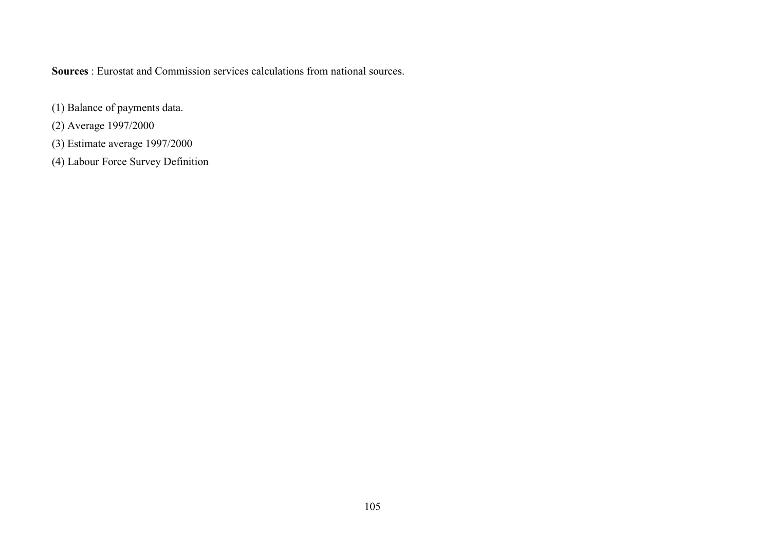**Sources** : Eurostat and Commission services calculations from national sources.

(1) Balance of payments data.

(2) Average 1997/2000

(3) Estimate average 1997/2000

(4) Labour Force Survey Definition